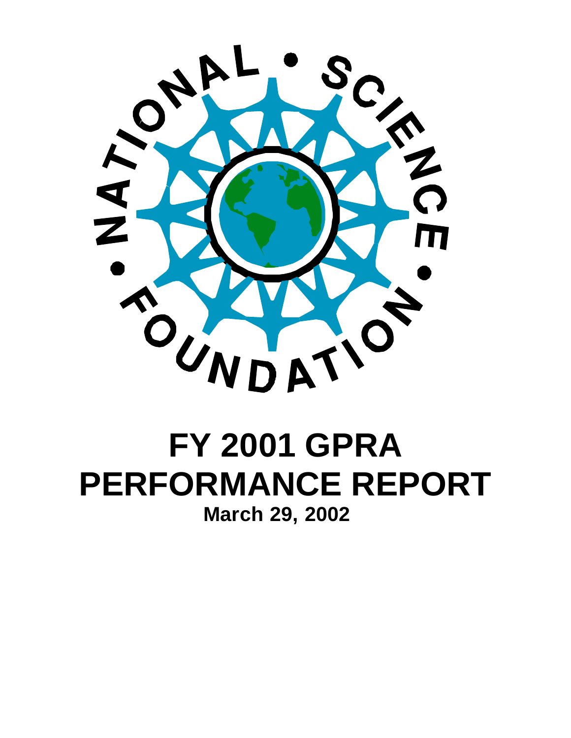# FY 2001 GPRA PERFORMANCE REPORT

**March 29, 2002**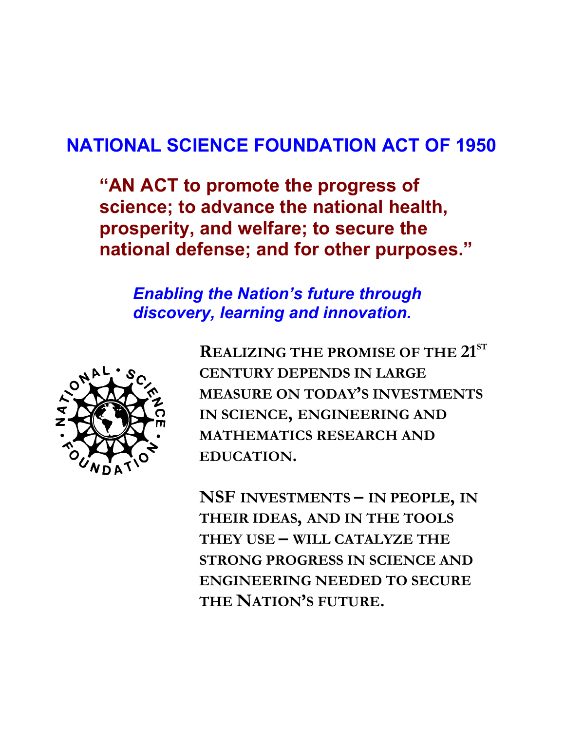# NATIONAL SCIENCE FOUNDATION ACT OF 1950

**"AN ACT to promote the progress of science; to advance the national health, prosperity, and welfare; to secure the national defense; and for other purposes."**

***Enabling the Nation's future through discovery, learning and innovation.***

**REALIZING THE PROMISE OF THE 21ST CENTURY DEPENDS IN LARGE MEASURE ON TODAY'S INVESTMENTS IN SCIENCE, ENGINEERING AND MATHEMATICS RESEARCH AND EDUCATION.**

**NSF INVESTMENTS – IN PEOPLE, IN THEIR IDEAS, AND IN THE TOOLS THEY USE – WILL CATALYZE THE STRONG PROGRESS IN SCIENCE AND ENGINEERING NEEDED TO SECURE THE NATION'S FUTURE.**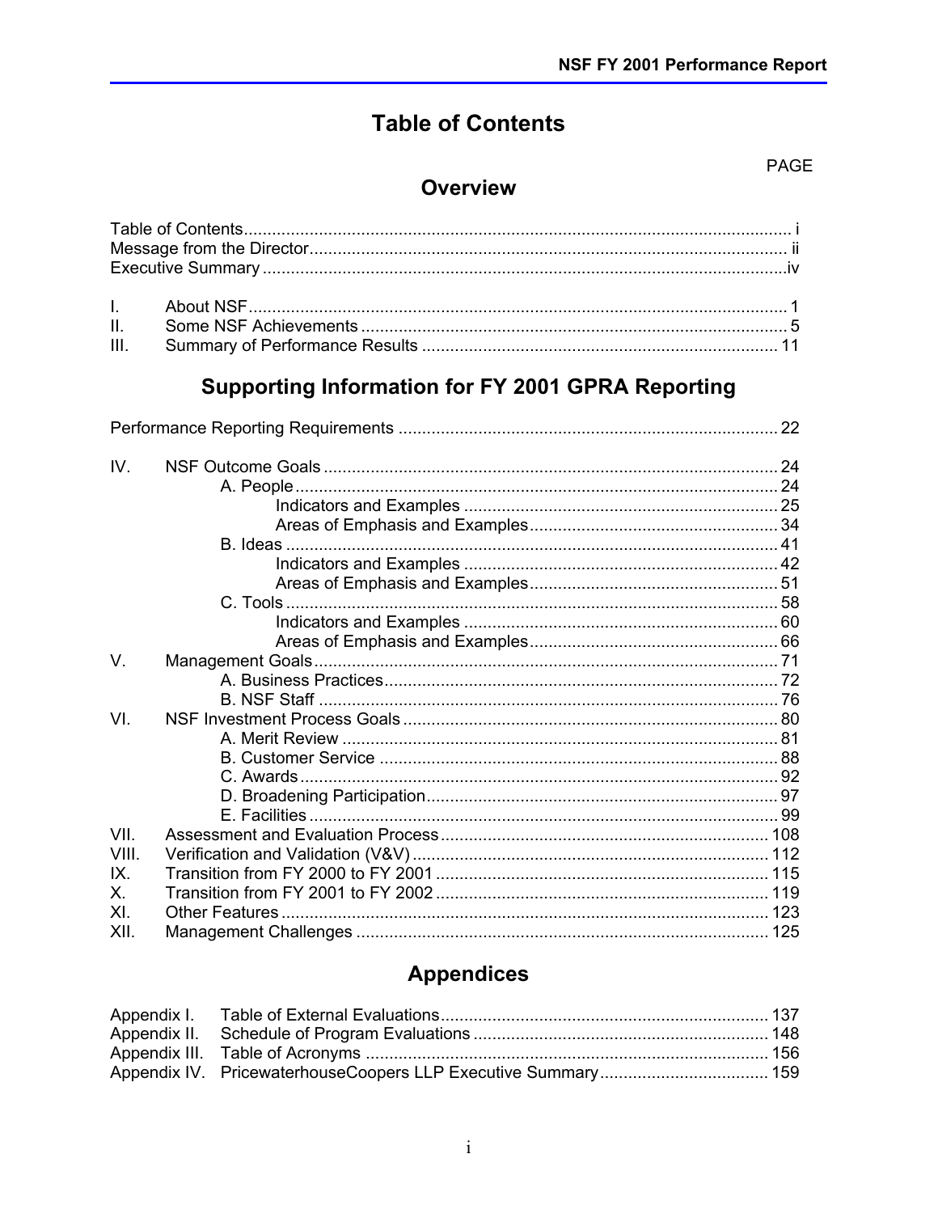# Table of Contents

PAGE

## Overview

Table of Contents .................................................................................................................. i
Message from the Director.................................................................................................... ii
Executive Summary ..............................................................................................................iv

I. About NSF.................................................................................................................. 1
II. Some NSF Achievements ......................................................................................... 5
III. Summary of Performance Results ........................................................................... 11

## Supporting Information for FY 2001 GPRA Reporting

Performance Reporting Requirements ............................................................................... 22

IV. NSF Outcome Goals ................................................................................................ 24
    A. People ...................................................................................................... 24
        Indicators and Examples .................................................................. 25
        Areas of Emphasis and Examples..................................................... 34
    B. Ideas ........................................................................................................ 41
        Indicators and Examples .................................................................. 42
        Areas of Emphasis and Examples..................................................... 51
    C. Tools ........................................................................................................ 58
        Indicators and Examples .................................................................. 60
        Areas of Emphasis and Examples..................................................... 66
V. Management Goals.................................................................................................. 71
    A. Business Practices................................................................................... 72
    B. NSF Staff ................................................................................................. 76
VI. NSF Investment Process Goals ............................................................................... 80
    A. Merit Review ............................................................................................ 81
    B. Customer Service .................................................................................... 88
    C. Awards..................................................................................................... 92
    D. Broadening Participation.......................................................................... 97
    E. Facilities .................................................................................................. 99
VII. Assessment and Evaluation Process..................................................................... 108
VIII. Verification and Validation (V&V) ........................................................................... 112
IX. Transition from FY 2000 to FY 2001 ...................................................................... 115
X. Transition from FY 2001 to FY 2002 ...................................................................... 119
XI. Other Features ........................................................................................................ 123
XII. Management Challenges ....................................................................................... 125

## Appendices

Appendix I. Table of External Evaluations..................................................................... 137
Appendix II. Schedule of Program Evaluations .............................................................. 148
Appendix III. Table of Acronyms .................................................................................... 156
Appendix IV. PricewaterhouseCoopers LLP Executive Summary................................... 159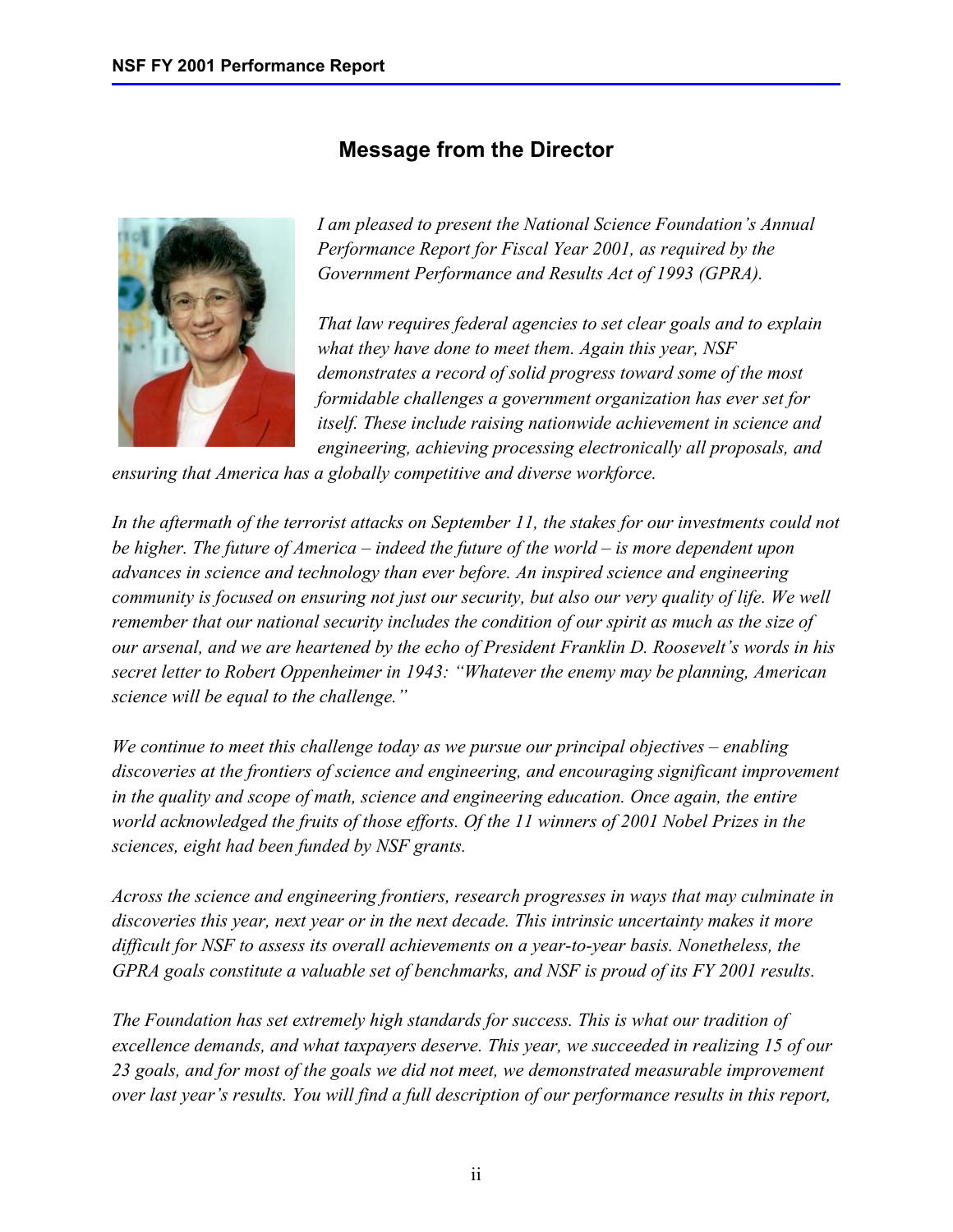## Message from the Director

*I am pleased to present the National Science Foundation's Annual Performance Report for Fiscal Year 2001, as required by the Government Performance and Results Act of 1993 (GPRA).*

*That law requires federal agencies to set clear goals and to explain what they have done to meet them. Again this year, NSF demonstrates a record of solid progress toward some of the most formidable challenges a government organization has ever set for itself. These include raising nationwide achievement in science and engineering, achieving processing electronically all proposals, and ensuring that America has a globally competitive and diverse workforce.*

*In the aftermath of the terrorist attacks on September 11, the stakes for our investments could not be higher. The future of America – indeed the future of the world – is more dependent upon advances in science and technology than ever before. An inspired science and engineering community is focused on ensuring not just our security, but also our very quality of life. We well remember that our national security includes the condition of our spirit as much as the size of our arsenal, and we are heartened by the echo of President Franklin D. Roosevelt's words in his secret letter to Robert Oppenheimer in 1943: "Whatever the enemy may be planning, American science will be equal to the challenge."*

*We continue to meet this challenge today as we pursue our principal objectives – enabling discoveries at the frontiers of science and engineering, and encouraging significant improvement in the quality and scope of math, science and engineering education. Once again, the entire world acknowledged the fruits of those efforts. Of the 11 winners of 2001 Nobel Prizes in the sciences, eight had been funded by NSF grants.*

*Across the science and engineering frontiers, research progresses in ways that may culminate in discoveries this year, next year or in the next decade. This intrinsic uncertainty makes it more difficult for NSF to assess its overall achievements on a year-to-year basis. Nonetheless, the GPRA goals constitute a valuable set of benchmarks, and NSF is proud of its FY 2001 results.*

*The Foundation has set extremely high standards for success. This is what our tradition of excellence demands, and what taxpayers deserve. This year, we succeeded in realizing 15 of our 23 goals, and for most of the goals we did not meet, we demonstrated measurable improvement over last year's results. You will find a full description of our performance results in this report,*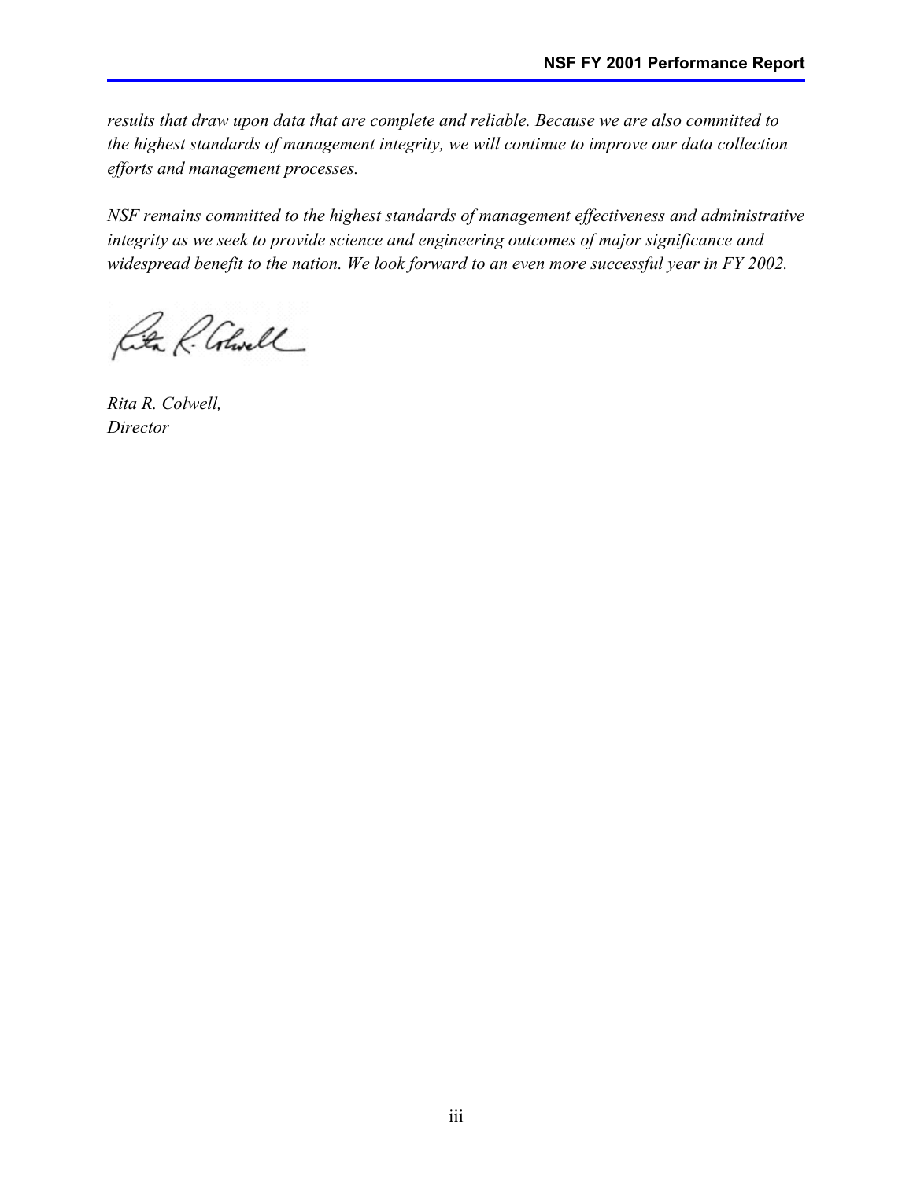*results that draw upon data that are complete and reliable. Because we are also committed to the highest standards of management integrity, we will continue to improve our data collection efforts and management processes.*

*NSF remains committed to the highest standards of management effectiveness and administrative integrity as we seek to provide science and engineering outcomes of major significance and widespread benefit to the nation. We look forward to an even more successful year in FY 2002.*

*Rita R. Colwell,*
*Director*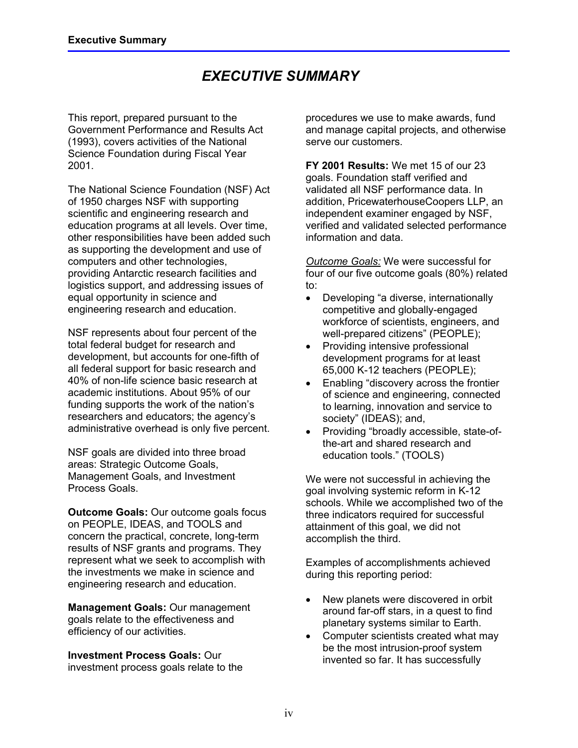# EXECUTIVE SUMMARY

This report, prepared pursuant to the Government Performance and Results Act (1993), covers activities of the National Science Foundation during Fiscal Year 2001.

The National Science Foundation (NSF) Act of 1950 charges NSF with supporting scientific and engineering research and education programs at all levels. Over time, other responsibilities have been added such as supporting the development and use of computers and other technologies, providing Antarctic research facilities and logistics support, and addressing issues of equal opportunity in science and engineering research and education.

NSF represents about four percent of the total federal budget for research and development, but accounts for one-fifth of all federal support for basic research and 40% of non-life science basic research at academic institutions. About 95% of our funding supports the work of the nation's researchers and educators; the agency's administrative overhead is only five percent.

NSF goals are divided into three broad areas: Strategic Outcome Goals, Management Goals, and Investment Process Goals.

**Outcome Goals:** Our outcome goals focus on PEOPLE, IDEAS, and TOOLS and concern the practical, concrete, long-term results of NSF grants and programs. They represent what we seek to accomplish with the investments we make in science and engineering research and education.

**Management Goals:** Our management goals relate to the effectiveness and efficiency of our activities.

**Investment Process Goals:** Our investment process goals relate to the procedures we use to make awards, fund and manage capital projects, and otherwise serve our customers.

**FY 2001 Results:** We met 15 of our 23 goals. Foundation staff verified and validated all NSF performance data. In addition, PricewaterhouseCoopers LLP, an independent examiner engaged by NSF, verified and validated selected performance information and data.

*Outcome Goals:* We were successful for four of our five outcome goals (80%) related to:

- Developing "a diverse, internationally competitive and globally-engaged workforce of scientists, engineers, and well-prepared citizens" (PEOPLE);
- Providing intensive professional development programs for at least 65,000 K-12 teachers (PEOPLE);
- Enabling "discovery across the frontier of science and engineering, connected to learning, innovation and service to society" (IDEAS); and,
- Providing "broadly accessible, state-of-the-art and shared research and education tools." (TOOLS)

We were not successful in achieving the goal involving systemic reform in K-12 schools. While we accomplished two of the three indicators required for successful attainment of this goal, we did not accomplish the third.

Examples of accomplishments achieved during this reporting period:

- New planets were discovered in orbit around far-off stars, in a quest to find planetary systems similar to Earth.
- Computer scientists created what may be the most intrusion-proof system invented so far. It has successfully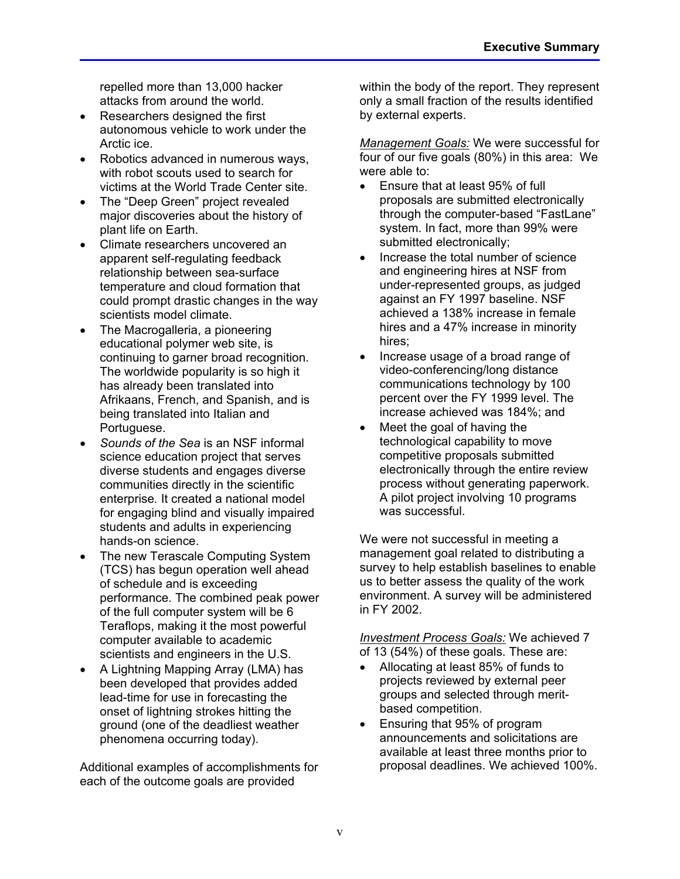repelled more than 13,000 hacker attacks from around the world.

- Researchers designed the first autonomous vehicle to work under the Arctic ice.
- Robotics advanced in numerous ways, with robot scouts used to search for victims at the World Trade Center site.
- The "Deep Green" project revealed major discoveries about the history of plant life on Earth.
- Climate researchers uncovered an apparent self-regulating feedback relationship between sea-surface temperature and cloud formation that could prompt drastic changes in the way scientists model climate.
- The Macrogalleria, a pioneering educational polymer web site, is continuing to garner broad recognition. The worldwide popularity is so high it has already been translated into Afrikaans, French, and Spanish, and is being translated into Italian and Portuguese.
- *Sounds of the Sea* is an NSF informal science education project that serves diverse students and engages diverse communities directly in the scientific enterprise. It created a national model for engaging blind and visually impaired students and adults in experiencing hands-on science.
- The new Terascale Computing System (TCS) has begun operation well ahead of schedule and is exceeding performance. The combined peak power of the full computer system will be 6 Teraflops, making it the most powerful computer available to academic scientists and engineers in the U.S.
- A Lightning Mapping Array (LMA) has been developed that provides added lead-time for use in forecasting the onset of lightning strokes hitting the ground (one of the deadliest weather phenomena occurring today).

Additional examples of accomplishments for each of the outcome goals are provided within the body of the report. They represent only a small fraction of the results identified by external experts.

*Management Goals:* We were successful for four of our five goals (80%) in this area: We were able to:

- Ensure that at least 95% of full proposals are submitted electronically through the computer-based "FastLane" system. In fact, more than 99% were submitted electronically;
- Increase the total number of science and engineering hires at NSF from under-represented groups, as judged against an FY 1997 baseline. NSF achieved a 138% increase in female hires and a 47% increase in minority hires;
- Increase usage of a broad range of video-conferencing/long distance communications technology by 100 percent over the FY 1999 level. The increase achieved was 184%; and
- Meet the goal of having the technological capability to move competitive proposals submitted electronically through the entire review process without generating paperwork. A pilot project involving 10 programs was successful.

We were not successful in meeting a management goal related to distributing a survey to help establish baselines to enable us to better assess the quality of the work environment. A survey will be administered in FY 2002.

*Investment Process Goals:* We achieved 7 of 13 (54%) of these goals. These are:

- Allocating at least 85% of funds to projects reviewed by external peer groups and selected through merit-based competition.
- Ensuring that 95% of program announcements and solicitations are available at least three months prior to proposal deadlines. We achieved 100%.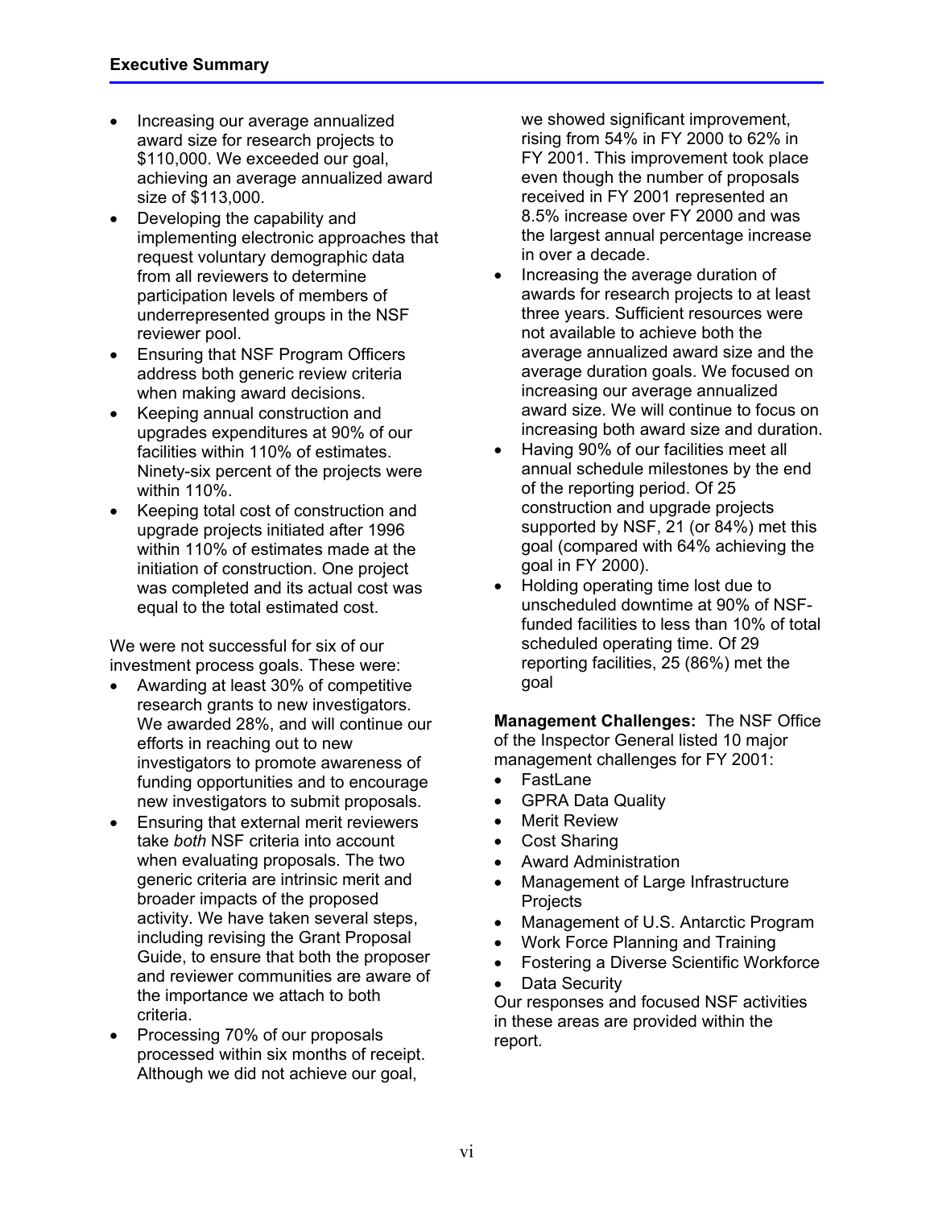- Increasing our average annualized award size for research projects to $110,000. We exceeded our goal, achieving an average annualized award size of $113,000.
- Developing the capability and implementing electronic approaches that request voluntary demographic data from all reviewers to determine participation levels of members of underrepresented groups in the NSF reviewer pool.
- Ensuring that NSF Program Officers address both generic review criteria when making award decisions.
- Keeping annual construction and upgrades expenditures at 90% of our facilities within 110% of estimates. Ninety-six percent of the projects were within 110%.
- Keeping total cost of construction and upgrade projects initiated after 1996 within 110% of estimates made at the initiation of construction. One project was completed and its actual cost was equal to the total estimated cost.

We were not successful for six of our investment process goals. These were:

- Awarding at least 30% of competitive research grants to new investigators. We awarded 28%, and will continue our efforts in reaching out to new investigators to promote awareness of funding opportunities and to encourage new investigators to submit proposals.
- Ensuring that external merit reviewers take *both* NSF criteria into account when evaluating proposals. The two generic criteria are intrinsic merit and broader impacts of the proposed activity. We have taken several steps, including revising the Grant Proposal Guide, to ensure that both the proposer and reviewer communities are aware of the importance we attach to both criteria.
- Processing 70% of our proposals processed within six months of receipt. Although we did not achieve our goal, we showed significant improvement, rising from 54% in FY 2000 to 62% in FY 2001. This improvement took place even though the number of proposals received in FY 2001 represented an 8.5% increase over FY 2000 and was the largest annual percentage increase in over a decade.
- Increasing the average duration of awards for research projects to at least three years. Sufficient resources were not available to achieve both the average annualized award size and the average duration goals. We focused on increasing our average annualized award size. We will continue to focus on increasing both award size and duration.
- Having 90% of our facilities meet all annual schedule milestones by the end of the reporting period. Of 25 construction and upgrade projects supported by NSF, 21 (or 84%) met this goal (compared with 64% achieving the goal in FY 2000).
- Holding operating time lost due to unscheduled downtime at 90% of NSF-funded facilities to less than 10% of total scheduled operating time. Of 29 reporting facilities, 25 (86%) met the goal

**Management Challenges:** The NSF Office of the Inspector General listed 10 major management challenges for FY 2001:

- FastLane
- GPRA Data Quality
- Merit Review
- Cost Sharing
- Award Administration
- Management of Large Infrastructure Projects
- Management of U.S. Antarctic Program
- Work Force Planning and Training
- Fostering a Diverse Scientific Workforce
- Data Security

Our responses and focused NSF activities in these areas are provided within the report.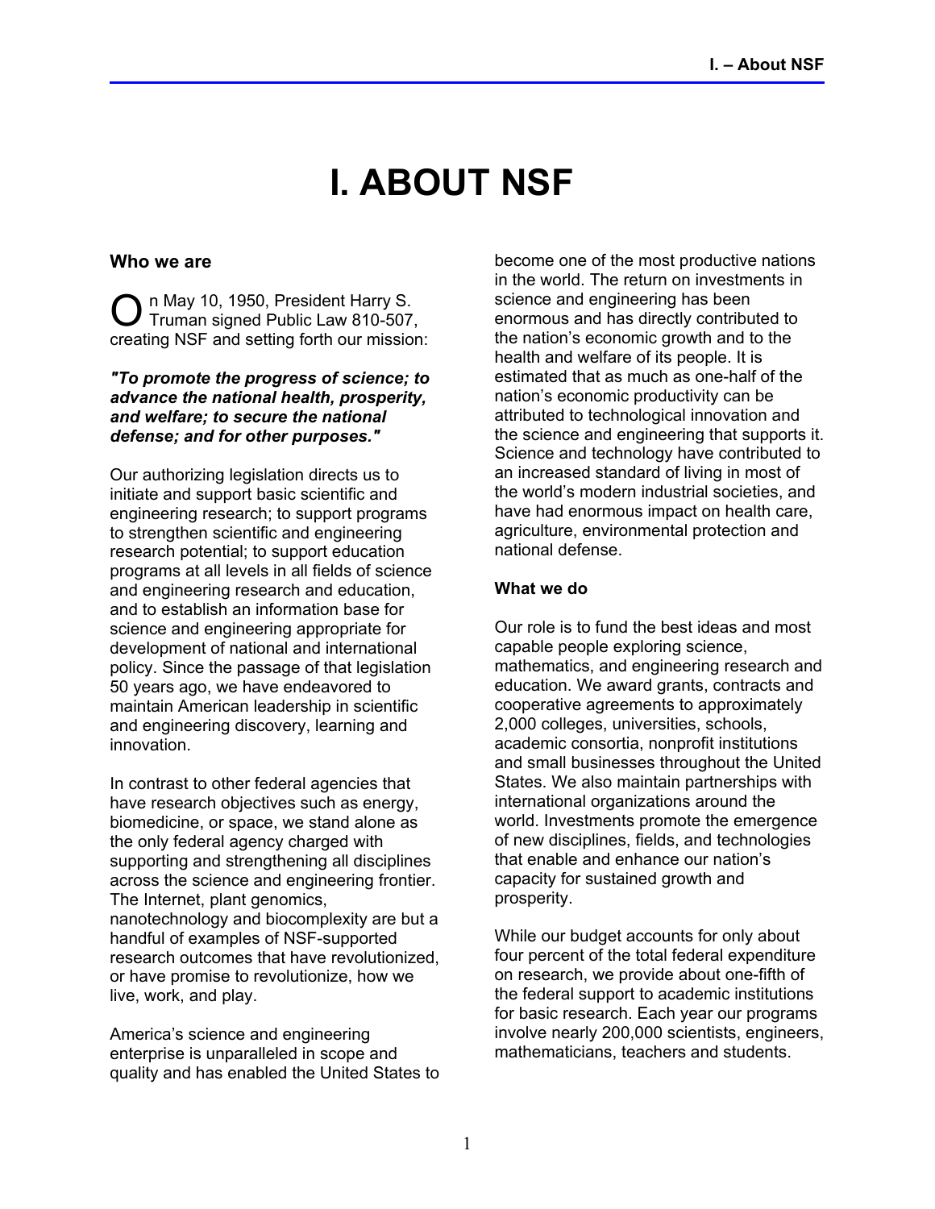# I. ABOUT NSF

## Who we are

On May 10, 1950, President Harry S. Truman signed Public Law 810-507, creating NSF and setting forth our mission:

***"To promote the progress of science; to advance the national health, prosperity, and welfare; to secure the national defense; and for other purposes."***

Our authorizing legislation directs us to initiate and support basic scientific and engineering research; to support programs to strengthen scientific and engineering research potential; to support education programs at all levels in all fields of science and engineering research and education, and to establish an information base for science and engineering appropriate for development of national and international policy. Since the passage of that legislation 50 years ago, we have endeavored to maintain American leadership in scientific and engineering discovery, learning and innovation.

In contrast to other federal agencies that have research objectives such as energy, biomedicine, or space, we stand alone as the only federal agency charged with supporting and strengthening all disciplines across the science and engineering frontier. The Internet, plant genomics, nanotechnology and biocomplexity are but a handful of examples of NSF-supported research outcomes that have revolutionized, or have promise to revolutionize, how we live, work, and play.

America's science and engineering enterprise is unparalleled in scope and quality and has enabled the United States to become one of the most productive nations in the world. The return on investments in science and engineering has been enormous and has directly contributed to the nation's economic growth and to the health and welfare of its people. It is estimated that as much as one-half of the nation's economic productivity can be attributed to technological innovation and the science and engineering that supports it. Science and technology have contributed to an increased standard of living in most of the world's modern industrial societies, and have had enormous impact on health care, agriculture, environmental protection and national defense.

## What we do

Our role is to fund the best ideas and most capable people exploring science, mathematics, and engineering research and education. We award grants, contracts and cooperative agreements to approximately 2,000 colleges, universities, schools, academic consortia, nonprofit institutions and small businesses throughout the United States. We also maintain partnerships with international organizations around the world. Investments promote the emergence of new disciplines, fields, and technologies that enable and enhance our nation's capacity for sustained growth and prosperity.

While our budget accounts for only about four percent of the total federal expenditure on research, we provide about one-fifth of the federal support to academic institutions for basic research. Each year our programs involve nearly 200,000 scientists, engineers, mathematicians, teachers and students.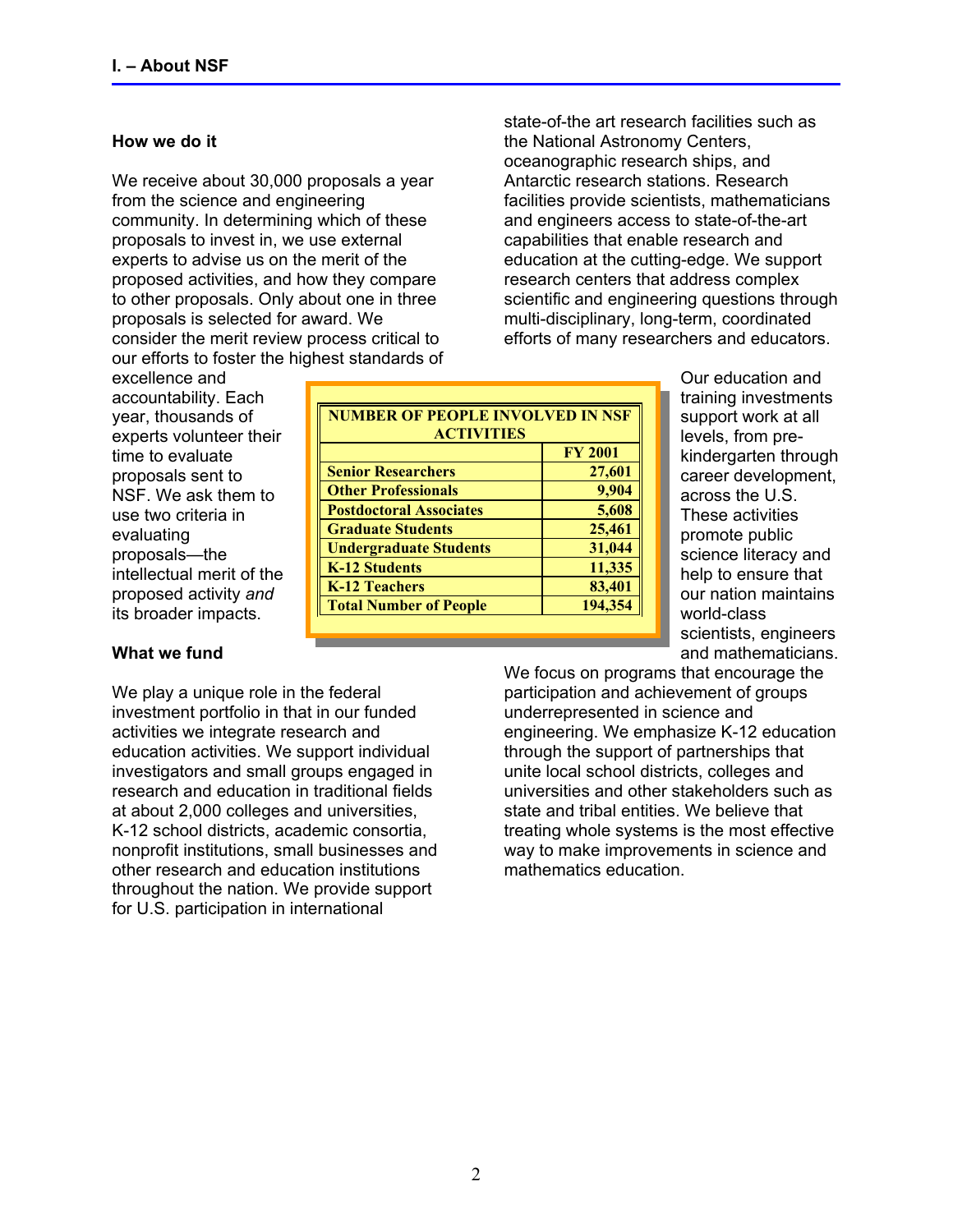### How we do it

We receive about 30,000 proposals a year from the science and engineering community. In determining which of these proposals to invest in, we use external experts to advise us on the merit of the proposed activities, and how they compare to other proposals. Only about one in three proposals is selected for award. We consider the merit review process critical to our efforts to foster the highest standards of excellence and accountability. Each year, thousands of experts volunteer their time to evaluate proposals sent to NSF. We ask them to use two criteria in evaluating proposals—the intellectual merit of the proposed activity *and* its broader impacts.

| NUMBER OF PEOPLE INVOLVED IN NSF ACTIVITIES | |
|---|---|
| | FY 2001 |
| Senior Researchers | 27,601 |
| Other Professionals | 9,904 |
| Postdoctoral Associates | 5,608 |
| Graduate Students | 25,461 |
| Undergraduate Students | 31,044 |
| K-12 Students | 11,335 |
| K-12 Teachers | 83,401 |
| Total Number of People | 194,354 |

### What we fund

We play a unique role in the federal investment portfolio in that in our funded activities we integrate research and education activities. We support individual investigators and small groups engaged in research and education in traditional fields at about 2,000 colleges and universities, K-12 school districts, academic consortia, nonprofit institutions, small businesses and other research and education institutions throughout the nation. We provide support for U.S. participation in international state-of-the art research facilities such as the National Astronomy Centers, oceanographic research ships, and Antarctic research stations. Research facilities provide scientists, mathematicians and engineers access to state-of-the-art capabilities that enable research and education at the cutting-edge. We support research centers that address complex scientific and engineering questions through multi-disciplinary, long-term, coordinated efforts of many researchers and educators.

Our education and training investments support work at all levels, from pre-kindergarten through career development, across the U.S. These activities promote public science literacy and help to ensure that our nation maintains world-class scientists, engineers and mathematicians. We focus on programs that encourage the participation and achievement of groups underrepresented in science and engineering. We emphasize K-12 education through the support of partnerships that unite local school districts, colleges and universities and other stakeholders such as state and tribal entities. We believe that treating whole systems is the most effective way to make improvements in science and mathematics education.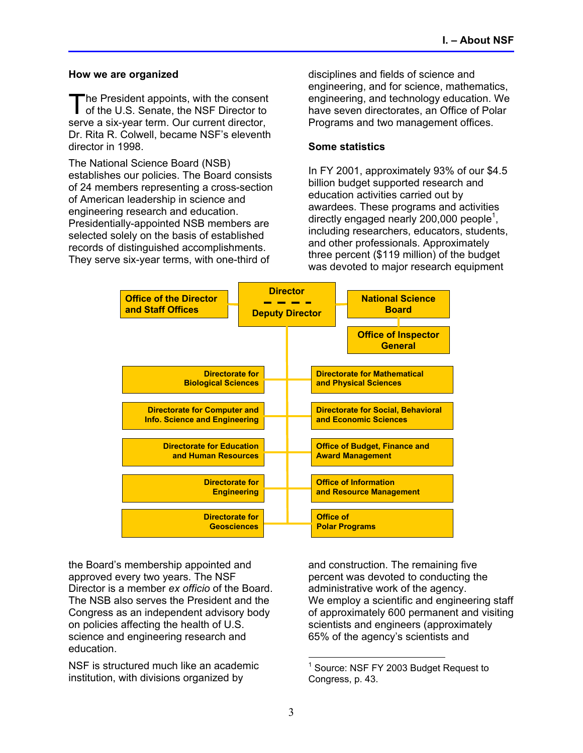## How we are organized

The President appoints, with the consent of the U.S. Senate, the NSF Director to serve a six-year term. Our current director, Dr. Rita R. Colwell, became NSF's eleventh director in 1998.

The National Science Board (NSB) establishes our policies. The Board consists of 24 members representing a cross-section of American leadership in science and engineering research and education. Presidentially-appointed NSB members are selected solely on the basis of established records of distinguished accomplishments. They serve six-year terms, with one-third of the Board's membership appointed and approved every two years. The NSF Director is a member *ex officio* of the Board. The NSB also serves the President and the Congress as an independent advisory body on policies affecting the health of U.S. science and engineering research and education.

NSF is structured much like an academic institution, with divisions organized by disciplines and fields of science and engineering, and for science, mathematics, engineering, and technology education. We have seven directorates, an Office of Polar Programs and two management offices.

**Director / Deputy Director**
- Office of the Director and Staff Offices
- National Science Board
  - Office of Inspector General
- Directorate for Biological Sciences
- Directorate for Computer and Info. Science and Engineering
- Directorate for Education and Human Resources
- Directorate for Engineering
- Directorate for Geosciences
- Directorate for Mathematical and Physical Sciences
- Directorate for Social, Behavioral and Economic Sciences
- Office of Budget, Finance and Award Management
- Office of Information and Resource Management
- Office of Polar Programs

## Some statistics

In FY 2001, approximately 93% of our $4.5 billion budget supported research and education activities carried out by awardees. These programs and activities directly engaged nearly 200,000 people[1], including researchers, educators, students, and other professionals. Approximately three percent ($119 million) of the budget was devoted to major research equipment and construction. The remaining five percent was devoted to conducting the administrative work of the agency.

We employ a scientific and engineering staff of approximately 600 permanent and visiting scientists and engineers (approximately 65% of the agency's scientists and

---

[1] Source: NSF FY 2003 Budget Request to Congress, p. 43.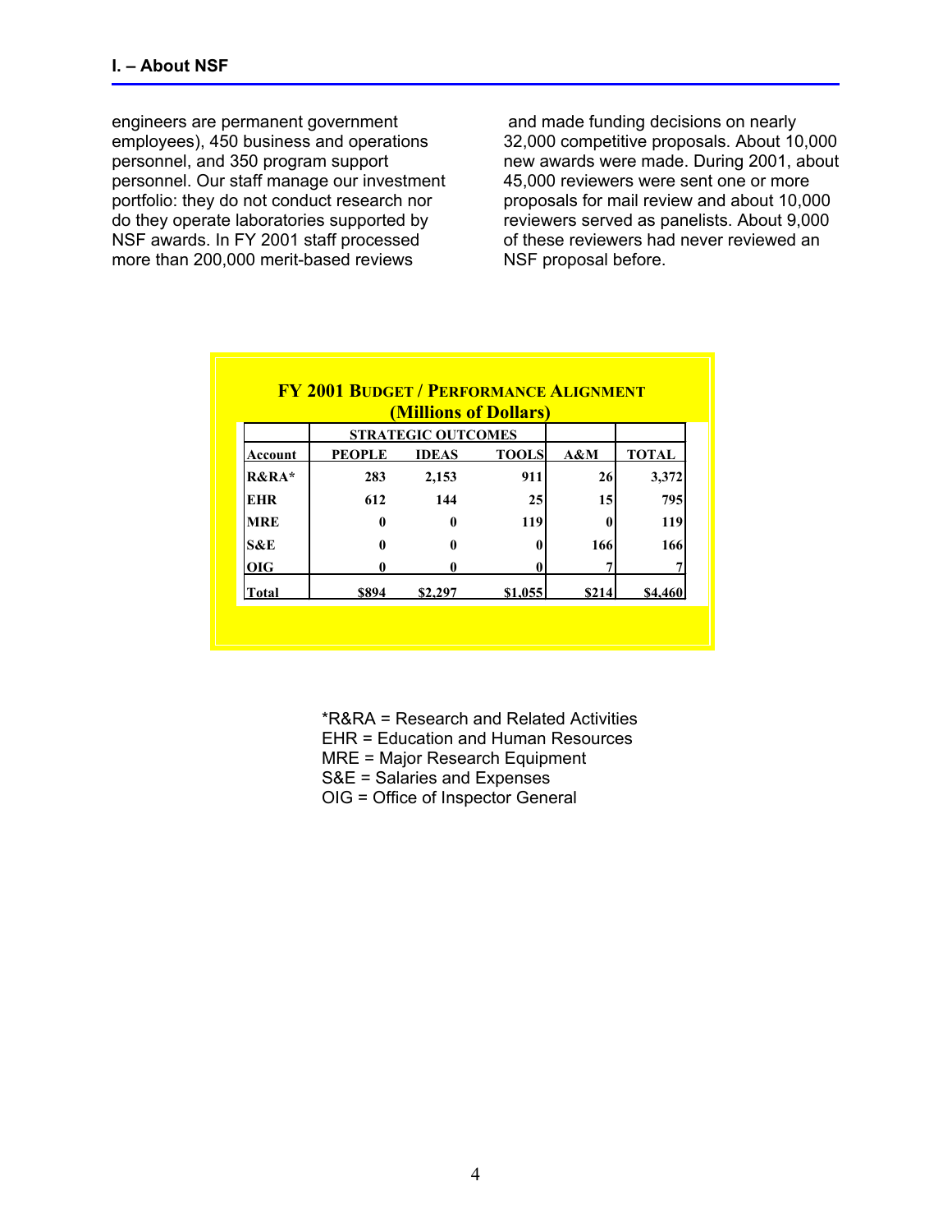engineers are permanent government employees), 450 business and operations personnel, and 350 program support personnel. Our staff manage our investment portfolio: they do not conduct research nor do they operate laboratories supported by NSF awards. In FY 2001 staff processed more than 200,000 merit-based reviews and made funding decisions on nearly 32,000 competitive proposals. About 10,000 new awards were made. During 2001, about 45,000 reviewers were sent one or more proposals for mail review and about 10,000 reviewers served as panelists. About 9,000 of these reviewers had never reviewed an NSF proposal before.

**FY 2001 BUDGET / PERFORMANCE ALIGNMENT**
**(Millions of Dollars)**

| | STRATEGIC OUTCOMES | | | | |
|---|---|---|---|---|---|
| **Account** | **PEOPLE** | **IDEAS** | **TOOLS** | **A&M** | **TOTAL** |
| **R&RA*** | 283 | 2,153 | 911 | 26 | 3,372 |
| **EHR** | 612 | 144 | 25 | 15 | 795 |
| **MRE** | 0 | 0 | 119 | 0 | 119 |
| **S&E** | 0 | 0 | 0 | 166 | 166 |
| **OIG** | 0 | 0 | 0 | 7 | 7 |
| **Total** | $894 | $2,297 | $1,055 | $214 | $4,460 |

*R&RA = Research and Related Activities
EHR = Education and Human Resources
MRE = Major Research Equipment
S&E = Salaries and Expenses
OIG = Office of Inspector General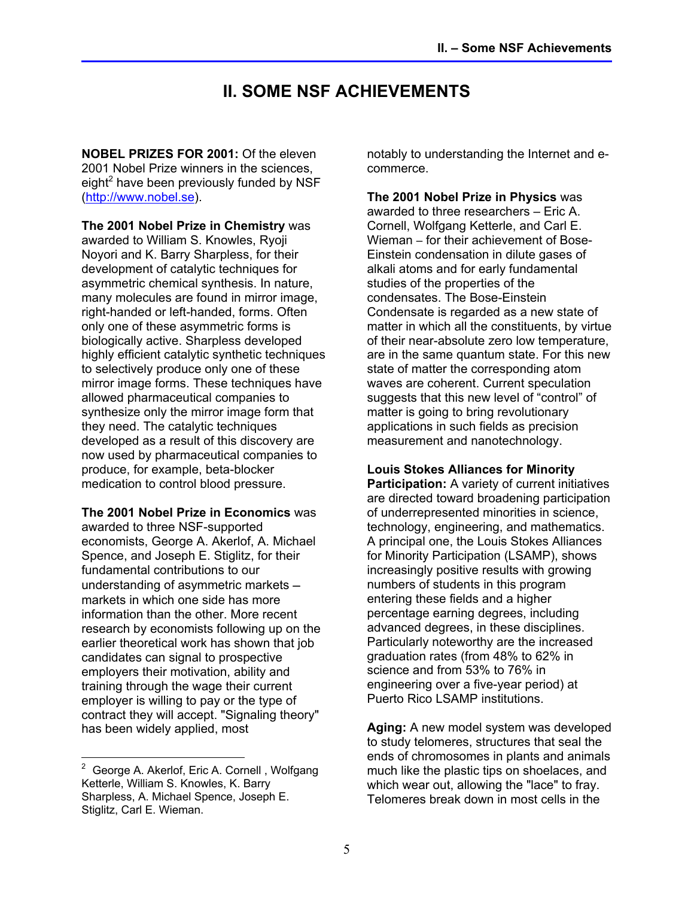# II. SOME NSF ACHIEVEMENTS

**NOBEL PRIZES FOR 2001:** Of the eleven 2001 Nobel Prize winners in the sciences, eight[2] have been previously funded by NSF (http://www.nobel.se).

**The 2001 Nobel Prize in Chemistry** was awarded to William S. Knowles, Ryoji Noyori and K. Barry Sharpless, for their development of catalytic techniques for asymmetric chemical synthesis. In nature, many molecules are found in mirror image, right-handed or left-handed, forms. Often only one of these asymmetric forms is biologically active. Sharpless developed highly efficient catalytic synthetic techniques to selectively produce only one of these mirror image forms. These techniques have allowed pharmaceutical companies to synthesize only the mirror image form that they need. The catalytic techniques developed as a result of this discovery are now used by pharmaceutical companies to produce, for example, beta-blocker medication to control blood pressure.

**The 2001 Nobel Prize in Economics** was awarded to three NSF-supported economists, George A. Akerlof, A. Michael Spence, and Joseph E. Stiglitz, for their fundamental contributions to our understanding of asymmetric markets – markets in which one side has more information than the other. More recent research by economists following up on the earlier theoretical work has shown that job candidates can signal to prospective employers their motivation, ability and training through the wage their current employer is willing to pay or the type of contract they will accept. "Signaling theory" has been widely applied, most notably to understanding the Internet and e-commerce.

**The 2001 Nobel Prize in Physics** was awarded to three researchers – Eric A. Cornell, Wolfgang Ketterle, and Carl E. Wieman – for their achievement of Bose-Einstein condensation in dilute gases of alkali atoms and for early fundamental studies of the properties of the condensates. The Bose-Einstein Condensate is regarded as a new state of matter in which all the constituents, by virtue of their near-absolute zero low temperature, are in the same quantum state. For this new state of matter the corresponding atom waves are coherent. Current speculation suggests that this new level of "control" of matter is going to bring revolutionary applications in such fields as precision measurement and nanotechnology.

**Louis Stokes Alliances for Minority Participation:** A variety of current initiatives are directed toward broadening participation of underrepresented minorities in science, technology, engineering, and mathematics. A principal one, the Louis Stokes Alliances for Minority Participation (LSAMP), shows increasingly positive results with growing numbers of students in this program entering these fields and a higher percentage earning degrees, including advanced degrees, in these disciplines. Particularly noteworthy are the increased graduation rates (from 48% to 62% in science and from 53% to 76% in engineering over a five-year period) at Puerto Rico LSAMP institutions.

**Aging:** A new model system was developed to study telomeres, structures that seal the ends of chromosomes in plants and animals much like the plastic tips on shoelaces, and which wear out, allowing the "lace" to fray. Telomeres break down in most cells in the

---

[2] George A. Akerlof, Eric A. Cornell , Wolfgang Ketterle, William S. Knowles, K. Barry Sharpless, A. Michael Spence, Joseph E. Stiglitz, Carl E. Wieman.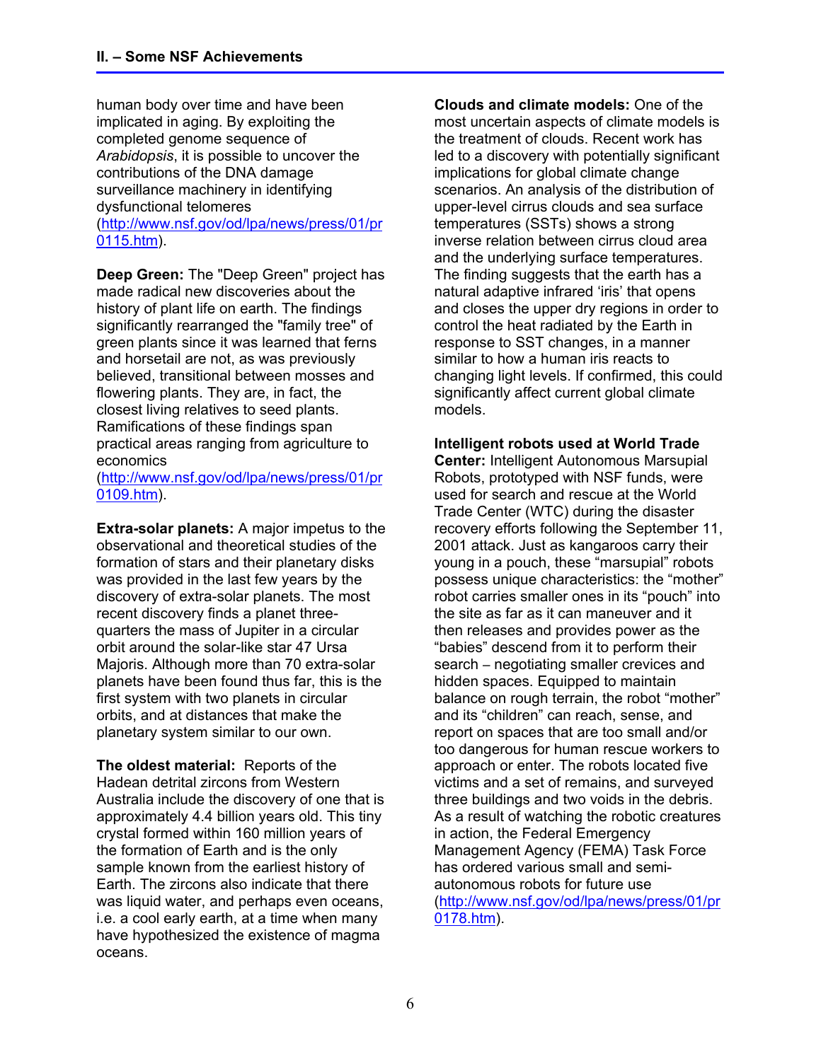human body over time and have been implicated in aging. By exploiting the completed genome sequence of *Arabidopsis*, it is possible to uncover the contributions of the DNA damage surveillance machinery in identifying dysfunctional telomeres (http://www.nsf.gov/od/lpa/news/press/01/pr0115.htm).

**Deep Green:** The "Deep Green" project has made radical new discoveries about the history of plant life on earth. The findings significantly rearranged the "family tree" of green plants since it was learned that ferns and horsetail are not, as was previously believed, transitional between mosses and flowering plants. They are, in fact, the closest living relatives to seed plants. Ramifications of these findings span practical areas ranging from agriculture to economics (http://www.nsf.gov/od/lpa/news/press/01/pr0109.htm).

**Extra-solar planets:** A major impetus to the observational and theoretical studies of the formation of stars and their planetary disks was provided in the last few years by the discovery of extra-solar planets. The most recent discovery finds a planet three-quarters the mass of Jupiter in a circular orbit around the solar-like star 47 Ursa Majoris. Although more than 70 extra-solar planets have been found thus far, this is the first system with two planets in circular orbits, and at distances that make the planetary system similar to our own.

**The oldest material:** Reports of the Hadean detrital zircons from Western Australia include the discovery of one that is approximately 4.4 billion years old. This tiny crystal formed within 160 million years of the formation of Earth and is the only sample known from the earliest history of Earth. The zircons also indicate that there was liquid water, and perhaps even oceans, i.e. a cool early earth, at a time when many have hypothesized the existence of magma oceans.

**Clouds and climate models:** One of the most uncertain aspects of climate models is the treatment of clouds. Recent work has led to a discovery with potentially significant implications for global climate change scenarios. An analysis of the distribution of upper-level cirrus clouds and sea surface temperatures (SSTs) shows a strong inverse relation between cirrus cloud area and the underlying surface temperatures. The finding suggests that the earth has a natural adaptive infrared 'iris' that opens and closes the upper dry regions in order to control the heat radiated by the Earth in response to SST changes, in a manner similar to how a human iris reacts to changing light levels. If confirmed, this could significantly affect current global climate models.

**Intelligent robots used at World Trade Center:** Intelligent Autonomous Marsupial Robots, prototyped with NSF funds, were used for search and rescue at the World Trade Center (WTC) during the disaster recovery efforts following the September 11, 2001 attack. Just as kangaroos carry their young in a pouch, these "marsupial" robots possess unique characteristics: the "mother" robot carries smaller ones in its "pouch" into the site as far as it can maneuver and it then releases and provides power as the "babies" descend from it to perform their search – negotiating smaller crevices and hidden spaces. Equipped to maintain balance on rough terrain, the robot "mother" and its "children" can reach, sense, and report on spaces that are too small and/or too dangerous for human rescue workers to approach or enter. The robots located five victims and a set of remains, and surveyed three buildings and two voids in the debris. As a result of watching the robotic creatures in action, the Federal Emergency Management Agency (FEMA) Task Force has ordered various small and semi-autonomous robots for future use (http://www.nsf.gov/od/lpa/news/press/01/pr0178.htm).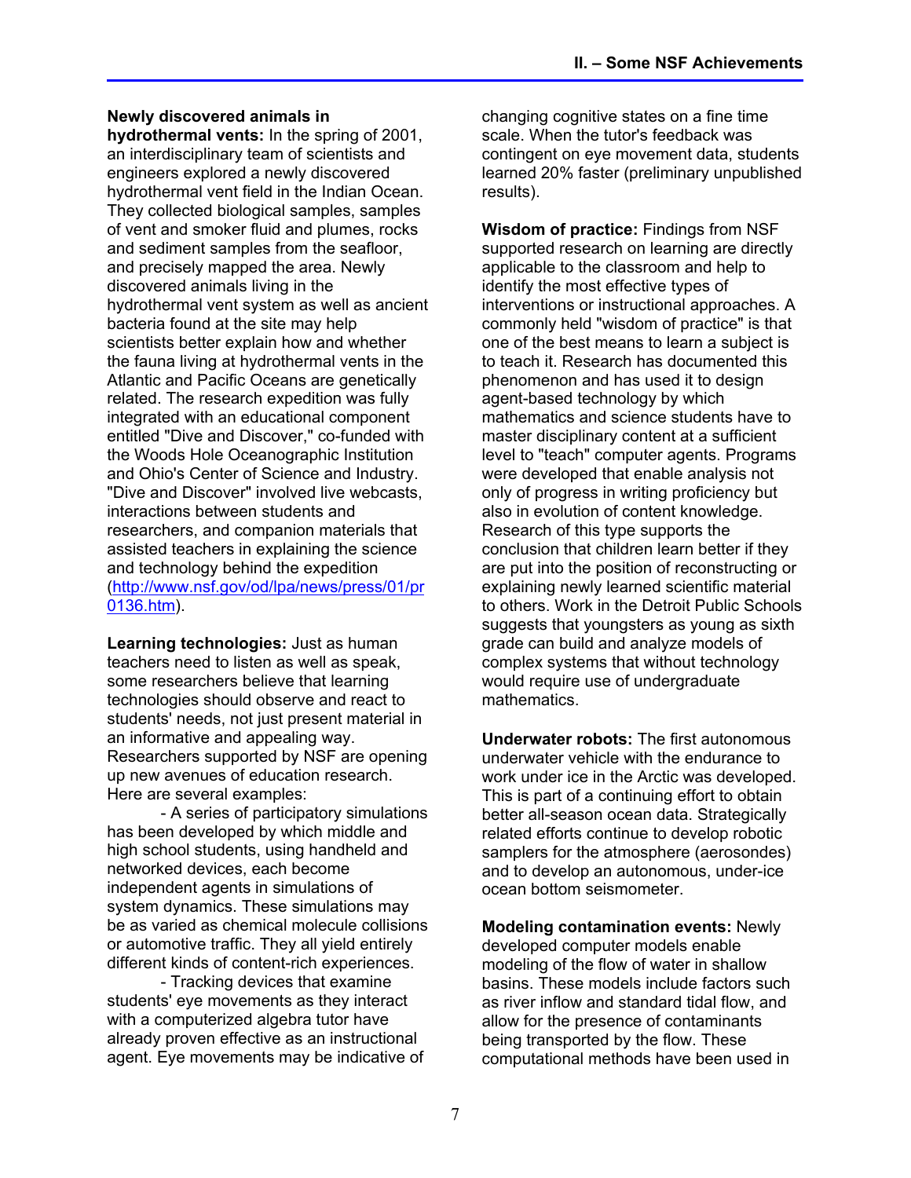**Newly discovered animals in hydrothermal vents:** In the spring of 2001, an interdisciplinary team of scientists and engineers explored a newly discovered hydrothermal vent field in the Indian Ocean. They collected biological samples, samples of vent and smoker fluid and plumes, rocks and sediment samples from the seafloor, and precisely mapped the area. Newly discovered animals living in the hydrothermal vent system as well as ancient bacteria found at the site may help scientists better explain how and whether the fauna living at hydrothermal vents in the Atlantic and Pacific Oceans are genetically related. The research expedition was fully integrated with an educational component entitled "Dive and Discover," co-funded with the Woods Hole Oceanographic Institution and Ohio's Center of Science and Industry. "Dive and Discover" involved live webcasts, interactions between students and researchers, and companion materials that assisted teachers in explaining the science and technology behind the expedition (http://www.nsf.gov/od/lpa/news/press/01/pr0136.htm).

**Learning technologies:** Just as human teachers need to listen as well as speak, some researchers believe that learning technologies should observe and react to students' needs, not just present material in an informative and appealing way. Researchers supported by NSF are opening up new avenues of education research. Here are several examples:

- A series of participatory simulations has been developed by which middle and high school students, using handheld and networked devices, each become independent agents in simulations of system dynamics. These simulations may be as varied as chemical molecule collisions or automotive traffic. They all yield entirely different kinds of content-rich experiences.
- Tracking devices that examine students' eye movements as they interact with a computerized algebra tutor have already proven effective as an instructional agent. Eye movements may be indicative of changing cognitive states on a fine time scale. When the tutor's feedback was contingent on eye movement data, students learned 20% faster (preliminary unpublished results).

**Wisdom of practice:** Findings from NSF supported research on learning are directly applicable to the classroom and help to identify the most effective types of interventions or instructional approaches. A commonly held "wisdom of practice" is that one of the best means to learn a subject is to teach it. Research has documented this phenomenon and has used it to design agent-based technology by which mathematics and science students have to master disciplinary content at a sufficient level to "teach" computer agents. Programs were developed that enable analysis not only of progress in writing proficiency but also in evolution of content knowledge. Research of this type supports the conclusion that children learn better if they are put into the position of reconstructing or explaining newly learned scientific material to others. Work in the Detroit Public Schools suggests that youngsters as young as sixth grade can build and analyze models of complex systems that without technology would require use of undergraduate mathematics.

**Underwater robots:** The first autonomous underwater vehicle with the endurance to work under ice in the Arctic was developed. This is part of a continuing effort to obtain better all-season ocean data. Strategically related efforts continue to develop robotic samplers for the atmosphere (aerosondes) and to develop an autonomous, under-ice ocean bottom seismometer.

**Modeling contamination events:** Newly developed computer models enable modeling of the flow of water in shallow basins. These models include factors such as river inflow and standard tidal flow, and allow for the presence of contaminants being transported by the flow. These computational methods have been used in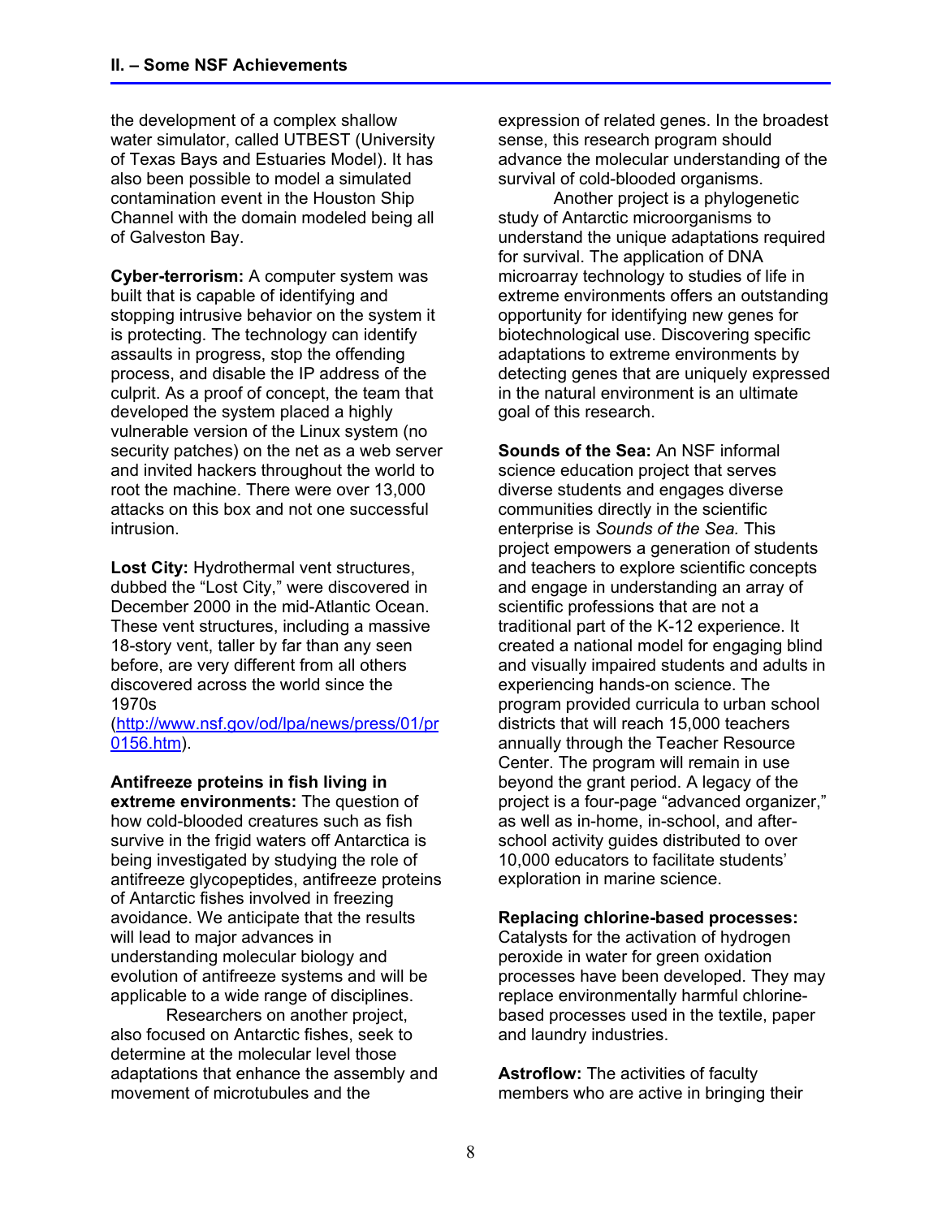the development of a complex shallow water simulator, called UTBEST (University of Texas Bays and Estuaries Model). It has also been possible to model a simulated contamination event in the Houston Ship Channel with the domain modeled being all of Galveston Bay.

**Cyber-terrorism:** A computer system was built that is capable of identifying and stopping intrusive behavior on the system it is protecting. The technology can identify assaults in progress, stop the offending process, and disable the IP address of the culprit. As a proof of concept, the team that developed the system placed a highly vulnerable version of the Linux system (no security patches) on the net as a web server and invited hackers throughout the world to root the machine. There were over 13,000 attacks on this box and not one successful intrusion.

**Lost City:** Hydrothermal vent structures, dubbed the "Lost City," were discovered in December 2000 in the mid-Atlantic Ocean. These vent structures, including a massive 18-story vent, taller by far than any seen before, are very different from all others discovered across the world since the 1970s (http://www.nsf.gov/od/lpa/news/press/01/pr0156.htm).

**Antifreeze proteins in fish living in extreme environments:** The question of how cold-blooded creatures such as fish survive in the frigid waters off Antarctica is being investigated by studying the role of antifreeze glycopeptides, antifreeze proteins of Antarctic fishes involved in freezing avoidance. We anticipate that the results will lead to major advances in understanding molecular biology and evolution of antifreeze systems and will be applicable to a wide range of disciplines.

Researchers on another project, also focused on Antarctic fishes, seek to determine at the molecular level those adaptations that enhance the assembly and movement of microtubules and the expression of related genes. In the broadest sense, this research program should advance the molecular understanding of the survival of cold-blooded organisms.

Another project is a phylogenetic study of Antarctic microorganisms to understand the unique adaptations required for survival. The application of DNA microarray technology to studies of life in extreme environments offers an outstanding opportunity for identifying new genes for biotechnological use. Discovering specific adaptations to extreme environments by detecting genes that are uniquely expressed in the natural environment is an ultimate goal of this research.

**Sounds of the Sea:** An NSF informal science education project that serves diverse students and engages diverse communities directly in the scientific enterprise is *Sounds of the Sea.* This project empowers a generation of students and teachers to explore scientific concepts and engage in understanding an array of scientific professions that are not a traditional part of the K-12 experience. It created a national model for engaging blind and visually impaired students and adults in experiencing hands-on science. The program provided curricula to urban school districts that will reach 15,000 teachers annually through the Teacher Resource Center. The program will remain in use beyond the grant period. A legacy of the project is a four-page "advanced organizer," as well as in-home, in-school, and after-school activity guides distributed to over 10,000 educators to facilitate students' exploration in marine science.

**Replacing chlorine-based processes:** Catalysts for the activation of hydrogen peroxide in water for green oxidation processes have been developed. They may replace environmentally harmful chlorine-based processes used in the textile, paper and laundry industries.

**Astroflow:** The activities of faculty members who are active in bringing their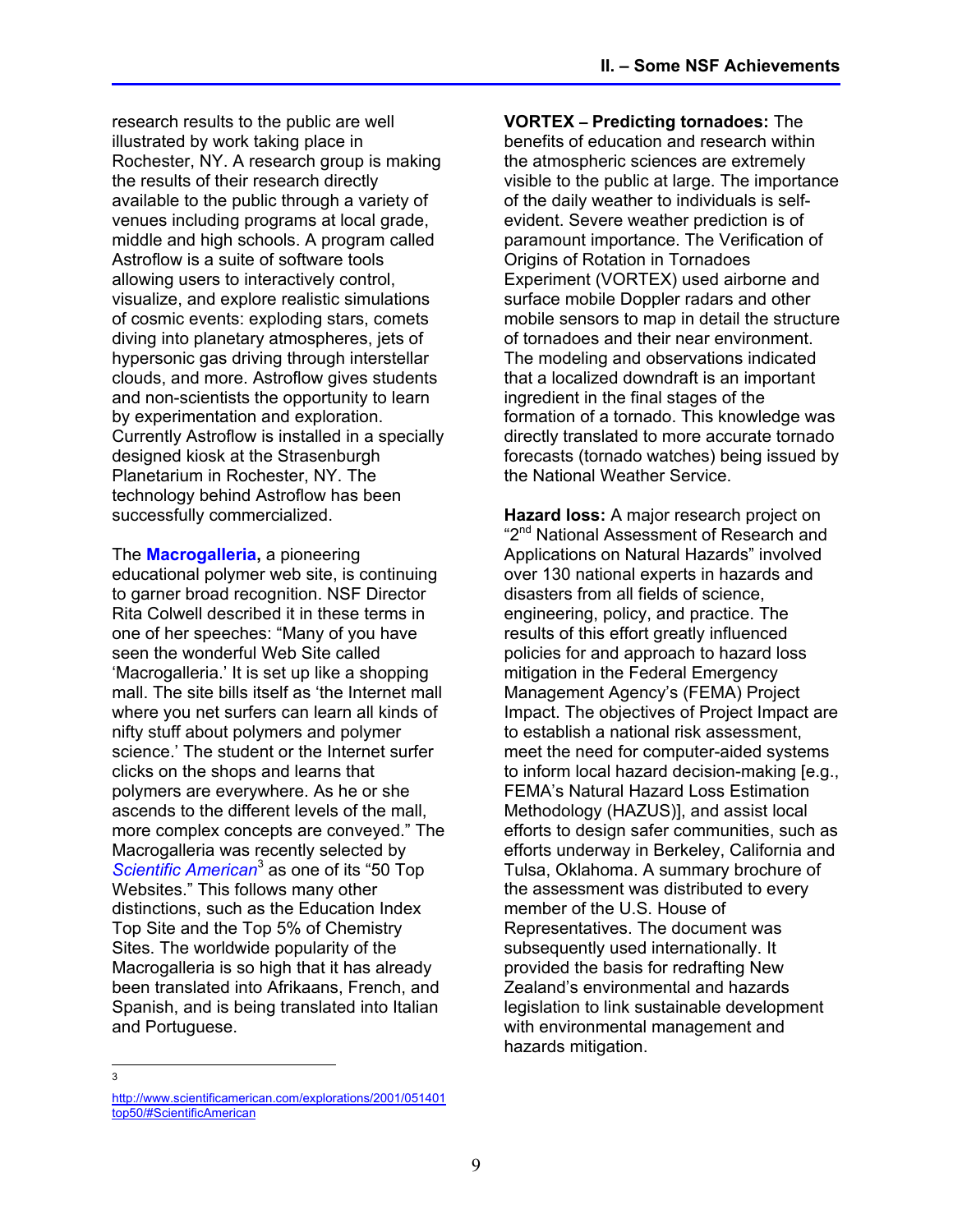research results to the public are well illustrated by work taking place in Rochester, NY. A research group is making the results of their research directly available to the public through a variety of venues including programs at local grade, middle and high schools. A program called Astroflow is a suite of software tools allowing users to interactively control, visualize, and explore realistic simulations of cosmic events: exploding stars, comets diving into planetary atmospheres, jets of hypersonic gas driving through interstellar clouds, and more. Astroflow gives students and non-scientists the opportunity to learn by experimentation and exploration. Currently Astroflow is installed in a specially designed kiosk at the Strasenburgh Planetarium in Rochester, NY. The technology behind Astroflow has been successfully commercialized.

The **Macrogalleria,** a pioneering educational polymer web site, is continuing to garner broad recognition. NSF Director Rita Colwell described it in these terms in one of her speeches: "Many of you have seen the wonderful Web Site called 'Macrogalleria.' It is set up like a shopping mall. The site bills itself as 'the Internet mall where you net surfers can learn all kinds of nifty stuff about polymers and polymer science.' The student or the Internet surfer clicks on the shops and learns that polymers are everywhere. As he or she ascends to the different levels of the mall, more complex concepts are conveyed." The Macrogalleria was recently selected by *Scientific American*[3] as one of its "50 Top Websites." This follows many other distinctions, such as the Education Index Top Site and the Top 5% of Chemistry Sites. The worldwide popularity of the Macrogalleria is so high that it has already been translated into Afrikaans, French, and Spanish, and is being translated into Italian and Portuguese.

**VORTEX – Predicting tornadoes:** The benefits of education and research within the atmospheric sciences are extremely visible to the public at large. The importance of the daily weather to individuals is self-evident. Severe weather prediction is of paramount importance. The Verification of Origins of Rotation in Tornadoes Experiment (VORTEX) used airborne and surface mobile Doppler radars and other mobile sensors to map in detail the structure of tornadoes and their near environment. The modeling and observations indicated that a localized downdraft is an important ingredient in the final stages of the formation of a tornado. This knowledge was directly translated to more accurate tornado forecasts (tornado watches) being issued by the National Weather Service.

**Hazard loss:** A major research project on "2nd National Assessment of Research and Applications on Natural Hazards" involved over 130 national experts in hazards and disasters from all fields of science, engineering, policy, and practice. The results of this effort greatly influenced policies for and approach to hazard loss mitigation in the Federal Emergency Management Agency's (FEMA) Project Impact. The objectives of Project Impact are to establish a national risk assessment, meet the need for computer-aided systems to inform local hazard decision-making [e.g., FEMA's Natural Hazard Loss Estimation Methodology (HAZUS)], and assist local efforts to design safer communities, such as efforts underway in Berkeley, California and Tulsa, Oklahoma. A summary brochure of the assessment was distributed to every member of the U.S. House of Representatives. The document was subsequently used internationally. It provided the basis for redrafting New Zealand's environmental and hazards legislation to link sustainable development with environmental management and hazards mitigation.

---

[3] http://www.scientificamerican.com/explorations/2001/051401top50/#ScientificAmerican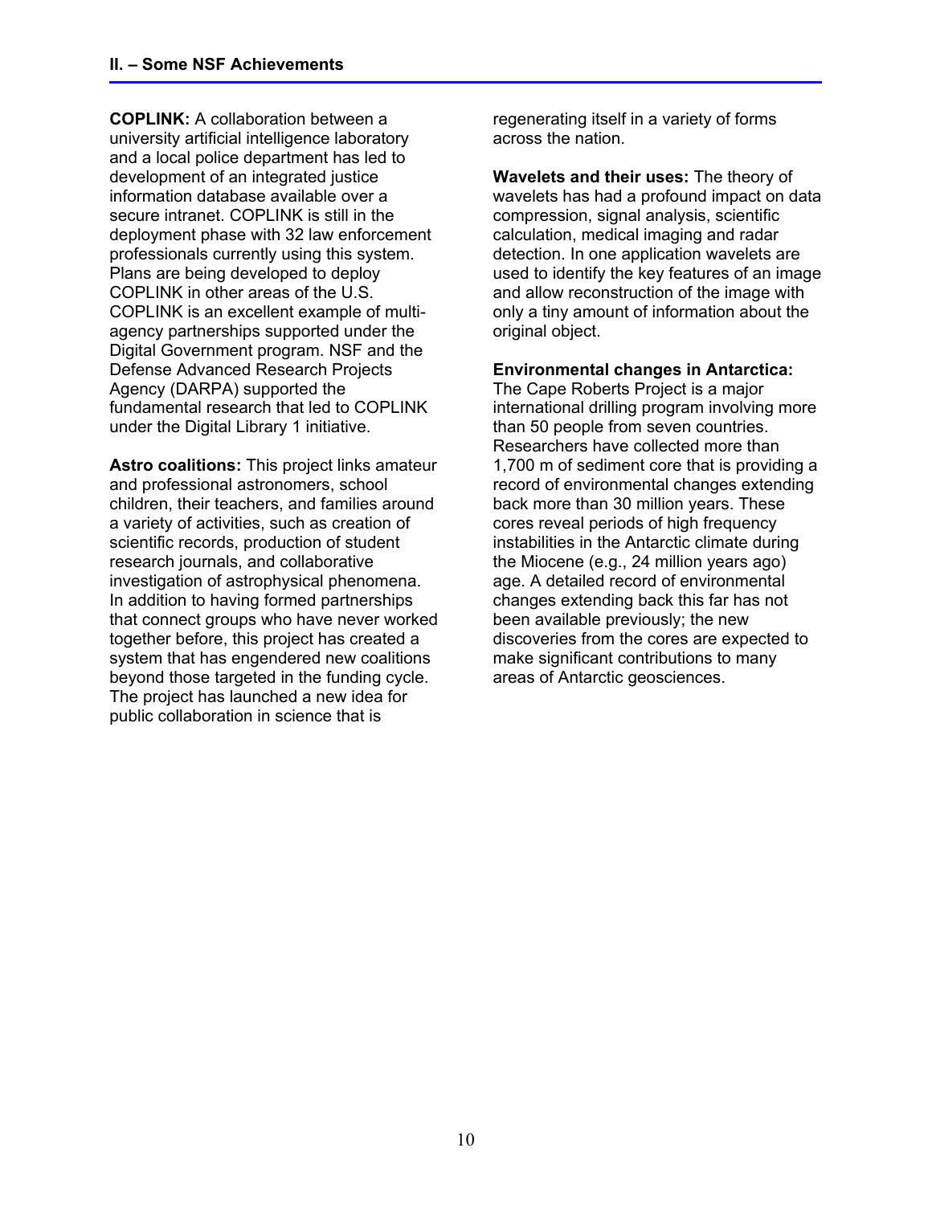**COPLINK:** A collaboration between a university artificial intelligence laboratory and a local police department has led to development of an integrated justice information database available over a secure intranet. COPLINK is still in the deployment phase with 32 law enforcement professionals currently using this system. Plans are being developed to deploy COPLINK in other areas of the U.S. COPLINK is an excellent example of multi-agency partnerships supported under the Digital Government program. NSF and the Defense Advanced Research Projects Agency (DARPA) supported the fundamental research that led to COPLINK under the Digital Library 1 initiative.

**Astro coalitions:** This project links amateur and professional astronomers, school children, their teachers, and families around a variety of activities, such as creation of scientific records, production of student research journals, and collaborative investigation of astrophysical phenomena. In addition to having formed partnerships that connect groups who have never worked together before, this project has created a system that has engendered new coalitions beyond those targeted in the funding cycle. The project has launched a new idea for public collaboration in science that is regenerating itself in a variety of forms across the nation.

**Wavelets and their uses:** The theory of wavelets has had a profound impact on data compression, signal analysis, scientific calculation, medical imaging and radar detection. In one application wavelets are used to identify the key features of an image and allow reconstruction of the image with only a tiny amount of information about the original object.

**Environmental changes in Antarctica:** The Cape Roberts Project is a major international drilling program involving more than 50 people from seven countries. Researchers have collected more than 1,700 m of sediment core that is providing a record of environmental changes extending back more than 30 million years. These cores reveal periods of high frequency instabilities in the Antarctic climate during the Miocene (e.g., 24 million years ago) age. A detailed record of environmental changes extending back this far has not been available previously; the new discoveries from the cores are expected to make significant contributions to many areas of Antarctic geosciences.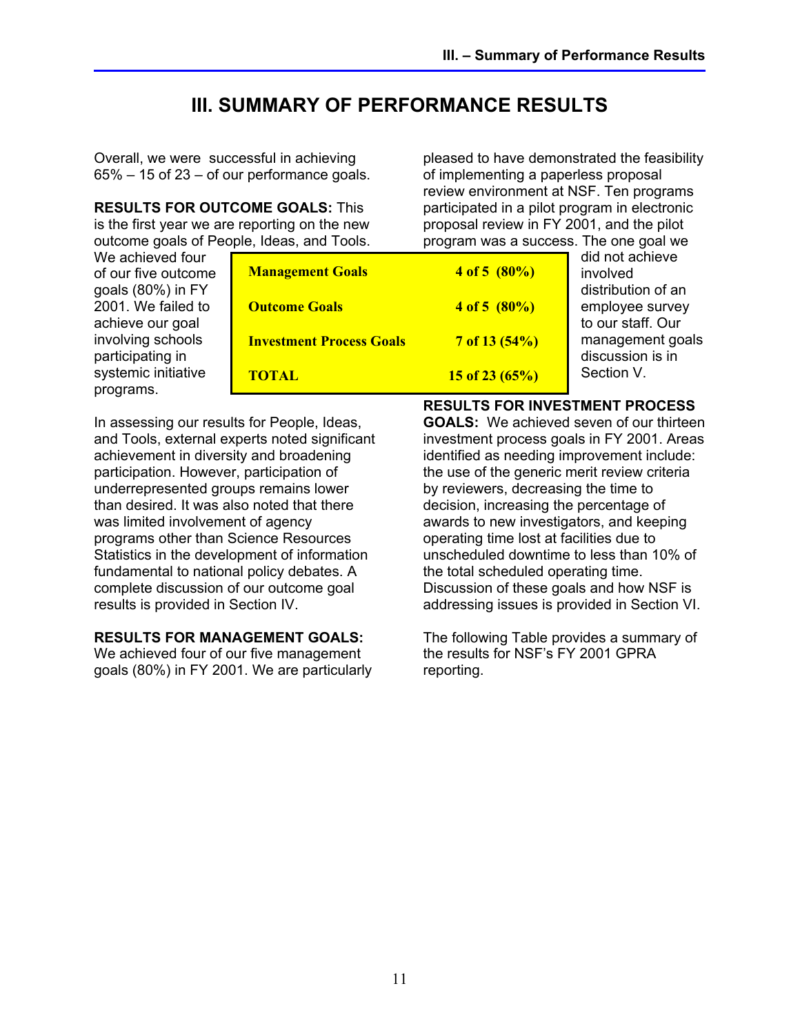# III. SUMMARY OF PERFORMANCE RESULTS

Overall, we were successful in achieving 65% – 15 of 23 – of our performance goals.

**RESULTS FOR OUTCOME GOALS:** This is the first year we are reporting on the new outcome goals of People, Ideas, and Tools. We achieved four of our five outcome goals (80%) in FY 2001. We failed to achieve our goal involving schools participating in systemic initiative programs.

| | |
|---|---|
| **Management Goals** | **4 of 5 (80%)** |
| **Outcome Goals** | **4 of 5 (80%)** |
| **Investment Process Goals** | **7 of 13 (54%)** |
| **TOTAL** | **15 of 23 (65%)** |

In assessing our results for People, Ideas, and Tools, external experts noted significant achievement in diversity and broadening participation. However, participation of underrepresented groups remains lower than desired. It was also noted that there was limited involvement of agency programs other than Science Resources Statistics in the development of information fundamental to national policy debates. A complete discussion of our outcome goal results is provided in Section IV.

**RESULTS FOR MANAGEMENT GOALS:** We achieved four of our five management goals (80%) in FY 2001. We are particularly pleased to have demonstrated the feasibility of implementing a paperless proposal review environment at NSF. Ten programs participated in a pilot program in electronic proposal review in FY 2001, and the pilot program was a success. The one goal we did not achieve involved distribution of an employee survey to our staff. Our management goals discussion is in Section V.

**RESULTS FOR INVESTMENT PROCESS GOALS:** We achieved seven of our thirteen investment process goals in FY 2001. Areas identified as needing improvement include: the use of the generic merit review criteria by reviewers, decreasing the time to decision, increasing the percentage of awards to new investigators, and keeping operating time lost at facilities due to unscheduled downtime to less than 10% of the total scheduled operating time. Discussion of these goals and how NSF is addressing issues is provided in Section VI.

The following Table provides a summary of the results for NSF's FY 2001 GPRA reporting.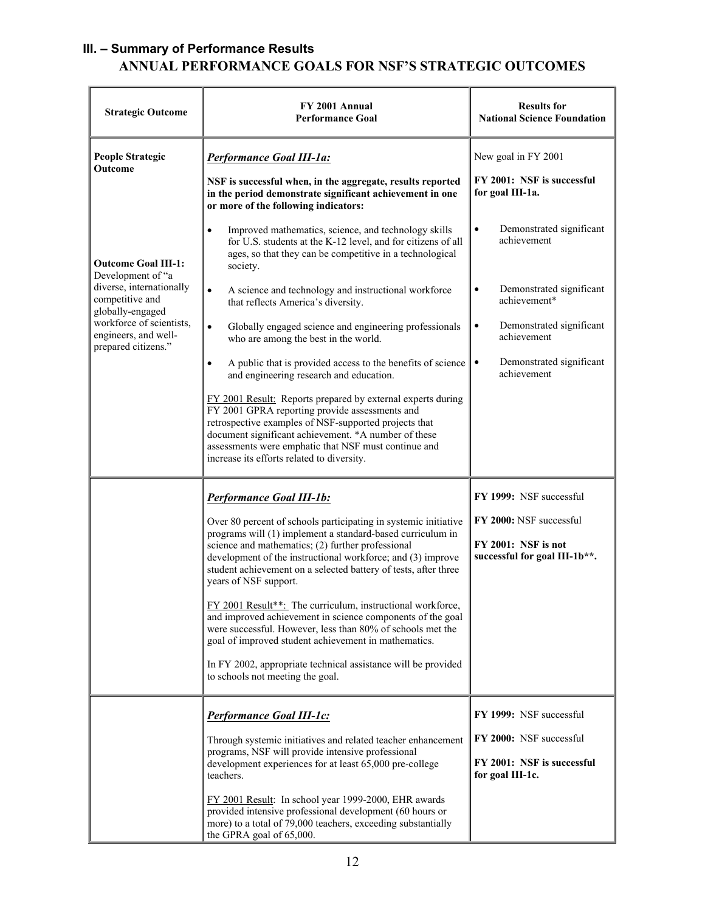## III. – Summary of Performance Results

### ANNUAL PERFORMANCE GOALS FOR NSF'S STRATEGIC OUTCOMES

| Strategic Outcome | FY 2001 Annual Performance Goal | Results for National Science Foundation |
|---|---|---|
| **People Strategic Outcome**<br><br>**Outcome Goal III-1:** Development of "a diverse, internationally competitive and globally-engaged workforce of scientists, engineers, and well-prepared citizens." | ***Performance Goal III-1a:***<br><br>**NSF is successful when, in the aggregate, results reported in the period demonstrate significant achievement in one or more of the following indicators:**<br><br>• Improved mathematics, science, and technology skills for U.S. students at the K-12 level, and for citizens of all ages, so that they can be competitive in a technological society.<br>• A science and technology and instructional workforce that reflects America's diversity.<br>• Globally engaged science and engineering professionals who are among the best in the world.<br>• A public that is provided access to the benefits of science and engineering research and education.<br><br>FY 2001 Result: Reports prepared by external experts during FY 2001 GPRA reporting provide assessments and retrospective examples of NSF-supported projects that document significant achievement. *A number of these assessments were emphatic that NSF must continue and increase its efforts related to diversity. | New goal in FY 2001<br><br>**FY 2001: NSF is successful for goal III-1a.**<br><br>• Demonstrated significant achievement<br>• Demonstrated significant achievement*<br>• Demonstrated significant achievement<br>• Demonstrated significant achievement |
| | ***Performance Goal III-1b:***<br><br>Over 80 percent of schools participating in systemic initiative programs will (1) implement a standard-based curriculum in science and mathematics; (2) further professional development of the instructional workforce; and (3) improve student achievement on a selected battery of tests, after three years of NSF support.<br><br>FY 2001 Result**: The curriculum, instructional workforce, and improved achievement in science components of the goal were successful. However, less than 80% of schools met the goal of improved student achievement in mathematics.<br><br>In FY 2002, appropriate technical assistance will be provided to schools not meeting the goal. | **FY 1999:** NSF successful<br><br>**FY 2000:** NSF successful<br><br>**FY 2001: NSF is not successful for goal III-1b\*\*.** |
| | ***Performance Goal III-1c:***<br><br>Through systemic initiatives and related teacher enhancement programs, NSF will provide intensive professional development experiences for at least 65,000 pre-college teachers.<br><br>FY 2001 Result: In school year 1999-2000, EHR awards provided intensive professional development (60 hours or more) to a total of 79,000 teachers, exceeding substantially the GPRA goal of 65,000. | **FY 1999:** NSF successful<br><br>**FY 2000:** NSF successful<br><br>**FY 2001: NSF is successful for goal III-1c.** |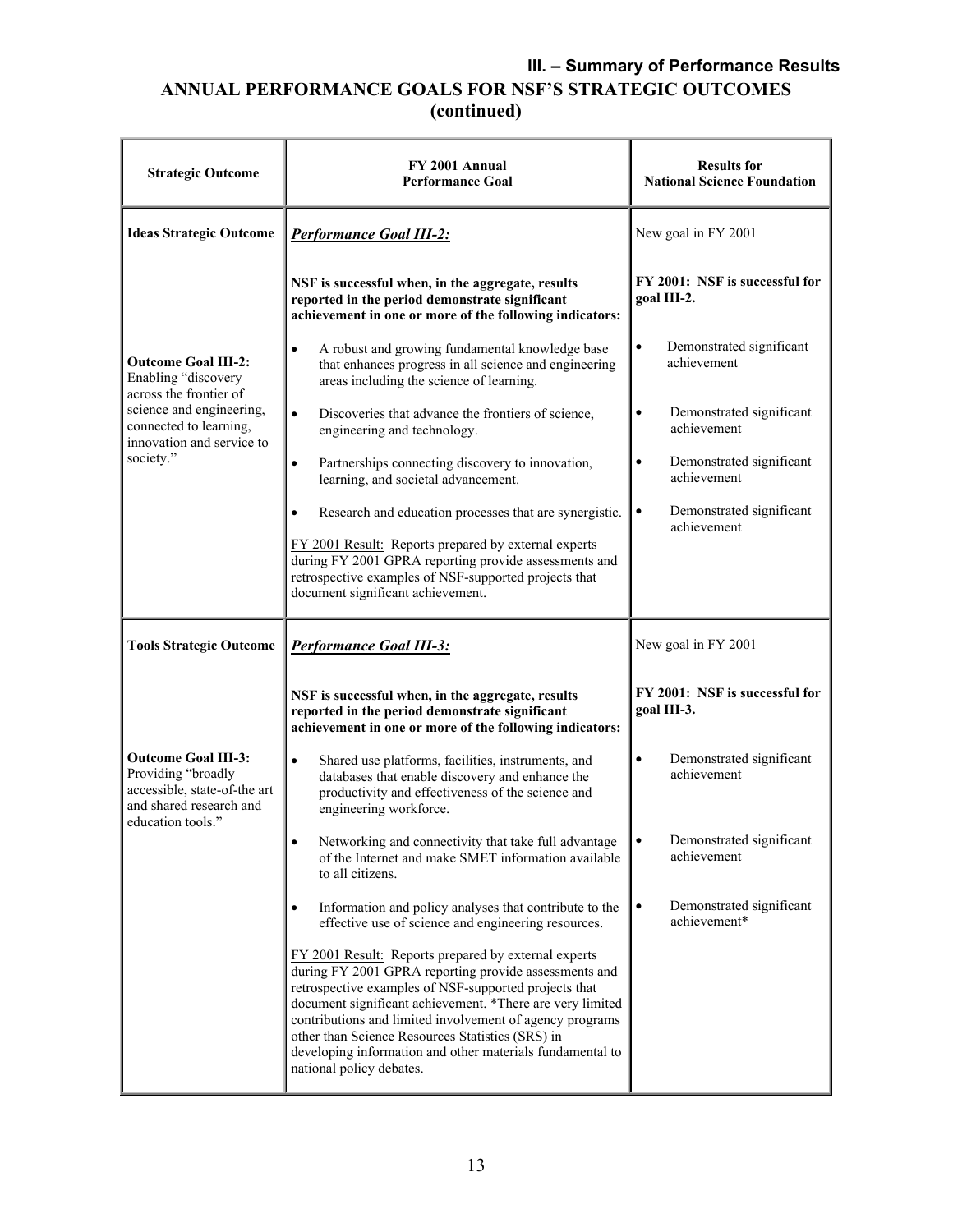## III. – Summary of Performance Results

## ANNUAL PERFORMANCE GOALS FOR NSF'S STRATEGIC OUTCOMES (continued)

| Strategic Outcome | FY 2001 Annual Performance Goal | Results for National Science Foundation |
|---|---|---|
| **Ideas Strategic Outcome**<br><br>**Outcome Goal III-2:** Enabling "discovery across the frontier of science and engineering, connected to learning, innovation and service to society." | ***Performance Goal III-2:***<br><br>**NSF is successful when, in the aggregate, results reported in the period demonstrate significant achievement in one or more of the following indicators:**<br><br>• A robust and growing fundamental knowledge base that enhances progress in all science and engineering areas including the science of learning.<br><br>• Discoveries that advance the frontiers of science, engineering and technology.<br><br>• Partnerships connecting discovery to innovation, learning, and societal advancement.<br><br>• Research and education processes that are synergistic.<br><br>FY 2001 Result: Reports prepared by external experts during FY 2001 GPRA reporting provide assessments and retrospective examples of NSF-supported projects that document significant achievement. | New goal in FY 2001<br><br>**FY 2001: NSF is successful for goal III-2.**<br><br>• Demonstrated significant achievement<br><br>• Demonstrated significant achievement<br><br>• Demonstrated significant achievement<br><br>• Demonstrated significant achievement |
| **Tools Strategic Outcome**<br><br>**Outcome Goal III-3:** Providing "broadly accessible, state-of-the art and shared research and education tools." | ***Performance Goal III-3:***<br><br>**NSF is successful when, in the aggregate, results reported in the period demonstrate significant achievement in one or more of the following indicators:**<br><br>• Shared use platforms, facilities, instruments, and databases that enable discovery and enhance the productivity and effectiveness of the science and engineering workforce.<br><br>• Networking and connectivity that take full advantage of the Internet and make SMET information available to all citizens.<br><br>• Information and policy analyses that contribute to the effective use of science and engineering resources.<br><br>FY 2001 Result: Reports prepared by external experts during FY 2001 GPRA reporting provide assessments and retrospective examples of NSF-supported projects that document significant achievement. *There are very limited contributions and limited involvement of agency programs other than Science Resources Statistics (SRS) in developing information and other materials fundamental to national policy debates. | New goal in FY 2001<br><br>**FY 2001: NSF is successful for goal III-3.**<br><br>• Demonstrated significant achievement<br><br>• Demonstrated significant achievement<br><br>• Demonstrated significant achievement* |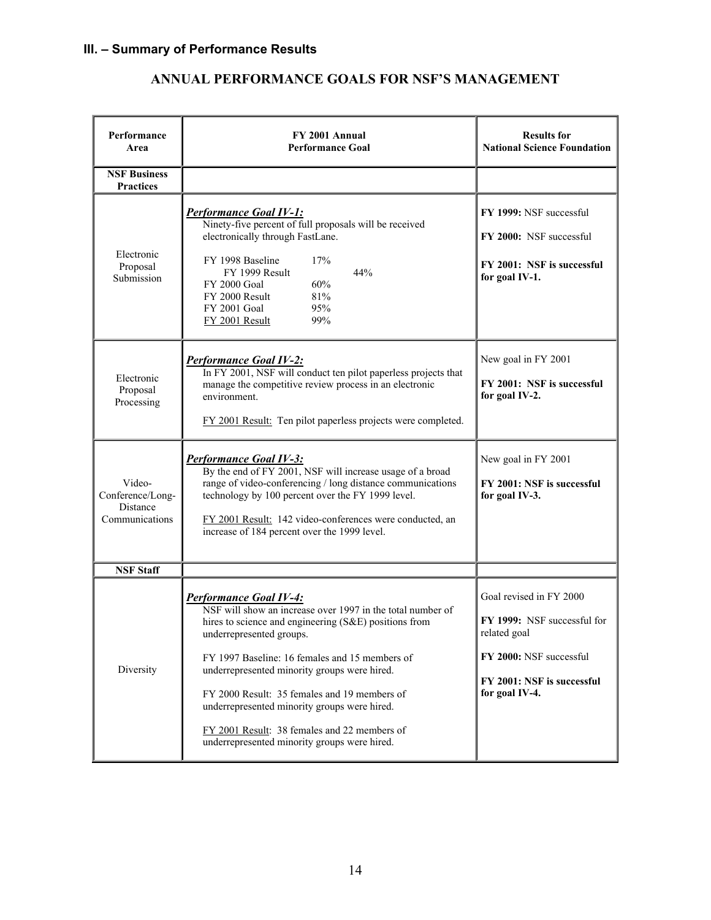## III. – Summary of Performance Results

## ANNUAL PERFORMANCE GOALS FOR NSF'S MANAGEMENT

| Performance Area | FY 2001 Annual Performance Goal | Results for National Science Foundation |
|---|---|---|
| **NSF Business Practices** | | |
| Electronic Proposal Submission | ***Performance Goal IV-1:*** Ninety-five percent of full proposals will be received electronically through FastLane.<br><br>FY 1998 Baseline 17%<br>FY 1999 Result 44%<br>FY 2000 Goal 60%<br>FY 2000 Result 81%<br>FY 2001 Goal 95%<br>FY 2001 Result 99% | **FY 1999:** NSF successful<br><br>**FY 2000:** NSF successful<br><br>**FY 2001: NSF is successful for goal IV-1.** |
| Electronic Proposal Processing | ***Performance Goal IV-2:*** In FY 2001, NSF will conduct ten pilot paperless projects that manage the competitive review process in an electronic environment.<br><br>FY 2001 Result: Ten pilot paperless projects were completed. | New goal in FY 2001<br><br>**FY 2001: NSF is successful for goal IV-2.** |
| Video-Conference/Long-Distance Communications | ***Performance Goal IV-3:*** By the end of FY 2001, NSF will increase usage of a broad range of video-conferencing / long distance communications technology by 100 percent over the FY 1999 level.<br><br>FY 2001 Result: 142 video-conferences were conducted, an increase of 184 percent over the 1999 level. | New goal in FY 2001<br><br>**FY 2001: NSF is successful for goal IV-3.** |
| **NSF Staff** | | |
| Diversity | ***Performance Goal IV-4:*** NSF will show an increase over 1997 in the total number of hires to science and engineering (S&E) positions from underrepresented groups.<br><br>FY 1997 Baseline: 16 females and 15 members of underrepresented minority groups were hired.<br><br>FY 2000 Result: 35 females and 19 members of underrepresented minority groups were hired.<br><br>FY 2001 Result: 38 females and 22 members of underrepresented minority groups were hired. | Goal revised in FY 2000<br><br>**FY 1999:** NSF successful for related goal<br><br>**FY 2000:** NSF successful<br><br>**FY 2001: NSF is successful for goal IV-4.** |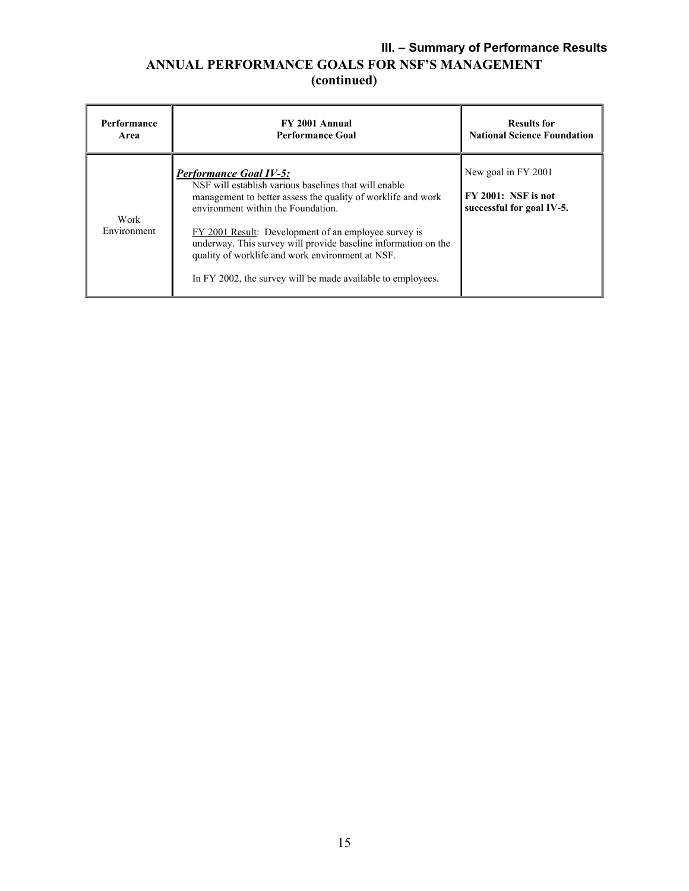### III. – Summary of Performance Results

## ANNUAL PERFORMANCE GOALS FOR NSF'S MANAGEMENT (continued)

| Performance Area | FY 2001 Annual Performance Goal | Results for National Science Foundation |
|---|---|---|
| Work Environment | ***Performance Goal IV-5:*** NSF will establish various baselines that will enable management to better assess the quality of worklife and work environment within the Foundation. <br><br> FY 2001 Result: Development of an employee survey is underway. This survey will provide baseline information on the quality of worklife and work environment at NSF. <br><br> In FY 2002, the survey will be made available to employees. | New goal in FY 2001 <br><br> **FY 2001: NSF is not successful for goal IV-5.** |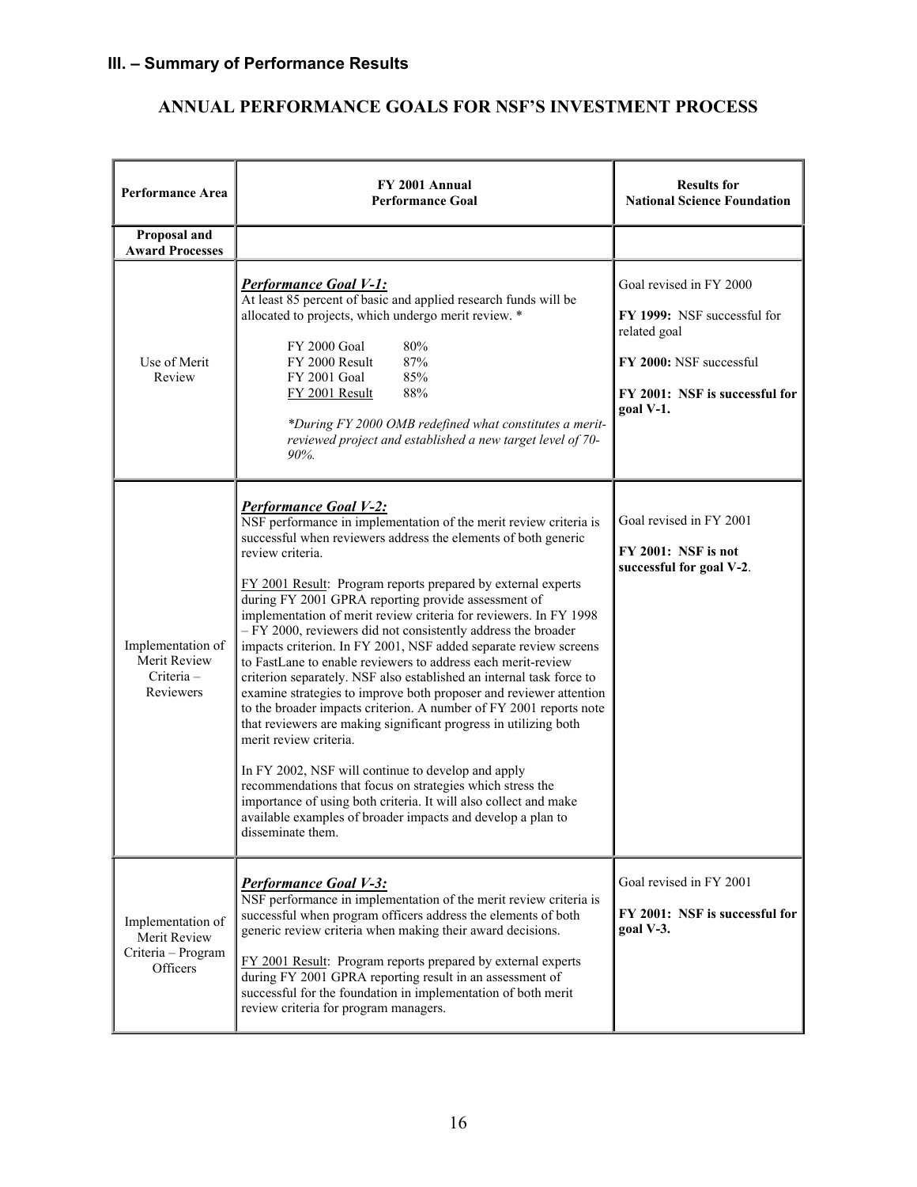### III. – Summary of Performance Results

## ANNUAL PERFORMANCE GOALS FOR NSF'S INVESTMENT PROCESS

| Performance Area | FY 2001 Annual Performance Goal | Results for National Science Foundation |
|---|---|---|
| **Proposal and Award Processes** | | |
| Use of Merit Review | ***Performance Goal V-1:*** At least 85 percent of basic and applied research funds will be allocated to projects, which undergo merit review. * <br><br> FY 2000 Goal 80% <br> FY 2000 Result 87% <br> FY 2001 Goal 85% <br> FY 2001 Result 88% <br><br> *\*During FY 2000 OMB redefined what constitutes a merit-reviewed project and established a new target level of 70-90%.* | Goal revised in FY 2000 <br><br> **FY 1999:** NSF successful for related goal <br><br> **FY 2000:** NSF successful <br><br> **FY 2001: NSF is successful for goal V-1.** |
| Implementation of Merit Review Criteria – Reviewers | ***Performance Goal V-2:*** NSF performance in implementation of the merit review criteria is successful when reviewers address the elements of both generic review criteria. <br><br> FY 2001 Result: Program reports prepared by external experts during FY 2001 GPRA reporting provide assessment of implementation of merit review criteria for reviewers. In FY 1998 – FY 2000, reviewers did not consistently address the broader impacts criterion. In FY 2001, NSF added separate review screens to FastLane to enable reviewers to address each merit-review criterion separately. NSF also established an internal task force to examine strategies to improve both proposer and reviewer attention to the broader impacts criterion. A number of FY 2001 reports note that reviewers are making significant progress in utilizing both merit review criteria. <br><br> In FY 2002, NSF will continue to develop and apply recommendations that focus on strategies which stress the importance of using both criteria. It will also collect and make available examples of broader impacts and develop a plan to disseminate them. | Goal revised in FY 2001 <br><br> **FY 2001: NSF is not successful for goal V-2**. |
| Implementation of Merit Review Criteria – Program Officers | ***Performance Goal V-3:*** NSF performance in implementation of the merit review criteria is successful when program officers address the elements of both generic review criteria when making their award decisions. <br><br> FY 2001 Result: Program reports prepared by external experts during FY 2001 GPRA reporting result in an assessment of successful for the foundation in implementation of both merit review criteria for program managers. | Goal revised in FY 2001 <br><br> **FY 2001: NSF is successful for goal V-3.** |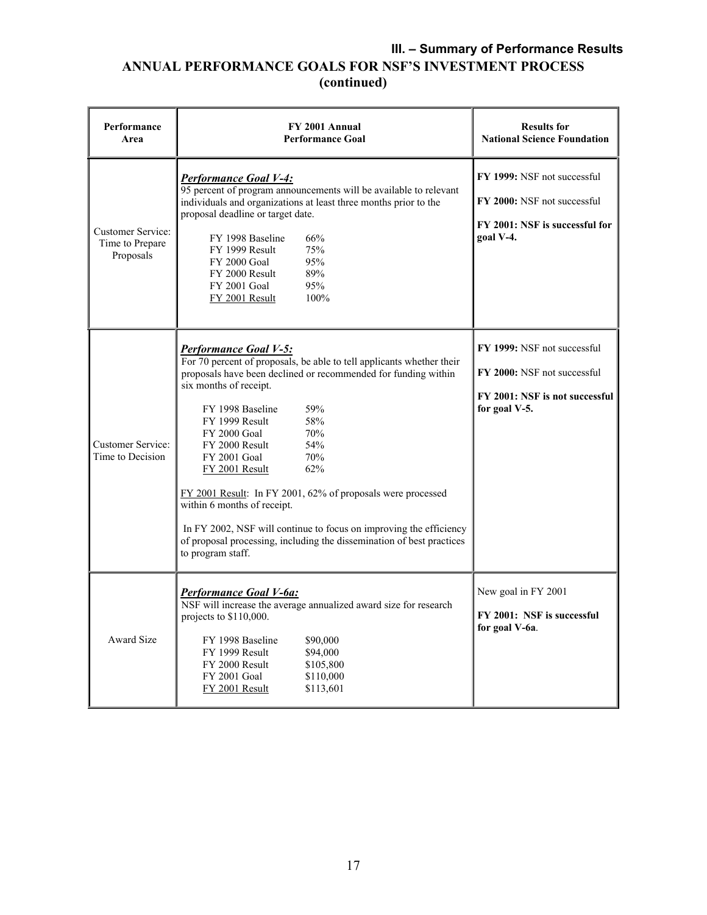## III. – Summary of Performance Results

# ANNUAL PERFORMANCE GOALS FOR NSF'S INVESTMENT PROCESS (continued)

| Performance Area | FY 2001 Annual Performance Goal | Results for National Science Foundation |
|---|---|---|
| Customer Service: Time to Prepare Proposals | ***Performance Goal V-4:*** <br>95 percent of program announcements will be available to relevant individuals and organizations at least three months prior to the proposal deadline or target date.<br><br>FY 1998 Baseline 66%<br>FY 1999 Result 75%<br>FY 2000 Goal 95%<br>FY 2000 Result 89%<br>FY 2001 Goal 95%<br>FY 2001 Result 100% | **FY 1999:** NSF not successful<br><br>**FY 2000:** NSF not successful<br><br>**FY 2001: NSF is successful for goal V-4.** |
| Customer Service: Time to Decision | ***Performance Goal V-5:*** <br>For 70 percent of proposals, be able to tell applicants whether their proposals have been declined or recommended for funding within six months of receipt.<br><br>FY 1998 Baseline 59%<br>FY 1999 Result 58%<br>FY 2000 Goal 70%<br>FY 2000 Result 54%<br>FY 2001 Goal 70%<br>FY 2001 Result 62%<br><br>FY 2001 Result: In FY 2001, 62% of proposals were processed within 6 months of receipt.<br><br>In FY 2002, NSF will continue to focus on improving the efficiency of proposal processing, including the dissemination of best practices to program staff. | **FY 1999:** NSF not successful<br><br>**FY 2000:** NSF not successful<br><br>**FY 2001: NSF is not successful for goal V-5.** |
| Award Size | ***Performance Goal V-6a:*** <br>NSF will increase the average annualized award size for research projects to $110,000.<br><br>FY 1998 Baseline $90,000<br>FY 1999 Result $94,000<br>FY 2000 Result $105,800<br>FY 2001 Goal $110,000<br>FY 2001 Result $113,601 | New goal in FY 2001<br><br>**FY 2001: NSF is successful for goal V-6a**. |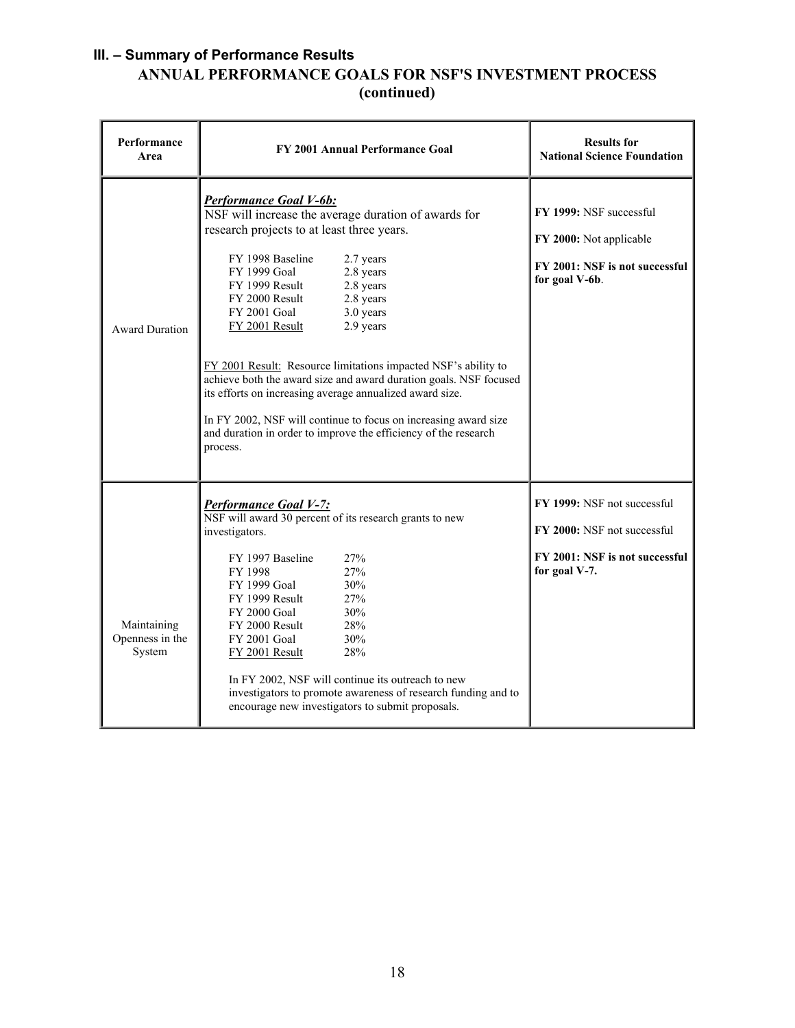### III. – Summary of Performance Results

## ANNUAL PERFORMANCE GOALS FOR NSF'S INVESTMENT PROCESS (continued)

| Performance Area | FY 2001 Annual Performance Goal | Results for National Science Foundation |
|---|---|---|
| Award Duration | ***Performance Goal V-6b:*** NSF will increase the average duration of awards for research projects to at least three years.<br><br>FY 1998 Baseline 2.7 years<br>FY 1999 Goal 2.8 years<br>FY 1999 Result 2.8 years<br>FY 2000 Result 2.8 years<br>FY 2001 Goal 3.0 years<br>FY 2001 Result 2.9 years<br><br>FY 2001 Result: Resource limitations impacted NSF's ability to achieve both the award size and award duration goals. NSF focused its efforts on increasing average annualized award size.<br><br>In FY 2002, NSF will continue to focus on increasing award size and duration in order to improve the efficiency of the research process. | **FY 1999:** NSF successful<br><br>**FY 2000:** Not applicable<br><br>**FY 2001: NSF is not successful for goal V-6b**. |
| Maintaining Openness in the System | ***Performance Goal V-7:*** NSF will award 30 percent of its research grants to new investigators.<br><br>FY 1997 Baseline 27%<br>FY 1998 27%<br>FY 1999 Goal 30%<br>FY 1999 Result 27%<br>FY 2000 Goal 30%<br>FY 2000 Result 28%<br>FY 2001 Goal 30%<br>FY 2001 Result 28%<br><br>In FY 2002, NSF will continue its outreach to new investigators to promote awareness of research funding and to encourage new investigators to submit proposals. | **FY 1999:** NSF not successful<br><br>**FY 2000:** NSF not successful<br><br>**FY 2001: NSF is not successful for goal V-7.** |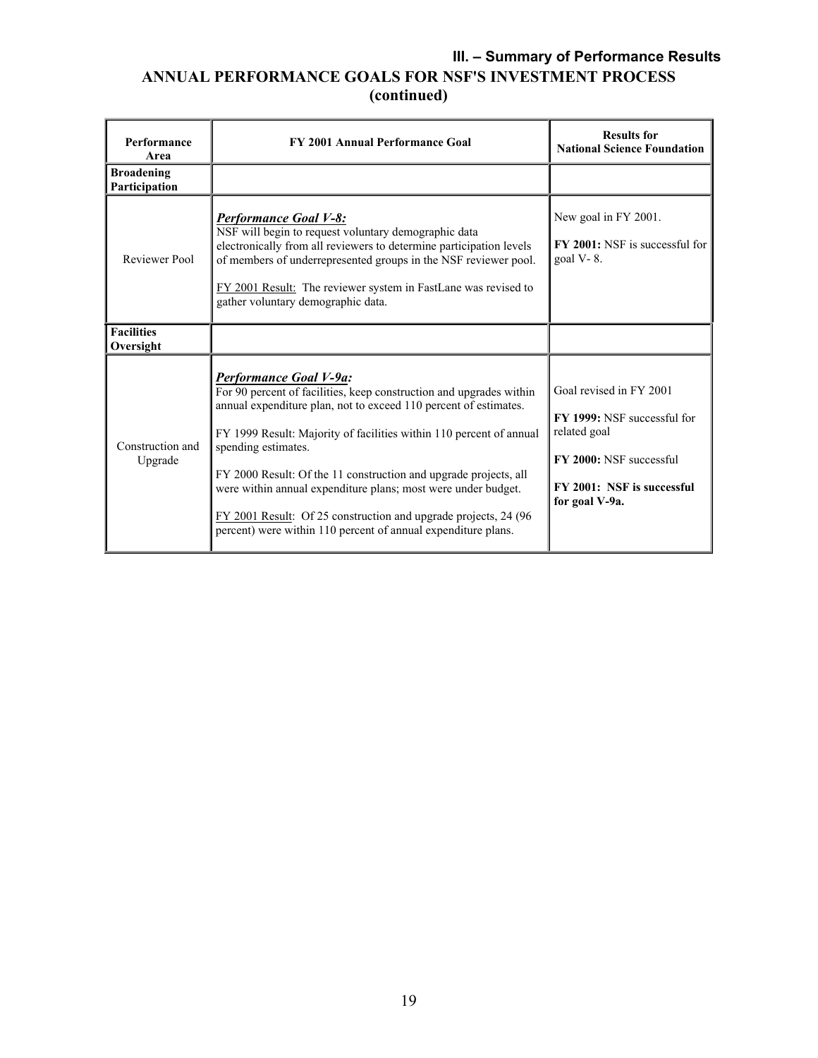### III. – Summary of Performance Results

## ANNUAL PERFORMANCE GOALS FOR NSF'S INVESTMENT PROCESS (continued)

| Performance Area | FY 2001 Annual Performance Goal | Results for National Science Foundation |
|---|---|---|
| **Broadening Participation** | | |
| Reviewer Pool | ***Performance Goal V-8:*** NSF will begin to request voluntary demographic data electronically from all reviewers to determine participation levels of members of underrepresented groups in the NSF reviewer pool. <br><br> FY 2001 Result: The reviewer system in FastLane was revised to gather voluntary demographic data. | New goal in FY 2001. <br><br> **FY 2001:** NSF is successful for goal V- 8. |
| **Facilities Oversight** | | |
| Construction and Upgrade | ***Performance Goal V-9a:*** For 90 percent of facilities, keep construction and upgrades within annual expenditure plan, not to exceed 110 percent of estimates. <br><br> FY 1999 Result: Majority of facilities within 110 percent of annual spending estimates. <br><br> FY 2000 Result: Of the 11 construction and upgrade projects, all were within annual expenditure plans; most were under budget. <br><br> FY 2001 Result: Of 25 construction and upgrade projects, 24 (96 percent) were within 110 percent of annual expenditure plans. | Goal revised in FY 2001 <br><br> **FY 1999:** NSF successful for related goal <br><br> **FY 2000:** NSF successful <br><br> **FY 2001: NSF is successful for goal V-9a.** |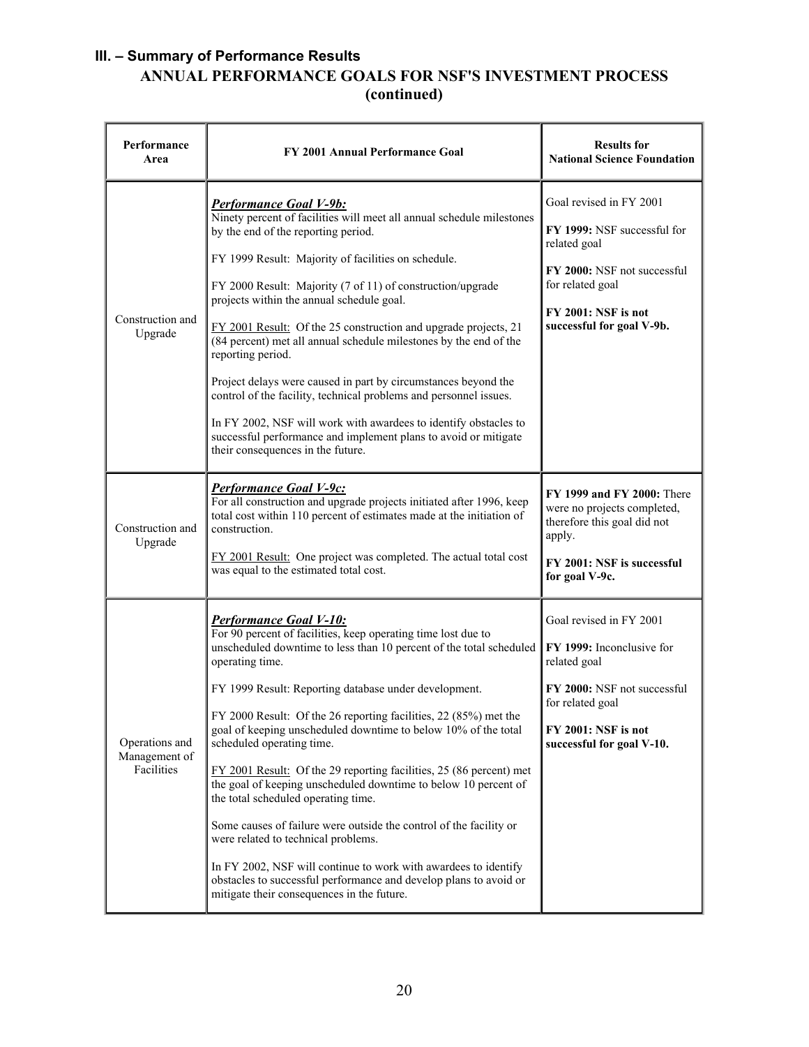### III. – Summary of Performance Results

## ANNUAL PERFORMANCE GOALS FOR NSF'S INVESTMENT PROCESS (continued)

| Performance Area | FY 2001 Annual Performance Goal | Results for National Science Foundation |
|---|---|---|
| Construction and Upgrade | ***Performance Goal V-9b:*** Ninety percent of facilities will meet all annual schedule milestones by the end of the reporting period.<br><br>FY 1999 Result: Majority of facilities on schedule.<br><br>FY 2000 Result: Majority (7 of 11) of construction/upgrade projects within the annual schedule goal.<br><br>FY 2001 Result: Of the 25 construction and upgrade projects, 21 (84 percent) met all annual schedule milestones by the end of the reporting period.<br><br>Project delays were caused in part by circumstances beyond the control of the facility, technical problems and personnel issues.<br><br>In FY 2002, NSF will work with awardees to identify obstacles to successful performance and implement plans to avoid or mitigate their consequences in the future. | Goal revised in FY 2001<br><br>**FY 1999:** NSF successful for related goal<br><br>**FY 2000:** NSF not successful for related goal<br><br>**FY 2001: NSF is not successful for goal V-9b.** |
| Construction and Upgrade | ***Performance Goal V-9c:*** For all construction and upgrade projects initiated after 1996, keep total cost within 110 percent of estimates made at the initiation of construction.<br><br>FY 2001 Result: One project was completed. The actual total cost was equal to the estimated total cost. | **FY 1999 and FY 2000:** There were no projects completed, therefore this goal did not apply.<br><br>**FY 2001: NSF is successful for goal V-9c.** |
| Operations and Management of Facilities | ***Performance Goal V-10:*** For 90 percent of facilities, keep operating time lost due to unscheduled downtime to less than 10 percent of the total scheduled operating time.<br><br>FY 1999 Result: Reporting database under development.<br><br>FY 2000 Result: Of the 26 reporting facilities, 22 (85%) met the goal of keeping unscheduled downtime to below 10% of the total scheduled operating time.<br><br>FY 2001 Result: Of the 29 reporting facilities, 25 (86 percent) met the goal of keeping unscheduled downtime to below 10 percent of the total scheduled operating time.<br><br>Some causes of failure were outside the control of the facility or were related to technical problems.<br><br>In FY 2002, NSF will continue to work with awardees to identify obstacles to successful performance and develop plans to avoid or mitigate their consequences in the future. | Goal revised in FY 2001<br><br>**FY 1999:** Inconclusive for related goal<br><br>**FY 2000:** NSF not successful for related goal<br><br>**FY 2001: NSF is not successful for goal V-10.** |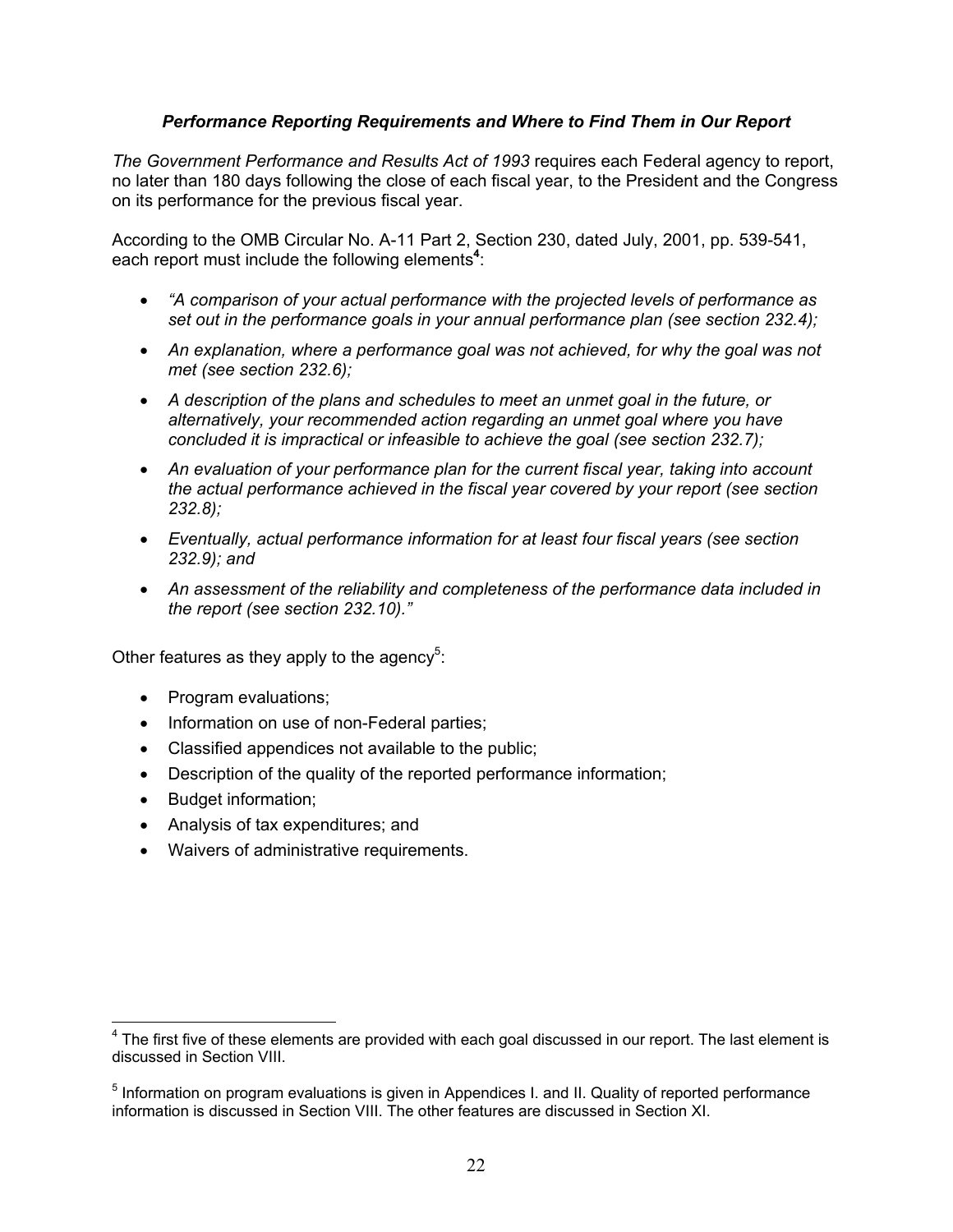### *Performance Reporting Requirements and Where to Find Them in Our Report*

*The Government Performance and Results Act of 1993* requires each Federal agency to report, no later than 180 days following the close of each fiscal year, to the President and the Congress on its performance for the previous fiscal year.

According to the OMB Circular No. A-11 Part 2, Section 230, dated July, 2001, pp. 539-541, each report must include the following elements[4]:

- *"A comparison of your actual performance with the projected levels of performance as set out in the performance goals in your annual performance plan (see section 232.4);*
- *An explanation, where a performance goal was not achieved, for why the goal was not met (see section 232.6);*
- *A description of the plans and schedules to meet an unmet goal in the future, or alternatively, your recommended action regarding an unmet goal where you have concluded it is impractical or infeasible to achieve the goal (see section 232.7);*
- *An evaluation of your performance plan for the current fiscal year, taking into account the actual performance achieved in the fiscal year covered by your report (see section 232.8);*
- *Eventually, actual performance information for at least four fiscal years (see section 232.9); and*
- *An assessment of the reliability and completeness of the performance data included in the report (see section 232.10)."*

Other features as they apply to the agency[5]:

- Program evaluations;
- Information on use of non-Federal parties;
- Classified appendices not available to the public;
- Description of the quality of the reported performance information;
- Budget information;
- Analysis of tax expenditures; and
- Waivers of administrative requirements.

[4] The first five of these elements are provided with each goal discussed in our report. The last element is discussed in Section VIII.

[5] Information on program evaluations is given in Appendices I. and II. Quality of reported performance information is discussed in Section VIII. The other features are discussed in Section XI.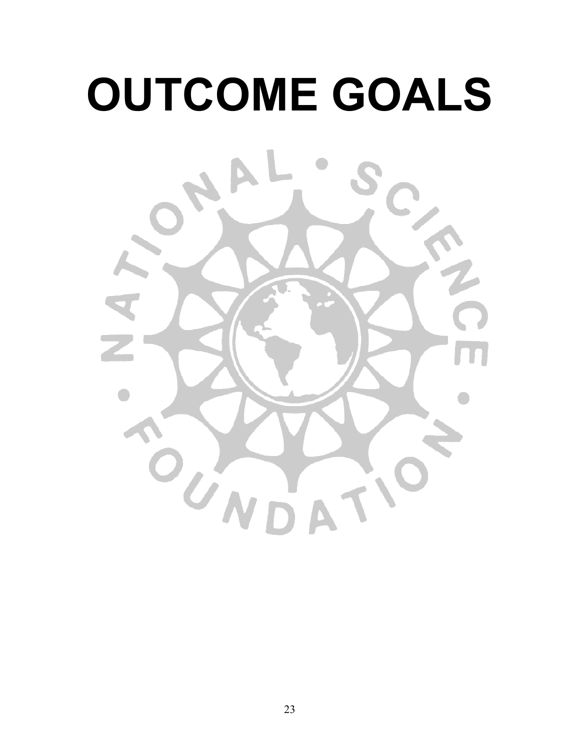# OUTCOME GOALS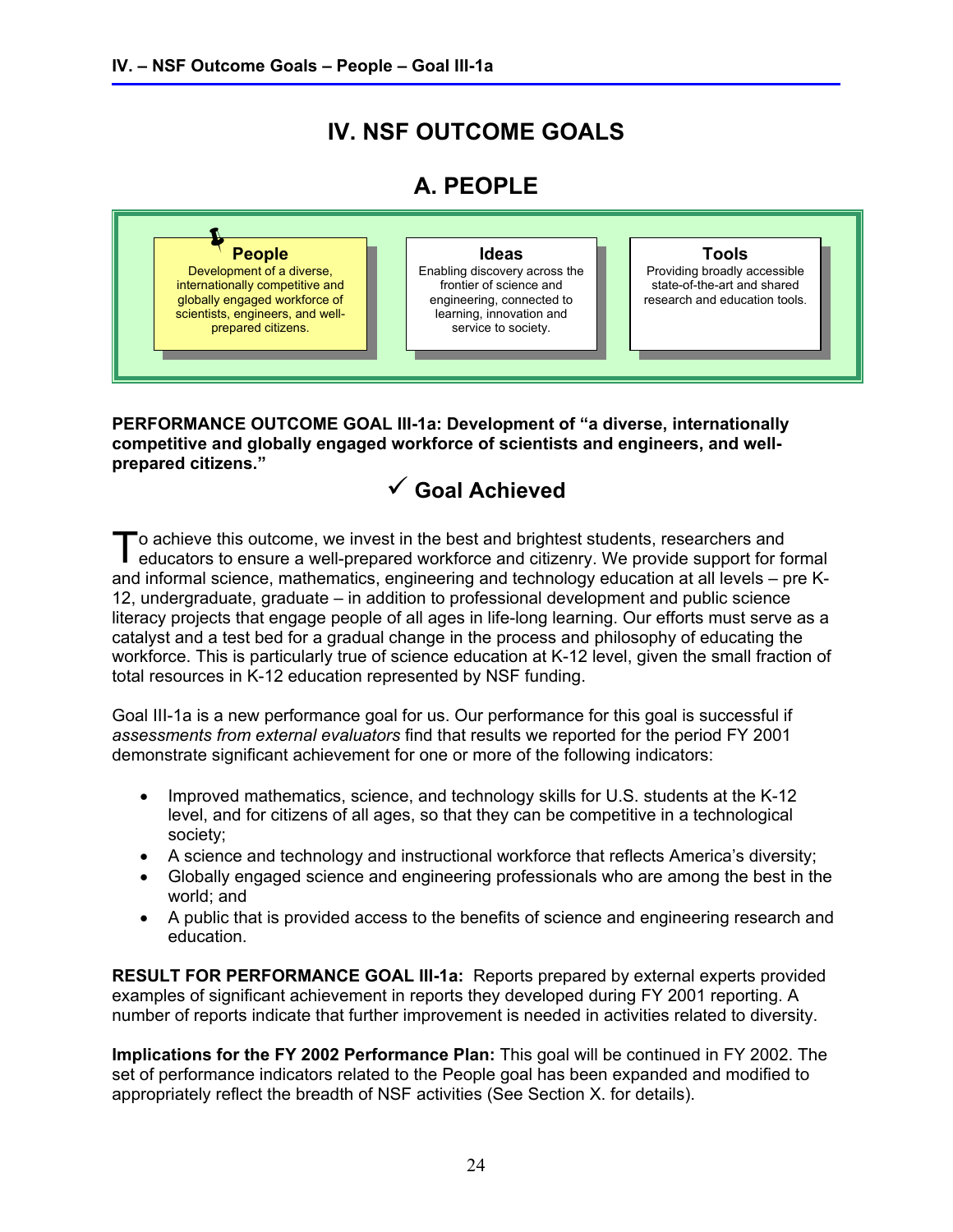# IV. NSF OUTCOME GOALS

## A. PEOPLE

| People | Ideas | Tools |
|---|---|---|
| Development of a diverse, internationally competitive and globally engaged workforce of scientists, engineers, and well-prepared citizens. | Enabling discovery across the frontier of science and engineering, connected to learning, innovation and service to society. | Providing broadly accessible state-of-the-art and shared research and education tools. |

**PERFORMANCE OUTCOME GOAL III-1a: Development of "a diverse, internationally competitive and globally engaged workforce of scientists and engineers, and well-prepared citizens."**

### ✓ Goal Achieved

To achieve this outcome, we invest in the best and brightest students, researchers and educators to ensure a well-prepared workforce and citizenry. We provide support for formal and informal science, mathematics, engineering and technology education at all levels – pre K-12, undergraduate, graduate – in addition to professional development and public science literacy projects that engage people of all ages in life-long learning. Our efforts must serve as a catalyst and a test bed for a gradual change in the process and philosophy of educating the workforce. This is particularly true of science education at K-12 level, given the small fraction of total resources in K-12 education represented by NSF funding.

Goal III-1a is a new performance goal for us. Our performance for this goal is successful if *assessments from external evaluators* find that results we reported for the period FY 2001 demonstrate significant achievement for one or more of the following indicators:

- Improved mathematics, science, and technology skills for U.S. students at the K-12 level, and for citizens of all ages, so that they can be competitive in a technological society;
- A science and technology and instructional workforce that reflects America's diversity;
- Globally engaged science and engineering professionals who are among the best in the world; and
- A public that is provided access to the benefits of science and engineering research and education.

**RESULT FOR PERFORMANCE GOAL III-1a:** Reports prepared by external experts provided examples of significant achievement in reports they developed during FY 2001 reporting. A number of reports indicate that further improvement is needed in activities related to diversity.

**Implications for the FY 2002 Performance Plan:** This goal will be continued in FY 2002. The set of performance indicators related to the People goal has been expanded and modified to appropriately reflect the breadth of NSF activities (See Section X. for details).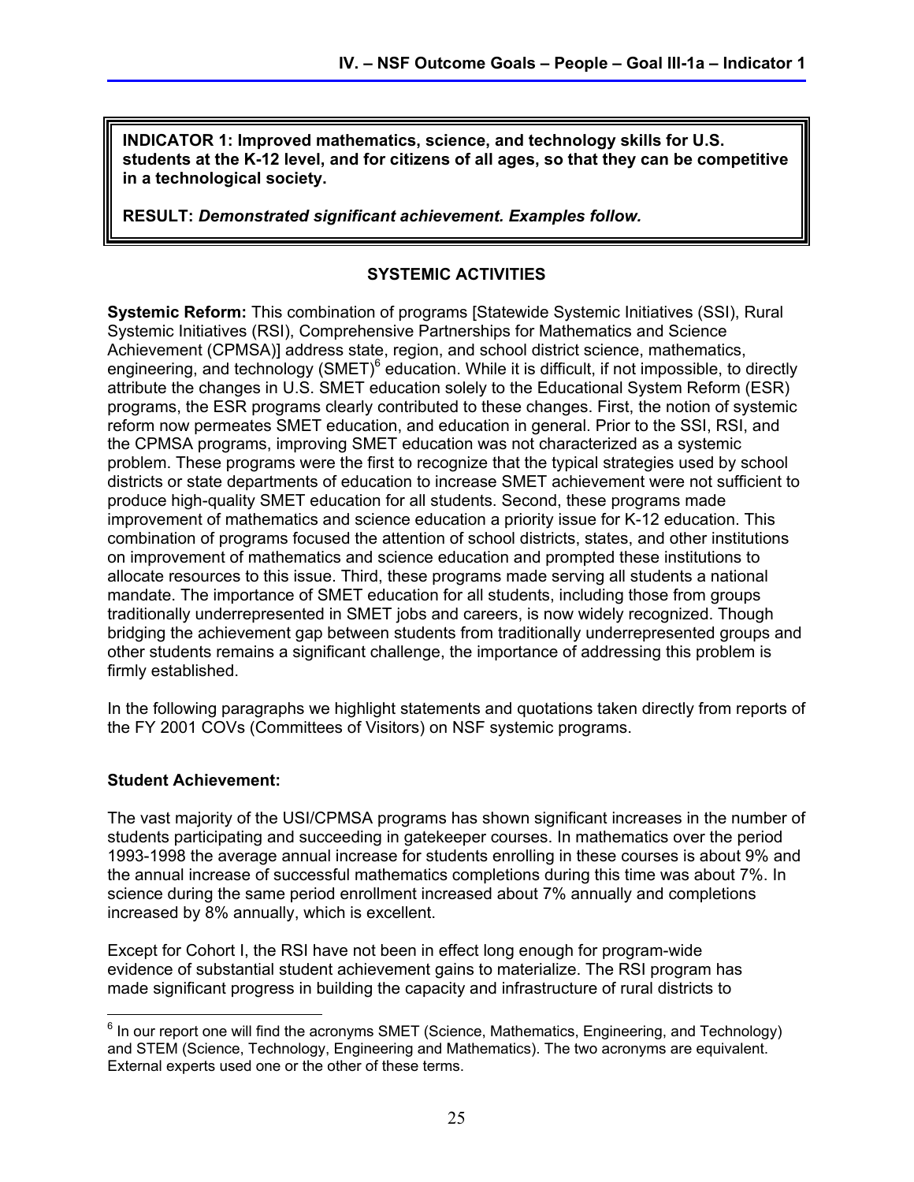**INDICATOR 1: Improved mathematics, science, and technology skills for U.S. students at the K-12 level, and for citizens of all ages, so that they can be competitive in a technological society.**

**RESULT:** ***Demonstrated significant achievement. Examples follow.***

## SYSTEMIC ACTIVITIES

**Systemic Reform:** This combination of programs [Statewide Systemic Initiatives (SSI), Rural Systemic Initiatives (RSI), Comprehensive Partnerships for Mathematics and Science Achievement (CPMSA)] address state, region, and school district science, mathematics, engineering, and technology (SMET)[6] education. While it is difficult, if not impossible, to directly attribute the changes in U.S. SMET education solely to the Educational System Reform (ESR) programs, the ESR programs clearly contributed to these changes. First, the notion of systemic reform now permeates SMET education, and education in general. Prior to the SSI, RSI, and the CPMSA programs, improving SMET education was not characterized as a systemic problem. These programs were the first to recognize that the typical strategies used by school districts or state departments of education to increase SMET achievement were not sufficient to produce high-quality SMET education for all students. Second, these programs made improvement of mathematics and science education a priority issue for K-12 education. This combination of programs focused the attention of school districts, states, and other institutions on improvement of mathematics and science education and prompted these institutions to allocate resources to this issue. Third, these programs made serving all students a national mandate. The importance of SMET education for all students, including those from groups traditionally underrepresented in SMET jobs and careers, is now widely recognized. Though bridging the achievement gap between students from traditionally underrepresented groups and other students remains a significant challenge, the importance of addressing this problem is firmly established.

In the following paragraphs we highlight statements and quotations taken directly from reports of the FY 2001 COVs (Committees of Visitors) on NSF systemic programs.

### Student Achievement:

The vast majority of the USI/CPMSA programs has shown significant increases in the number of students participating and succeeding in gatekeeper courses. In mathematics over the period 1993-1998 the average annual increase for students enrolling in these courses is about 9% and the annual increase of successful mathematics completions during this time was about 7%. In science during the same period enrollment increased about 7% annually and completions increased by 8% annually, which is excellent.

Except for Cohort I, the RSI have not been in effect long enough for program-wide evidence of substantial student achievement gains to materialize. The RSI program has made significant progress in building the capacity and infrastructure of rural districts to

[6] In our report one will find the acronyms SMET (Science, Mathematics, Engineering, and Technology) and STEM (Science, Technology, Engineering and Mathematics). The two acronyms are equivalent. External experts used one or the other of these terms.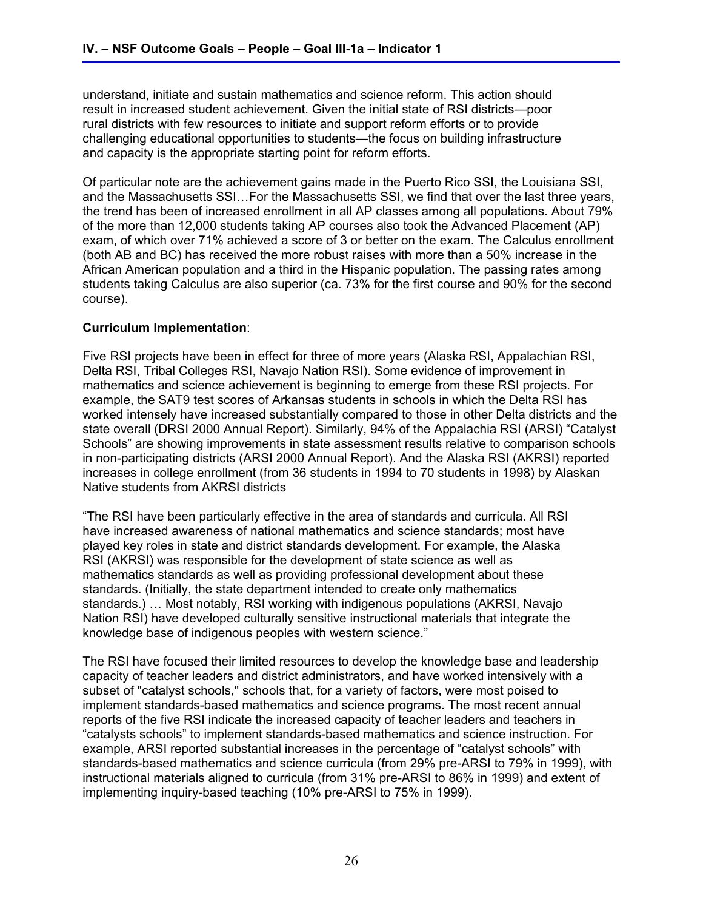understand, initiate and sustain mathematics and science reform. This action should result in increased student achievement. Given the initial state of RSI districts—poor rural districts with few resources to initiate and support reform efforts or to provide challenging educational opportunities to students—the focus on building infrastructure and capacity is the appropriate starting point for reform efforts.

Of particular note are the achievement gains made in the Puerto Rico SSI, the Louisiana SSI, and the Massachusetts SSI…For the Massachusetts SSI, we find that over the last three years, the trend has been of increased enrollment in all AP classes among all populations. About 79% of the more than 12,000 students taking AP courses also took the Advanced Placement (AP) exam, of which over 71% achieved a score of 3 or better on the exam. The Calculus enrollment (both AB and BC) has received the more robust raises with more than a 50% increase in the African American population and a third in the Hispanic population. The passing rates among students taking Calculus are also superior (ca. 73% for the first course and 90% for the second course).

**Curriculum Implementation**:

Five RSI projects have been in effect for three of more years (Alaska RSI, Appalachian RSI, Delta RSI, Tribal Colleges RSI, Navajo Nation RSI). Some evidence of improvement in mathematics and science achievement is beginning to emerge from these RSI projects. For example, the SAT9 test scores of Arkansas students in schools in which the Delta RSI has worked intensely have increased substantially compared to those in other Delta districts and the state overall (DRSI 2000 Annual Report). Similarly, 94% of the Appalachia RSI (ARSI) "Catalyst Schools" are showing improvements in state assessment results relative to comparison schools in non-participating districts (ARSI 2000 Annual Report). And the Alaska RSI (AKRSI) reported increases in college enrollment (from 36 students in 1994 to 70 students in 1998) by Alaskan Native students from AKRSI districts

"The RSI have been particularly effective in the area of standards and curricula. All RSI have increased awareness of national mathematics and science standards; most have played key roles in state and district standards development. For example, the Alaska RSI (AKRSI) was responsible for the development of state science as well as mathematics standards as well as providing professional development about these standards. (Initially, the state department intended to create only mathematics standards.) … Most notably, RSI working with indigenous populations (AKRSI, Navajo Nation RSI) have developed culturally sensitive instructional materials that integrate the knowledge base of indigenous peoples with western science."

The RSI have focused their limited resources to develop the knowledge base and leadership capacity of teacher leaders and district administrators, and have worked intensively with a subset of "catalyst schools," schools that, for a variety of factors, were most poised to implement standards-based mathematics and science programs. The most recent annual reports of the five RSI indicate the increased capacity of teacher leaders and teachers in "catalysts schools" to implement standards-based mathematics and science instruction. For example, ARSI reported substantial increases in the percentage of "catalyst schools" with standards-based mathematics and science curricula (from 29% pre-ARSI to 79% in 1999), with instructional materials aligned to curricula (from 31% pre-ARSI to 86% in 1999) and extent of implementing inquiry-based teaching (10% pre-ARSI to 75% in 1999).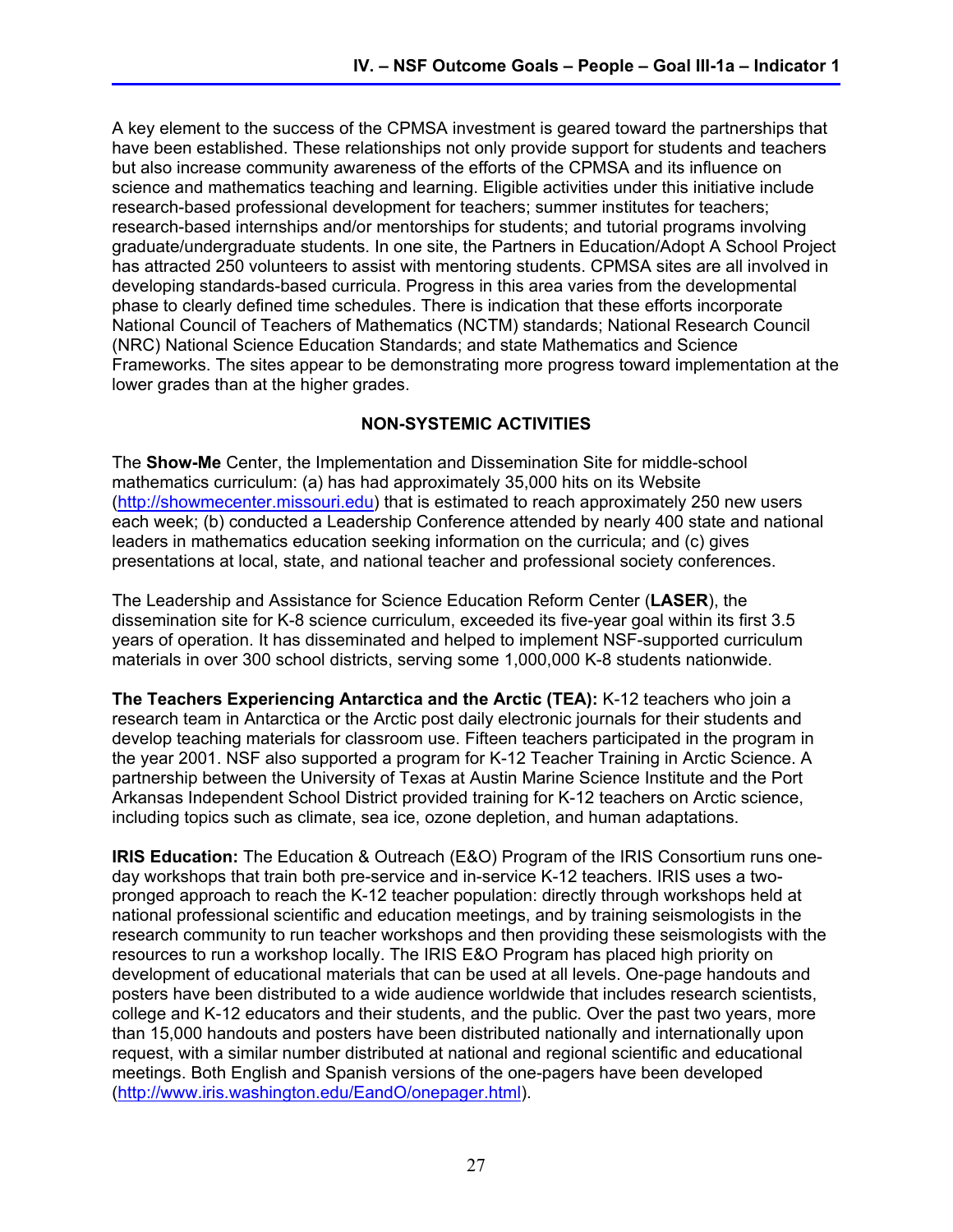A key element to the success of the CPMSA investment is geared toward the partnerships that have been established. These relationships not only provide support for students and teachers but also increase community awareness of the efforts of the CPMSA and its influence on science and mathematics teaching and learning. Eligible activities under this initiative include research-based professional development for teachers; summer institutes for teachers; research-based internships and/or mentorships for students; and tutorial programs involving graduate/undergraduate students. In one site, the Partners in Education/Adopt A School Project has attracted 250 volunteers to assist with mentoring students. CPMSA sites are all involved in developing standards-based curricula. Progress in this area varies from the developmental phase to clearly defined time schedules. There is indication that these efforts incorporate National Council of Teachers of Mathematics (NCTM) standards; National Research Council (NRC) National Science Education Standards; and state Mathematics and Science Frameworks. The sites appear to be demonstrating more progress toward implementation at the lower grades than at the higher grades.

## NON-SYSTEMIC ACTIVITIES

The **Show-Me** Center, the Implementation and Dissemination Site for middle-school mathematics curriculum: (a) has had approximately 35,000 hits on its Website (http://showmecenter.missouri.edu) that is estimated to reach approximately 250 new users each week; (b) conducted a Leadership Conference attended by nearly 400 state and national leaders in mathematics education seeking information on the curricula; and (c) gives presentations at local, state, and national teacher and professional society conferences.

The Leadership and Assistance for Science Education Reform Center (**LASER**), the dissemination site for K-8 science curriculum, exceeded its five-year goal within its first 3.5 years of operation. It has disseminated and helped to implement NSF-supported curriculum materials in over 300 school districts, serving some 1,000,000 K-8 students nationwide.

**The Teachers Experiencing Antarctica and the Arctic (TEA):** K-12 teachers who join a research team in Antarctica or the Arctic post daily electronic journals for their students and develop teaching materials for classroom use. Fifteen teachers participated in the program in the year 2001. NSF also supported a program for K-12 Teacher Training in Arctic Science. A partnership between the University of Texas at Austin Marine Science Institute and the Port Arkansas Independent School District provided training for K-12 teachers on Arctic science, including topics such as climate, sea ice, ozone depletion, and human adaptations.

**IRIS Education:** The Education & Outreach (E&O) Program of the IRIS Consortium runs one-day workshops that train both pre-service and in-service K-12 teachers. IRIS uses a two-pronged approach to reach the K-12 teacher population: directly through workshops held at national professional scientific and education meetings, and by training seismologists in the research community to run teacher workshops and then providing these seismologists with the resources to run a workshop locally. The IRIS E&O Program has placed high priority on development of educational materials that can be used at all levels. One-page handouts and posters have been distributed to a wide audience worldwide that includes research scientists, college and K-12 educators and their students, and the public. Over the past two years, more than 15,000 handouts and posters have been distributed nationally and internationally upon request, with a similar number distributed at national and regional scientific and educational meetings. Both English and Spanish versions of the one-pagers have been developed (http://www.iris.washington.edu/EandO/onepager.html).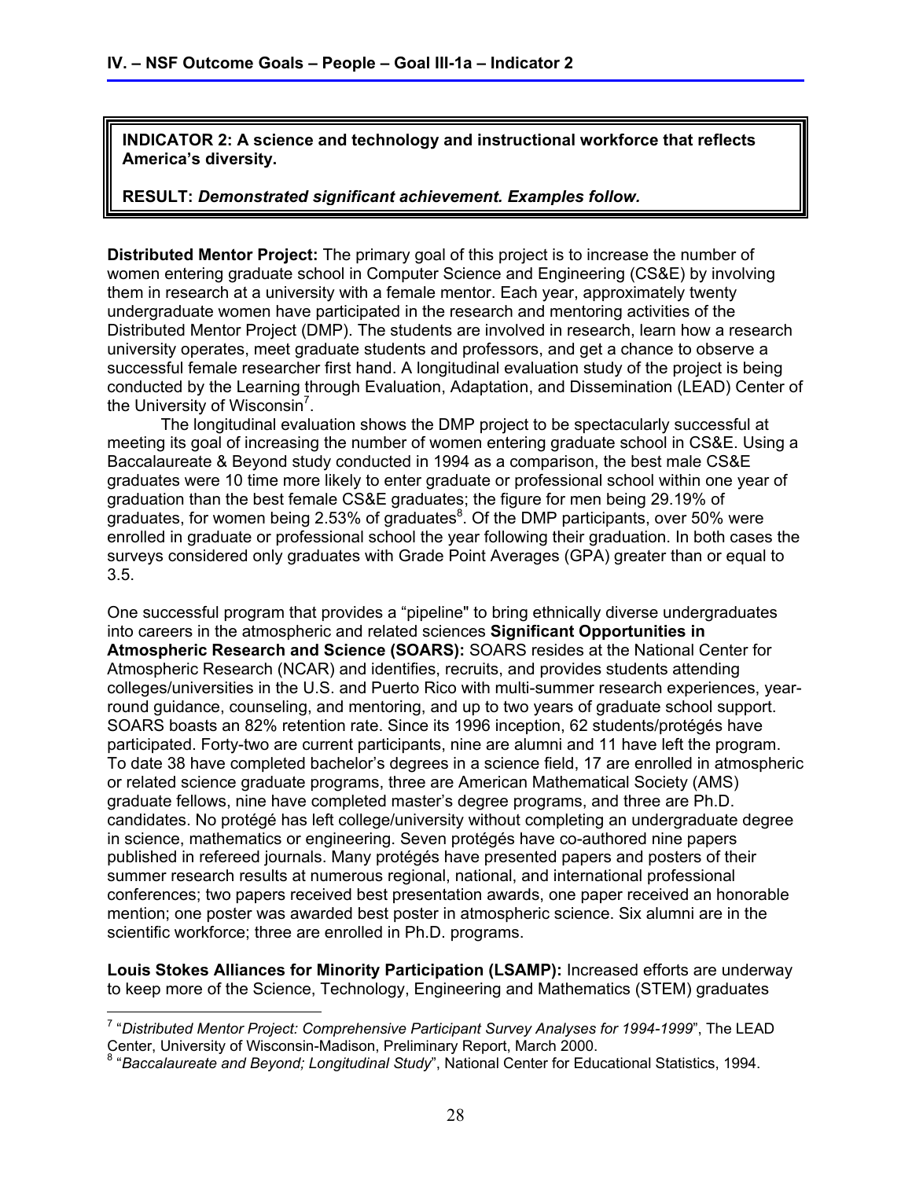**INDICATOR 2: A science and technology and instructional workforce that reflects America's diversity.**

**RESULT:** ***Demonstrated significant achievement. Examples follow.***

**Distributed Mentor Project:** The primary goal of this project is to increase the number of women entering graduate school in Computer Science and Engineering (CS&E) by involving them in research at a university with a female mentor. Each year, approximately twenty undergraduate women have participated in the research and mentoring activities of the Distributed Mentor Project (DMP). The students are involved in research, learn how a research university operates, meet graduate students and professors, and get a chance to observe a successful female researcher first hand. A longitudinal evaluation study of the project is being conducted by the Learning through Evaluation, Adaptation, and Dissemination (LEAD) Center of the University of Wisconsin[7].

The longitudinal evaluation shows the DMP project to be spectacularly successful at meeting its goal of increasing the number of women entering graduate school in CS&E. Using a Baccalaureate & Beyond study conducted in 1994 as a comparison, the best male CS&E graduates were 10 time more likely to enter graduate or professional school within one year of graduation than the best female CS&E graduates; the figure for men being 29.19% of graduates, for women being 2.53% of graduates[8]. Of the DMP participants, over 50% were enrolled in graduate or professional school the year following their graduation. In both cases the surveys considered only graduates with Grade Point Averages (GPA) greater than or equal to 3.5.

One successful program that provides a "pipeline" to bring ethnically diverse undergraduates into careers in the atmospheric and related sciences **Significant Opportunities in Atmospheric Research and Science (SOARS):** SOARS resides at the National Center for Atmospheric Research (NCAR) and identifies, recruits, and provides students attending colleges/universities in the U.S. and Puerto Rico with multi-summer research experiences, year-round guidance, counseling, and mentoring, and up to two years of graduate school support. SOARS boasts an 82% retention rate. Since its 1996 inception, 62 students/protégés have participated. Forty-two are current participants, nine are alumni and 11 have left the program. To date 38 have completed bachelor's degrees in a science field, 17 are enrolled in atmospheric or related science graduate programs, three are American Mathematical Society (AMS) graduate fellows, nine have completed master's degree programs, and three are Ph.D. candidates. No protégé has left college/university without completing an undergraduate degree in science, mathematics or engineering. Seven protégés have co-authored nine papers published in refereed journals. Many protégés have presented papers and posters of their summer research results at numerous regional, national, and international professional conferences; two papers received best presentation awards, one paper received an honorable mention; one poster was awarded best poster in atmospheric science. Six alumni are in the scientific workforce; three are enrolled in Ph.D. programs.

**Louis Stokes Alliances for Minority Participation (LSAMP):** Increased efforts are underway to keep more of the Science, Technology, Engineering and Mathematics (STEM) graduates

---

[7] "*Distributed Mentor Project: Comprehensive Participant Survey Analyses for 1994-1999*", The LEAD Center, University of Wisconsin-Madison, Preliminary Report, March 2000.

[8] "*Baccalaureate and Beyond; Longitudinal Study*", National Center for Educational Statistics, 1994.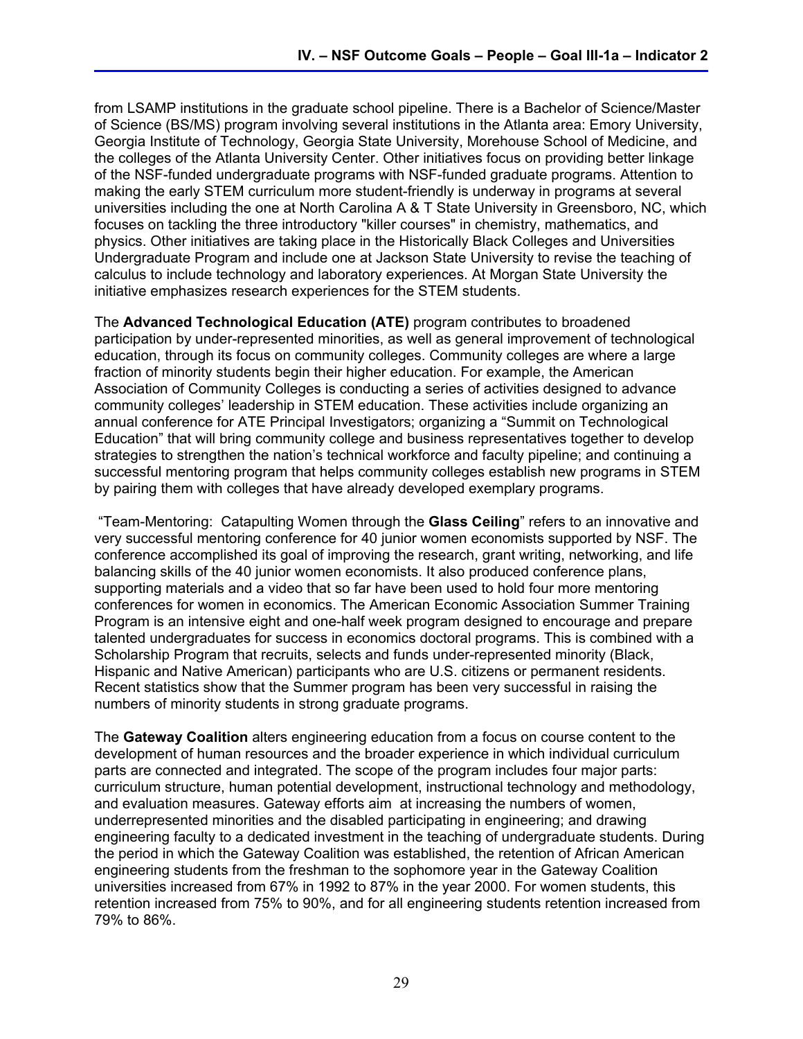from LSAMP institutions in the graduate school pipeline. There is a Bachelor of Science/Master of Science (BS/MS) program involving several institutions in the Atlanta area: Emory University, Georgia Institute of Technology, Georgia State University, Morehouse School of Medicine, and the colleges of the Atlanta University Center. Other initiatives focus on providing better linkage of the NSF-funded undergraduate programs with NSF-funded graduate programs. Attention to making the early STEM curriculum more student-friendly is underway in programs at several universities including the one at North Carolina A & T State University in Greensboro, NC, which focuses on tackling the three introductory "killer courses" in chemistry, mathematics, and physics. Other initiatives are taking place in the Historically Black Colleges and Universities Undergraduate Program and include one at Jackson State University to revise the teaching of calculus to include technology and laboratory experiences. At Morgan State University the initiative emphasizes research experiences for the STEM students.

The **Advanced Technological Education (ATE)** program contributes to broadened participation by under-represented minorities, as well as general improvement of technological education, through its focus on community colleges. Community colleges are where a large fraction of minority students begin their higher education. For example, the American Association of Community Colleges is conducting a series of activities designed to advance community colleges' leadership in STEM education. These activities include organizing an annual conference for ATE Principal Investigators; organizing a "Summit on Technological Education" that will bring community college and business representatives together to develop strategies to strengthen the nation's technical workforce and faculty pipeline; and continuing a successful mentoring program that helps community colleges establish new programs in STEM by pairing them with colleges that have already developed exemplary programs.

"Team-Mentoring: Catapulting Women through the **Glass Ceiling**" refers to an innovative and very successful mentoring conference for 40 junior women economists supported by NSF. The conference accomplished its goal of improving the research, grant writing, networking, and life balancing skills of the 40 junior women economists. It also produced conference plans, supporting materials and a video that so far have been used to hold four more mentoring conferences for women in economics. The American Economic Association Summer Training Program is an intensive eight and one-half week program designed to encourage and prepare talented undergraduates for success in economics doctoral programs. This is combined with a Scholarship Program that recruits, selects and funds under-represented minority (Black, Hispanic and Native American) participants who are U.S. citizens or permanent residents. Recent statistics show that the Summer program has been very successful in raising the numbers of minority students in strong graduate programs.

The **Gateway Coalition** alters engineering education from a focus on course content to the development of human resources and the broader experience in which individual curriculum parts are connected and integrated. The scope of the program includes four major parts: curriculum structure, human potential development, instructional technology and methodology, and evaluation measures. Gateway efforts aim at increasing the numbers of women, underrepresented minorities and the disabled participating in engineering; and drawing engineering faculty to a dedicated investment in the teaching of undergraduate students. During the period in which the Gateway Coalition was established, the retention of African American engineering students from the freshman to the sophomore year in the Gateway Coalition universities increased from 67% in 1992 to 87% in the year 2000. For women students, this retention increased from 75% to 90%, and for all engineering students retention increased from 79% to 86%.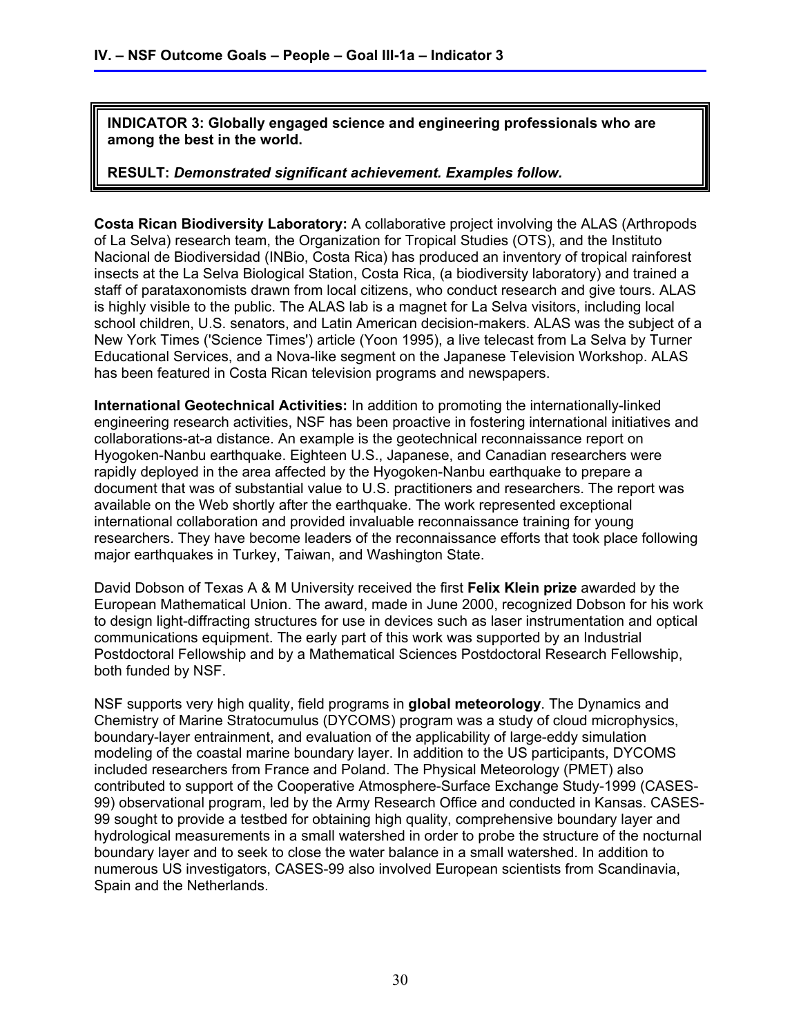**INDICATOR 3: Globally engaged science and engineering professionals who are among the best in the world.**

**RESULT:** ***Demonstrated significant achievement. Examples follow.***

**Costa Rican Biodiversity Laboratory:** A collaborative project involving the ALAS (Arthropods of La Selva) research team, the Organization for Tropical Studies (OTS), and the Instituto Nacional de Biodiversidad (INBio, Costa Rica) has produced an inventory of tropical rainforest insects at the La Selva Biological Station, Costa Rica, (a biodiversity laboratory) and trained a staff of parataxonomists drawn from local citizens, who conduct research and give tours. ALAS is highly visible to the public. The ALAS lab is a magnet for La Selva visitors, including local school children, U.S. senators, and Latin American decision-makers. ALAS was the subject of a New York Times ('Science Times') article (Yoon 1995), a live telecast from La Selva by Turner Educational Services, and a Nova-like segment on the Japanese Television Workshop. ALAS has been featured in Costa Rican television programs and newspapers.

**International Geotechnical Activities:** In addition to promoting the internationally-linked engineering research activities, NSF has been proactive in fostering international initiatives and collaborations-at-a distance. An example is the geotechnical reconnaissance report on Hyogoken-Nanbu earthquake. Eighteen U.S., Japanese, and Canadian researchers were rapidly deployed in the area affected by the Hyogoken-Nanbu earthquake to prepare a document that was of substantial value to U.S. practitioners and researchers. The report was available on the Web shortly after the earthquake. The work represented exceptional international collaboration and provided invaluable reconnaissance training for young researchers. They have become leaders of the reconnaissance efforts that took place following major earthquakes in Turkey, Taiwan, and Washington State.

David Dobson of Texas A & M University received the first **Felix Klein prize** awarded by the European Mathematical Union. The award, made in June 2000, recognized Dobson for his work to design light-diffracting structures for use in devices such as laser instrumentation and optical communications equipment. The early part of this work was supported by an Industrial Postdoctoral Fellowship and by a Mathematical Sciences Postdoctoral Research Fellowship, both funded by NSF.

NSF supports very high quality, field programs in **global meteorology**. The Dynamics and Chemistry of Marine Stratocumulus (DYCOMS) program was a study of cloud microphysics, boundary-layer entrainment, and evaluation of the applicability of large-eddy simulation modeling of the coastal marine boundary layer. In addition to the US participants, DYCOMS included researchers from France and Poland. The Physical Meteorology (PMET) also contributed to support of the Cooperative Atmosphere-Surface Exchange Study-1999 (CASES-99) observational program, led by the Army Research Office and conducted in Kansas. CASES-99 sought to provide a testbed for obtaining high quality, comprehensive boundary layer and hydrological measurements in a small watershed in order to probe the structure of the nocturnal boundary layer and to seek to close the water balance in a small watershed. In addition to numerous US investigators, CASES-99 also involved European scientists from Scandinavia, Spain and the Netherlands.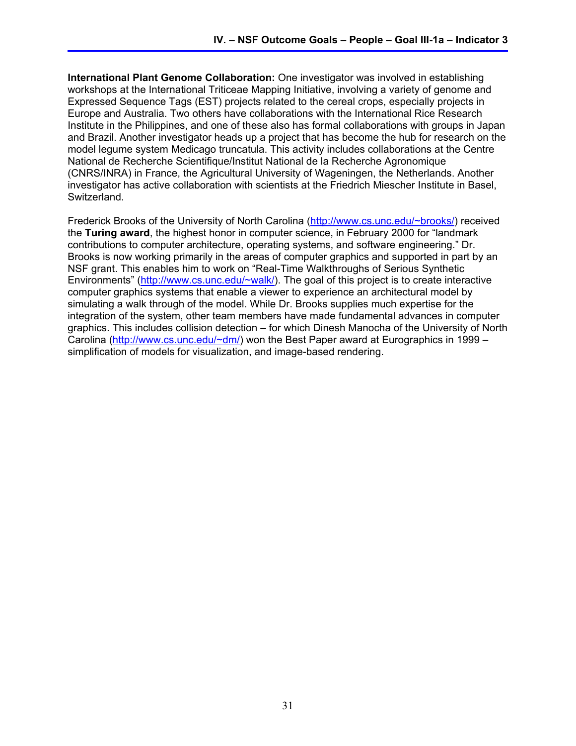**International Plant Genome Collaboration:** One investigator was involved in establishing workshops at the International Triticeae Mapping Initiative, involving a variety of genome and Expressed Sequence Tags (EST) projects related to the cereal crops, especially projects in Europe and Australia. Two others have collaborations with the International Rice Research Institute in the Philippines, and one of these also has formal collaborations with groups in Japan and Brazil. Another investigator heads up a project that has become the hub for research on the model legume system Medicago truncatula. This activity includes collaborations at the Centre National de Recherche Scientifique/Institut National de la Recherche Agronomique (CNRS/INRA) in France, the Agricultural University of Wageningen, the Netherlands. Another investigator has active collaboration with scientists at the Friedrich Miescher Institute in Basel, Switzerland.

Frederick Brooks of the University of North Carolina (http://www.cs.unc.edu/~brooks/) received the **Turing award**, the highest honor in computer science, in February 2000 for "landmark contributions to computer architecture, operating systems, and software engineering." Dr. Brooks is now working primarily in the areas of computer graphics and supported in part by an NSF grant. This enables him to work on "Real-Time Walkthroughs of Serious Synthetic Environments" (http://www.cs.unc.edu/~walk/). The goal of this project is to create interactive computer graphics systems that enable a viewer to experience an architectural model by simulating a walk through of the model. While Dr. Brooks supplies much expertise for the integration of the system, other team members have made fundamental advances in computer graphics. This includes collision detection – for which Dinesh Manocha of the University of North Carolina (http://www.cs.unc.edu/~dm/) won the Best Paper award at Eurographics in 1999 – simplification of models for visualization, and image-based rendering.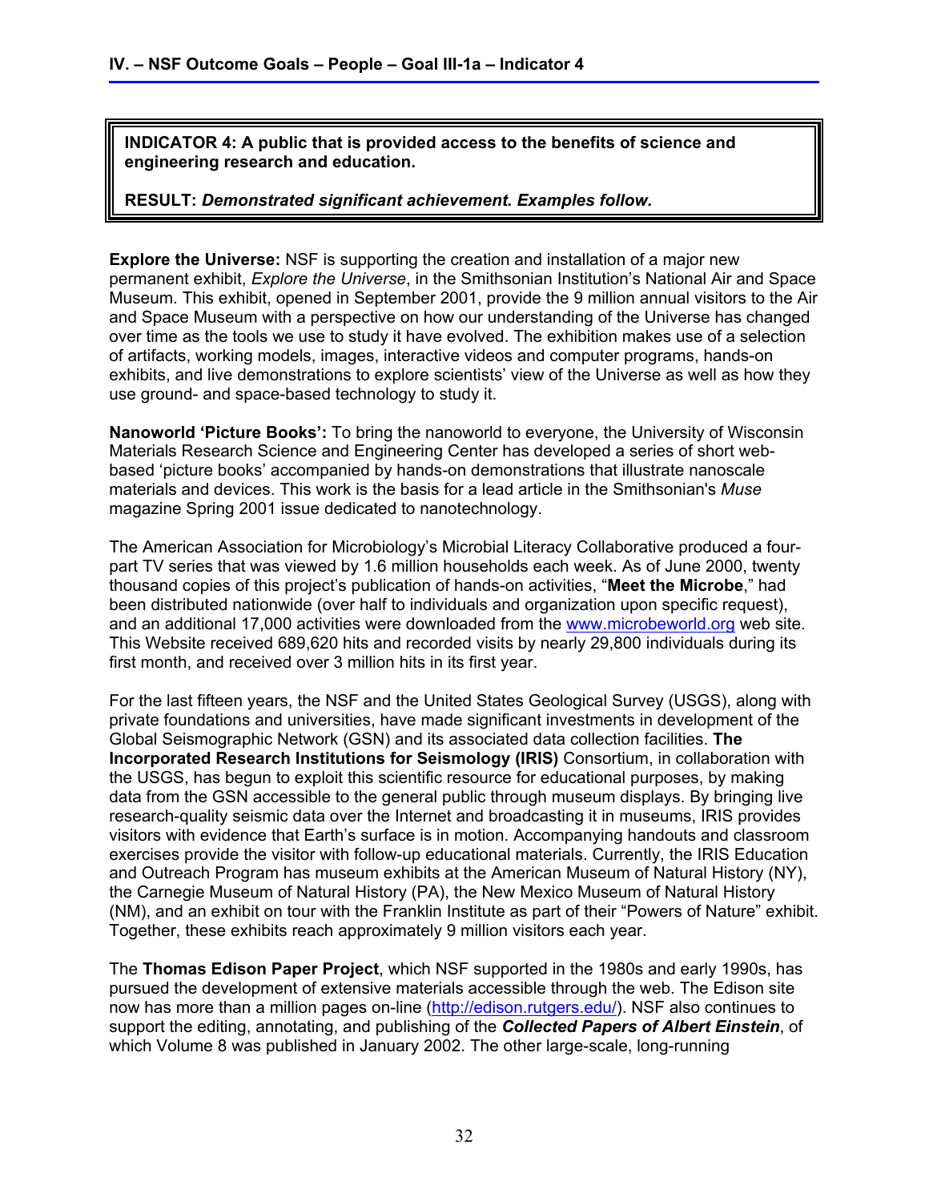**INDICATOR 4: A public that is provided access to the benefits of science and engineering research and education.**

**RESULT:** ***Demonstrated significant achievement. Examples follow.***

**Explore the Universe:** NSF is supporting the creation and installation of a major new permanent exhibit, *Explore the Universe*, in the Smithsonian Institution's National Air and Space Museum. This exhibit, opened in September 2001, provide the 9 million annual visitors to the Air and Space Museum with a perspective on how our understanding of the Universe has changed over time as the tools we use to study it have evolved. The exhibition makes use of a selection of artifacts, working models, images, interactive videos and computer programs, hands-on exhibits, and live demonstrations to explore scientists' view of the Universe as well as how they use ground- and space-based technology to study it.

**Nanoworld 'Picture Books':** To bring the nanoworld to everyone, the University of Wisconsin Materials Research Science and Engineering Center has developed a series of short web-based 'picture books' accompanied by hands-on demonstrations that illustrate nanoscale materials and devices. This work is the basis for a lead article in the Smithsonian's *Muse* magazine Spring 2001 issue dedicated to nanotechnology.

The American Association for Microbiology's Microbial Literacy Collaborative produced a four-part TV series that was viewed by 1.6 million households each week. As of June 2000, twenty thousand copies of this project's publication of hands-on activities, "**Meet the Microbe**," had been distributed nationwide (over half to individuals and organization upon specific request), and an additional 17,000 activities were downloaded from the www.microbeworld.org web site. This Website received 689,620 hits and recorded visits by nearly 29,800 individuals during its first month, and received over 3 million hits in its first year.

For the last fifteen years, the NSF and the United States Geological Survey (USGS), along with private foundations and universities, have made significant investments in development of the Global Seismographic Network (GSN) and its associated data collection facilities. **The Incorporated Research Institutions for Seismology (IRIS)** Consortium, in collaboration with the USGS, has begun to exploit this scientific resource for educational purposes, by making data from the GSN accessible to the general public through museum displays. By bringing live research-quality seismic data over the Internet and broadcasting it in museums, IRIS provides visitors with evidence that Earth's surface is in motion. Accompanying handouts and classroom exercises provide the visitor with follow-up educational materials. Currently, the IRIS Education and Outreach Program has museum exhibits at the American Museum of Natural History (NY), the Carnegie Museum of Natural History (PA), the New Mexico Museum of Natural History (NM), and an exhibit on tour with the Franklin Institute as part of their "Powers of Nature" exhibit. Together, these exhibits reach approximately 9 million visitors each year.

The **Thomas Edison Paper Project**, which NSF supported in the 1980s and early 1990s, has pursued the development of extensive materials accessible through the web. The Edison site now has more than a million pages on-line (http://edison.rutgers.edu/). NSF also continues to support the editing, annotating, and publishing of the ***Collected Papers of Albert Einstein***, of which Volume 8 was published in January 2002. The other large-scale, long-running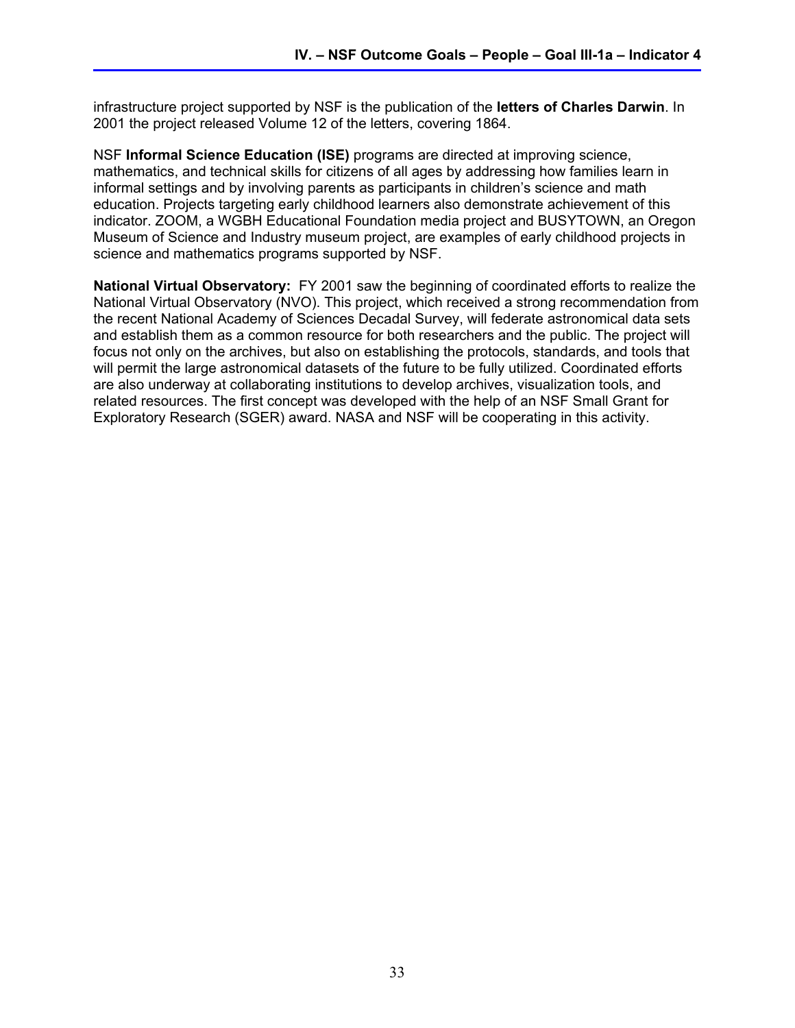infrastructure project supported by NSF is the publication of the **letters of Charles Darwin**. In 2001 the project released Volume 12 of the letters, covering 1864.

NSF **Informal Science Education (ISE)** programs are directed at improving science, mathematics, and technical skills for citizens of all ages by addressing how families learn in informal settings and by involving parents as participants in children's science and math education. Projects targeting early childhood learners also demonstrate achievement of this indicator. ZOOM, a WGBH Educational Foundation media project and BUSYTOWN, an Oregon Museum of Science and Industry museum project, are examples of early childhood projects in science and mathematics programs supported by NSF.

**National Virtual Observatory:** FY 2001 saw the beginning of coordinated efforts to realize the National Virtual Observatory (NVO). This project, which received a strong recommendation from the recent National Academy of Sciences Decadal Survey, will federate astronomical data sets and establish them as a common resource for both researchers and the public. The project will focus not only on the archives, but also on establishing the protocols, standards, and tools that will permit the large astronomical datasets of the future to be fully utilized. Coordinated efforts are also underway at collaborating institutions to develop archives, visualization tools, and related resources. The first concept was developed with the help of an NSF Small Grant for Exploratory Research (SGER) award. NASA and NSF will be cooperating in this activity.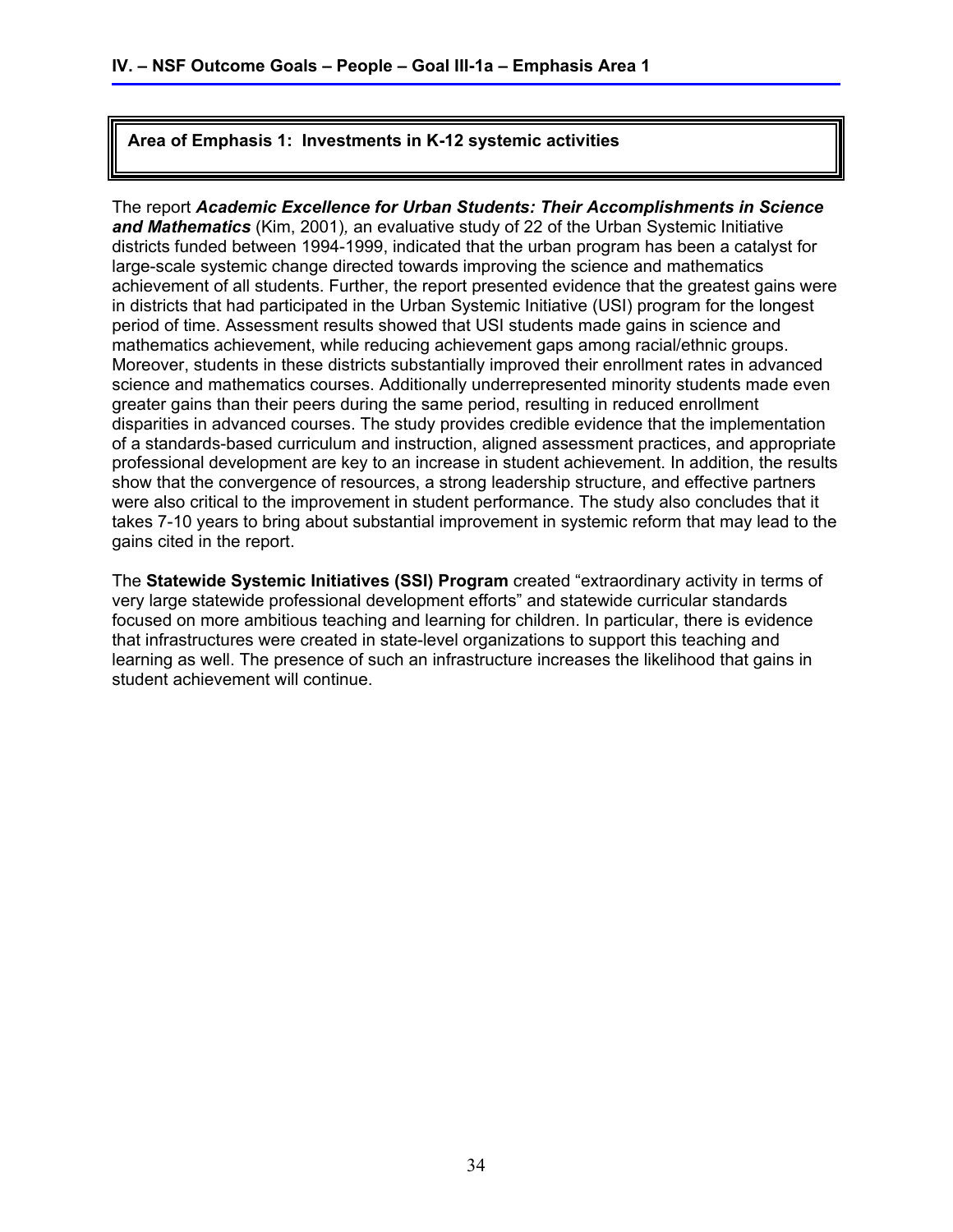## Area of Emphasis 1: Investments in K-12 systemic activities

The report ***Academic Excellence for Urban Students: Their Accomplishments in Science and Mathematics*** (Kim, 2001)*,* an evaluative study of 22 of the Urban Systemic Initiative districts funded between 1994-1999, indicated that the urban program has been a catalyst for large-scale systemic change directed towards improving the science and mathematics achievement of all students. Further, the report presented evidence that the greatest gains were in districts that had participated in the Urban Systemic Initiative (USI) program for the longest period of time. Assessment results showed that USI students made gains in science and mathematics achievement, while reducing achievement gaps among racial/ethnic groups. Moreover, students in these districts substantially improved their enrollment rates in advanced science and mathematics courses. Additionally underrepresented minority students made even greater gains than their peers during the same period, resulting in reduced enrollment disparities in advanced courses. The study provides credible evidence that the implementation of a standards-based curriculum and instruction, aligned assessment practices, and appropriate professional development are key to an increase in student achievement. In addition, the results show that the convergence of resources, a strong leadership structure, and effective partners were also critical to the improvement in student performance. The study also concludes that it takes 7-10 years to bring about substantial improvement in systemic reform that may lead to the gains cited in the report.

The **Statewide Systemic Initiatives (SSI) Program** created "extraordinary activity in terms of very large statewide professional development efforts" and statewide curricular standards focused on more ambitious teaching and learning for children. In particular, there is evidence that infrastructures were created in state-level organizations to support this teaching and learning as well. The presence of such an infrastructure increases the likelihood that gains in student achievement will continue.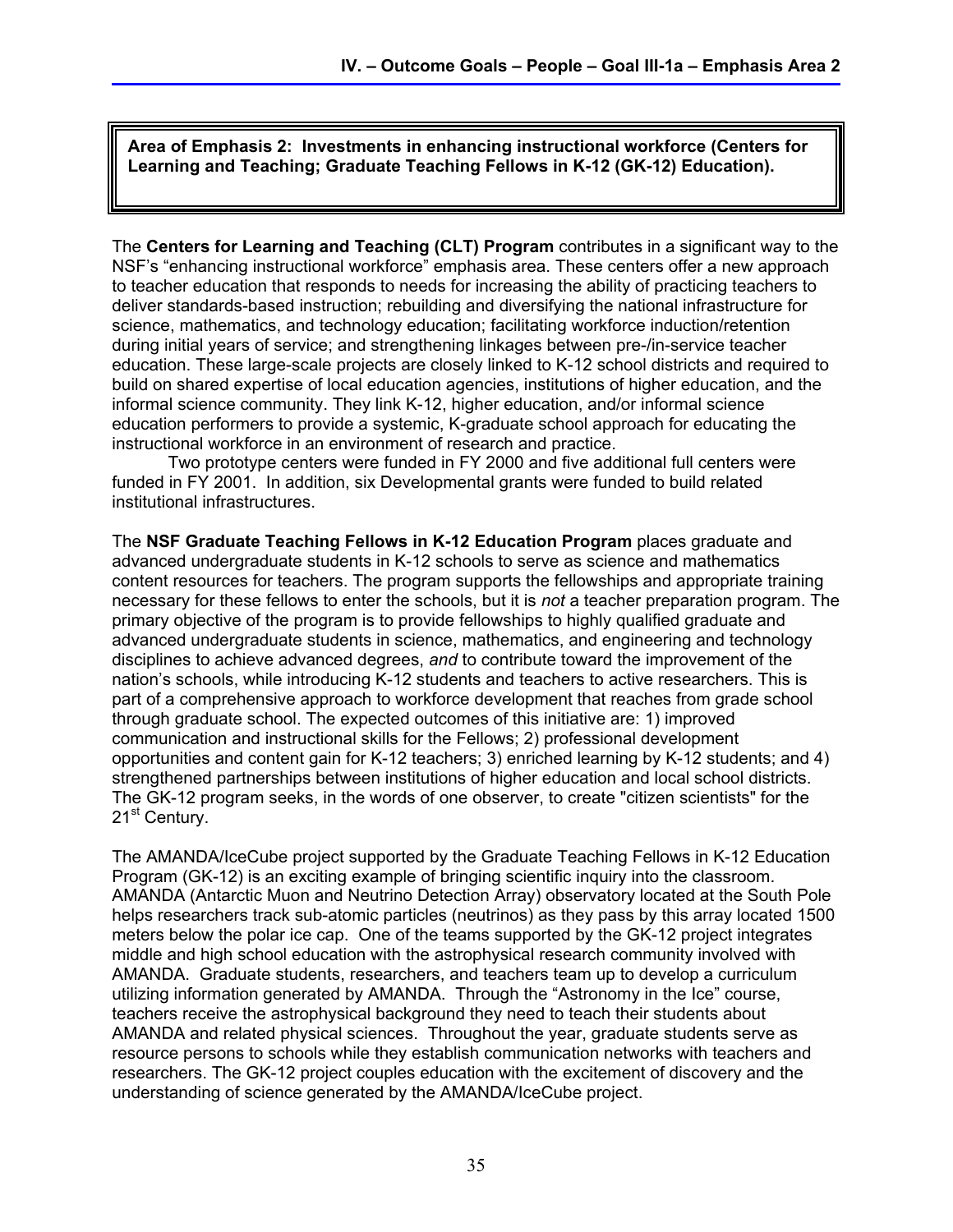**Area of Emphasis 2: Investments in enhancing instructional workforce (Centers for Learning and Teaching; Graduate Teaching Fellows in K-12 (GK-12) Education).**

The **Centers for Learning and Teaching (CLT) Program** contributes in a significant way to the NSF's "enhancing instructional workforce" emphasis area. These centers offer a new approach to teacher education that responds to needs for increasing the ability of practicing teachers to deliver standards-based instruction; rebuilding and diversifying the national infrastructure for science, mathematics, and technology education; facilitating workforce induction/retention during initial years of service; and strengthening linkages between pre-/in-service teacher education. These large-scale projects are closely linked to K-12 school districts and required to build on shared expertise of local education agencies, institutions of higher education, and the informal science community. They link K-12, higher education, and/or informal science education performers to provide a systemic, K-graduate school approach for educating the instructional workforce in an environment of research and practice.

Two prototype centers were funded in FY 2000 and five additional full centers were funded in FY 2001. In addition, six Developmental grants were funded to build related institutional infrastructures.

The **NSF Graduate Teaching Fellows in K-12 Education Program** places graduate and advanced undergraduate students in K-12 schools to serve as science and mathematics content resources for teachers. The program supports the fellowships and appropriate training necessary for these fellows to enter the schools, but it is *not* a teacher preparation program. The primary objective of the program is to provide fellowships to highly qualified graduate and advanced undergraduate students in science, mathematics, and engineering and technology disciplines to achieve advanced degrees, *and* to contribute toward the improvement of the nation's schools, while introducing K-12 students and teachers to active researchers. This is part of a comprehensive approach to workforce development that reaches from grade school through graduate school. The expected outcomes of this initiative are: 1) improved communication and instructional skills for the Fellows; 2) professional development opportunities and content gain for K-12 teachers; 3) enriched learning by K-12 students; and 4) strengthened partnerships between institutions of higher education and local school districts. The GK-12 program seeks, in the words of one observer, to create "citizen scientists" for the 21st Century.

The AMANDA/IceCube project supported by the Graduate Teaching Fellows in K-12 Education Program (GK-12) is an exciting example of bringing scientific inquiry into the classroom. AMANDA (Antarctic Muon and Neutrino Detection Array) observatory located at the South Pole helps researchers track sub-atomic particles (neutrinos) as they pass by this array located 1500 meters below the polar ice cap. One of the teams supported by the GK-12 project integrates middle and high school education with the astrophysical research community involved with AMANDA. Graduate students, researchers, and teachers team up to develop a curriculum utilizing information generated by AMANDA. Through the "Astronomy in the Ice" course, teachers receive the astrophysical background they need to teach their students about AMANDA and related physical sciences. Throughout the year, graduate students serve as resource persons to schools while they establish communication networks with teachers and researchers. The GK-12 project couples education with the excitement of discovery and the understanding of science generated by the AMANDA/IceCube project.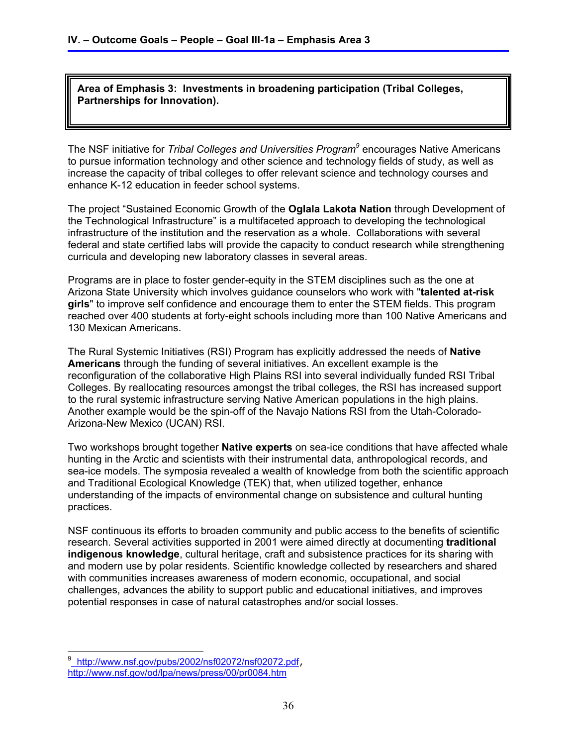**Area of Emphasis 3: Investments in broadening participation (Tribal Colleges, Partnerships for Innovation).**

The NSF initiative for *Tribal Colleges and Universities Program*[9] encourages Native Americans to pursue information technology and other science and technology fields of study, as well as increase the capacity of tribal colleges to offer relevant science and technology courses and enhance K-12 education in feeder school systems.

The project "Sustained Economic Growth of the **Oglala Lakota Nation** through Development of the Technological Infrastructure" is a multifaceted approach to developing the technological infrastructure of the institution and the reservation as a whole. Collaborations with several federal and state certified labs will provide the capacity to conduct research while strengthening curricula and developing new laboratory classes in several areas.

Programs are in place to foster gender-equity in the STEM disciplines such as the one at Arizona State University which involves guidance counselors who work with "**talented at-risk girls**" to improve self confidence and encourage them to enter the STEM fields. This program reached over 400 students at forty-eight schools including more than 100 Native Americans and 130 Mexican Americans.

The Rural Systemic Initiatives (RSI) Program has explicitly addressed the needs of **Native Americans** through the funding of several initiatives. An excellent example is the reconfiguration of the collaborative High Plains RSI into several individually funded RSI Tribal Colleges. By reallocating resources amongst the tribal colleges, the RSI has increased support to the rural systemic infrastructure serving Native American populations in the high plains. Another example would be the spin-off of the Navajo Nations RSI from the Utah-Colorado-Arizona-New Mexico (UCAN) RSI.

Two workshops brought together **Native experts** on sea-ice conditions that have affected whale hunting in the Arctic and scientists with their instrumental data, anthropological records, and sea-ice models. The symposia revealed a wealth of knowledge from both the scientific approach and Traditional Ecological Knowledge (TEK) that, when utilized together, enhance understanding of the impacts of environmental change on subsistence and cultural hunting practices.

NSF continuous its efforts to broaden community and public access to the benefits of scientific research. Several activities supported in 2001 were aimed directly at documenting **traditional indigenous knowledge**, cultural heritage, craft and subsistence practices for its sharing with and modern use by polar residents. Scientific knowledge collected by researchers and shared with communities increases awareness of modern economic, occupational, and social challenges, advances the ability to support public and educational initiatives, and improves potential responses in case of natural catastrophes and/or social losses.

---

[9] http://www.nsf.gov/pubs/2002/nsf02072/nsf02072.pdf, http://www.nsf.gov/od/lpa/news/press/00/pr0084.htm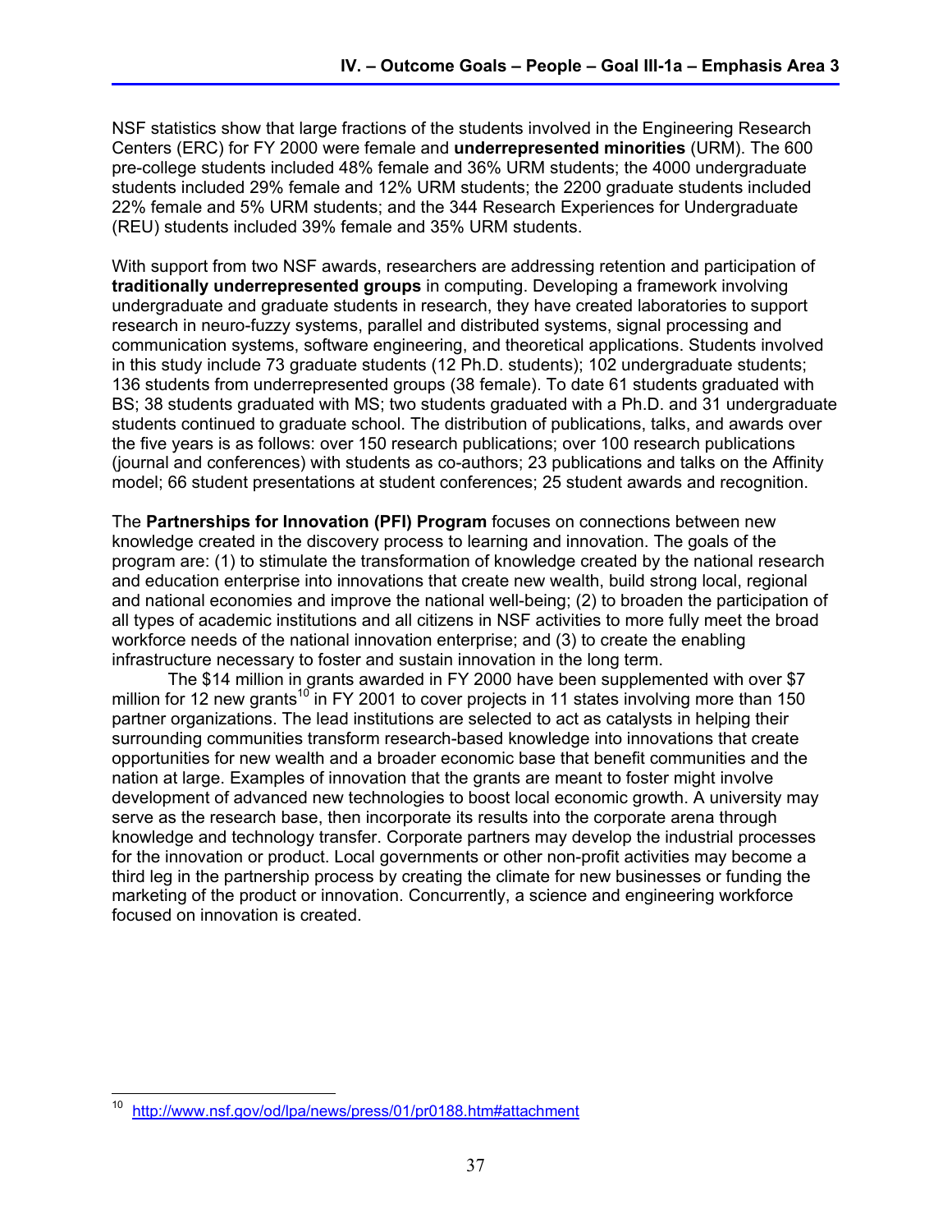NSF statistics show that large fractions of the students involved in the Engineering Research Centers (ERC) for FY 2000 were female and **underrepresented minorities** (URM). The 600 pre-college students included 48% female and 36% URM students; the 4000 undergraduate students included 29% female and 12% URM students; the 2200 graduate students included 22% female and 5% URM students; and the 344 Research Experiences for Undergraduate (REU) students included 39% female and 35% URM students.

With support from two NSF awards, researchers are addressing retention and participation of **traditionally underrepresented groups** in computing. Developing a framework involving undergraduate and graduate students in research, they have created laboratories to support research in neuro-fuzzy systems, parallel and distributed systems, signal processing and communication systems, software engineering, and theoretical applications. Students involved in this study include 73 graduate students (12 Ph.D. students); 102 undergraduate students; 136 students from underrepresented groups (38 female). To date 61 students graduated with BS; 38 students graduated with MS; two students graduated with a Ph.D. and 31 undergraduate students continued to graduate school. The distribution of publications, talks, and awards over the five years is as follows: over 150 research publications; over 100 research publications (journal and conferences) with students as co-authors; 23 publications and talks on the Affinity model; 66 student presentations at student conferences; 25 student awards and recognition.

The **Partnerships for Innovation (PFI) Program** focuses on connections between new knowledge created in the discovery process to learning and innovation. The goals of the program are: (1) to stimulate the transformation of knowledge created by the national research and education enterprise into innovations that create new wealth, build strong local, regional and national economies and improve the national well-being; (2) to broaden the participation of all types of academic institutions and all citizens in NSF activities to more fully meet the broad workforce needs of the national innovation enterprise; and (3) to create the enabling infrastructure necessary to foster and sustain innovation in the long term.

The $14 million in grants awarded in FY 2000 have been supplemented with over $7 million for 12 new grants[10] in FY 2001 to cover projects in 11 states involving more than 150 partner organizations. The lead institutions are selected to act as catalysts in helping their surrounding communities transform research-based knowledge into innovations that create opportunities for new wealth and a broader economic base that benefit communities and the nation at large. Examples of innovation that the grants are meant to foster might involve development of advanced new technologies to boost local economic growth. A university may serve as the research base, then incorporate its results into the corporate arena through knowledge and technology transfer. Corporate partners may develop the industrial processes for the innovation or product. Local governments or other non-profit activities may become a third leg in the partnership process by creating the climate for new businesses or funding the marketing of the product or innovation. Concurrently, a science and engineering workforce focused on innovation is created.

---

[10] http://www.nsf.gov/od/lpa/news/press/01/pr0188.htm#attachment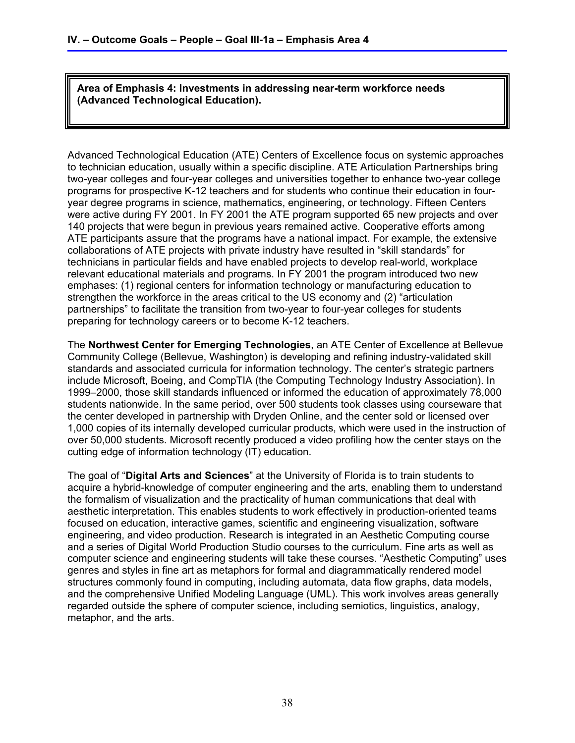**Area of Emphasis 4: Investments in addressing near-term workforce needs (Advanced Technological Education).**

Advanced Technological Education (ATE) Centers of Excellence focus on systemic approaches to technician education, usually within a specific discipline. ATE Articulation Partnerships bring two-year colleges and four-year colleges and universities together to enhance two-year college programs for prospective K-12 teachers and for students who continue their education in four-year degree programs in science, mathematics, engineering, or technology. Fifteen Centers were active during FY 2001. In FY 2001 the ATE program supported 65 new projects and over 140 projects that were begun in previous years remained active. Cooperative efforts among ATE participants assure that the programs have a national impact. For example, the extensive collaborations of ATE projects with private industry have resulted in "skill standards" for technicians in particular fields and have enabled projects to develop real-world, workplace relevant educational materials and programs. In FY 2001 the program introduced two new emphases: (1) regional centers for information technology or manufacturing education to strengthen the workforce in the areas critical to the US economy and (2) "articulation partnerships" to facilitate the transition from two-year to four-year colleges for students preparing for technology careers or to become K-12 teachers.

The **Northwest Center for Emerging Technologies**, an ATE Center of Excellence at Bellevue Community College (Bellevue, Washington) is developing and refining industry-validated skill standards and associated curricula for information technology. The center's strategic partners include Microsoft, Boeing, and CompTIA (the Computing Technology Industry Association). In 1999–2000, those skill standards influenced or informed the education of approximately 78,000 students nationwide. In the same period, over 500 students took classes using courseware that the center developed in partnership with Dryden Online, and the center sold or licensed over 1,000 copies of its internally developed curricular products, which were used in the instruction of over 50,000 students. Microsoft recently produced a video profiling how the center stays on the cutting edge of information technology (IT) education.

The goal of "**Digital Arts and Sciences**" at the University of Florida is to train students to acquire a hybrid-knowledge of computer engineering and the arts, enabling them to understand the formalism of visualization and the practicality of human communications that deal with aesthetic interpretation. This enables students to work effectively in production-oriented teams focused on education, interactive games, scientific and engineering visualization, software engineering, and video production. Research is integrated in an Aesthetic Computing course and a series of Digital World Production Studio courses to the curriculum. Fine arts as well as computer science and engineering students will take these courses. "Aesthetic Computing" uses genres and styles in fine art as metaphors for formal and diagrammatically rendered model structures commonly found in computing, including automata, data flow graphs, data models, and the comprehensive Unified Modeling Language (UML). This work involves areas generally regarded outside the sphere of computer science, including semiotics, linguistics, analogy, metaphor, and the arts.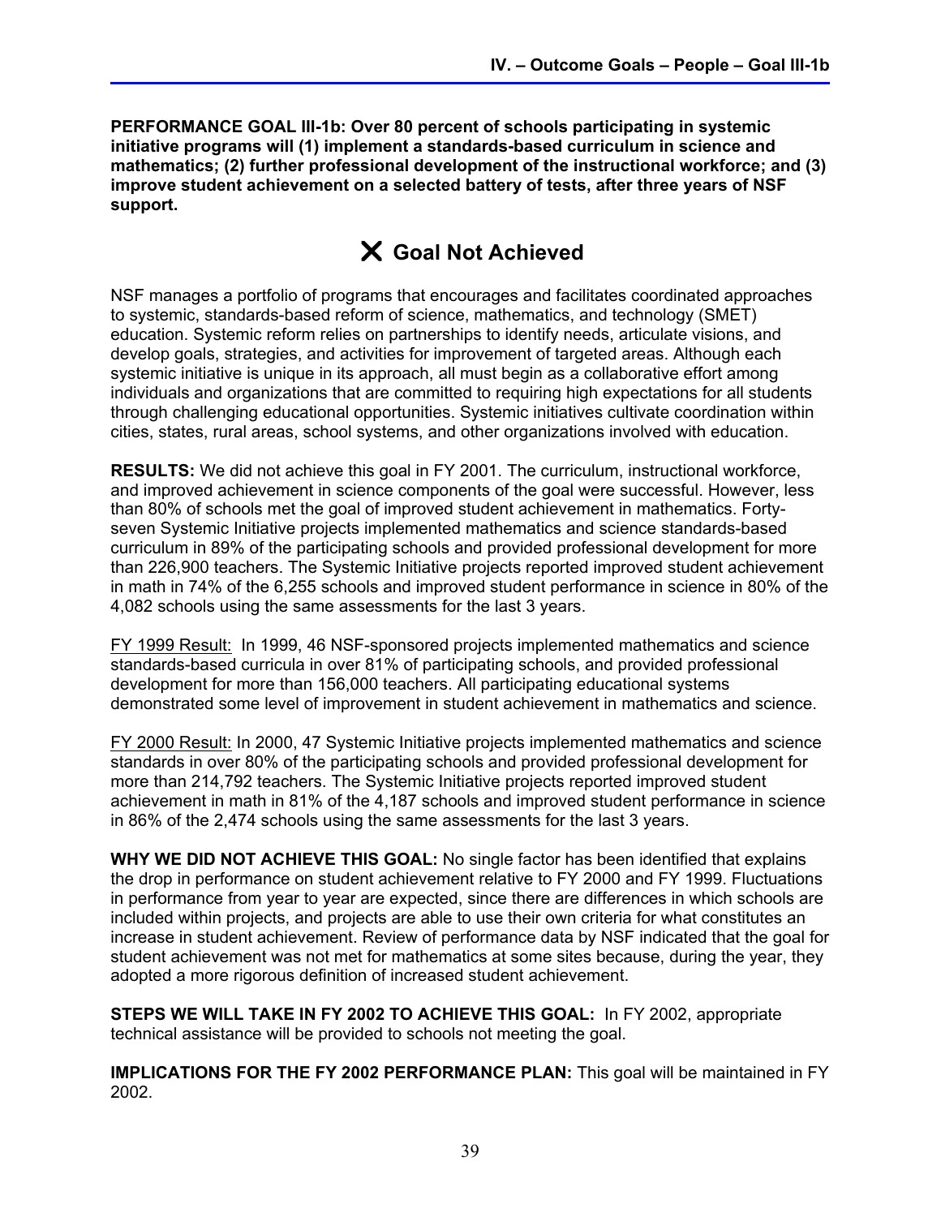**PERFORMANCE GOAL III-1b: Over 80 percent of schools participating in systemic initiative programs will (1) implement a standards-based curriculum in science and mathematics; (2) further professional development of the instructional workforce; and (3) improve student achievement on a selected battery of tests, after three years of NSF support.**

## ✘ Goal Not Achieved

NSF manages a portfolio of programs that encourages and facilitates coordinated approaches to systemic, standards-based reform of science, mathematics, and technology (SMET) education. Systemic reform relies on partnerships to identify needs, articulate visions, and develop goals, strategies, and activities for improvement of targeted areas. Although each systemic initiative is unique in its approach, all must begin as a collaborative effort among individuals and organizations that are committed to requiring high expectations for all students through challenging educational opportunities. Systemic initiatives cultivate coordination within cities, states, rural areas, school systems, and other organizations involved with education.

**RESULTS:** We did not achieve this goal in FY 2001. The curriculum, instructional workforce, and improved achievement in science components of the goal were successful. However, less than 80% of schools met the goal of improved student achievement in mathematics. Forty-seven Systemic Initiative projects implemented mathematics and science standards-based curriculum in 89% of the participating schools and provided professional development for more than 226,900 teachers. The Systemic Initiative projects reported improved student achievement in math in 74% of the 6,255 schools and improved student performance in science in 80% of the 4,082 schools using the same assessments for the last 3 years.

<u>FY 1999 Result:</u> In 1999, 46 NSF-sponsored projects implemented mathematics and science standards-based curricula in over 81% of participating schools, and provided professional development for more than 156,000 teachers. All participating educational systems demonstrated some level of improvement in student achievement in mathematics and science.

<u>FY 2000 Result:</u> In 2000, 47 Systemic Initiative projects implemented mathematics and science standards in over 80% of the participating schools and provided professional development for more than 214,792 teachers. The Systemic Initiative projects reported improved student achievement in math in 81% of the 4,187 schools and improved student performance in science in 86% of the 2,474 schools using the same assessments for the last 3 years.

**WHY WE DID NOT ACHIEVE THIS GOAL:** No single factor has been identified that explains the drop in performance on student achievement relative to FY 2000 and FY 1999. Fluctuations in performance from year to year are expected, since there are differences in which schools are included within projects, and projects are able to use their own criteria for what constitutes an increase in student achievement. Review of performance data by NSF indicated that the goal for student achievement was not met for mathematics at some sites because, during the year, they adopted a more rigorous definition of increased student achievement.

**STEPS WE WILL TAKE IN FY 2002 TO ACHIEVE THIS GOAL:** In FY 2002, appropriate technical assistance will be provided to schools not meeting the goal.

**IMPLICATIONS FOR THE FY 2002 PERFORMANCE PLAN:** This goal will be maintained in FY 2002.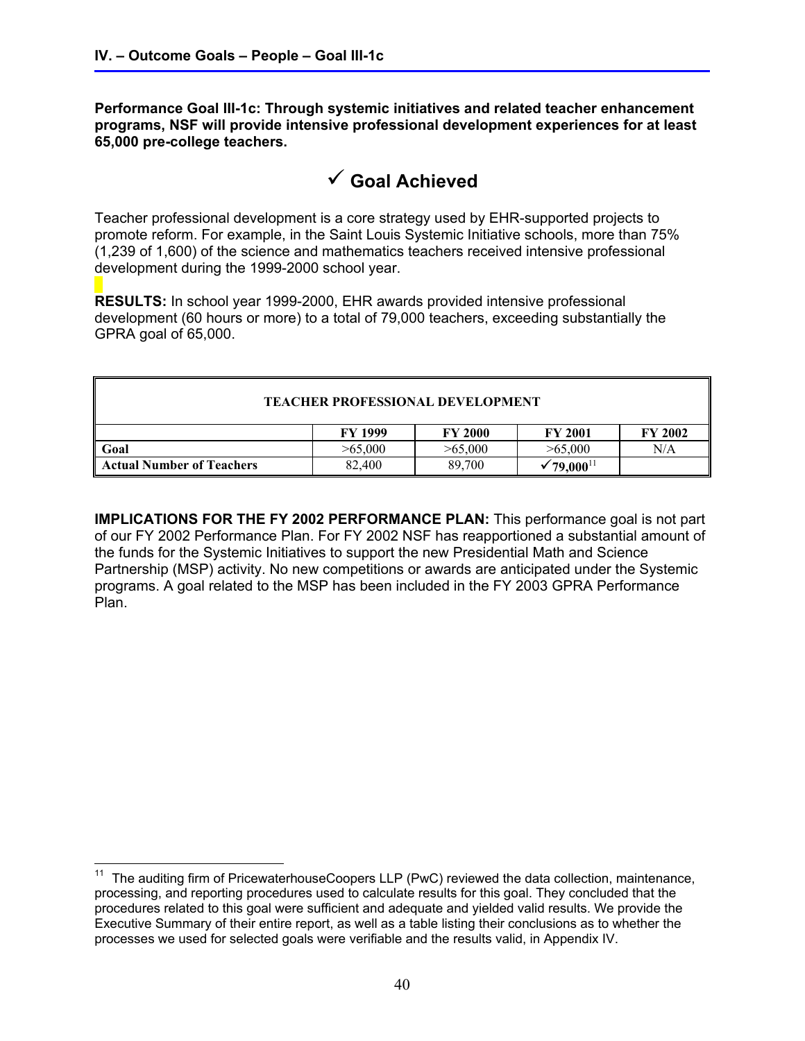**Performance Goal III-1c: Through systemic initiatives and related teacher enhancement programs, NSF will provide intensive professional development experiences for at least 65,000 pre-college teachers.**

## ✓ Goal Achieved

Teacher professional development is a core strategy used by EHR-supported projects to promote reform. For example, in the Saint Louis Systemic Initiative schools, more than 75% (1,239 of 1,600) of the science and mathematics teachers received intensive professional development during the 1999-2000 school year.

**RESULTS:** In school year 1999-2000, EHR awards provided intensive professional development (60 hours or more) to a total of 79,000 teachers, exceeding substantially the GPRA goal of 65,000.

| TEACHER PROFESSIONAL DEVELOPMENT | | | | |
|---|---|---|---|---|
| | **FY 1999** | **FY 2000** | **FY 2001** | **FY 2002** |
| **Goal** | >65,000 | >65,000 | >65,000 | N/A |
| **Actual Number of Teachers** | 82,400 | 89,700 | **✓79,000**[11] | |

**IMPLICATIONS FOR THE FY 2002 PERFORMANCE PLAN:** This performance goal is not part of our FY 2002 Performance Plan. For FY 2002 NSF has reapportioned a substantial amount of the funds for the Systemic Initiatives to support the new Presidential Math and Science Partnership (MSP) activity. No new competitions or awards are anticipated under the Systemic programs. A goal related to the MSP has been included in the FY 2003 GPRA Performance Plan.

---

[11] The auditing firm of PricewaterhouseCoopers LLP (PwC) reviewed the data collection, maintenance, processing, and reporting procedures used to calculate results for this goal. They concluded that the procedures related to this goal were sufficient and adequate and yielded valid results. We provide the Executive Summary of their entire report, as well as a table listing their conclusions as to whether the processes we used for selected goals were verifiable and the results valid, in Appendix IV.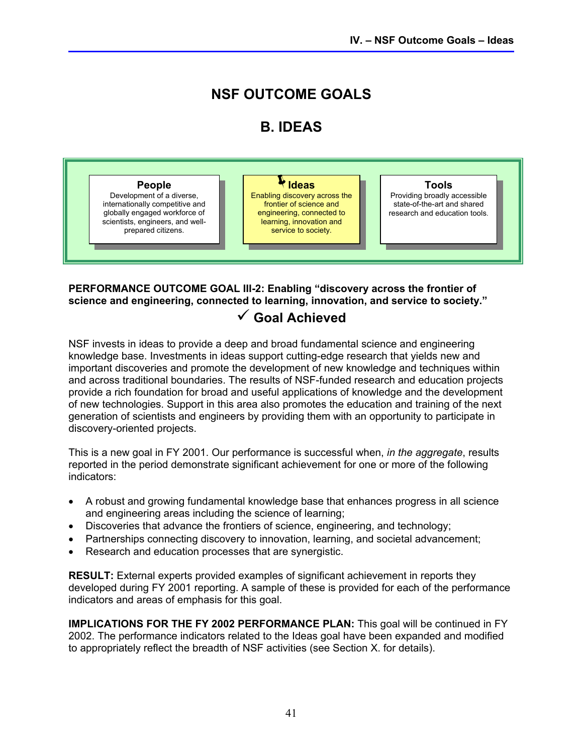# NSF OUTCOME GOALS

## B. IDEAS

| People | Ideas | Tools |
|---|---|---|
| Development of a diverse, internationally competitive and globally engaged workforce of scientists, engineers, and well-prepared citizens. | Enabling discovery across the frontier of science and engineering, connected to learning, innovation and service to society. | Providing broadly accessible state-of-the-art and shared research and education tools. |

**PERFORMANCE OUTCOME GOAL III-2: Enabling "discovery across the frontier of science and engineering, connected to learning, innovation, and service to society."**

**✓ Goal Achieved**

NSF invests in ideas to provide a deep and broad fundamental science and engineering knowledge base. Investments in ideas support cutting-edge research that yields new and important discoveries and promote the development of new knowledge and techniques within and across traditional boundaries. The results of NSF-funded research and education projects provide a rich foundation for broad and useful applications of knowledge and the development of new technologies. Support in this area also promotes the education and training of the next generation of scientists and engineers by providing them with an opportunity to participate in discovery-oriented projects.

This is a new goal in FY 2001. Our performance is successful when, *in the aggregate*, results reported in the period demonstrate significant achievement for one or more of the following indicators:

- A robust and growing fundamental knowledge base that enhances progress in all science and engineering areas including the science of learning;
- Discoveries that advance the frontiers of science, engineering, and technology;
- Partnerships connecting discovery to innovation, learning, and societal advancement;
- Research and education processes that are synergistic.

**RESULT:** External experts provided examples of significant achievement in reports they developed during FY 2001 reporting. A sample of these is provided for each of the performance indicators and areas of emphasis for this goal.

**IMPLICATIONS FOR THE FY 2002 PERFORMANCE PLAN:** This goal will be continued in FY 2002. The performance indicators related to the Ideas goal have been expanded and modified to appropriately reflect the breadth of NSF activities (see Section X. for details).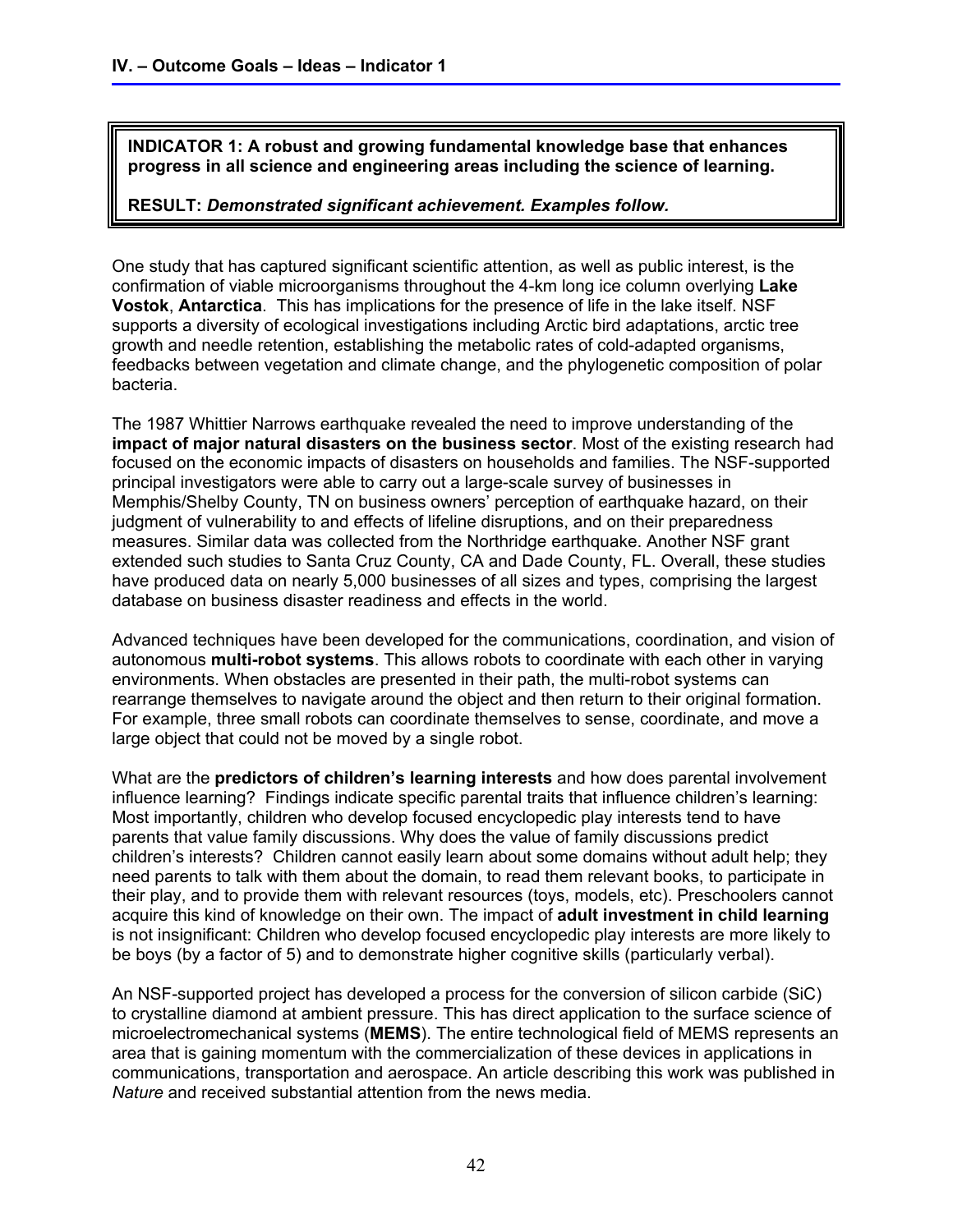**INDICATOR 1: A robust and growing fundamental knowledge base that enhances progress in all science and engineering areas including the science of learning.**

**RESULT:** ***Demonstrated significant achievement. Examples follow.***

One study that has captured significant scientific attention, as well as public interest, is the confirmation of viable microorganisms throughout the 4-km long ice column overlying **Lake Vostok**, **Antarctica**. This has implications for the presence of life in the lake itself. NSF supports a diversity of ecological investigations including Arctic bird adaptations, arctic tree growth and needle retention, establishing the metabolic rates of cold-adapted organisms, feedbacks between vegetation and climate change, and the phylogenetic composition of polar bacteria.

The 1987 Whittier Narrows earthquake revealed the need to improve understanding of the **impact of major natural disasters on the business sector**. Most of the existing research had focused on the economic impacts of disasters on households and families. The NSF-supported principal investigators were able to carry out a large-scale survey of businesses in Memphis/Shelby County, TN on business owners' perception of earthquake hazard, on their judgment of vulnerability to and effects of lifeline disruptions, and on their preparedness measures. Similar data was collected from the Northridge earthquake. Another NSF grant extended such studies to Santa Cruz County, CA and Dade County, FL. Overall, these studies have produced data on nearly 5,000 businesses of all sizes and types, comprising the largest database on business disaster readiness and effects in the world.

Advanced techniques have been developed for the communications, coordination, and vision of autonomous **multi-robot systems**. This allows robots to coordinate with each other in varying environments. When obstacles are presented in their path, the multi-robot systems can rearrange themselves to navigate around the object and then return to their original formation. For example, three small robots can coordinate themselves to sense, coordinate, and move a large object that could not be moved by a single robot.

What are the **predictors of children's learning interests** and how does parental involvement influence learning? Findings indicate specific parental traits that influence children's learning: Most importantly, children who develop focused encyclopedic play interests tend to have parents that value family discussions. Why does the value of family discussions predict children's interests? Children cannot easily learn about some domains without adult help; they need parents to talk with them about the domain, to read them relevant books, to participate in their play, and to provide them with relevant resources (toys, models, etc). Preschoolers cannot acquire this kind of knowledge on their own. The impact of **adult investment in child learning** is not insignificant: Children who develop focused encyclopedic play interests are more likely to be boys (by a factor of 5) and to demonstrate higher cognitive skills (particularly verbal).

An NSF-supported project has developed a process for the conversion of silicon carbide (SiC) to crystalline diamond at ambient pressure. This has direct application to the surface science of microelectromechanical systems (**MEMS**). The entire technological field of MEMS represents an area that is gaining momentum with the commercialization of these devices in applications in communications, transportation and aerospace. An article describing this work was published in *Nature* and received substantial attention from the news media.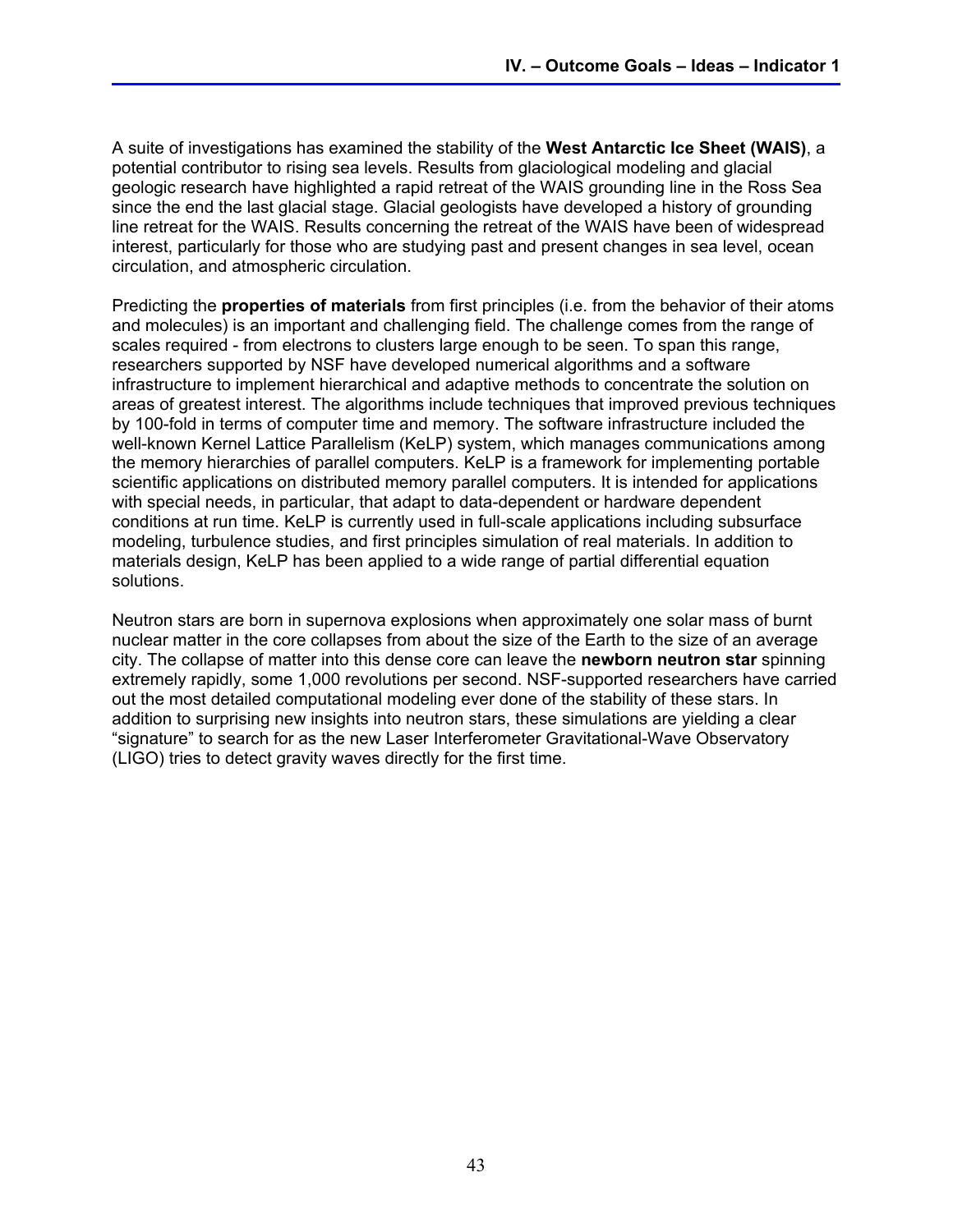A suite of investigations has examined the stability of the **West Antarctic Ice Sheet (WAIS)**, a potential contributor to rising sea levels. Results from glaciological modeling and glacial geologic research have highlighted a rapid retreat of the WAIS grounding line in the Ross Sea since the end the last glacial stage. Glacial geologists have developed a history of grounding line retreat for the WAIS. Results concerning the retreat of the WAIS have been of widespread interest, particularly for those who are studying past and present changes in sea level, ocean circulation, and atmospheric circulation.

Predicting the **properties of materials** from first principles (i.e. from the behavior of their atoms and molecules) is an important and challenging field. The challenge comes from the range of scales required - from electrons to clusters large enough to be seen. To span this range, researchers supported by NSF have developed numerical algorithms and a software infrastructure to implement hierarchical and adaptive methods to concentrate the solution on areas of greatest interest. The algorithms include techniques that improved previous techniques by 100-fold in terms of computer time and memory. The software infrastructure included the well-known Kernel Lattice Parallelism (KeLP) system, which manages communications among the memory hierarchies of parallel computers. KeLP is a framework for implementing portable scientific applications on distributed memory parallel computers. It is intended for applications with special needs, in particular, that adapt to data-dependent or hardware dependent conditions at run time. KeLP is currently used in full-scale applications including subsurface modeling, turbulence studies, and first principles simulation of real materials. In addition to materials design, KeLP has been applied to a wide range of partial differential equation solutions.

Neutron stars are born in supernova explosions when approximately one solar mass of burnt nuclear matter in the core collapses from about the size of the Earth to the size of an average city. The collapse of matter into this dense core can leave the **newborn neutron star** spinning extremely rapidly, some 1,000 revolutions per second. NSF-supported researchers have carried out the most detailed computational modeling ever done of the stability of these stars. In addition to surprising new insights into neutron stars, these simulations are yielding a clear "signature" to search for as the new Laser Interferometer Gravitational-Wave Observatory (LIGO) tries to detect gravity waves directly for the first time.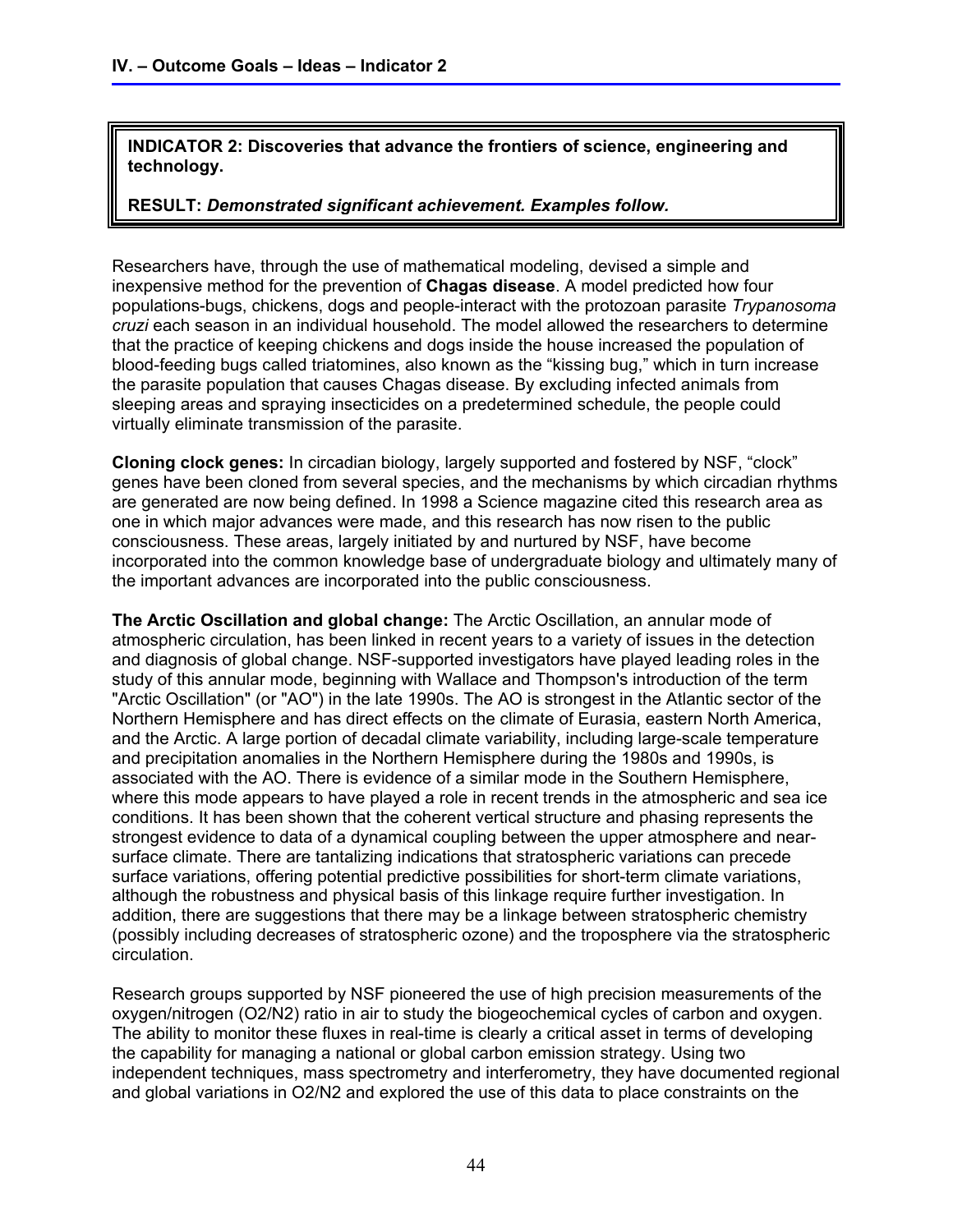**INDICATOR 2: Discoveries that advance the frontiers of science, engineering and technology.**

**RESULT:** ***Demonstrated significant achievement. Examples follow.***

Researchers have, through the use of mathematical modeling, devised a simple and inexpensive method for the prevention of **Chagas disease**. A model predicted how four populations-bugs, chickens, dogs and people-interact with the protozoan parasite *Trypanosoma cruzi* each season in an individual household. The model allowed the researchers to determine that the practice of keeping chickens and dogs inside the house increased the population of blood-feeding bugs called triatomines, also known as the "kissing bug," which in turn increase the parasite population that causes Chagas disease. By excluding infected animals from sleeping areas and spraying insecticides on a predetermined schedule, the people could virtually eliminate transmission of the parasite.

**Cloning clock genes:** In circadian biology, largely supported and fostered by NSF, "clock" genes have been cloned from several species, and the mechanisms by which circadian rhythms are generated are now being defined. In 1998 a Science magazine cited this research area as one in which major advances were made, and this research has now risen to the public consciousness. These areas, largely initiated by and nurtured by NSF, have become incorporated into the common knowledge base of undergraduate biology and ultimately many of the important advances are incorporated into the public consciousness.

**The Arctic Oscillation and global change:** The Arctic Oscillation, an annular mode of atmospheric circulation, has been linked in recent years to a variety of issues in the detection and diagnosis of global change. NSF-supported investigators have played leading roles in the study of this annular mode, beginning with Wallace and Thompson's introduction of the term "Arctic Oscillation" (or "AO") in the late 1990s. The AO is strongest in the Atlantic sector of the Northern Hemisphere and has direct effects on the climate of Eurasia, eastern North America, and the Arctic. A large portion of decadal climate variability, including large-scale temperature and precipitation anomalies in the Northern Hemisphere during the 1980s and 1990s, is associated with the AO. There is evidence of a similar mode in the Southern Hemisphere, where this mode appears to have played a role in recent trends in the atmospheric and sea ice conditions. It has been shown that the coherent vertical structure and phasing represents the strongest evidence to data of a dynamical coupling between the upper atmosphere and near-surface climate. There are tantalizing indications that stratospheric variations can precede surface variations, offering potential predictive possibilities for short-term climate variations, although the robustness and physical basis of this linkage require further investigation. In addition, there are suggestions that there may be a linkage between stratospheric chemistry (possibly including decreases of stratospheric ozone) and the troposphere via the stratospheric circulation.

Research groups supported by NSF pioneered the use of high precision measurements of the oxygen/nitrogen ($O_2/N_2$) ratio in air to study the biogeochemical cycles of carbon and oxygen. The ability to monitor these fluxes in real-time is clearly a critical asset in terms of developing the capability for managing a national or global carbon emission strategy. Using two independent techniques, mass spectrometry and interferometry, they have documented regional and global variations in $O_2/N_2$ and explored the use of this data to place constraints on the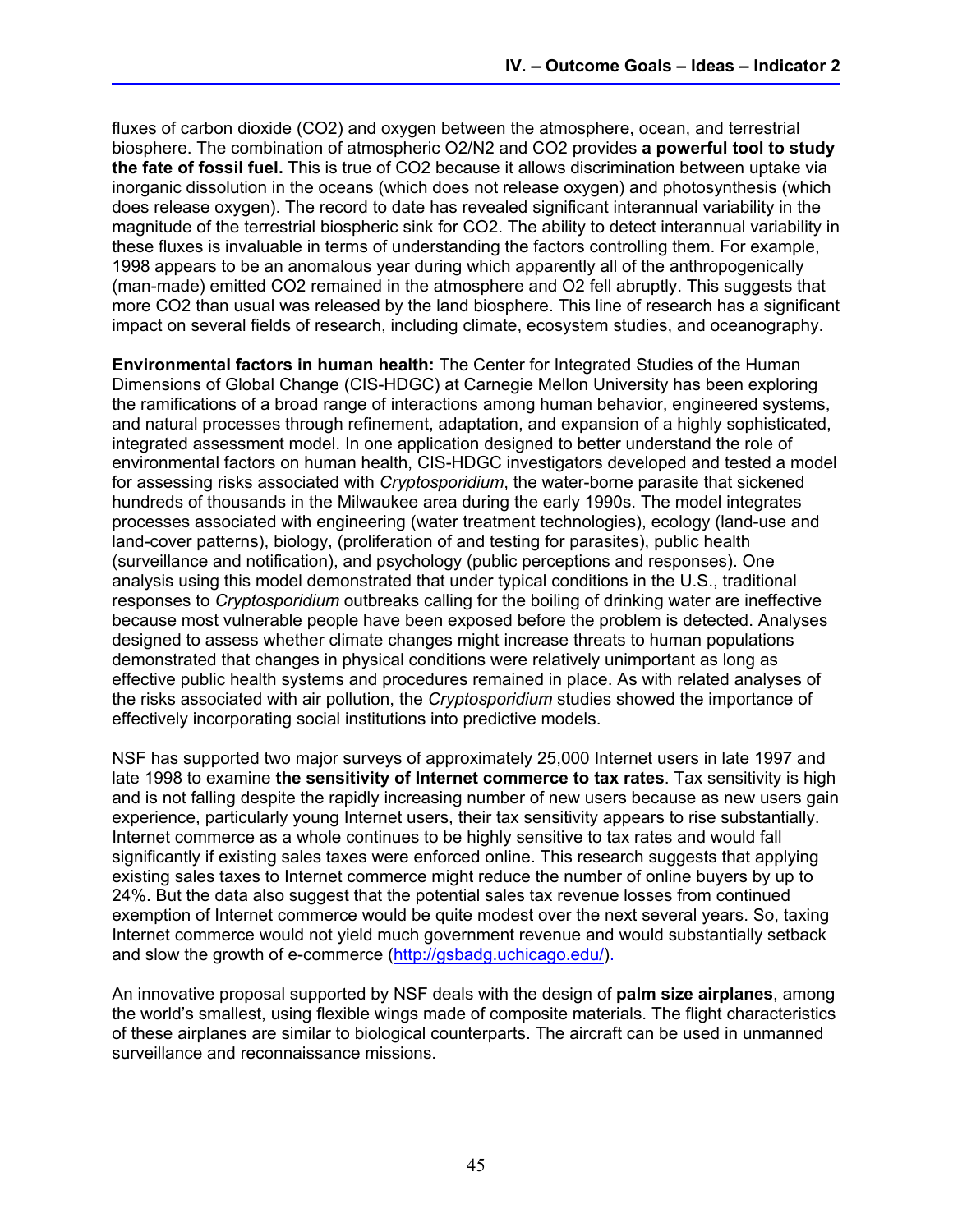fluxes of carbon dioxide ($CO_2$) and oxygen between the atmosphere, ocean, and terrestrial biosphere. The combination of atmospheric $O_2/N_2$ and $CO_2$ provides **a powerful tool to study the fate of fossil fuel.** This is true of $CO_2$ because it allows discrimination between uptake via inorganic dissolution in the oceans (which does not release oxygen) and photosynthesis (which does release oxygen). The record to date has revealed significant interannual variability in the magnitude of the terrestrial biospheric sink for $CO_2$. The ability to detect interannual variability in these fluxes is invaluable in terms of understanding the factors controlling them. For example, 1998 appears to be an anomalous year during which apparently all of the anthropogenically (man-made) emitted $CO_2$ remained in the atmosphere and $O_2$ fell abruptly. This suggests that more $CO_2$ than usual was released by the land biosphere. This line of research has a significant impact on several fields of research, including climate, ecosystem studies, and oceanography.

**Environmental factors in human health:** The Center for Integrated Studies of the Human Dimensions of Global Change (CIS-HDGC) at Carnegie Mellon University has been exploring the ramifications of a broad range of interactions among human behavior, engineered systems, and natural processes through refinement, adaptation, and expansion of a highly sophisticated, integrated assessment model. In one application designed to better understand the role of environmental factors on human health, CIS-HDGC investigators developed and tested a model for assessing risks associated with *Cryptosporidium*, the water-borne parasite that sickened hundreds of thousands in the Milwaukee area during the early 1990s. The model integrates processes associated with engineering (water treatment technologies), ecology (land-use and land-cover patterns), biology, (proliferation of and testing for parasites), public health (surveillance and notification), and psychology (public perceptions and responses). One analysis using this model demonstrated that under typical conditions in the U.S., traditional responses to *Cryptosporidium* outbreaks calling for the boiling of drinking water are ineffective because most vulnerable people have been exposed before the problem is detected. Analyses designed to assess whether climate changes might increase threats to human populations demonstrated that changes in physical conditions were relatively unimportant as long as effective public health systems and procedures remained in place. As with related analyses of the risks associated with air pollution, the *Cryptosporidium* studies showed the importance of effectively incorporating social institutions into predictive models.

NSF has supported two major surveys of approximately 25,000 Internet users in late 1997 and late 1998 to examine **the sensitivity of Internet commerce to tax rates**. Tax sensitivity is high and is not falling despite the rapidly increasing number of new users because as new users gain experience, particularly young Internet users, their tax sensitivity appears to rise substantially. Internet commerce as a whole continues to be highly sensitive to tax rates and would fall significantly if existing sales taxes were enforced online. This research suggests that applying existing sales taxes to Internet commerce might reduce the number of online buyers by up to 24%. But the data also suggest that the potential sales tax revenue losses from continued exemption of Internet commerce would be quite modest over the next several years. So, taxing Internet commerce would not yield much government revenue and would substantially setback and slow the growth of e-commerce (http://gsbadg.uchicago.edu/).

An innovative proposal supported by NSF deals with the design of **palm size airplanes**, among the world's smallest, using flexible wings made of composite materials. The flight characteristics of these airplanes are similar to biological counterparts. The aircraft can be used in unmanned surveillance and reconnaissance missions.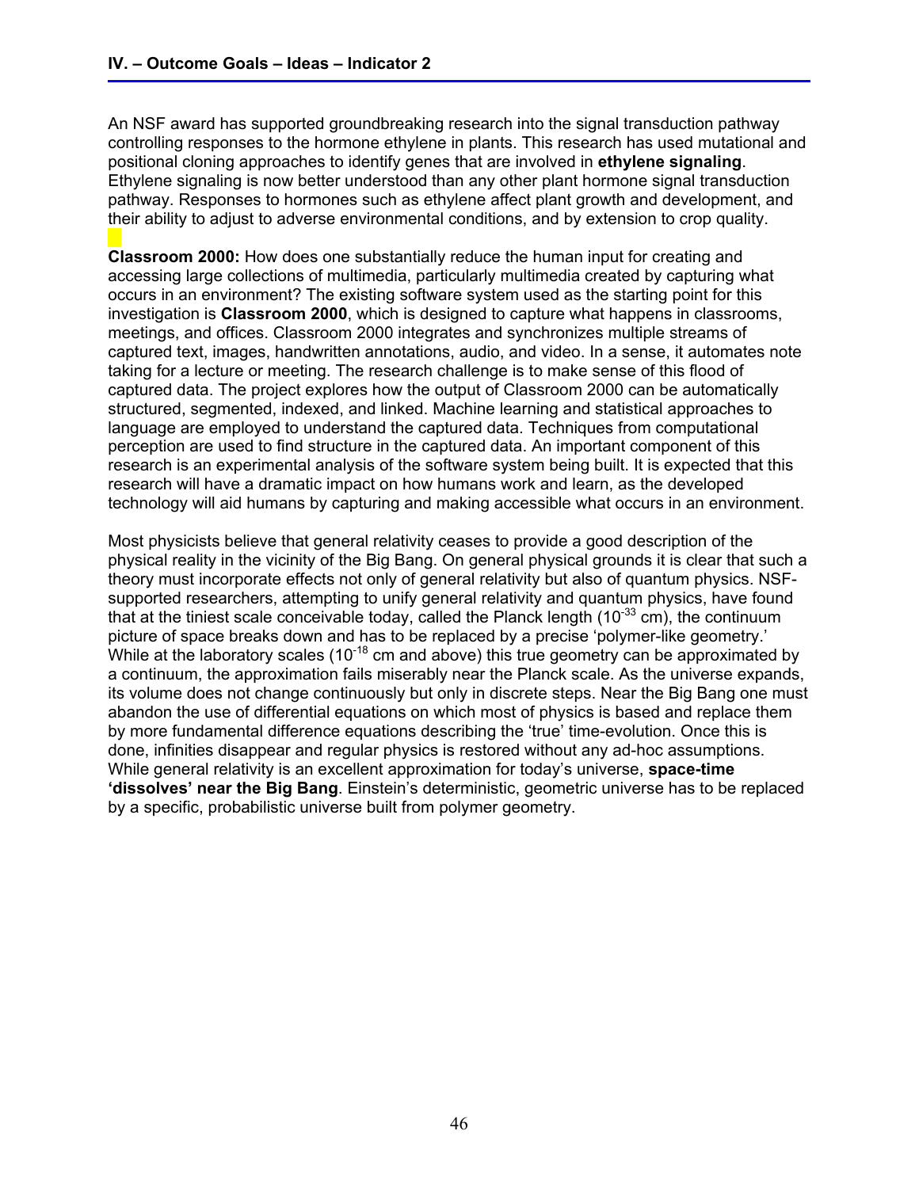An NSF award has supported groundbreaking research into the signal transduction pathway controlling responses to the hormone ethylene in plants. This research has used mutational and positional cloning approaches to identify genes that are involved in **ethylene signaling**. Ethylene signaling is now better understood than any other plant hormone signal transduction pathway. Responses to hormones such as ethylene affect plant growth and development, and their ability to adjust to adverse environmental conditions, and by extension to crop quality.

**Classroom 2000:** How does one substantially reduce the human input for creating and accessing large collections of multimedia, particularly multimedia created by capturing what occurs in an environment? The existing software system used as the starting point for this investigation is **Classroom 2000**, which is designed to capture what happens in classrooms, meetings, and offices. Classroom 2000 integrates and synchronizes multiple streams of captured text, images, handwritten annotations, audio, and video. In a sense, it automates note taking for a lecture or meeting. The research challenge is to make sense of this flood of captured data. The project explores how the output of Classroom 2000 can be automatically structured, segmented, indexed, and linked. Machine learning and statistical approaches to language are employed to understand the captured data. Techniques from computational perception are used to find structure in the captured data. An important component of this research is an experimental analysis of the software system being built. It is expected that this research will have a dramatic impact on how humans work and learn, as the developed technology will aid humans by capturing and making accessible what occurs in an environment.

Most physicists believe that general relativity ceases to provide a good description of the physical reality in the vicinity of the Big Bang. On general physical grounds it is clear that such a theory must incorporate effects not only of general relativity but also of quantum physics. NSF-supported researchers, attempting to unify general relativity and quantum physics, have found that at the tiniest scale conceivable today, called the Planck length ($10^{-33}$ cm), the continuum picture of space breaks down and has to be replaced by a precise 'polymer-like geometry.' While at the laboratory scales ($10^{-18}$ cm and above) this true geometry can be approximated by a continuum, the approximation fails miserably near the Planck scale. As the universe expands, its volume does not change continuously but only in discrete steps. Near the Big Bang one must abandon the use of differential equations on which most of physics is based and replace them by more fundamental difference equations describing the 'true' time-evolution. Once this is done, infinities disappear and regular physics is restored without any ad-hoc assumptions. While general relativity is an excellent approximation for today's universe, **space-time 'dissolves' near the Big Bang**. Einstein's deterministic, geometric universe has to be replaced by a specific, probabilistic universe built from polymer geometry.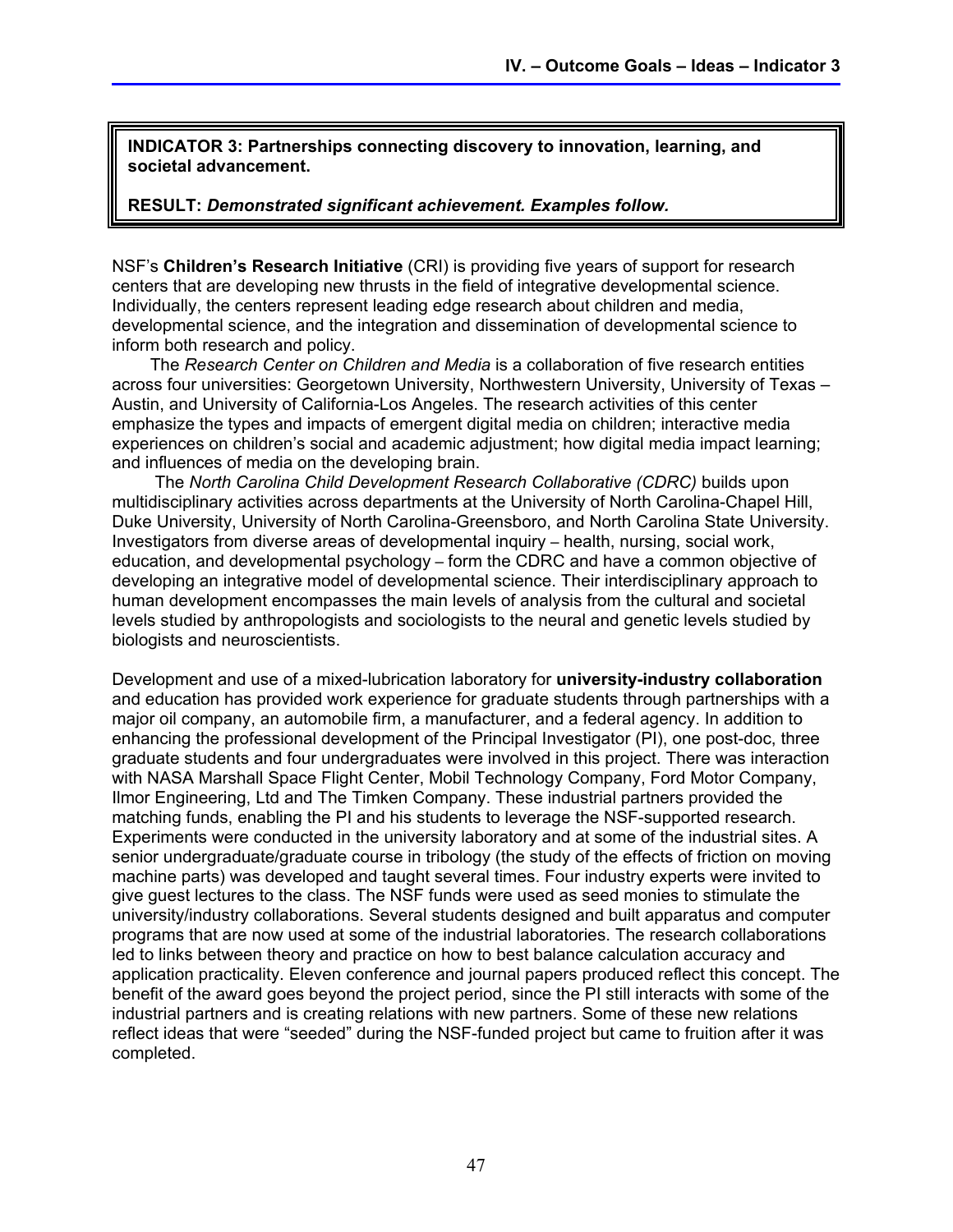**INDICATOR 3: Partnerships connecting discovery to innovation, learning, and societal advancement.**

**RESULT:** ***Demonstrated significant achievement. Examples follow.***

NSF's **Children's Research Initiative** (CRI) is providing five years of support for research centers that are developing new thrusts in the field of integrative developmental science. Individually, the centers represent leading edge research about children and media, developmental science, and the integration and dissemination of developmental science to inform both research and policy.

The *Research Center on Children and Media* is a collaboration of five research entities across four universities: Georgetown University, Northwestern University, University of Texas – Austin, and University of California-Los Angeles. The research activities of this center emphasize the types and impacts of emergent digital media on children; interactive media experiences on children's social and academic adjustment; how digital media impact learning; and influences of media on the developing brain.

The *North Carolina Child Development Research Collaborative (CDRC)* builds upon multidisciplinary activities across departments at the University of North Carolina-Chapel Hill, Duke University, University of North Carolina-Greensboro, and North Carolina State University. Investigators from diverse areas of developmental inquiry – health, nursing, social work, education, and developmental psychology – form the CDRC and have a common objective of developing an integrative model of developmental science. Their interdisciplinary approach to human development encompasses the main levels of analysis from the cultural and societal levels studied by anthropologists and sociologists to the neural and genetic levels studied by biologists and neuroscientists.

Development and use of a mixed-lubrication laboratory for **university-industry collaboration** and education has provided work experience for graduate students through partnerships with a major oil company, an automobile firm, a manufacturer, and a federal agency. In addition to enhancing the professional development of the Principal Investigator (PI), one post-doc, three graduate students and four undergraduates were involved in this project. There was interaction with NASA Marshall Space Flight Center, Mobil Technology Company, Ford Motor Company, Ilmor Engineering, Ltd and The Timken Company. These industrial partners provided the matching funds, enabling the PI and his students to leverage the NSF-supported research. Experiments were conducted in the university laboratory and at some of the industrial sites. A senior undergraduate/graduate course in tribology (the study of the effects of friction on moving machine parts) was developed and taught several times. Four industry experts were invited to give guest lectures to the class. The NSF funds were used as seed monies to stimulate the university/industry collaborations. Several students designed and built apparatus and computer programs that are now used at some of the industrial laboratories. The research collaborations led to links between theory and practice on how to best balance calculation accuracy and application practicality. Eleven conference and journal papers produced reflect this concept. The benefit of the award goes beyond the project period, since the PI still interacts with some of the industrial partners and is creating relations with new partners. Some of these new relations reflect ideas that were "seeded" during the NSF-funded project but came to fruition after it was completed.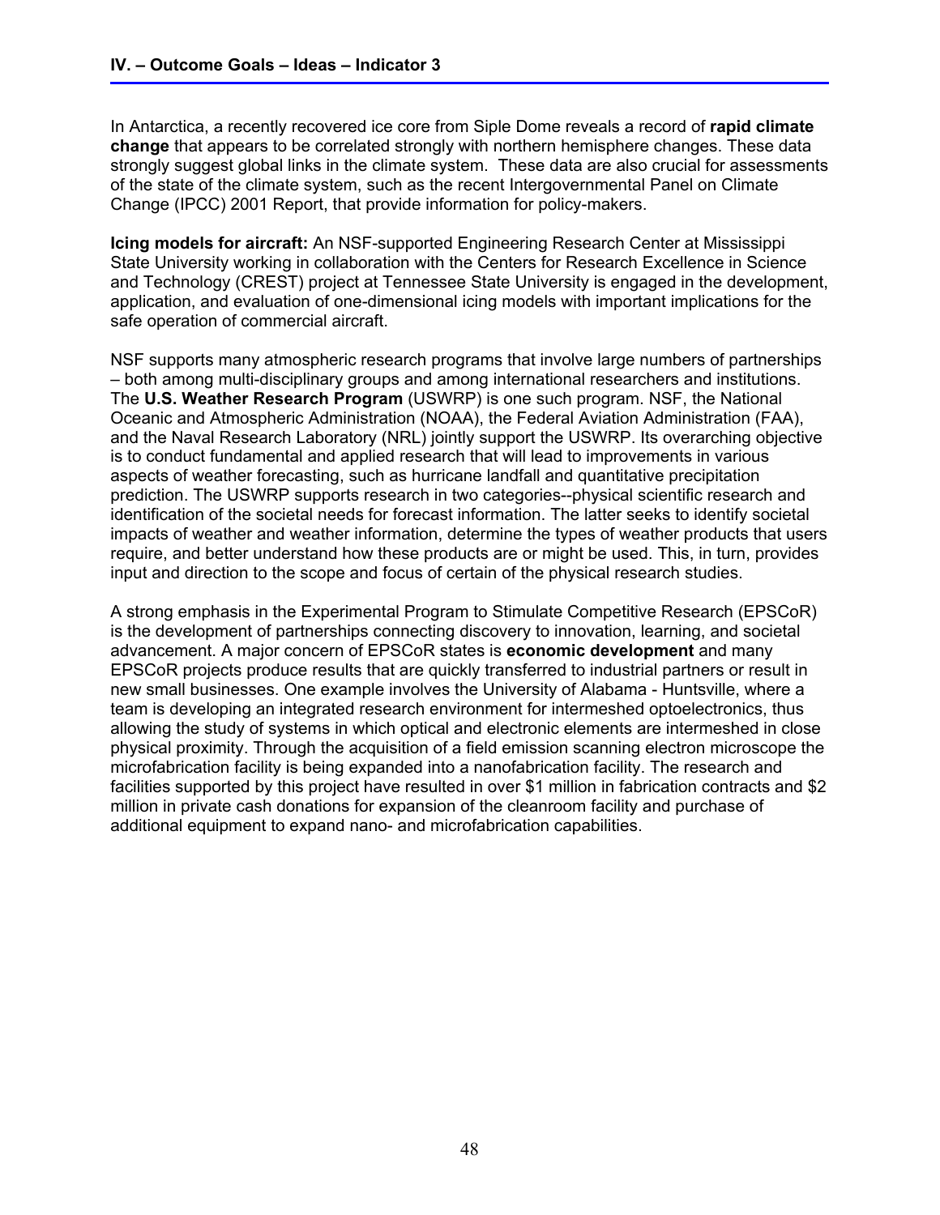In Antarctica, a recently recovered ice core from Siple Dome reveals a record of **rapid climate change** that appears to be correlated strongly with northern hemisphere changes. These data strongly suggest global links in the climate system. These data are also crucial for assessments of the state of the climate system, such as the recent Intergovernmental Panel on Climate Change (IPCC) 2001 Report, that provide information for policy-makers.

**Icing models for aircraft:** An NSF-supported Engineering Research Center at Mississippi State University working in collaboration with the Centers for Research Excellence in Science and Technology (CREST) project at Tennessee State University is engaged in the development, application, and evaluation of one-dimensional icing models with important implications for the safe operation of commercial aircraft.

NSF supports many atmospheric research programs that involve large numbers of partnerships – both among multi-disciplinary groups and among international researchers and institutions. The **U.S. Weather Research Program** (USWRP) is one such program. NSF, the National Oceanic and Atmospheric Administration (NOAA), the Federal Aviation Administration (FAA), and the Naval Research Laboratory (NRL) jointly support the USWRP. Its overarching objective is to conduct fundamental and applied research that will lead to improvements in various aspects of weather forecasting, such as hurricane landfall and quantitative precipitation prediction. The USWRP supports research in two categories--physical scientific research and identification of the societal needs for forecast information. The latter seeks to identify societal impacts of weather and weather information, determine the types of weather products that users require, and better understand how these products are or might be used. This, in turn, provides input and direction to the scope and focus of certain of the physical research studies.

A strong emphasis in the Experimental Program to Stimulate Competitive Research (EPSCoR) is the development of partnerships connecting discovery to innovation, learning, and societal advancement. A major concern of EPSCoR states is **economic development** and many EPSCoR projects produce results that are quickly transferred to industrial partners or result in new small businesses. One example involves the University of Alabama - Huntsville, where a team is developing an integrated research environment for intermeshed optoelectronics, thus allowing the study of systems in which optical and electronic elements are intermeshed in close physical proximity. Through the acquisition of a field emission scanning electron microscope the microfabrication facility is being expanded into a nanofabrication facility. The research and facilities supported by this project have resulted in over $1 million in fabrication contracts and $2 million in private cash donations for expansion of the cleanroom facility and purchase of additional equipment to expand nano- and microfabrication capabilities.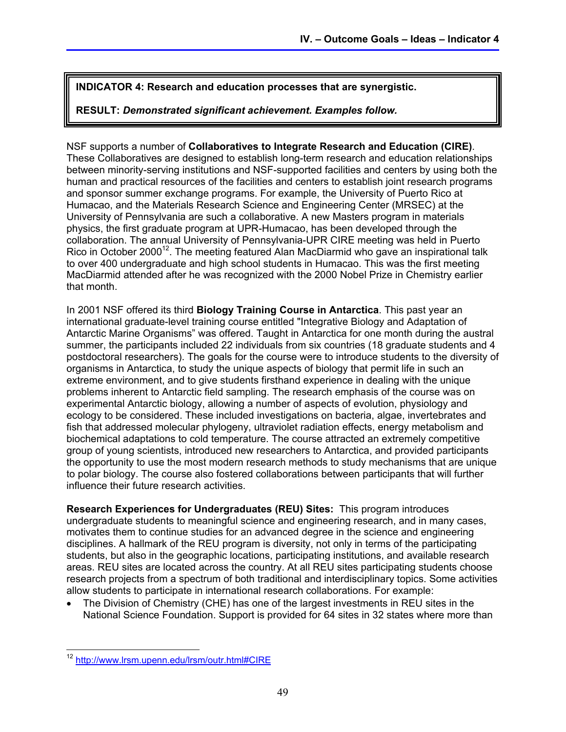**INDICATOR 4: Research and education processes that are synergistic.**

**RESULT:** ***Demonstrated significant achievement. Examples follow.***

NSF supports a number of **Collaboratives to Integrate Research and Education (CIRE)**. These Collaboratives are designed to establish long-term research and education relationships between minority-serving institutions and NSF-supported facilities and centers by using both the human and practical resources of the facilities and centers to establish joint research programs and sponsor summer exchange programs. For example, the University of Puerto Rico at Humacao, and the Materials Research Science and Engineering Center (MRSEC) at the University of Pennsylvania are such a collaborative. A new Masters program in materials physics, the first graduate program at UPR-Humacao, has been developed through the collaboration. The annual University of Pennsylvania-UPR CIRE meeting was held in Puerto Rico in October 2000[12]. The meeting featured Alan MacDiarmid who gave an inspirational talk to over 400 undergraduate and high school students in Humacao. This was the first meeting MacDiarmid attended after he was recognized with the 2000 Nobel Prize in Chemistry earlier that month.

In 2001 NSF offered its third **Biology Training Course in Antarctica**. This past year an international graduate-level training course entitled "Integrative Biology and Adaptation of Antarctic Marine Organisms" was offered. Taught in Antarctica for one month during the austral summer, the participants included 22 individuals from six countries (18 graduate students and 4 postdoctoral researchers). The goals for the course were to introduce students to the diversity of organisms in Antarctica, to study the unique aspects of biology that permit life in such an extreme environment, and to give students firsthand experience in dealing with the unique problems inherent to Antarctic field sampling. The research emphasis of the course was on experimental Antarctic biology, allowing a number of aspects of evolution, physiology and ecology to be considered. These included investigations on bacteria, algae, invertebrates and fish that addressed molecular phylogeny, ultraviolet radiation effects, energy metabolism and biochemical adaptations to cold temperature. The course attracted an extremely competitive group of young scientists, introduced new researchers to Antarctica, and provided participants the opportunity to use the most modern research methods to study mechanisms that are unique to polar biology. The course also fostered collaborations between participants that will further influence their future research activities.

**Research Experiences for Undergraduates (REU) Sites:** This program introduces undergraduate students to meaningful science and engineering research, and in many cases, motivates them to continue studies for an advanced degree in the science and engineering disciplines. A hallmark of the REU program is diversity, not only in terms of the participating students, but also in the geographic locations, participating institutions, and available research areas. REU sites are located across the country. At all REU sites participating students choose research projects from a spectrum of both traditional and interdisciplinary topics. Some activities allow students to participate in international research collaborations. For example:

- The Division of Chemistry (CHE) has one of the largest investments in REU sites in the National Science Foundation. Support is provided for 64 sites in 32 states where more than

[12] http://www.lrsm.upenn.edu/lrsm/outr.html#CIRE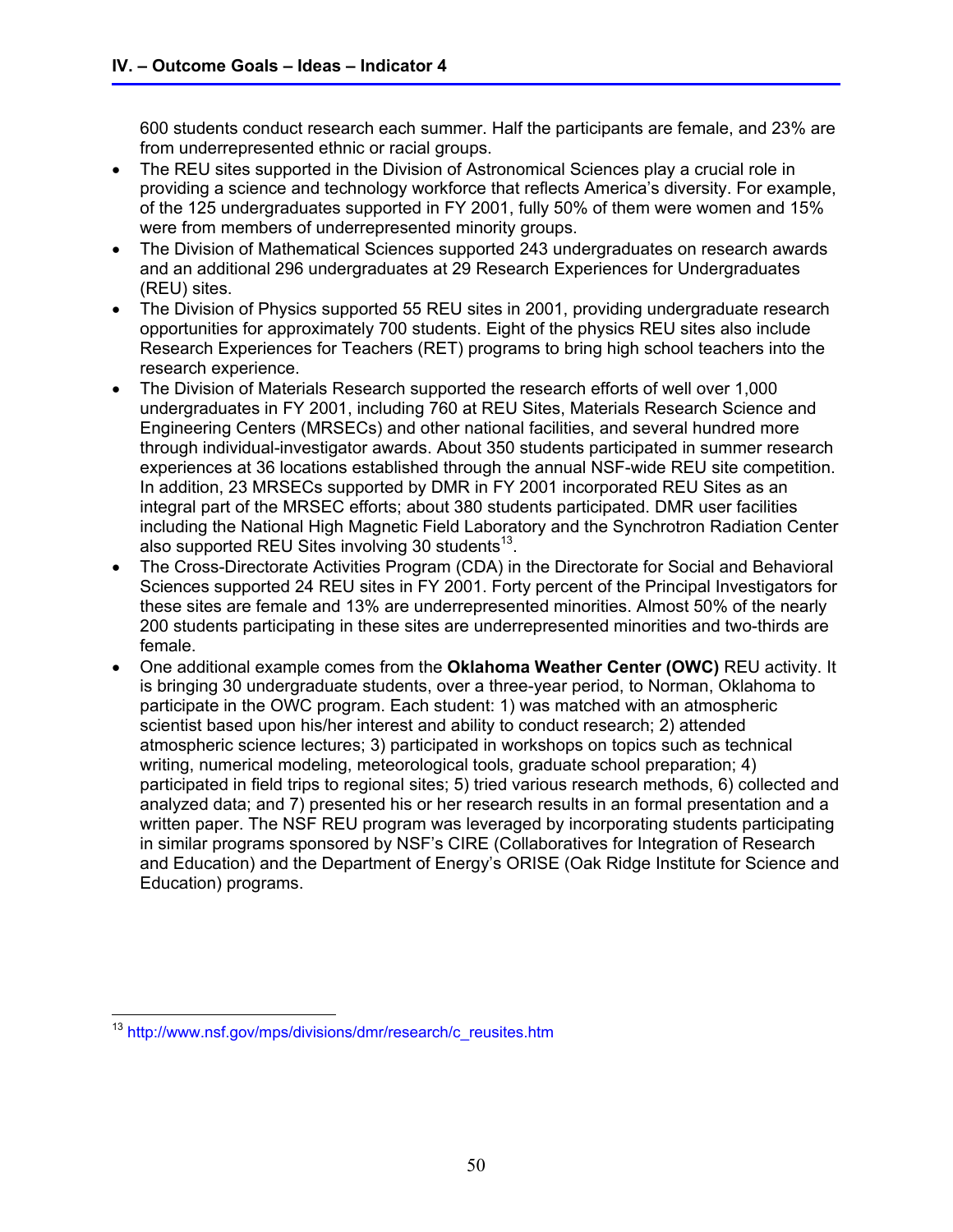600 students conduct research each summer. Half the participants are female, and 23% are from underrepresented ethnic or racial groups.

- The REU sites supported in the Division of Astronomical Sciences play a crucial role in providing a science and technology workforce that reflects America's diversity. For example, of the 125 undergraduates supported in FY 2001, fully 50% of them were women and 15% were from members of underrepresented minority groups.
- The Division of Mathematical Sciences supported 243 undergraduates on research awards and an additional 296 undergraduates at 29 Research Experiences for Undergraduates (REU) sites.
- The Division of Physics supported 55 REU sites in 2001, providing undergraduate research opportunities for approximately 700 students. Eight of the physics REU sites also include Research Experiences for Teachers (RET) programs to bring high school teachers into the research experience.
- The Division of Materials Research supported the research efforts of well over 1,000 undergraduates in FY 2001, including 760 at REU Sites, Materials Research Science and Engineering Centers (MRSECs) and other national facilities, and several hundred more through individual-investigator awards. About 350 students participated in summer research experiences at 36 locations established through the annual NSF-wide REU site competition. In addition, 23 MRSECs supported by DMR in FY 2001 incorporated REU Sites as an integral part of the MRSEC efforts; about 380 students participated. DMR user facilities including the National High Magnetic Field Laboratory and the Synchrotron Radiation Center also supported REU Sites involving 30 students[13].
- The Cross-Directorate Activities Program (CDA) in the Directorate for Social and Behavioral Sciences supported 24 REU sites in FY 2001. Forty percent of the Principal Investigators for these sites are female and 13% are underrepresented minorities. Almost 50% of the nearly 200 students participating in these sites are underrepresented minorities and two-thirds are female.
- One additional example comes from the **Oklahoma Weather Center (OWC)** REU activity. It is bringing 30 undergraduate students, over a three-year period, to Norman, Oklahoma to participate in the OWC program. Each student: 1) was matched with an atmospheric scientist based upon his/her interest and ability to conduct research; 2) attended atmospheric science lectures; 3) participated in workshops on topics such as technical writing, numerical modeling, meteorological tools, graduate school preparation; 4) participated in field trips to regional sites; 5) tried various research methods, 6) collected and analyzed data; and 7) presented his or her research results in an formal presentation and a written paper. The NSF REU program was leveraged by incorporating students participating in similar programs sponsored by NSF's CIRE (Collaboratives for Integration of Research and Education) and the Department of Energy's ORISE (Oak Ridge Institute for Science and Education) programs.

[13] http://www.nsf.gov/mps/divisions/dmr/research/c_reusites.htm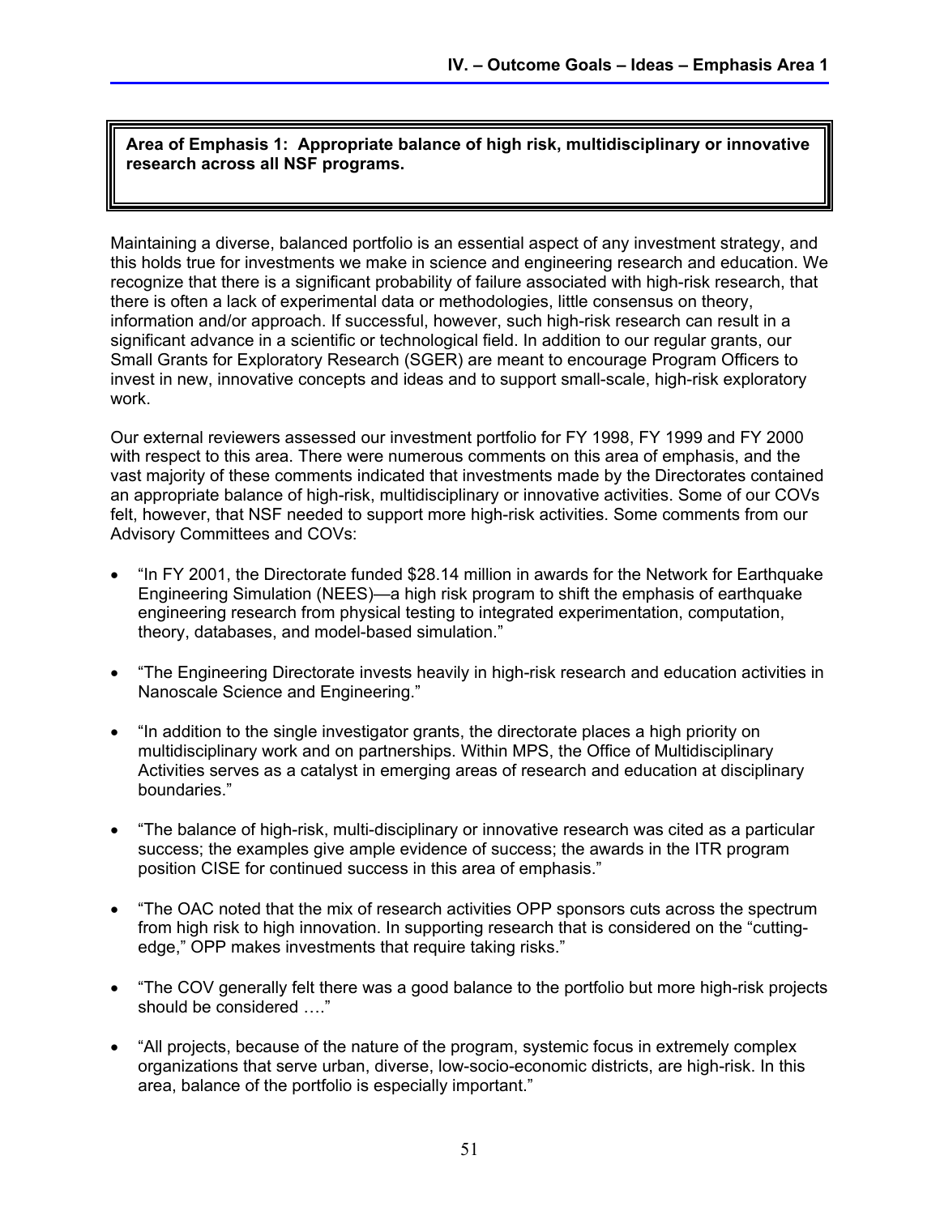**Area of Emphasis 1: Appropriate balance of high risk, multidisciplinary or innovative research across all NSF programs.**

Maintaining a diverse, balanced portfolio is an essential aspect of any investment strategy, and this holds true for investments we make in science and engineering research and education. We recognize that there is a significant probability of failure associated with high-risk research, that there is often a lack of experimental data or methodologies, little consensus on theory, information and/or approach. If successful, however, such high-risk research can result in a significant advance in a scientific or technological field. In addition to our regular grants, our Small Grants for Exploratory Research (SGER) are meant to encourage Program Officers to invest in new, innovative concepts and ideas and to support small-scale, high-risk exploratory work.

Our external reviewers assessed our investment portfolio for FY 1998, FY 1999 and FY 2000 with respect to this area. There were numerous comments on this area of emphasis, and the vast majority of these comments indicated that investments made by the Directorates contained an appropriate balance of high-risk, multidisciplinary or innovative activities. Some of our COVs felt, however, that NSF needed to support more high-risk activities. Some comments from our Advisory Committees and COVs:

- "In FY 2001, the Directorate funded $28.14 million in awards for the Network for Earthquake Engineering Simulation (NEES)—a high risk program to shift the emphasis of earthquake engineering research from physical testing to integrated experimentation, computation, theory, databases, and model-based simulation."
- "The Engineering Directorate invests heavily in high-risk research and education activities in Nanoscale Science and Engineering."
- "In addition to the single investigator grants, the directorate places a high priority on multidisciplinary work and on partnerships. Within MPS, the Office of Multidisciplinary Activities serves as a catalyst in emerging areas of research and education at disciplinary boundaries."
- "The balance of high-risk, multi-disciplinary or innovative research was cited as a particular success; the examples give ample evidence of success; the awards in the ITR program position CISE for continued success in this area of emphasis."
- "The OAC noted that the mix of research activities OPP sponsors cuts across the spectrum from high risk to high innovation. In supporting research that is considered on the "cutting-edge," OPP makes investments that require taking risks."
- "The COV generally felt there was a good balance to the portfolio but more high-risk projects should be considered …."
- "All projects, because of the nature of the program, systemic focus in extremely complex organizations that serve urban, diverse, low-socio-economic districts, are high-risk. In this area, balance of the portfolio is especially important."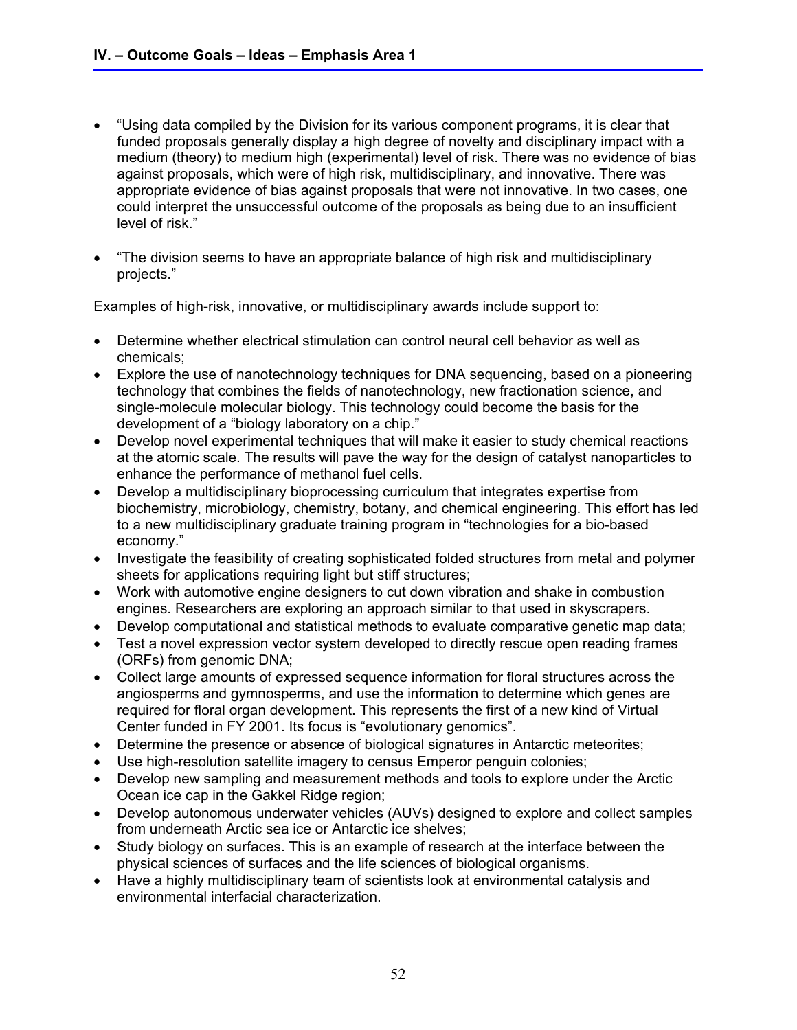- "Using data compiled by the Division for its various component programs, it is clear that funded proposals generally display a high degree of novelty and disciplinary impact with a medium (theory) to medium high (experimental) level of risk. There was no evidence of bias against proposals, which were of high risk, multidisciplinary, and innovative. There was appropriate evidence of bias against proposals that were not innovative. In two cases, one could interpret the unsuccessful outcome of the proposals as being due to an insufficient level of risk."

- "The division seems to have an appropriate balance of high risk and multidisciplinary projects."

Examples of high-risk, innovative, or multidisciplinary awards include support to:

- Determine whether electrical stimulation can control neural cell behavior as well as chemicals;
- Explore the use of nanotechnology techniques for DNA sequencing, based on a pioneering technology that combines the fields of nanotechnology, new fractionation science, and single-molecule molecular biology. This technology could become the basis for the development of a "biology laboratory on a chip."
- Develop novel experimental techniques that will make it easier to study chemical reactions at the atomic scale. The results will pave the way for the design of catalyst nanoparticles to enhance the performance of methanol fuel cells.
- Develop a multidisciplinary bioprocessing curriculum that integrates expertise from biochemistry, microbiology, chemistry, botany, and chemical engineering. This effort has led to a new multidisciplinary graduate training program in "technologies for a bio-based economy."
- Investigate the feasibility of creating sophisticated folded structures from metal and polymer sheets for applications requiring light but stiff structures;
- Work with automotive engine designers to cut down vibration and shake in combustion engines. Researchers are exploring an approach similar to that used in skyscrapers.
- Develop computational and statistical methods to evaluate comparative genetic map data;
- Test a novel expression vector system developed to directly rescue open reading frames (ORFs) from genomic DNA;
- Collect large amounts of expressed sequence information for floral structures across the angiosperms and gymnosperms, and use the information to determine which genes are required for floral organ development. This represents the first of a new kind of Virtual Center funded in FY 2001. Its focus is "evolutionary genomics".
- Determine the presence or absence of biological signatures in Antarctic meteorites;
- Use high-resolution satellite imagery to census Emperor penguin colonies;
- Develop new sampling and measurement methods and tools to explore under the Arctic Ocean ice cap in the Gakkel Ridge region;
- Develop autonomous underwater vehicles (AUVs) designed to explore and collect samples from underneath Arctic sea ice or Antarctic ice shelves;
- Study biology on surfaces. This is an example of research at the interface between the physical sciences of surfaces and the life sciences of biological organisms.
- Have a highly multidisciplinary team of scientists look at environmental catalysis and environmental interfacial characterization.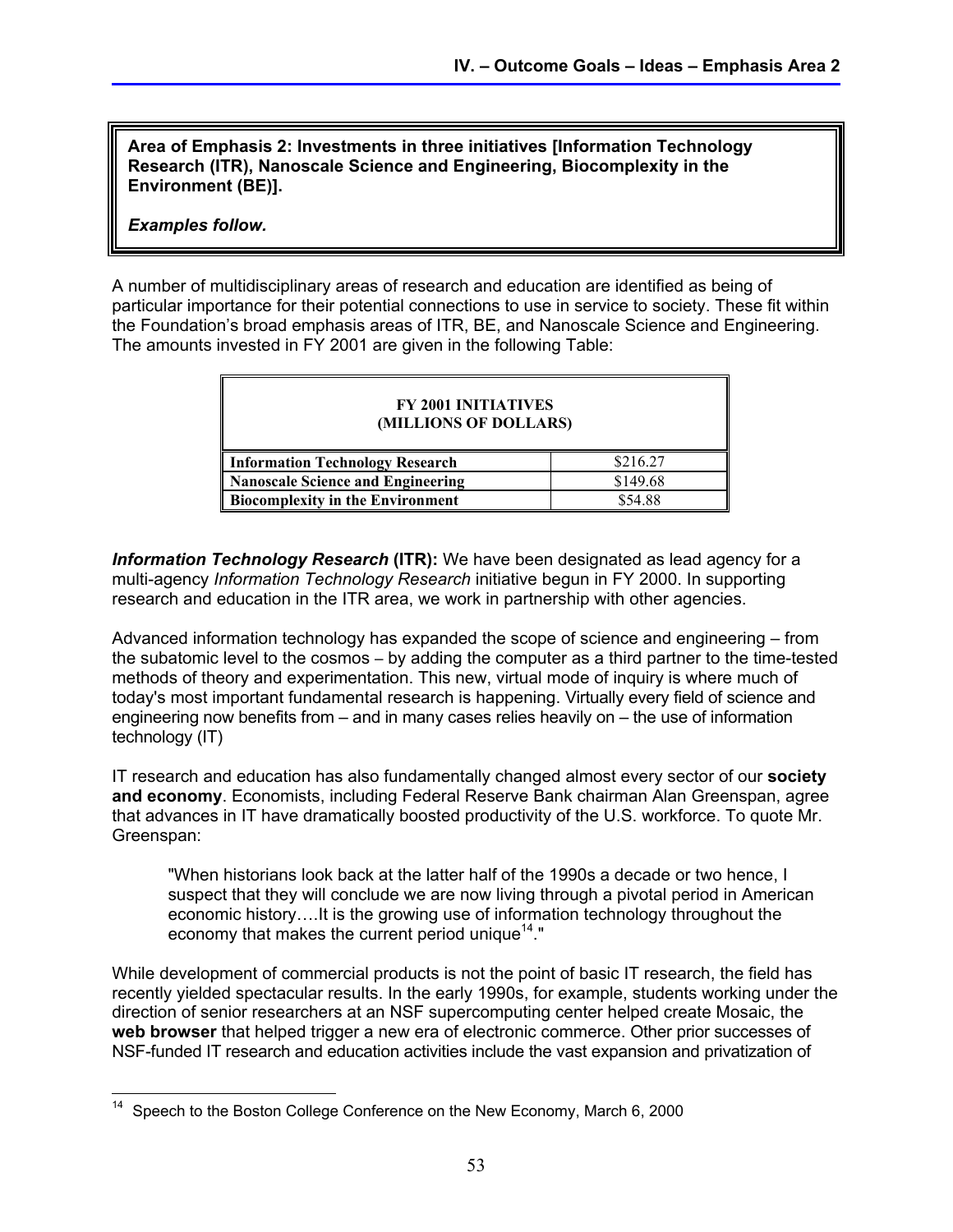**Area of Emphasis 2: Investments in three initiatives [Information Technology Research (ITR), Nanoscale Science and Engineering, Biocomplexity in the Environment (BE)].**

***Examples follow.***

A number of multidisciplinary areas of research and education are identified as being of particular importance for their potential connections to use in service to society. These fit within the Foundation's broad emphasis areas of ITR, BE, and Nanoscale Science and Engineering. The amounts invested in FY 2001 are given in the following Table:

| FY 2001 INITIATIVES (MILLIONS OF DOLLARS) | |
|---|---|
| **Information Technology Research** | $216.27 |
| **Nanoscale Science and Engineering** | $149.68 |
| **Biocomplexity in the Environment** | $54.88 |

***Information Technology Research* (ITR):** We have been designated as lead agency for a multi-agency *Information Technology Research* initiative begun in FY 2000. In supporting research and education in the ITR area, we work in partnership with other agencies.

Advanced information technology has expanded the scope of science and engineering – from the subatomic level to the cosmos – by adding the computer as a third partner to the time-tested methods of theory and experimentation. This new, virtual mode of inquiry is where much of today's most important fundamental research is happening. Virtually every field of science and engineering now benefits from – and in many cases relies heavily on – the use of information technology (IT)

IT research and education has also fundamentally changed almost every sector of our **society and economy**. Economists, including Federal Reserve Bank chairman Alan Greenspan, agree that advances in IT have dramatically boosted productivity of the U.S. workforce. To quote Mr. Greenspan:

> "When historians look back at the latter half of the 1990s a decade or two hence, I suspect that they will conclude we are now living through a pivotal period in American economic history….It is the growing use of information technology throughout the economy that makes the current period unique[14]."

While development of commercial products is not the point of basic IT research, the field has recently yielded spectacular results. In the early 1990s, for example, students working under the direction of senior researchers at an NSF supercomputing center helped create Mosaic, the **web browser** that helped trigger a new era of electronic commerce. Other prior successes of NSF-funded IT research and education activities include the vast expansion and privatization of

---

[14] Speech to the Boston College Conference on the New Economy, March 6, 2000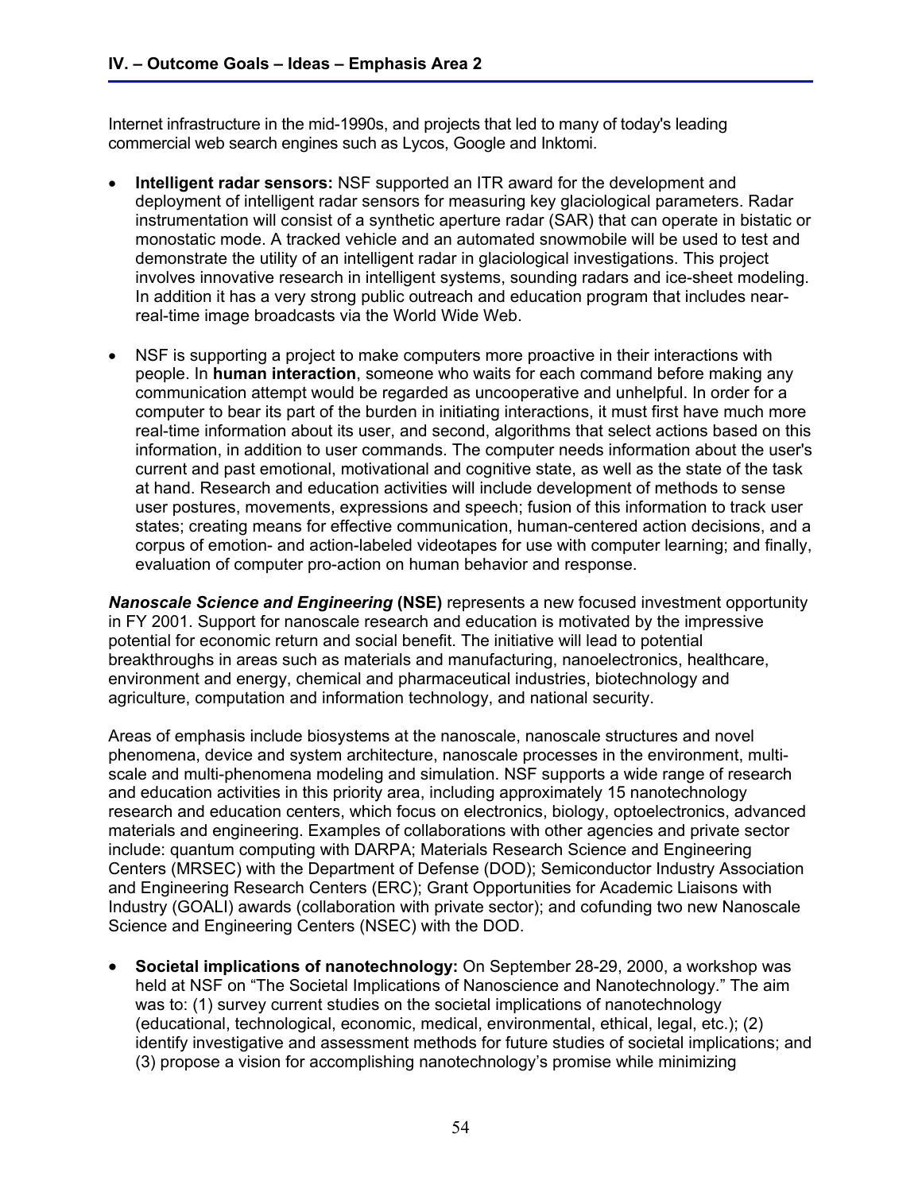Internet infrastructure in the mid-1990s, and projects that led to many of today's leading commercial web search engines such as Lycos, Google and Inktomi.

- **Intelligent radar sensors:** NSF supported an ITR award for the development and deployment of intelligent radar sensors for measuring key glaciological parameters. Radar instrumentation will consist of a synthetic aperture radar (SAR) that can operate in bistatic or monostatic mode. A tracked vehicle and an automated snowmobile will be used to test and demonstrate the utility of an intelligent radar in glaciological investigations. This project involves innovative research in intelligent systems, sounding radars and ice-sheet modeling. In addition it has a very strong public outreach and education program that includes near-real-time image broadcasts via the World Wide Web.

- NSF is supporting a project to make computers more proactive in their interactions with people. In **human interaction**, someone who waits for each command before making any communication attempt would be regarded as uncooperative and unhelpful. In order for a computer to bear its part of the burden in initiating interactions, it must first have much more real-time information about its user, and second, algorithms that select actions based on this information, in addition to user commands. The computer needs information about the user's current and past emotional, motivational and cognitive state, as well as the state of the task at hand. Research and education activities will include development of methods to sense user postures, movements, expressions and speech; fusion of this information to track user states; creating means for effective communication, human-centered action decisions, and a corpus of emotion- and action-labeled videotapes for use with computer learning; and finally, evaluation of computer pro-action on human behavior and response.

***Nanoscale Science and Engineering*** **(NSE)** represents a new focused investment opportunity in FY 2001. Support for nanoscale research and education is motivated by the impressive potential for economic return and social benefit. The initiative will lead to potential breakthroughs in areas such as materials and manufacturing, nanoelectronics, healthcare, environment and energy, chemical and pharmaceutical industries, biotechnology and agriculture, computation and information technology, and national security.

Areas of emphasis include biosystems at the nanoscale, nanoscale structures and novel phenomena, device and system architecture, nanoscale processes in the environment, multi-scale and multi-phenomena modeling and simulation. NSF supports a wide range of research and education activities in this priority area, including approximately 15 nanotechnology research and education centers, which focus on electronics, biology, optoelectronics, advanced materials and engineering. Examples of collaborations with other agencies and private sector include: quantum computing with DARPA; Materials Research Science and Engineering Centers (MRSEC) with the Department of Defense (DOD); Semiconductor Industry Association and Engineering Research Centers (ERC); Grant Opportunities for Academic Liaisons with Industry (GOALI) awards (collaboration with private sector); and cofunding two new Nanoscale Science and Engineering Centers (NSEC) with the DOD.

- **Societal implications of nanotechnology:** On September 28-29, 2000, a workshop was held at NSF on "The Societal Implications of Nanoscience and Nanotechnology." The aim was to: (1) survey current studies on the societal implications of nanotechnology (educational, technological, economic, medical, environmental, ethical, legal, etc.); (2) identify investigative and assessment methods for future studies of societal implications; and (3) propose a vision for accomplishing nanotechnology's promise while minimizing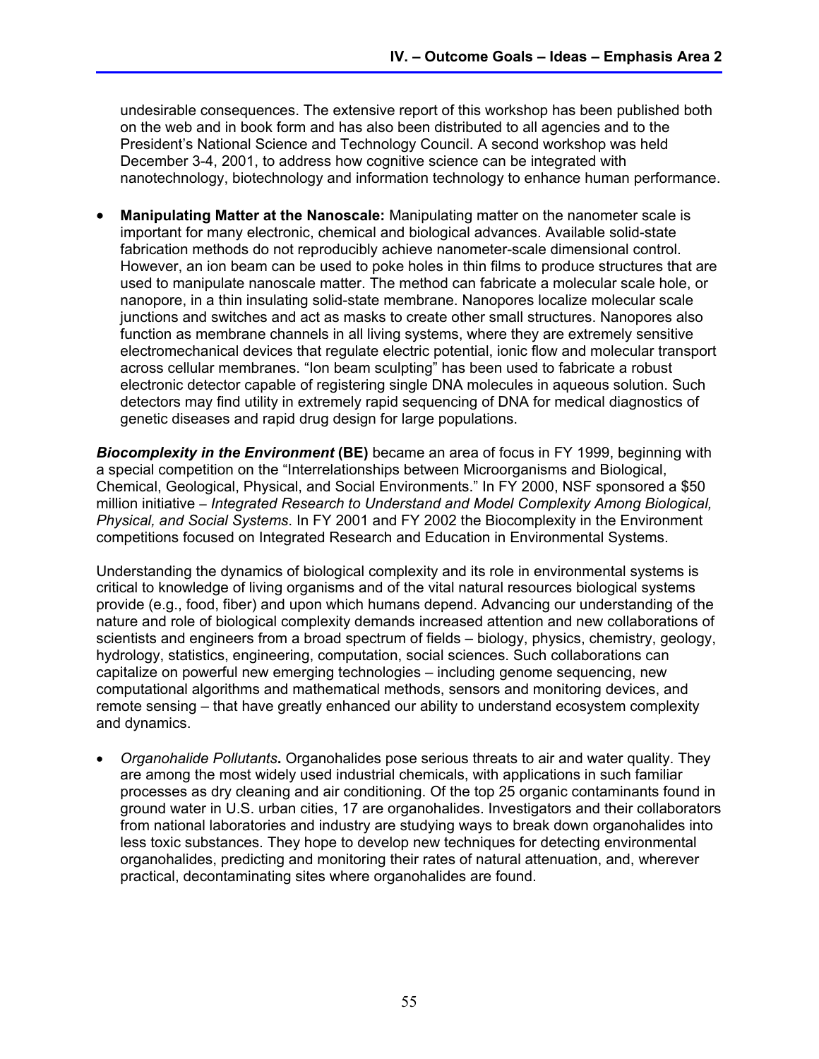undesirable consequences. The extensive report of this workshop has been published both on the web and in book form and has also been distributed to all agencies and to the President's National Science and Technology Council. A second workshop was held December 3-4, 2001, to address how cognitive science can be integrated with nanotechnology, biotechnology and information technology to enhance human performance.

- **Manipulating Matter at the Nanoscale:** Manipulating matter on the nanometer scale is important for many electronic, chemical and biological advances. Available solid-state fabrication methods do not reproducibly achieve nanometer-scale dimensional control. However, an ion beam can be used to poke holes in thin films to produce structures that are used to manipulate nanoscale matter. The method can fabricate a molecular scale hole, or nanopore, in a thin insulating solid-state membrane. Nanopores localize molecular scale junctions and switches and act as masks to create other small structures. Nanopores also function as membrane channels in all living systems, where they are extremely sensitive electromechanical devices that regulate electric potential, ionic flow and molecular transport across cellular membranes. "Ion beam sculpting" has been used to fabricate a robust electronic detector capable of registering single DNA molecules in aqueous solution. Such detectors may find utility in extremely rapid sequencing of DNA for medical diagnostics of genetic diseases and rapid drug design for large populations.

***Biocomplexity in the Environment*** **(BE)** became an area of focus in FY 1999, beginning with a special competition on the "Interrelationships between Microorganisms and Biological, Chemical, Geological, Physical, and Social Environments." In FY 2000, NSF sponsored a $50 million initiative – *Integrated Research to Understand and Model Complexity Among Biological, Physical, and Social Systems*. In FY 2001 and FY 2002 the Biocomplexity in the Environment competitions focused on Integrated Research and Education in Environmental Systems.

Understanding the dynamics of biological complexity and its role in environmental systems is critical to knowledge of living organisms and of the vital natural resources biological systems provide (e.g., food, fiber) and upon which humans depend. Advancing our understanding of the nature and role of biological complexity demands increased attention and new collaborations of scientists and engineers from a broad spectrum of fields – biology, physics, chemistry, geology, hydrology, statistics, engineering, computation, social sciences. Such collaborations can capitalize on powerful new emerging technologies – including genome sequencing, new computational algorithms and mathematical methods, sensors and monitoring devices, and remote sensing – that have greatly enhanced our ability to understand ecosystem complexity and dynamics.

- *Organohalide Pollutants***.** Organohalides pose serious threats to air and water quality. They are among the most widely used industrial chemicals, with applications in such familiar processes as dry cleaning and air conditioning. Of the top 25 organic contaminants found in ground water in U.S. urban cities, 17 are organohalides. Investigators and their collaborators from national laboratories and industry are studying ways to break down organohalides into less toxic substances. They hope to develop new techniques for detecting environmental organohalides, predicting and monitoring their rates of natural attenuation, and, wherever practical, decontaminating sites where organohalides are found.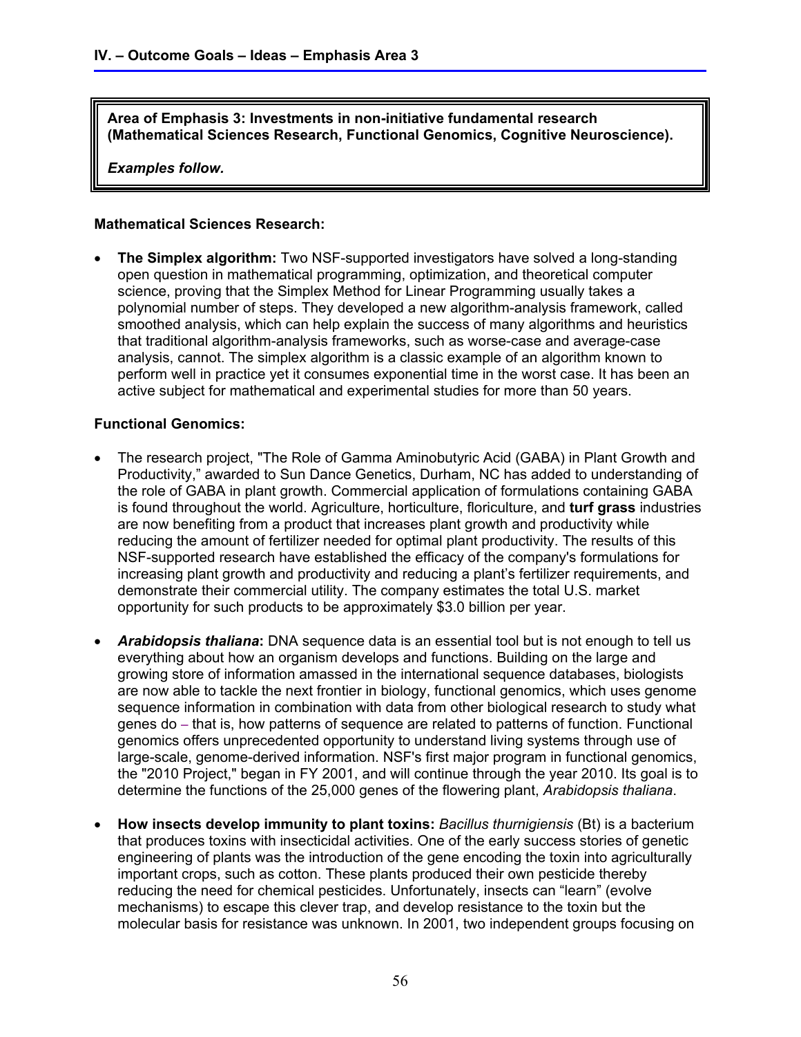**Area of Emphasis 3: Investments in non-initiative fundamental research (Mathematical Sciences Research, Functional Genomics, Cognitive Neuroscience).**

***Examples follow.***

**Mathematical Sciences Research:**

- **The Simplex algorithm:** Two NSF-supported investigators have solved a long-standing open question in mathematical programming, optimization, and theoretical computer science, proving that the Simplex Method for Linear Programming usually takes a polynomial number of steps. They developed a new algorithm-analysis framework, called smoothed analysis, which can help explain the success of many algorithms and heuristics that traditional algorithm-analysis frameworks, such as worse-case and average-case analysis, cannot. The simplex algorithm is a classic example of an algorithm known to perform well in practice yet it consumes exponential time in the worst case. It has been an active subject for mathematical and experimental studies for more than 50 years.

**Functional Genomics:**

- The research project, "The Role of Gamma Aminobutyric Acid (GABA) in Plant Growth and Productivity," awarded to Sun Dance Genetics, Durham, NC has added to understanding of the role of GABA in plant growth. Commercial application of formulations containing GABA is found throughout the world. Agriculture, horticulture, floriculture, and **turf grass** industries are now benefiting from a product that increases plant growth and productivity while reducing the amount of fertilizer needed for optimal plant productivity. The results of this NSF-supported research have established the efficacy of the company's formulations for increasing plant growth and productivity and reducing a plant's fertilizer requirements, and demonstrate their commercial utility. The company estimates the total U.S. market opportunity for such products to be approximately $3.0 billion per year.

- ***Arabidopsis thaliana*:** DNA sequence data is an essential tool but is not enough to tell us everything about how an organism develops and functions. Building on the large and growing store of information amassed in the international sequence databases, biologists are now able to tackle the next frontier in biology, functional genomics, which uses genome sequence information in combination with data from other biological research to study what genes do – that is, how patterns of sequence are related to patterns of function. Functional genomics offers unprecedented opportunity to understand living systems through use of large-scale, genome-derived information. NSF's first major program in functional genomics, the "2010 Project," began in FY 2001, and will continue through the year 2010. Its goal is to determine the functions of the 25,000 genes of the flowering plant, *Arabidopsis thaliana*.

- **How insects develop immunity to plant toxins:** *Bacillus thurnigiensis* (Bt) is a bacterium that produces toxins with insecticidal activities. One of the early success stories of genetic engineering of plants was the introduction of the gene encoding the toxin into agriculturally important crops, such as cotton. These plants produced their own pesticide thereby reducing the need for chemical pesticides. Unfortunately, insects can "learn" (evolve mechanisms) to escape this clever trap, and develop resistance to the toxin but the molecular basis for resistance was unknown. In 2001, two independent groups focusing on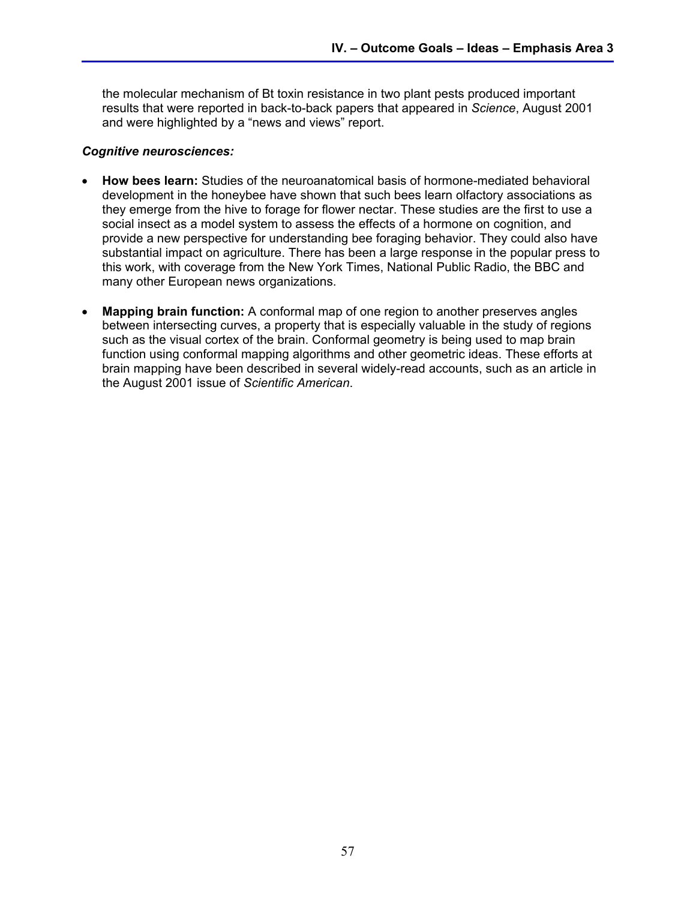the molecular mechanism of Bt toxin resistance in two plant pests produced important results that were reported in back-to-back papers that appeared in *Science*, August 2001 and were highlighted by a "news and views" report.

***Cognitive neurosciences:***

- **How bees learn:** Studies of the neuroanatomical basis of hormone-mediated behavioral development in the honeybee have shown that such bees learn olfactory associations as they emerge from the hive to forage for flower nectar. These studies are the first to use a social insect as a model system to assess the effects of a hormone on cognition, and provide a new perspective for understanding bee foraging behavior. They could also have substantial impact on agriculture. There has been a large response in the popular press to this work, with coverage from the New York Times, National Public Radio, the BBC and many other European news organizations.

- **Mapping brain function:** A conformal map of one region to another preserves angles between intersecting curves, a property that is especially valuable in the study of regions such as the visual cortex of the brain. Conformal geometry is being used to map brain function using conformal mapping algorithms and other geometric ideas. These efforts at brain mapping have been described in several widely-read accounts, such as an article in the August 2001 issue of *Scientific American*.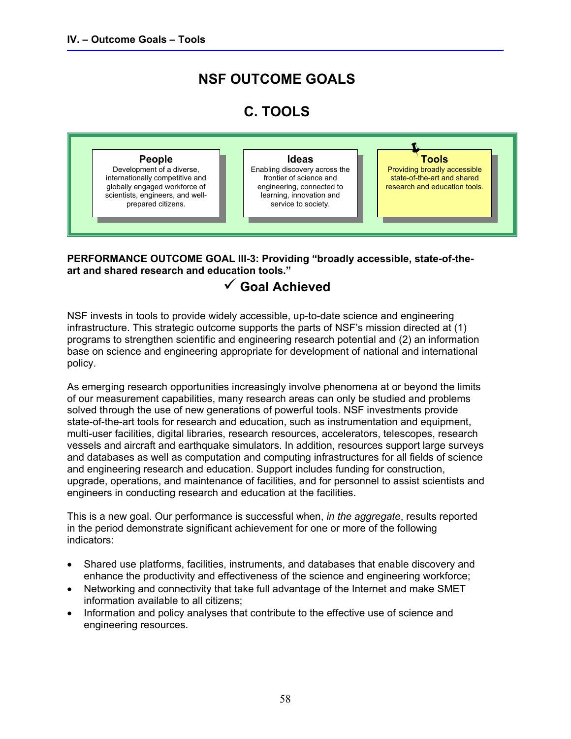# NSF OUTCOME GOALS

## C. TOOLS

| People | Ideas | Tools |
|---|---|---|
| Development of a diverse, internationally competitive and globally engaged workforce of scientists, engineers, and well-prepared citizens. | Enabling discovery across the frontier of science and engineering, connected to learning, innovation and service to society. | Providing broadly accessible state-of-the-art and shared research and education tools. |

**PERFORMANCE OUTCOME GOAL III-3: Providing "broadly accessible, state-of-the-art and shared research and education tools."**

**✓ Goal Achieved**

NSF invests in tools to provide widely accessible, up-to-date science and engineering infrastructure. This strategic outcome supports the parts of NSF's mission directed at (1) programs to strengthen scientific and engineering research potential and (2) an information base on science and engineering appropriate for development of national and international policy.

As emerging research opportunities increasingly involve phenomena at or beyond the limits of our measurement capabilities, many research areas can only be studied and problems solved through the use of new generations of powerful tools. NSF investments provide state-of-the-art tools for research and education, such as instrumentation and equipment, multi-user facilities, digital libraries, research resources, accelerators, telescopes, research vessels and aircraft and earthquake simulators. In addition, resources support large surveys and databases as well as computation and computing infrastructures for all fields of science and engineering research and education. Support includes funding for construction, upgrade, operations, and maintenance of facilities, and for personnel to assist scientists and engineers in conducting research and education at the facilities.

This is a new goal. Our performance is successful when, *in the aggregate*, results reported in the period demonstrate significant achievement for one or more of the following indicators:

- Shared use platforms, facilities, instruments, and databases that enable discovery and enhance the productivity and effectiveness of the science and engineering workforce;
- Networking and connectivity that take full advantage of the Internet and make SMET information available to all citizens;
- Information and policy analyses that contribute to the effective use of science and engineering resources.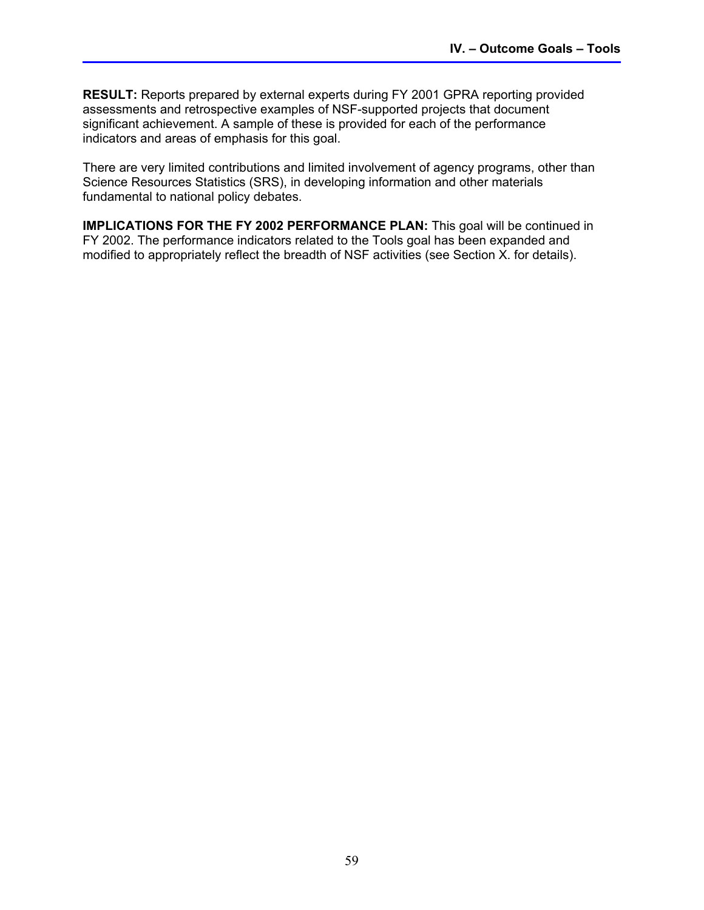**RESULT:** Reports prepared by external experts during FY 2001 GPRA reporting provided assessments and retrospective examples of NSF-supported projects that document significant achievement. A sample of these is provided for each of the performance indicators and areas of emphasis for this goal.

There are very limited contributions and limited involvement of agency programs, other than Science Resources Statistics (SRS), in developing information and other materials fundamental to national policy debates.

**IMPLICATIONS FOR THE FY 2002 PERFORMANCE PLAN:** This goal will be continued in FY 2002. The performance indicators related to the Tools goal has been expanded and modified to appropriately reflect the breadth of NSF activities (see Section X. for details).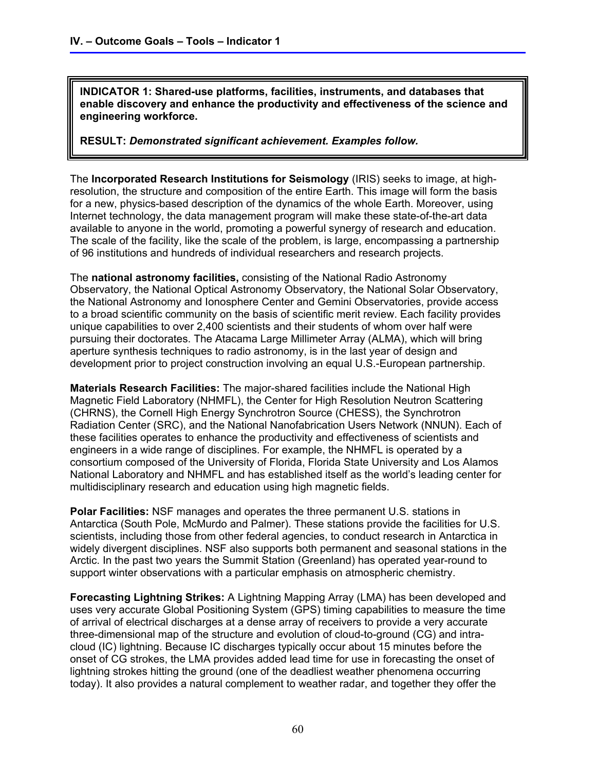**INDICATOR 1: Shared-use platforms, facilities, instruments, and databases that enable discovery and enhance the productivity and effectiveness of the science and engineering workforce.**

**RESULT:** ***Demonstrated significant achievement. Examples follow.***

The **Incorporated Research Institutions for Seismology** (IRIS) seeks to image, at high-resolution, the structure and composition of the entire Earth. This image will form the basis for a new, physics-based description of the dynamics of the whole Earth. Moreover, using Internet technology, the data management program will make these state-of-the-art data available to anyone in the world, promoting a powerful synergy of research and education. The scale of the facility, like the scale of the problem, is large, encompassing a partnership of 96 institutions and hundreds of individual researchers and research projects.

The **national astronomy facilities,** consisting of the National Radio Astronomy Observatory, the National Optical Astronomy Observatory, the National Solar Observatory, the National Astronomy and Ionosphere Center and Gemini Observatories, provide access to a broad scientific community on the basis of scientific merit review. Each facility provides unique capabilities to over 2,400 scientists and their students of whom over half were pursuing their doctorates. The Atacama Large Millimeter Array (ALMA), which will bring aperture synthesis techniques to radio astronomy, is in the last year of design and development prior to project construction involving an equal U.S.-European partnership.

**Materials Research Facilities:** The major-shared facilities include the National High Magnetic Field Laboratory (NHMFL), the Center for High Resolution Neutron Scattering (CHRNS), the Cornell High Energy Synchrotron Source (CHESS), the Synchrotron Radiation Center (SRC), and the National Nanofabrication Users Network (NNUN). Each of these facilities operates to enhance the productivity and effectiveness of scientists and engineers in a wide range of disciplines. For example, the NHMFL is operated by a consortium composed of the University of Florida, Florida State University and Los Alamos National Laboratory and NHMFL and has established itself as the world's leading center for multidisciplinary research and education using high magnetic fields.

**Polar Facilities:** NSF manages and operates the three permanent U.S. stations in Antarctica (South Pole, McMurdo and Palmer). These stations provide the facilities for U.S. scientists, including those from other federal agencies, to conduct research in Antarctica in widely divergent disciplines. NSF also supports both permanent and seasonal stations in the Arctic. In the past two years the Summit Station (Greenland) has operated year-round to support winter observations with a particular emphasis on atmospheric chemistry.

**Forecasting Lightning Strikes:** A Lightning Mapping Array (LMA) has been developed and uses very accurate Global Positioning System (GPS) timing capabilities to measure the time of arrival of electrical discharges at a dense array of receivers to provide a very accurate three-dimensional map of the structure and evolution of cloud-to-ground (CG) and intra-cloud (IC) lightning. Because IC discharges typically occur about 15 minutes before the onset of CG strokes, the LMA provides added lead time for use in forecasting the onset of lightning strokes hitting the ground (one of the deadliest weather phenomena occurring today). It also provides a natural complement to weather radar, and together they offer the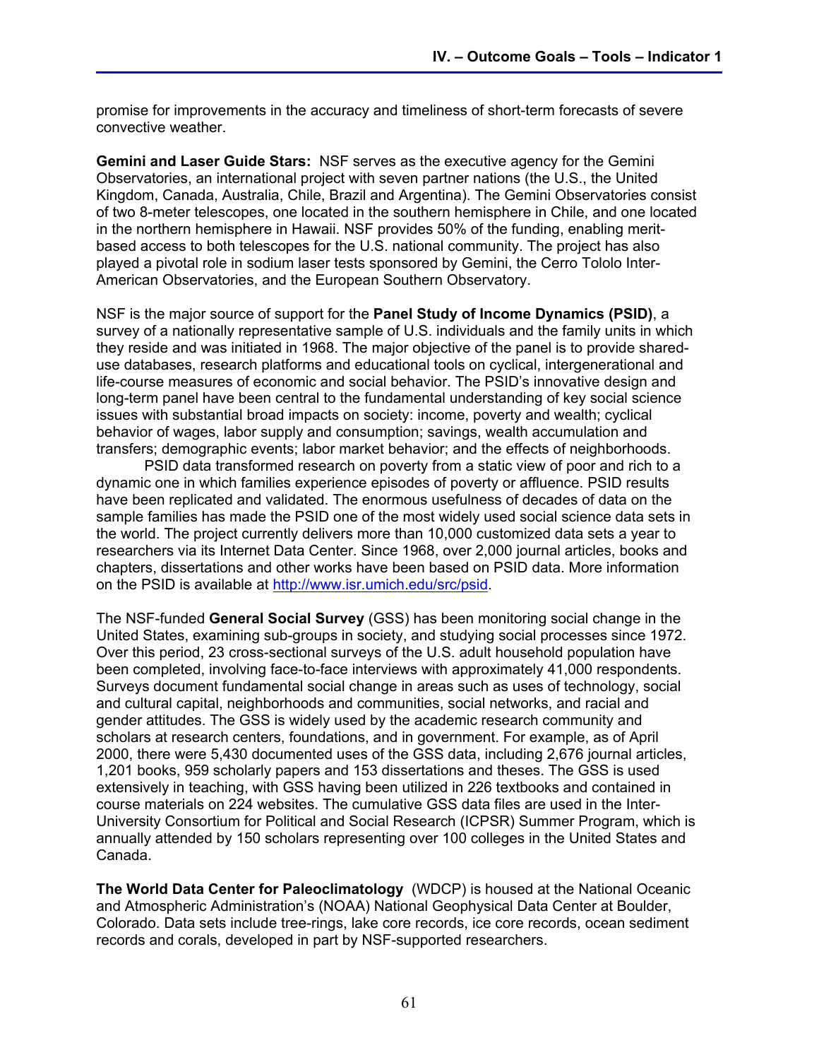promise for improvements in the accuracy and timeliness of short-term forecasts of severe convective weather.

**Gemini and Laser Guide Stars:** NSF serves as the executive agency for the Gemini Observatories, an international project with seven partner nations (the U.S., the United Kingdom, Canada, Australia, Chile, Brazil and Argentina). The Gemini Observatories consist of two 8-meter telescopes, one located in the southern hemisphere in Chile, and one located in the northern hemisphere in Hawaii. NSF provides 50% of the funding, enabling merit-based access to both telescopes for the U.S. national community. The project has also played a pivotal role in sodium laser tests sponsored by Gemini, the Cerro Tololo Inter-American Observatories, and the European Southern Observatory.

NSF is the major source of support for the **Panel Study of Income Dynamics (PSID)**, a survey of a nationally representative sample of U.S. individuals and the family units in which they reside and was initiated in 1968. The major objective of the panel is to provide shared-use databases, research platforms and educational tools on cyclical, intergenerational and life-course measures of economic and social behavior. The PSID's innovative design and long-term panel have been central to the fundamental understanding of key social science issues with substantial broad impacts on society: income, poverty and wealth; cyclical behavior of wages, labor supply and consumption; savings, wealth accumulation and transfers; demographic events; labor market behavior; and the effects of neighborhoods.

PSID data transformed research on poverty from a static view of poor and rich to a dynamic one in which families experience episodes of poverty or affluence. PSID results have been replicated and validated. The enormous usefulness of decades of data on the sample families has made the PSID one of the most widely used social science data sets in the world. The project currently delivers more than 10,000 customized data sets a year to researchers via its Internet Data Center. Since 1968, over 2,000 journal articles, books and chapters, dissertations and other works have been based on PSID data. More information on the PSID is available at http://www.isr.umich.edu/src/psid.

The NSF-funded **General Social Survey** (GSS) has been monitoring social change in the United States, examining sub-groups in society, and studying social processes since 1972. Over this period, 23 cross-sectional surveys of the U.S. adult household population have been completed, involving face-to-face interviews with approximately 41,000 respondents. Surveys document fundamental social change in areas such as uses of technology, social and cultural capital, neighborhoods and communities, social networks, and racial and gender attitudes. The GSS is widely used by the academic research community and scholars at research centers, foundations, and in government. For example, as of April 2000, there were 5,430 documented uses of the GSS data, including 2,676 journal articles, 1,201 books, 959 scholarly papers and 153 dissertations and theses. The GSS is used extensively in teaching, with GSS having been utilized in 226 textbooks and contained in course materials on 224 websites. The cumulative GSS data files are used in the Inter-University Consortium for Political and Social Research (ICPSR) Summer Program, which is annually attended by 150 scholars representing over 100 colleges in the United States and Canada.

**The World Data Center for Paleoclimatology** (WDCP) is housed at the National Oceanic and Atmospheric Administration's (NOAA) National Geophysical Data Center at Boulder, Colorado. Data sets include tree-rings, lake core records, ice core records, ocean sediment records and corals, developed in part by NSF-supported researchers.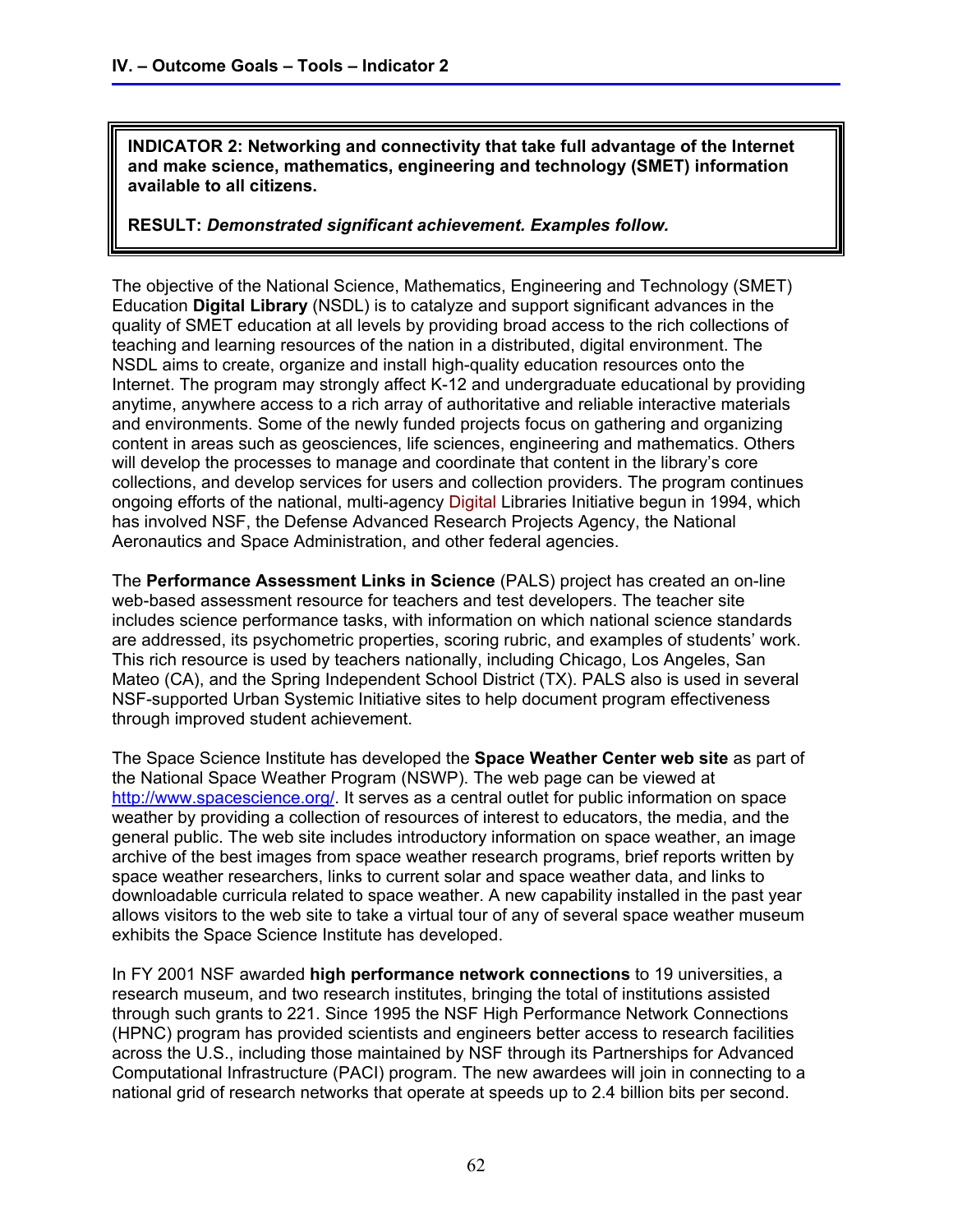**INDICATOR 2: Networking and connectivity that take full advantage of the Internet and make science, mathematics, engineering and technology (SMET) information available to all citizens.**

**RESULT:** ***Demonstrated significant achievement. Examples follow.***

The objective of the National Science, Mathematics, Engineering and Technology (SMET) Education **Digital Library** (NSDL) is to catalyze and support significant advances in the quality of SMET education at all levels by providing broad access to the rich collections of teaching and learning resources of the nation in a distributed, digital environment. The NSDL aims to create, organize and install high-quality education resources onto the Internet. The program may strongly affect K-12 and undergraduate educational by providing anytime, anywhere access to a rich array of authoritative and reliable interactive materials and environments. Some of the newly funded projects focus on gathering and organizing content in areas such as geosciences, life sciences, engineering and mathematics. Others will develop the processes to manage and coordinate that content in the library's core collections, and develop services for users and collection providers. The program continues ongoing efforts of the national, multi-agency Digital Libraries Initiative begun in 1994, which has involved NSF, the Defense Advanced Research Projects Agency, the National Aeronautics and Space Administration, and other federal agencies.

The **Performance Assessment Links in Science** (PALS) project has created an on-line web-based assessment resource for teachers and test developers. The teacher site includes science performance tasks, with information on which national science standards are addressed, its psychometric properties, scoring rubric, and examples of students' work. This rich resource is used by teachers nationally, including Chicago, Los Angeles, San Mateo (CA), and the Spring Independent School District (TX). PALS also is used in several NSF-supported Urban Systemic Initiative sites to help document program effectiveness through improved student achievement.

The Space Science Institute has developed the **Space Weather Center web site** as part of the National Space Weather Program (NSWP). The web page can be viewed at http://www.spacescience.org/. It serves as a central outlet for public information on space weather by providing a collection of resources of interest to educators, the media, and the general public. The web site includes introductory information on space weather, an image archive of the best images from space weather research programs, brief reports written by space weather researchers, links to current solar and space weather data, and links to downloadable curricula related to space weather. A new capability installed in the past year allows visitors to the web site to take a virtual tour of any of several space weather museum exhibits the Space Science Institute has developed.

In FY 2001 NSF awarded **high performance network connections** to 19 universities, a research museum, and two research institutes, bringing the total of institutions assisted through such grants to 221. Since 1995 the NSF High Performance Network Connections (HPNC) program has provided scientists and engineers better access to research facilities across the U.S., including those maintained by NSF through its Partnerships for Advanced Computational Infrastructure (PACI) program. The new awardees will join in connecting to a national grid of research networks that operate at speeds up to 2.4 billion bits per second.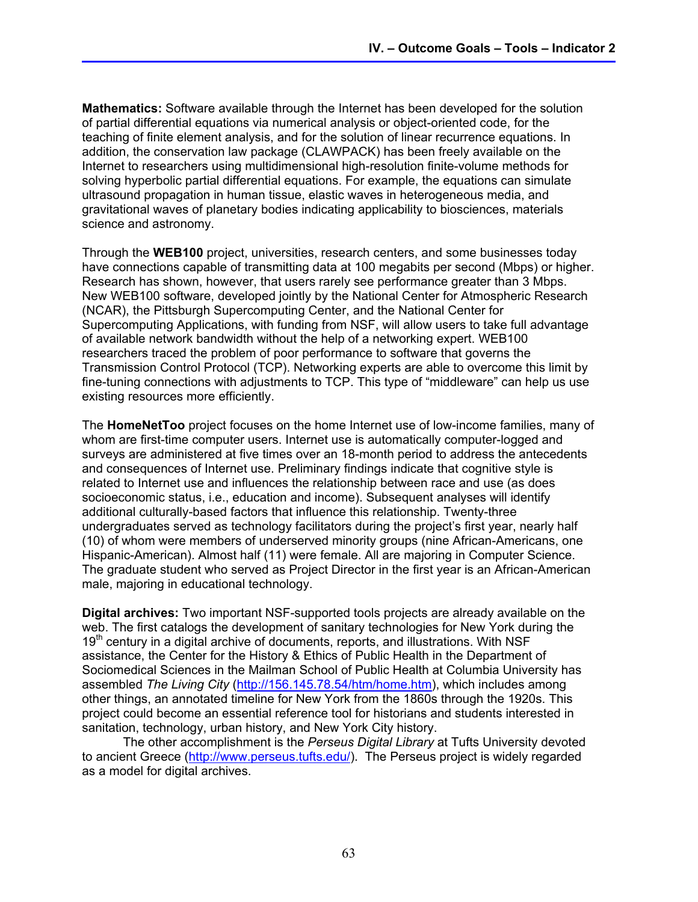**Mathematics:** Software available through the Internet has been developed for the solution of partial differential equations via numerical analysis or object-oriented code, for the teaching of finite element analysis, and for the solution of linear recurrence equations. In addition, the conservation law package (CLAWPACK) has been freely available on the Internet to researchers using multidimensional high-resolution finite-volume methods for solving hyperbolic partial differential equations. For example, the equations can simulate ultrasound propagation in human tissue, elastic waves in heterogeneous media, and gravitational waves of planetary bodies indicating applicability to biosciences, materials science and astronomy.

Through the **WEB100** project, universities, research centers, and some businesses today have connections capable of transmitting data at 100 megabits per second (Mbps) or higher. Research has shown, however, that users rarely see performance greater than 3 Mbps. New WEB100 software, developed jointly by the National Center for Atmospheric Research (NCAR), the Pittsburgh Supercomputing Center, and the National Center for Supercomputing Applications, with funding from NSF, will allow users to take full advantage of available network bandwidth without the help of a networking expert. WEB100 researchers traced the problem of poor performance to software that governs the Transmission Control Protocol (TCP). Networking experts are able to overcome this limit by fine-tuning connections with adjustments to TCP. This type of "middleware" can help us use existing resources more efficiently.

The **HomeNetToo** project focuses on the home Internet use of low-income families, many of whom are first-time computer users. Internet use is automatically computer-logged and surveys are administered at five times over an 18-month period to address the antecedents and consequences of Internet use. Preliminary findings indicate that cognitive style is related to Internet use and influences the relationship between race and use (as does socioeconomic status, i.e., education and income). Subsequent analyses will identify additional culturally-based factors that influence this relationship. Twenty-three undergraduates served as technology facilitators during the project's first year, nearly half (10) of whom were members of underserved minority groups (nine African-Americans, one Hispanic-American). Almost half (11) were female. All are majoring in Computer Science. The graduate student who served as Project Director in the first year is an African-American male, majoring in educational technology.

**Digital archives:** Two important NSF-supported tools projects are already available on the web. The first catalogs the development of sanitary technologies for New York during the 19th century in a digital archive of documents, reports, and illustrations. With NSF assistance, the Center for the History & Ethics of Public Health in the Department of Sociomedical Sciences in the Mailman School of Public Health at Columbia University has assembled *The Living City* (http://156.145.78.54/htm/home.htm), which includes among other things, an annotated timeline for New York from the 1860s through the 1920s. This project could become an essential reference tool for historians and students interested in sanitation, technology, urban history, and New York City history.

The other accomplishment is the *Perseus Digital Library* at Tufts University devoted to ancient Greece (http://www.perseus.tufts.edu/). The Perseus project is widely regarded as a model for digital archives.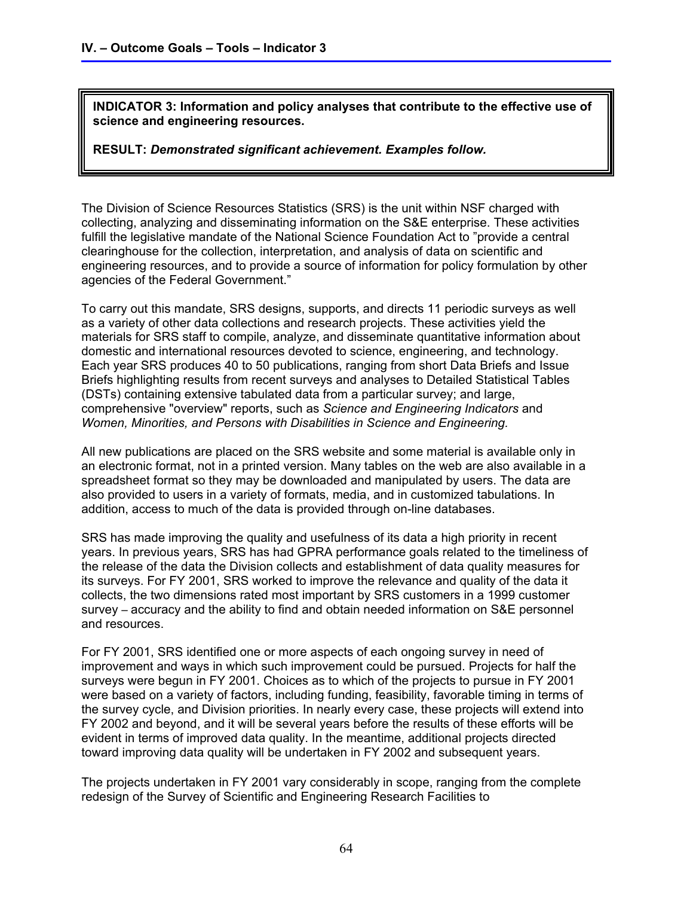**INDICATOR 3: Information and policy analyses that contribute to the effective use of science and engineering resources.**

**RESULT:** ***Demonstrated significant achievement. Examples follow.***

The Division of Science Resources Statistics (SRS) is the unit within NSF charged with collecting, analyzing and disseminating information on the S&E enterprise. These activities fulfill the legislative mandate of the National Science Foundation Act to "provide a central clearinghouse for the collection, interpretation, and analysis of data on scientific and engineering resources, and to provide a source of information for policy formulation by other agencies of the Federal Government."

To carry out this mandate, SRS designs, supports, and directs 11 periodic surveys as well as a variety of other data collections and research projects. These activities yield the materials for SRS staff to compile, analyze, and disseminate quantitative information about domestic and international resources devoted to science, engineering, and technology. Each year SRS produces 40 to 50 publications, ranging from short Data Briefs and Issue Briefs highlighting results from recent surveys and analyses to Detailed Statistical Tables (DSTs) containing extensive tabulated data from a particular survey; and large, comprehensive "overview" reports, such as *Science and Engineering Indicators* and *Women, Minorities, and Persons with Disabilities in Science and Engineering.*

All new publications are placed on the SRS website and some material is available only in an electronic format, not in a printed version. Many tables on the web are also available in a spreadsheet format so they may be downloaded and manipulated by users. The data are also provided to users in a variety of formats, media, and in customized tabulations. In addition, access to much of the data is provided through on-line databases.

SRS has made improving the quality and usefulness of its data a high priority in recent years. In previous years, SRS has had GPRA performance goals related to the timeliness of the release of the data the Division collects and establishment of data quality measures for its surveys. For FY 2001, SRS worked to improve the relevance and quality of the data it collects, the two dimensions rated most important by SRS customers in a 1999 customer survey – accuracy and the ability to find and obtain needed information on S&E personnel and resources.

For FY 2001, SRS identified one or more aspects of each ongoing survey in need of improvement and ways in which such improvement could be pursued. Projects for half the surveys were begun in FY 2001. Choices as to which of the projects to pursue in FY 2001 were based on a variety of factors, including funding, feasibility, favorable timing in terms of the survey cycle, and Division priorities. In nearly every case, these projects will extend into FY 2002 and beyond, and it will be several years before the results of these efforts will be evident in terms of improved data quality. In the meantime, additional projects directed toward improving data quality will be undertaken in FY 2002 and subsequent years.

The projects undertaken in FY 2001 vary considerably in scope, ranging from the complete redesign of the Survey of Scientific and Engineering Research Facilities to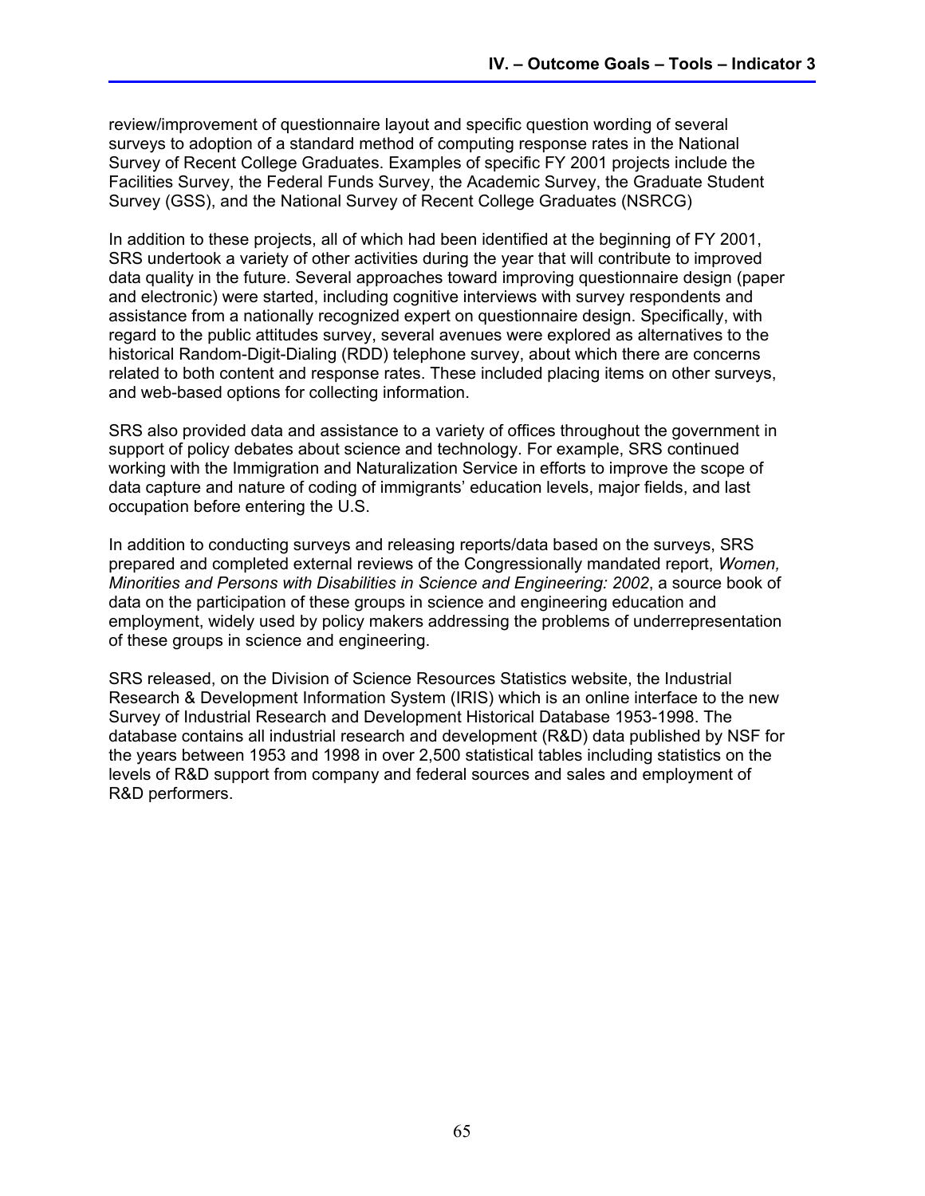review/improvement of questionnaire layout and specific question wording of several surveys to adoption of a standard method of computing response rates in the National Survey of Recent College Graduates. Examples of specific FY 2001 projects include the Facilities Survey, the Federal Funds Survey, the Academic Survey, the Graduate Student Survey (GSS), and the National Survey of Recent College Graduates (NSRCG)

In addition to these projects, all of which had been identified at the beginning of FY 2001, SRS undertook a variety of other activities during the year that will contribute to improved data quality in the future. Several approaches toward improving questionnaire design (paper and electronic) were started, including cognitive interviews with survey respondents and assistance from a nationally recognized expert on questionnaire design. Specifically, with regard to the public attitudes survey, several avenues were explored as alternatives to the historical Random-Digit-Dialing (RDD) telephone survey, about which there are concerns related to both content and response rates. These included placing items on other surveys, and web-based options for collecting information.

SRS also provided data and assistance to a variety of offices throughout the government in support of policy debates about science and technology. For example, SRS continued working with the Immigration and Naturalization Service in efforts to improve the scope of data capture and nature of coding of immigrants' education levels, major fields, and last occupation before entering the U.S.

In addition to conducting surveys and releasing reports/data based on the surveys, SRS prepared and completed external reviews of the Congressionally mandated report, *Women, Minorities and Persons with Disabilities in Science and Engineering: 2002*, a source book of data on the participation of these groups in science and engineering education and employment, widely used by policy makers addressing the problems of underrepresentation of these groups in science and engineering.

SRS released, on the Division of Science Resources Statistics website, the Industrial Research & Development Information System (IRIS) which is an online interface to the new Survey of Industrial Research and Development Historical Database 1953-1998. The database contains all industrial research and development (R&D) data published by NSF for the years between 1953 and 1998 in over 2,500 statistical tables including statistics on the levels of R&D support from company and federal sources and sales and employment of R&D performers.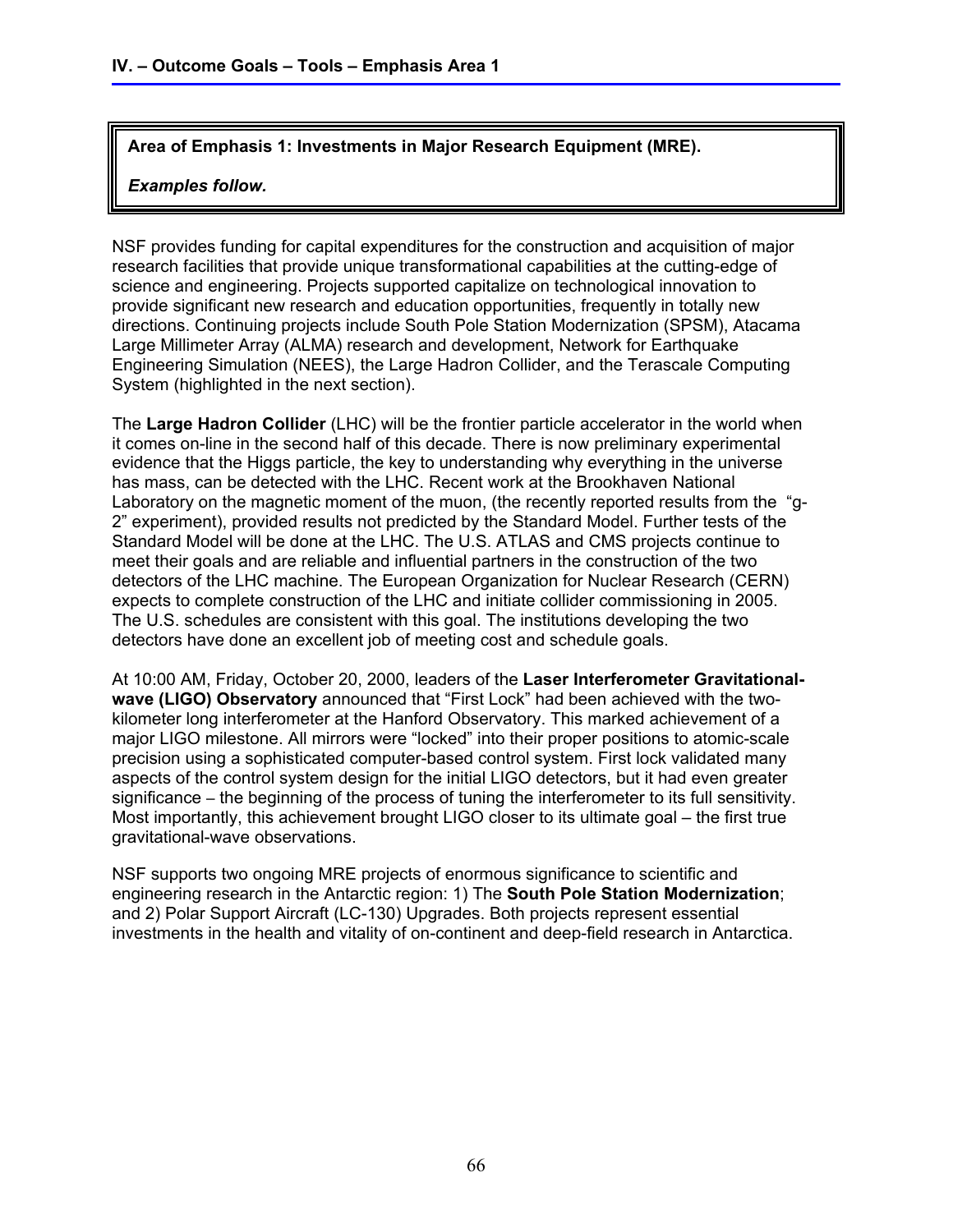**Area of Emphasis 1: Investments in Major Research Equipment (MRE).**

***Examples follow.***

NSF provides funding for capital expenditures for the construction and acquisition of major research facilities that provide unique transformational capabilities at the cutting-edge of science and engineering. Projects supported capitalize on technological innovation to provide significant new research and education opportunities, frequently in totally new directions. Continuing projects include South Pole Station Modernization (SPSM), Atacama Large Millimeter Array (ALMA) research and development, Network for Earthquake Engineering Simulation (NEES), the Large Hadron Collider, and the Terascale Computing System (highlighted in the next section).

The **Large Hadron Collider** (LHC) will be the frontier particle accelerator in the world when it comes on-line in the second half of this decade. There is now preliminary experimental evidence that the Higgs particle, the key to understanding why everything in the universe has mass, can be detected with the LHC. Recent work at the Brookhaven National Laboratory on the magnetic moment of the muon, (the recently reported results from the "g-2" experiment), provided results not predicted by the Standard Model. Further tests of the Standard Model will be done at the LHC. The U.S. ATLAS and CMS projects continue to meet their goals and are reliable and influential partners in the construction of the two detectors of the LHC machine. The European Organization for Nuclear Research (CERN) expects to complete construction of the LHC and initiate collider commissioning in 2005. The U.S. schedules are consistent with this goal. The institutions developing the two detectors have done an excellent job of meeting cost and schedule goals.

At 10:00 AM, Friday, October 20, 2000, leaders of the **Laser Interferometer Gravitational-wave (LIGO) Observatory** announced that "First Lock" had been achieved with the two-kilometer long interferometer at the Hanford Observatory. This marked achievement of a major LIGO milestone. All mirrors were "locked" into their proper positions to atomic-scale precision using a sophisticated computer-based control system. First lock validated many aspects of the control system design for the initial LIGO detectors, but it had even greater significance – the beginning of the process of tuning the interferometer to its full sensitivity. Most importantly, this achievement brought LIGO closer to its ultimate goal – the first true gravitational-wave observations.

NSF supports two ongoing MRE projects of enormous significance to scientific and engineering research in the Antarctic region: 1) The **South Pole Station Modernization**; and 2) Polar Support Aircraft (LC-130) Upgrades. Both projects represent essential investments in the health and vitality of on-continent and deep-field research in Antarctica.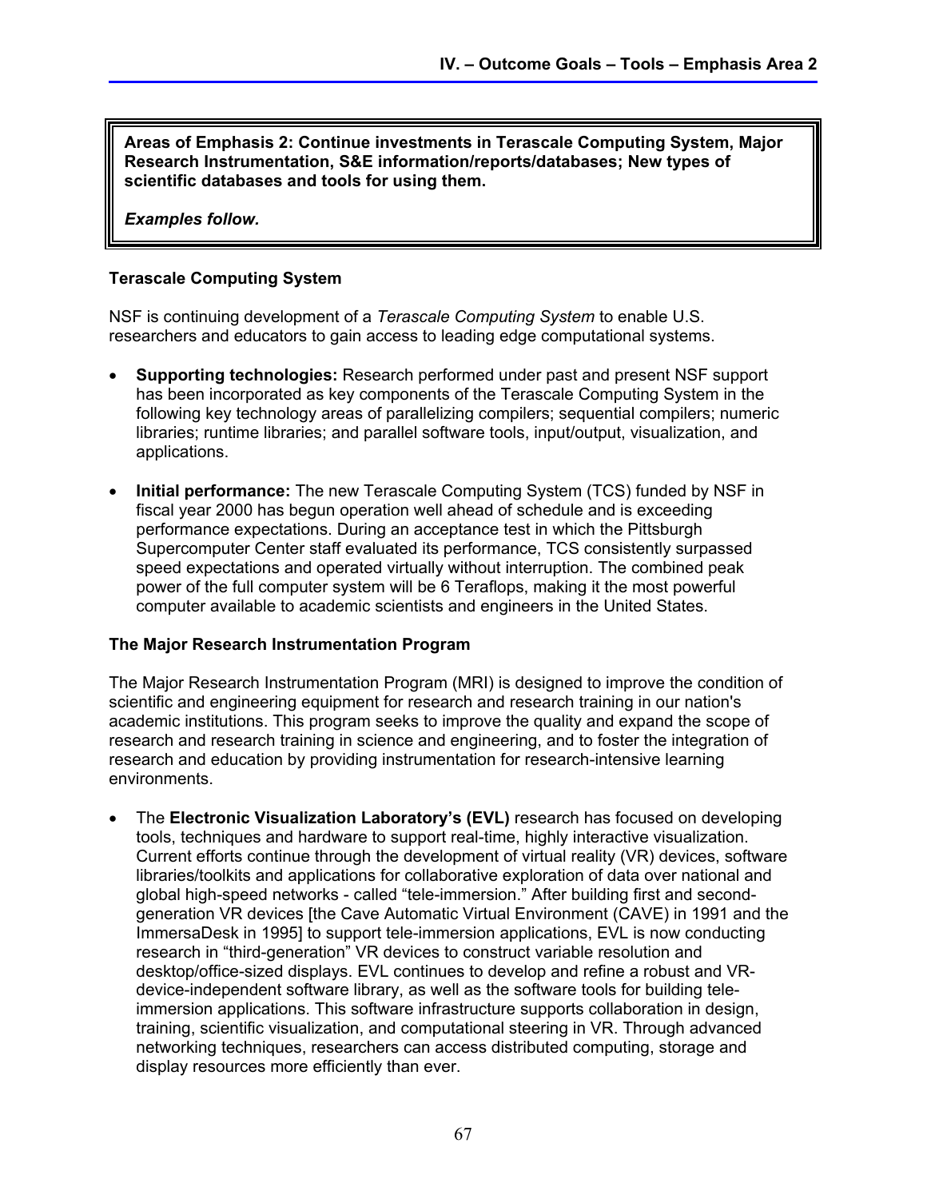**Areas of Emphasis 2: Continue investments in Terascale Computing System, Major Research Instrumentation, S&E information/reports/databases; New types of scientific databases and tools for using them.**

***Examples follow.***

### Terascale Computing System

NSF is continuing development of a *Terascale Computing System* to enable U.S. researchers and educators to gain access to leading edge computational systems.

- **Supporting technologies:** Research performed under past and present NSF support has been incorporated as key components of the Terascale Computing System in the following key technology areas of parallelizing compilers; sequential compilers; numeric libraries; runtime libraries; and parallel software tools, input/output, visualization, and applications.

- **Initial performance:** The new Terascale Computing System (TCS) funded by NSF in fiscal year 2000 has begun operation well ahead of schedule and is exceeding performance expectations. During an acceptance test in which the Pittsburgh Supercomputer Center staff evaluated its performance, TCS consistently surpassed speed expectations and operated virtually without interruption. The combined peak power of the full computer system will be 6 Teraflops, making it the most powerful computer available to academic scientists and engineers in the United States.

### The Major Research Instrumentation Program

The Major Research Instrumentation Program (MRI) is designed to improve the condition of scientific and engineering equipment for research and research training in our nation's academic institutions. This program seeks to improve the quality and expand the scope of research and research training in science and engineering, and to foster the integration of research and education by providing instrumentation for research-intensive learning environments.

- The **Electronic Visualization Laboratory's (EVL)** research has focused on developing tools, techniques and hardware to support real-time, highly interactive visualization. Current efforts continue through the development of virtual reality (VR) devices, software libraries/toolkits and applications for collaborative exploration of data over national and global high-speed networks - called "tele-immersion." After building first and second-generation VR devices [the Cave Automatic Virtual Environment (CAVE) in 1991 and the ImmersaDesk in 1995] to support tele-immersion applications, EVL is now conducting research in "third-generation" VR devices to construct variable resolution and desktop/office-sized displays. EVL continues to develop and refine a robust and VR-device-independent software library, as well as the software tools for building tele-immersion applications. This software infrastructure supports collaboration in design, training, scientific visualization, and computational steering in VR. Through advanced networking techniques, researchers can access distributed computing, storage and display resources more efficiently than ever.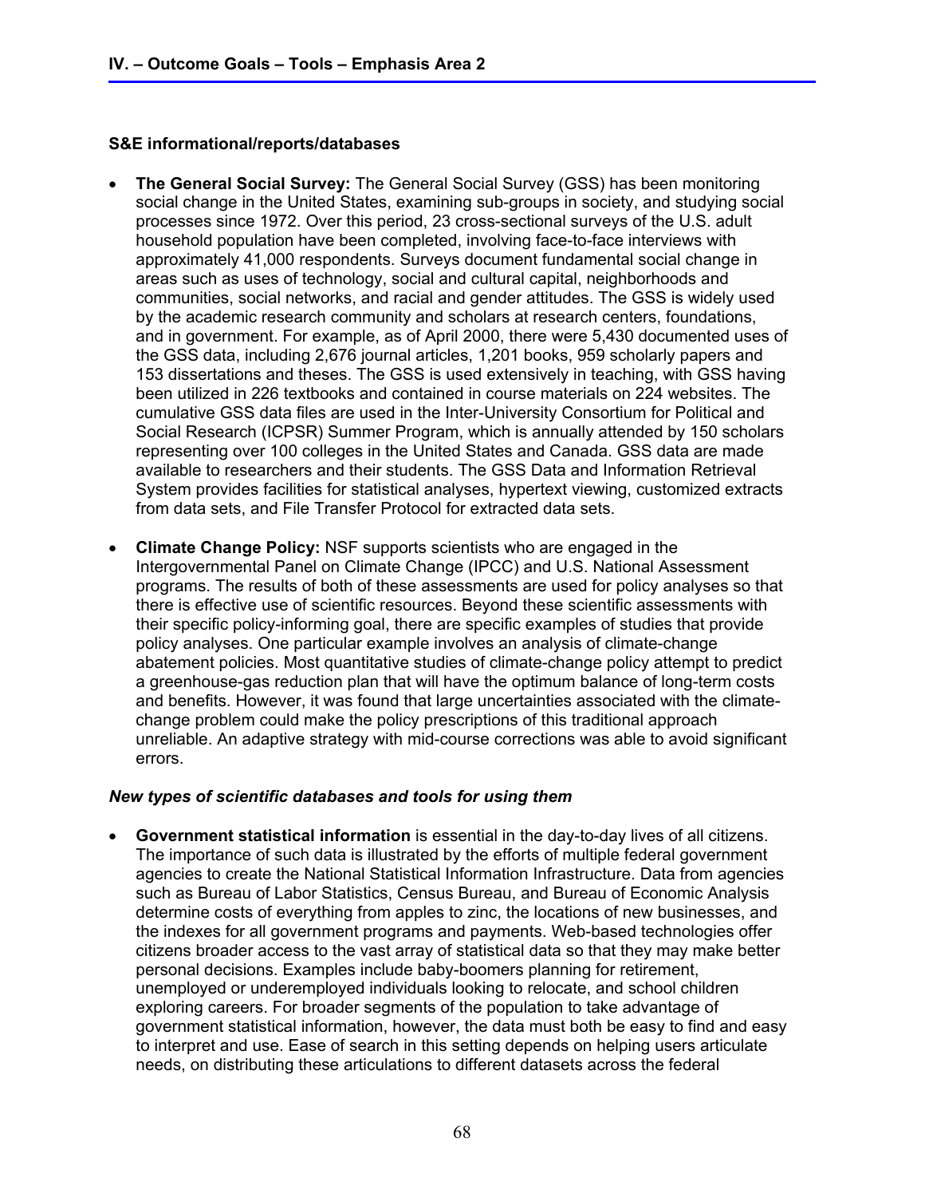**S&E informational/reports/databases**

- **The General Social Survey:** The General Social Survey (GSS) has been monitoring social change in the United States, examining sub-groups in society, and studying social processes since 1972. Over this period, 23 cross-sectional surveys of the U.S. adult household population have been completed, involving face-to-face interviews with approximately 41,000 respondents. Surveys document fundamental social change in areas such as uses of technology, social and cultural capital, neighborhoods and communities, social networks, and racial and gender attitudes. The GSS is widely used by the academic research community and scholars at research centers, foundations, and in government. For example, as of April 2000, there were 5,430 documented uses of the GSS data, including 2,676 journal articles, 1,201 books, 959 scholarly papers and 153 dissertations and theses. The GSS is used extensively in teaching, with GSS having been utilized in 226 textbooks and contained in course materials on 224 websites. The cumulative GSS data files are used in the Inter-University Consortium for Political and Social Research (ICPSR) Summer Program, which is annually attended by 150 scholars representing over 100 colleges in the United States and Canada. GSS data are made available to researchers and their students. The GSS Data and Information Retrieval System provides facilities for statistical analyses, hypertext viewing, customized extracts from data sets, and File Transfer Protocol for extracted data sets.

- **Climate Change Policy:** NSF supports scientists who are engaged in the Intergovernmental Panel on Climate Change (IPCC) and U.S. National Assessment programs. The results of both of these assessments are used for policy analyses so that there is effective use of scientific resources. Beyond these scientific assessments with their specific policy-informing goal, there are specific examples of studies that provide policy analyses. One particular example involves an analysis of climate-change abatement policies. Most quantitative studies of climate-change policy attempt to predict a greenhouse-gas reduction plan that will have the optimum balance of long-term costs and benefits. However, it was found that large uncertainties associated with the climate-change problem could make the policy prescriptions of this traditional approach unreliable. An adaptive strategy with mid-course corrections was able to avoid significant errors.

***New types of scientific databases and tools for using them***

- **Government statistical information** is essential in the day-to-day lives of all citizens. The importance of such data is illustrated by the efforts of multiple federal government agencies to create the National Statistical Information Infrastructure. Data from agencies such as Bureau of Labor Statistics, Census Bureau, and Bureau of Economic Analysis determine costs of everything from apples to zinc, the locations of new businesses, and the indexes for all government programs and payments. Web-based technologies offer citizens broader access to the vast array of statistical data so that they may make better personal decisions. Examples include baby-boomers planning for retirement, unemployed or underemployed individuals looking to relocate, and school children exploring careers. For broader segments of the population to take advantage of government statistical information, however, the data must both be easy to find and easy to interpret and use. Ease of search in this setting depends on helping users articulate needs, on distributing these articulations to different datasets across the federal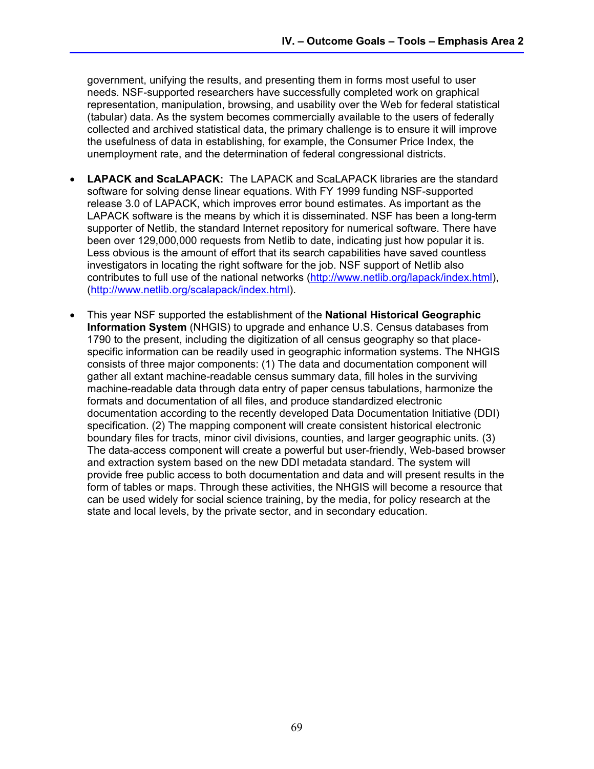government, unifying the results, and presenting them in forms most useful to user needs. NSF-supported researchers have successfully completed work on graphical representation, manipulation, browsing, and usability over the Web for federal statistical (tabular) data. As the system becomes commercially available to the users of federally collected and archived statistical data, the primary challenge is to ensure it will improve the usefulness of data in establishing, for example, the Consumer Price Index, the unemployment rate, and the determination of federal congressional districts.

- **LAPACK and ScaLAPACK:** The LAPACK and ScaLAPACK libraries are the standard software for solving dense linear equations. With FY 1999 funding NSF-supported release 3.0 of LAPACK, which improves error bound estimates. As important as the LAPACK software is the means by which it is disseminated. NSF has been a long-term supporter of Netlib, the standard Internet repository for numerical software. There have been over 129,000,000 requests from Netlib to date, indicating just how popular it is. Less obvious is the amount of effort that its search capabilities have saved countless investigators in locating the right software for the job. NSF support of Netlib also contributes to full use of the national networks (http://www.netlib.org/lapack/index.html), (http://www.netlib.org/scalapack/index.html).

- This year NSF supported the establishment of the **National Historical Geographic Information System** (NHGIS) to upgrade and enhance U.S. Census databases from 1790 to the present, including the digitization of all census geography so that place-specific information can be readily used in geographic information systems. The NHGIS consists of three major components: (1) The data and documentation component will gather all extant machine-readable census summary data, fill holes in the surviving machine-readable data through data entry of paper census tabulations, harmonize the formats and documentation of all files, and produce standardized electronic documentation according to the recently developed Data Documentation Initiative (DDI) specification. (2) The mapping component will create consistent historical electronic boundary files for tracts, minor civil divisions, counties, and larger geographic units. (3) The data-access component will create a powerful but user-friendly, Web-based browser and extraction system based on the new DDI metadata standard. The system will provide free public access to both documentation and data and will present results in the form of tables or maps. Through these activities, the NHGIS will become a resource that can be used widely for social science training, by the media, for policy research at the state and local levels, by the private sector, and in secondary education.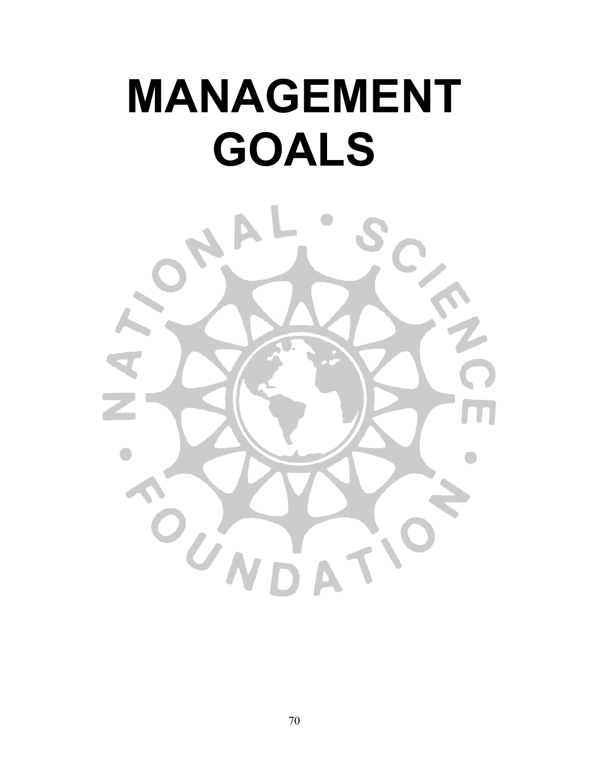# MANAGEMENT GOALS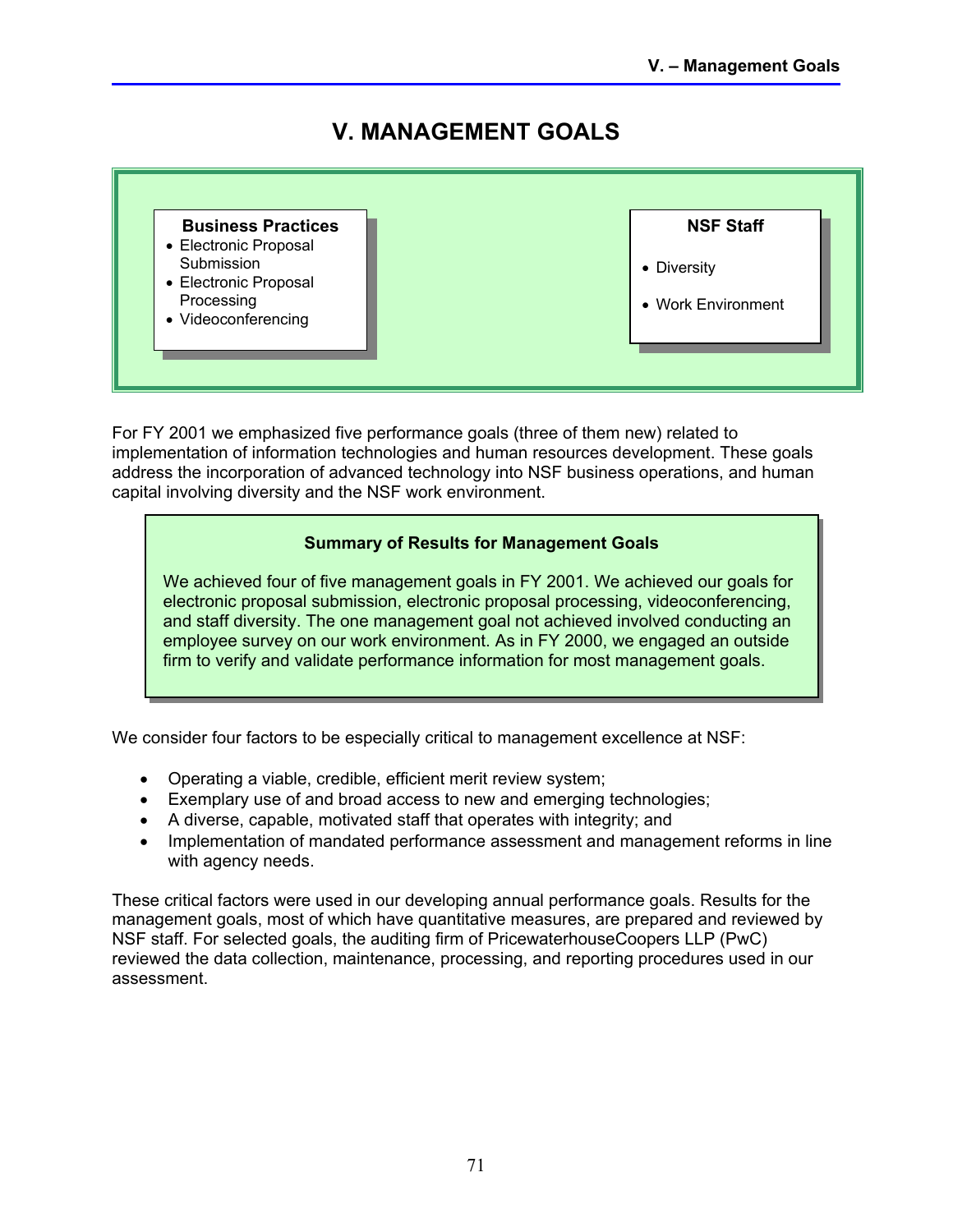# V. MANAGEMENT GOALS

**Business Practices**

- Electronic Proposal Submission
- Electronic Proposal Processing
- Videoconferencing

**NSF Staff**

- Diversity
- Work Environment

For FY 2001 we emphasized five performance goals (three of them new) related to implementation of information technologies and human resources development. These goals address the incorporation of advanced technology into NSF business operations, and human capital involving diversity and the NSF work environment.

**Summary of Results for Management Goals**

We achieved four of five management goals in FY 2001. We achieved our goals for electronic proposal submission, electronic proposal processing, videoconferencing, and staff diversity. The one management goal not achieved involved conducting an employee survey on our work environment. As in FY 2000, we engaged an outside firm to verify and validate performance information for most management goals.

We consider four factors to be especially critical to management excellence at NSF:

- Operating a viable, credible, efficient merit review system;
- Exemplary use of and broad access to new and emerging technologies;
- A diverse, capable, motivated staff that operates with integrity; and
- Implementation of mandated performance assessment and management reforms in line with agency needs.

These critical factors were used in our developing annual performance goals. Results for the management goals, most of which have quantitative measures, are prepared and reviewed by NSF staff. For selected goals, the auditing firm of PricewaterhouseCoopers LLP (PwC) reviewed the data collection, maintenance, processing, and reporting procedures used in our assessment.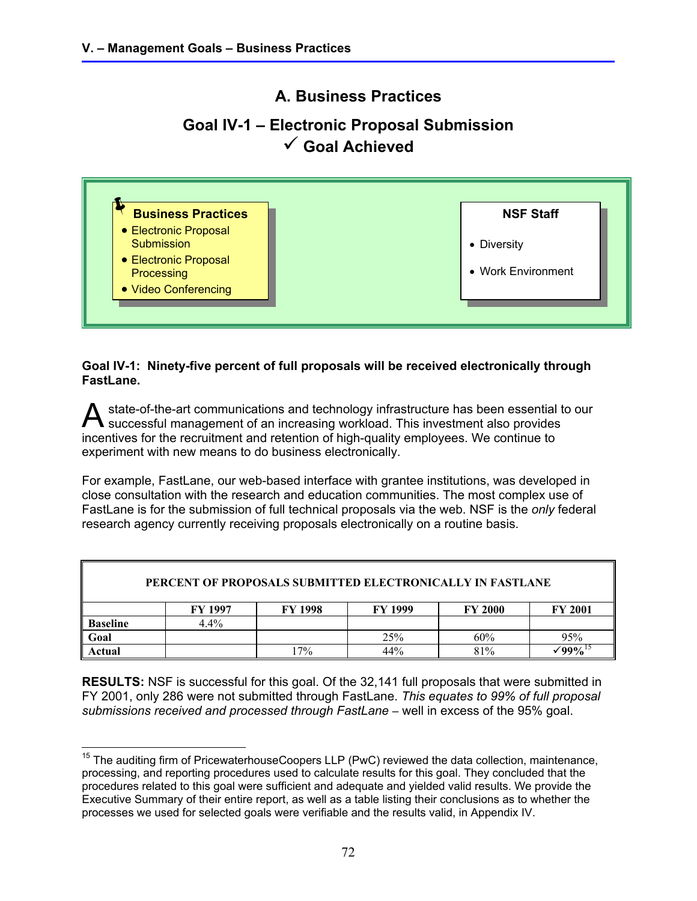## A. Business Practices

## Goal IV-1 – Electronic Proposal Submission
## ✓ Goal Achieved

**Business Practices**
- Electronic Proposal Submission
- Electronic Proposal Processing
- Video Conferencing

**NSF Staff**
- Diversity
- Work Environment

**Goal IV-1: Ninety-five percent of full proposals will be received electronically through FastLane.**

A state-of-the-art communications and technology infrastructure has been essential to our successful management of an increasing workload. This investment also provides incentives for the recruitment and retention of high-quality employees. We continue to experiment with new means to do business electronically.

For example, FastLane, our web-based interface with grantee institutions, was developed in close consultation with the research and education communities. The most complex use of FastLane is for the submission of full technical proposals via the web. NSF is the *only* federal research agency currently receiving proposals electronically on a routine basis.

**PERCENT OF PROPOSALS SUBMITTED ELECTRONICALLY IN FASTLANE**

| | FY 1997 | FY 1998 | FY 1999 | FY 2000 | FY 2001 |
|---|---|---|---|---|---|
| **Baseline** | 4.4% | | | | |
| **Goal** | | | 25% | 60% | 95% |
| **Actual** | | 17% | 44% | 81% | ✓**99%**[15] |

**RESULTS:** NSF is successful for this goal. Of the 32,141 full proposals that were submitted in FY 2001, only 286 were not submitted through FastLane. *This equates to 99% of full proposal submissions received and processed through FastLane* – well in excess of the 95% goal.

[15] The auditing firm of PricewaterhouseCoopers LLP (PwC) reviewed the data collection, maintenance, processing, and reporting procedures used to calculate results for this goal. They concluded that the procedures related to this goal were sufficient and adequate and yielded valid results. We provide the Executive Summary of their entire report, as well as a table listing their conclusions as to whether the processes we used for selected goals were verifiable and the results valid, in Appendix IV.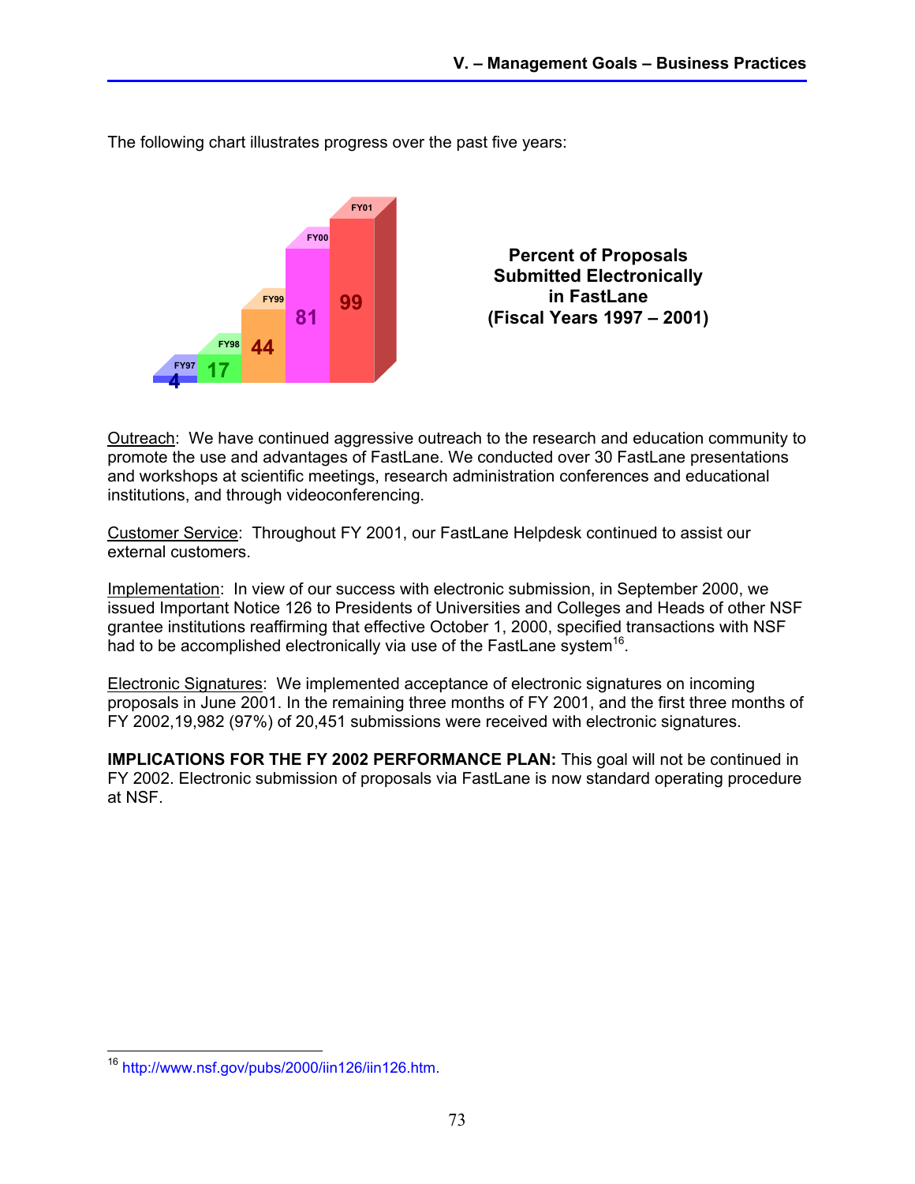The following chart illustrates progress over the past five years:

**Percent of Proposals Submitted Electronically in FastLane (Fiscal Years 1997 – 2001)**

| FY97 | FY98 | FY99 | FY00 | FY01 |
| --- | --- | --- | --- | --- |
| 4 | 17 | 44 | 81 | 99 |

Outreach: We have continued aggressive outreach to the research and education community to promote the use and advantages of FastLane. We conducted over 30 FastLane presentations and workshops at scientific meetings, research administration conferences and educational institutions, and through videoconferencing.

Customer Service: Throughout FY 2001, our FastLane Helpdesk continued to assist our external customers.

Implementation: In view of our success with electronic submission, in September 2000, we issued Important Notice 126 to Presidents of Universities and Colleges and Heads of other NSF grantee institutions reaffirming that effective October 1, 2000, specified transactions with NSF had to be accomplished electronically via use of the FastLane system[16].

Electronic Signatures: We implemented acceptance of electronic signatures on incoming proposals in June 2001. In the remaining three months of FY 2001, and the first three months of FY 2002,19,982 (97%) of 20,451 submissions were received with electronic signatures.

**IMPLICATIONS FOR THE FY 2002 PERFORMANCE PLAN:** This goal will not be continued in FY 2002. Electronic submission of proposals via FastLane is now standard operating procedure at NSF.

[16] http://www.nsf.gov/pubs/2000/iin126/iin126.htm.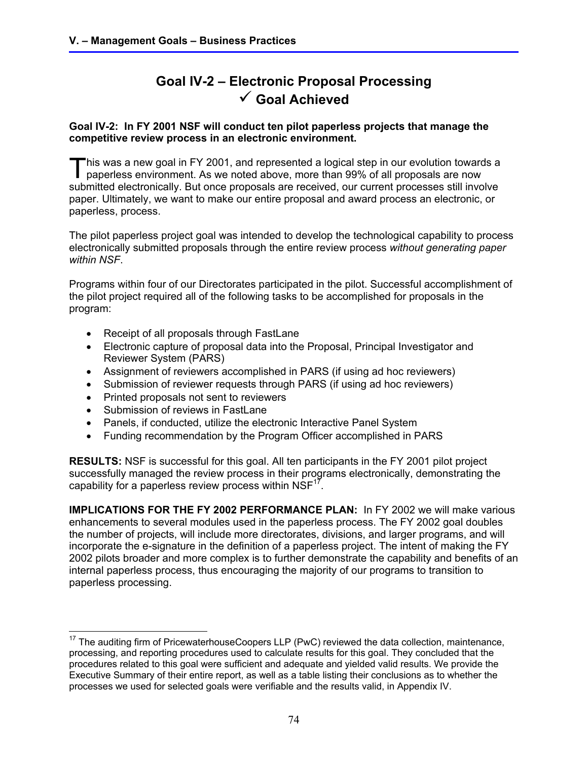# Goal IV-2 – Electronic Proposal Processing
## ✓ Goal Achieved

**Goal IV-2: In FY 2001 NSF will conduct ten pilot paperless projects that manage the competitive review process in an electronic environment.**

This was a new goal in FY 2001, and represented a logical step in our evolution towards a paperless environment. As we noted above, more than 99% of all proposals are now submitted electronically. But once proposals are received, our current processes still involve paper. Ultimately, we want to make our entire proposal and award process an electronic, or paperless, process.

The pilot paperless project goal was intended to develop the technological capability to process electronically submitted proposals through the entire review process *without generating paper within NSF*.

Programs within four of our Directorates participated in the pilot. Successful accomplishment of the pilot project required all of the following tasks to be accomplished for proposals in the program:

- Receipt of all proposals through FastLane
- Electronic capture of proposal data into the Proposal, Principal Investigator and Reviewer System (PARS)
- Assignment of reviewers accomplished in PARS (if using ad hoc reviewers)
- Submission of reviewer requests through PARS (if using ad hoc reviewers)
- Printed proposals not sent to reviewers
- Submission of reviews in FastLane
- Panels, if conducted, utilize the electronic Interactive Panel System
- Funding recommendation by the Program Officer accomplished in PARS

**RESULTS:** NSF is successful for this goal. All ten participants in the FY 2001 pilot project successfully managed the review process in their programs electronically, demonstrating the capability for a paperless review process within NSF[17].

**IMPLICATIONS FOR THE FY 2002 PERFORMANCE PLAN:** In FY 2002 we will make various enhancements to several modules used in the paperless process. The FY 2002 goal doubles the number of projects, will include more directorates, divisions, and larger programs, and will incorporate the e-signature in the definition of a paperless project. The intent of making the FY 2002 pilots broader and more complex is to further demonstrate the capability and benefits of an internal paperless process, thus encouraging the majority of our programs to transition to paperless processing.

[17] The auditing firm of PricewaterhouseCoopers LLP (PwC) reviewed the data collection, maintenance, processing, and reporting procedures used to calculate results for this goal. They concluded that the procedures related to this goal were sufficient and adequate and yielded valid results. We provide the Executive Summary of their entire report, as well as a table listing their conclusions as to whether the processes we used for selected goals were verifiable and the results valid, in Appendix IV.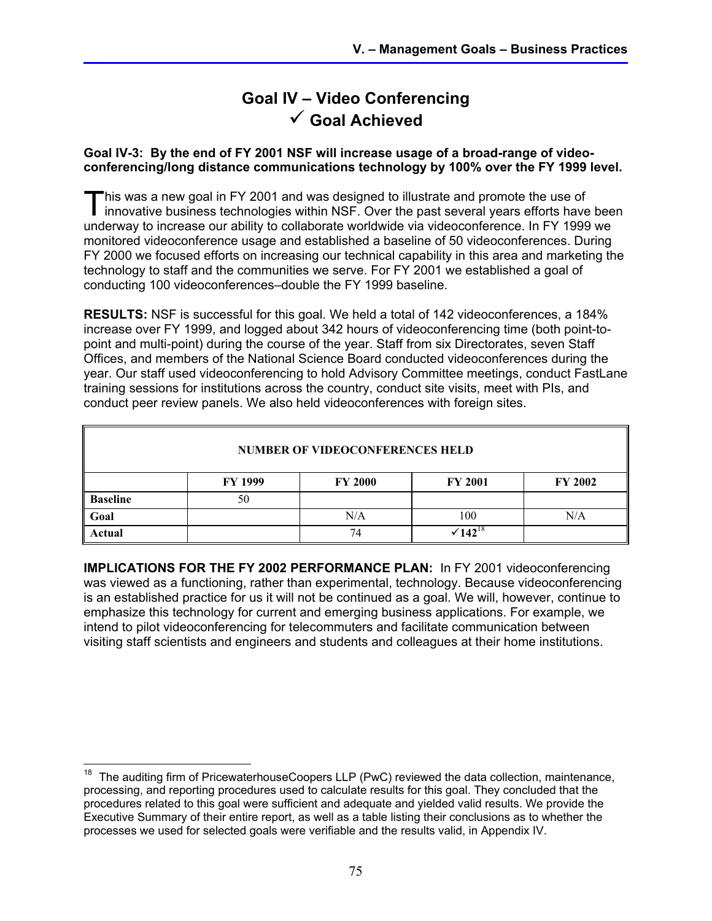# Goal IV – Video Conferencing
# ✓ Goal Achieved

**Goal IV-3: By the end of FY 2001 NSF will increase usage of a broad-range of video-conferencing/long distance communications technology by 100% over the FY 1999 level.**

This was a new goal in FY 2001 and was designed to illustrate and promote the use of innovative business technologies within NSF. Over the past several years efforts have been underway to increase our ability to collaborate worldwide via videoconference. In FY 1999 we monitored videoconference usage and established a baseline of 50 videoconferences. During FY 2000 we focused efforts on increasing our technical capability in this area and marketing the technology to staff and the communities we serve. For FY 2001 we established a goal of conducting 100 videoconferences–double the FY 1999 baseline.

**RESULTS:** NSF is successful for this goal. We held a total of 142 videoconferences, a 184% increase over FY 1999, and logged about 342 hours of videoconferencing time (both point-to-point and multi-point) during the course of the year. Staff from six Directorates, seven Staff Offices, and members of the National Science Board conducted videoconferences during the year. Our staff used videoconferencing to hold Advisory Committee meetings, conduct FastLane training sessions for institutions across the country, conduct site visits, meet with PIs, and conduct peer review panels. We also held videoconferences with foreign sites.

| NUMBER OF VIDEOCONFERENCES HELD | | | | |
|---|---|---|---|---|
| | **FY 1999** | **FY 2000** | **FY 2001** | **FY 2002** |
| **Baseline** | 50 | | | |
| **Goal** | | N/A | 100 | N/A |
| **Actual** | | 74 | ✓**142**[18] | |

**IMPLICATIONS FOR THE FY 2002 PERFORMANCE PLAN:** In FY 2001 videoconferencing was viewed as a functioning, rather than experimental, technology. Because videoconferencing is an established practice for us it will not be continued as a goal. We will, however, continue to emphasize this technology for current and emerging business applications. For example, we intend to pilot videoconferencing for telecommuters and facilitate communication between visiting staff scientists and engineers and students and colleagues at their home institutions.

---

[18] The auditing firm of PricewaterhouseCoopers LLP (PwC) reviewed the data collection, maintenance, processing, and reporting procedures used to calculate results for this goal. They concluded that the procedures related to this goal were sufficient and adequate and yielded valid results. We provide the Executive Summary of their entire report, as well as a table listing their conclusions as to whether the processes we used for selected goals were verifiable and the results valid, in Appendix IV.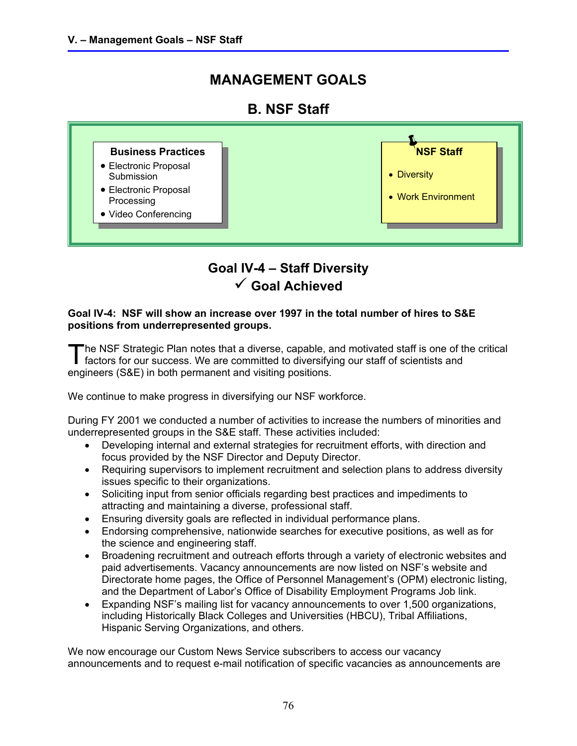# MANAGEMENT GOALS

## B. NSF Staff

**Business Practices**
- Electronic Proposal Submission
- Electronic Proposal Processing
- Video Conferencing

**NSF Staff**
- Diversity
- Work Environment

## Goal IV-4 – Staff Diversity

### ✓ Goal Achieved

**Goal IV-4: NSF will show an increase over 1997 in the total number of hires to S&E positions from underrepresented groups.**

The NSF Strategic Plan notes that a diverse, capable, and motivated staff is one of the critical factors for our success. We are committed to diversifying our staff of scientists and engineers (S&E) in both permanent and visiting positions.

We continue to make progress in diversifying our NSF workforce.

During FY 2001 we conducted a number of activities to increase the numbers of minorities and underrepresented groups in the S&E staff. These activities included:

- Developing internal and external strategies for recruitment efforts, with direction and focus provided by the NSF Director and Deputy Director.
- Requiring supervisors to implement recruitment and selection plans to address diversity issues specific to their organizations.
- Soliciting input from senior officials regarding best practices and impediments to attracting and maintaining a diverse, professional staff.
- Ensuring diversity goals are reflected in individual performance plans.
- Endorsing comprehensive, nationwide searches for executive positions, as well as for the science and engineering staff.
- Broadening recruitment and outreach efforts through a variety of electronic websites and paid advertisements. Vacancy announcements are now listed on NSF's website and Directorate home pages, the Office of Personnel Management's (OPM) electronic listing, and the Department of Labor's Office of Disability Employment Programs Job link.
- Expanding NSF's mailing list for vacancy announcements to over 1,500 organizations, including Historically Black Colleges and Universities (HBCU), Tribal Affiliations, Hispanic Serving Organizations, and others.

We now encourage our Custom News Service subscribers to access our vacancy announcements and to request e-mail notification of specific vacancies as announcements are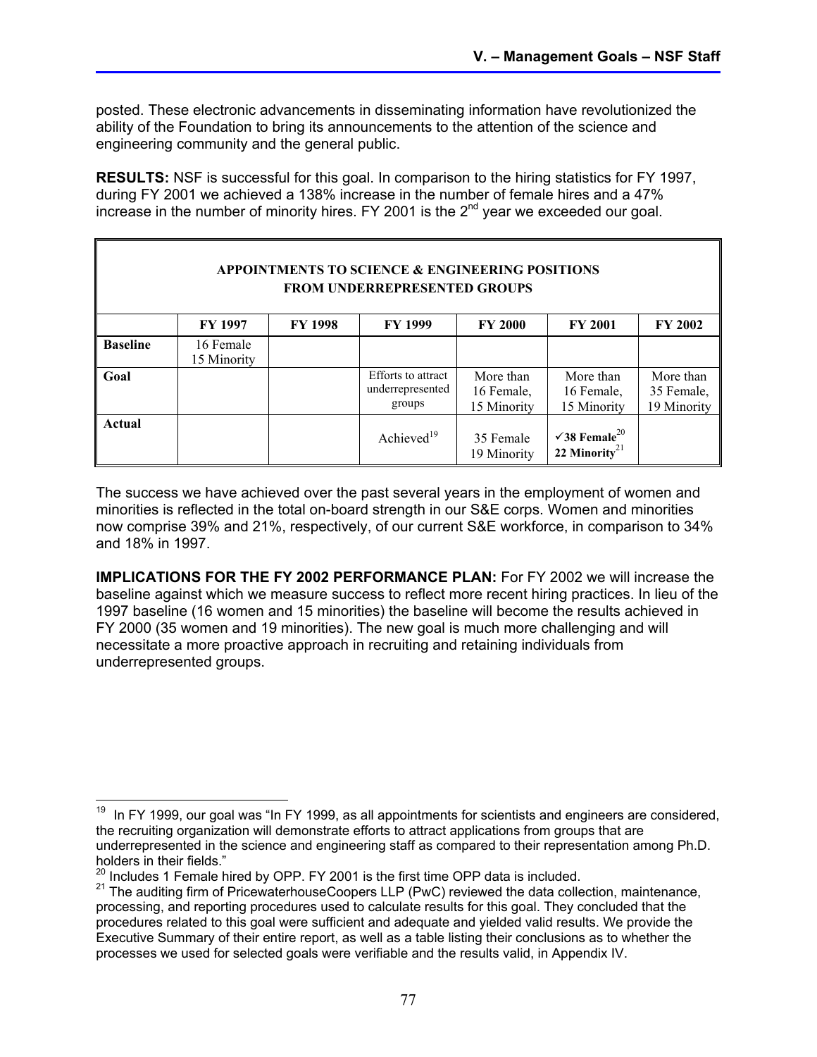posted. These electronic advancements in disseminating information have revolutionized the ability of the Foundation to bring its announcements to the attention of the science and engineering community and the general public.

**RESULTS:** NSF is successful for this goal. In comparison to the hiring statistics for FY 1997, during FY 2001 we achieved a 138% increase in the number of female hires and a 47% increase in the number of minority hires. FY 2001 is the 2nd year we exceeded our goal.

| APPOINTMENTS TO SCIENCE & ENGINEERING POSITIONS FROM UNDERREPRESENTED GROUPS | | | | | | |
|---|---|---|---|---|---|---|
| | **FY 1997** | **FY 1998** | **FY 1999** | **FY 2000** | **FY 2001** | **FY 2002** |
| **Baseline** | 16 Female 15 Minority | | | | | |
| **Goal** | | | Efforts to attract underrepresented groups | More than 16 Female, 15 Minority | More than 16 Female, 15 Minority | More than 35 Female, 19 Minority |
| **Actual** | | | Achieved[19] | 35 Female 19 Minority | ✓**38 Female**[20] **22 Minority**[21] | |

The success we have achieved over the past several years in the employment of women and minorities is reflected in the total on-board strength in our S&E corps. Women and minorities now comprise 39% and 21%, respectively, of our current S&E workforce, in comparison to 34% and 18% in 1997.

**IMPLICATIONS FOR THE FY 2002 PERFORMANCE PLAN:** For FY 2002 we will increase the baseline against which we measure success to reflect more recent hiring practices. In lieu of the 1997 baseline (16 women and 15 minorities) the baseline will become the results achieved in FY 2000 (35 women and 19 minorities). The new goal is much more challenging and will necessitate a more proactive approach in recruiting and retaining individuals from underrepresented groups.

---

[19] In FY 1999, our goal was "In FY 1999, as all appointments for scientists and engineers are considered, the recruiting organization will demonstrate efforts to attract applications from groups that are underrepresented in the science and engineering staff as compared to their representation among Ph.D. holders in their fields."

[20] Includes 1 Female hired by OPP. FY 2001 is the first time OPP data is included.

[21] The auditing firm of PricewaterhouseCoopers LLP (PwC) reviewed the data collection, maintenance, processing, and reporting procedures used to calculate results for this goal. They concluded that the procedures related to this goal were sufficient and adequate and yielded valid results. We provide the Executive Summary of their entire report, as well as a table listing their conclusions as to whether the processes we used for selected goals were verifiable and the results valid, in Appendix IV.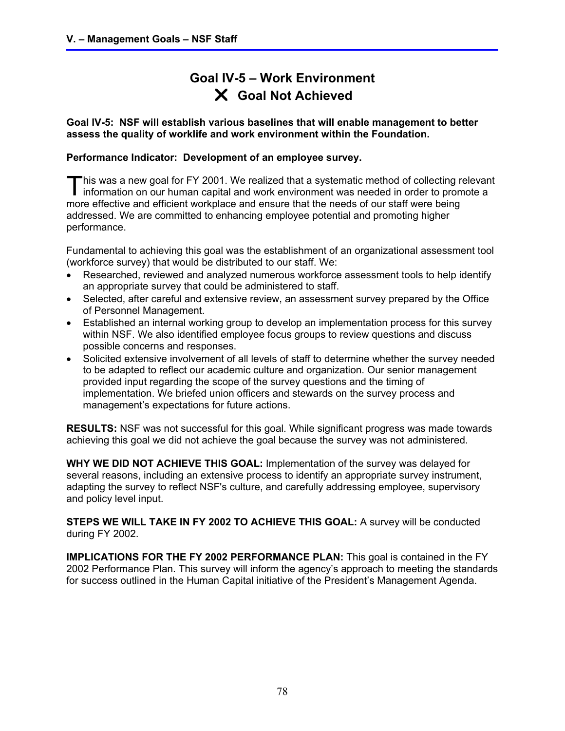## Goal IV-5 – Work Environment

### ✕ Goal Not Achieved

**Goal IV-5: NSF will establish various baselines that will enable management to better assess the quality of worklife and work environment within the Foundation.**

**Performance Indicator: Development of an employee survey.**

This was a new goal for FY 2001. We realized that a systematic method of collecting relevant information on our human capital and work environment was needed in order to promote a more effective and efficient workplace and ensure that the needs of our staff were being addressed. We are committed to enhancing employee potential and promoting higher performance.

Fundamental to achieving this goal was the establishment of an organizational assessment tool (workforce survey) that would be distributed to our staff. We:

- Researched, reviewed and analyzed numerous workforce assessment tools to help identify an appropriate survey that could be administered to staff.
- Selected, after careful and extensive review, an assessment survey prepared by the Office of Personnel Management.
- Established an internal working group to develop an implementation process for this survey within NSF. We also identified employee focus groups to review questions and discuss possible concerns and responses.
- Solicited extensive involvement of all levels of staff to determine whether the survey needed to be adapted to reflect our academic culture and organization. Our senior management provided input regarding the scope of the survey questions and the timing of implementation. We briefed union officers and stewards on the survey process and management's expectations for future actions.

**RESULTS:** NSF was not successful for this goal. While significant progress was made towards achieving this goal we did not achieve the goal because the survey was not administered.

**WHY WE DID NOT ACHIEVE THIS GOAL:** Implementation of the survey was delayed for several reasons, including an extensive process to identify an appropriate survey instrument, adapting the survey to reflect NSF's culture, and carefully addressing employee, supervisory and policy level input.

**STEPS WE WILL TAKE IN FY 2002 TO ACHIEVE THIS GOAL:** A survey will be conducted during FY 2002.

**IMPLICATIONS FOR THE FY 2002 PERFORMANCE PLAN:** This goal is contained in the FY 2002 Performance Plan. This survey will inform the agency's approach to meeting the standards for success outlined in the Human Capital initiative of the President's Management Agenda.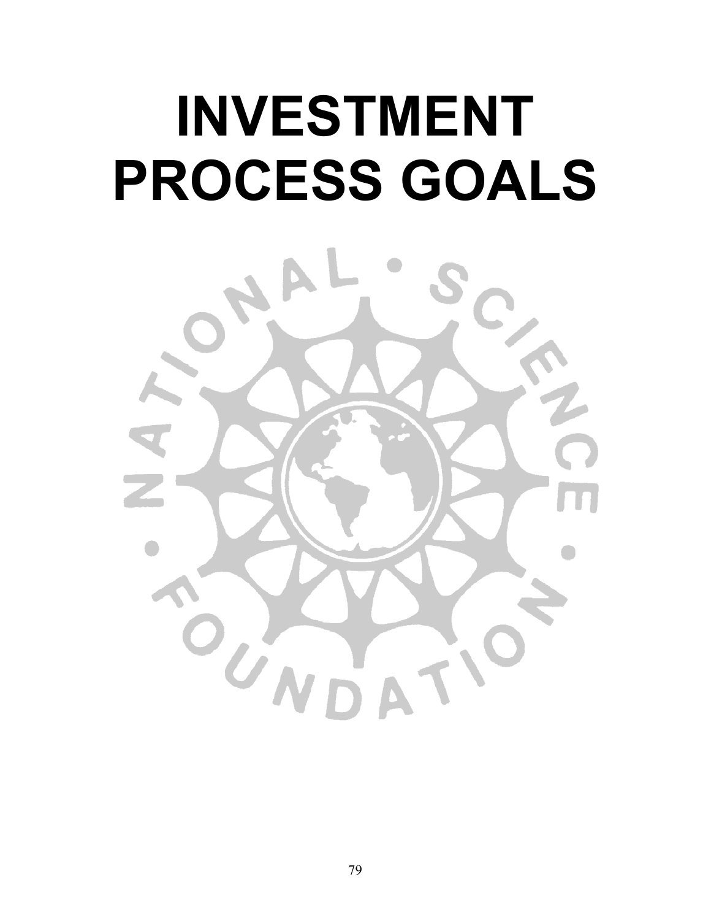# INVESTMENT PROCESS GOALS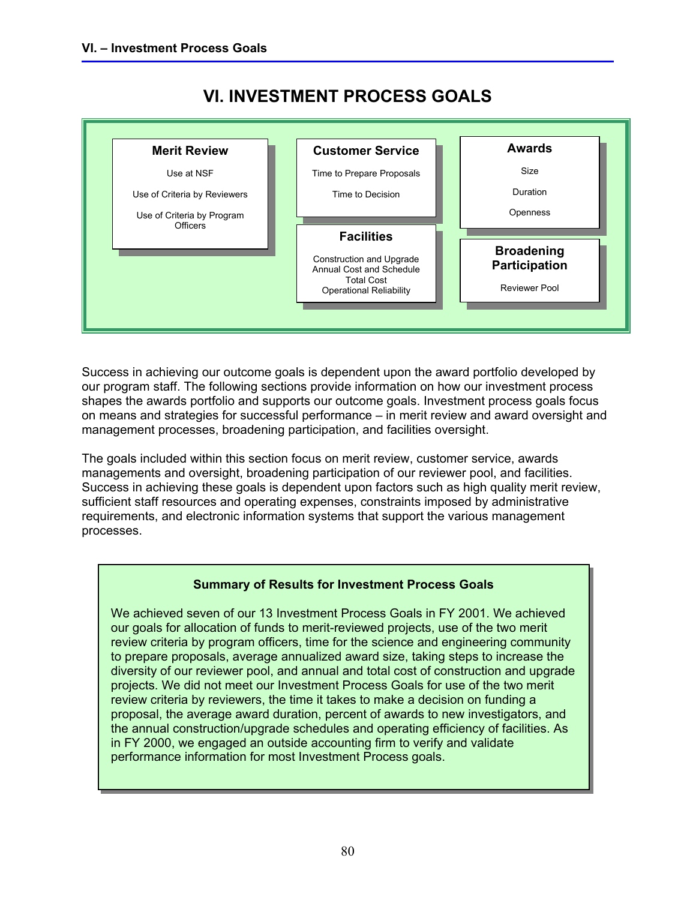# VI. INVESTMENT PROCESS GOALS

**Merit Review**

Use at NSF

Use of Criteria by Reviewers

Use of Criteria by Program Officers

**Customer Service**

Time to Prepare Proposals

Time to Decision

**Facilities**

Construction and Upgrade
Annual Cost and Schedule
Total Cost
Operational Reliability

**Awards**

Size

Duration

Openness

**Broadening Participation**

Reviewer Pool

Success in achieving our outcome goals is dependent upon the award portfolio developed by our program staff. The following sections provide information on how our investment process shapes the awards portfolio and supports our outcome goals. Investment process goals focus on means and strategies for successful performance – in merit review and award oversight and management processes, broadening participation, and facilities oversight.

The goals included within this section focus on merit review, customer service, awards managements and oversight, broadening participation of our reviewer pool, and facilities. Success in achieving these goals is dependent upon factors such as high quality merit review, sufficient staff resources and operating expenses, constraints imposed by administrative requirements, and electronic information systems that support the various management processes.

**Summary of Results for Investment Process Goals**

We achieved seven of our 13 Investment Process Goals in FY 2001. We achieved our goals for allocation of funds to merit-reviewed projects, use of the two merit review criteria by program officers, time for the science and engineering community to prepare proposals, average annualized award size, taking steps to increase the diversity of our reviewer pool, and annual and total cost of construction and upgrade projects. We did not meet our Investment Process Goals for use of the two merit review criteria by reviewers, the time it takes to make a decision on funding a proposal, the average award duration, percent of awards to new investigators, and the annual construction/upgrade schedules and operating efficiency of facilities. As in FY 2000, we engaged an outside accounting firm to verify and validate performance information for most Investment Process goals.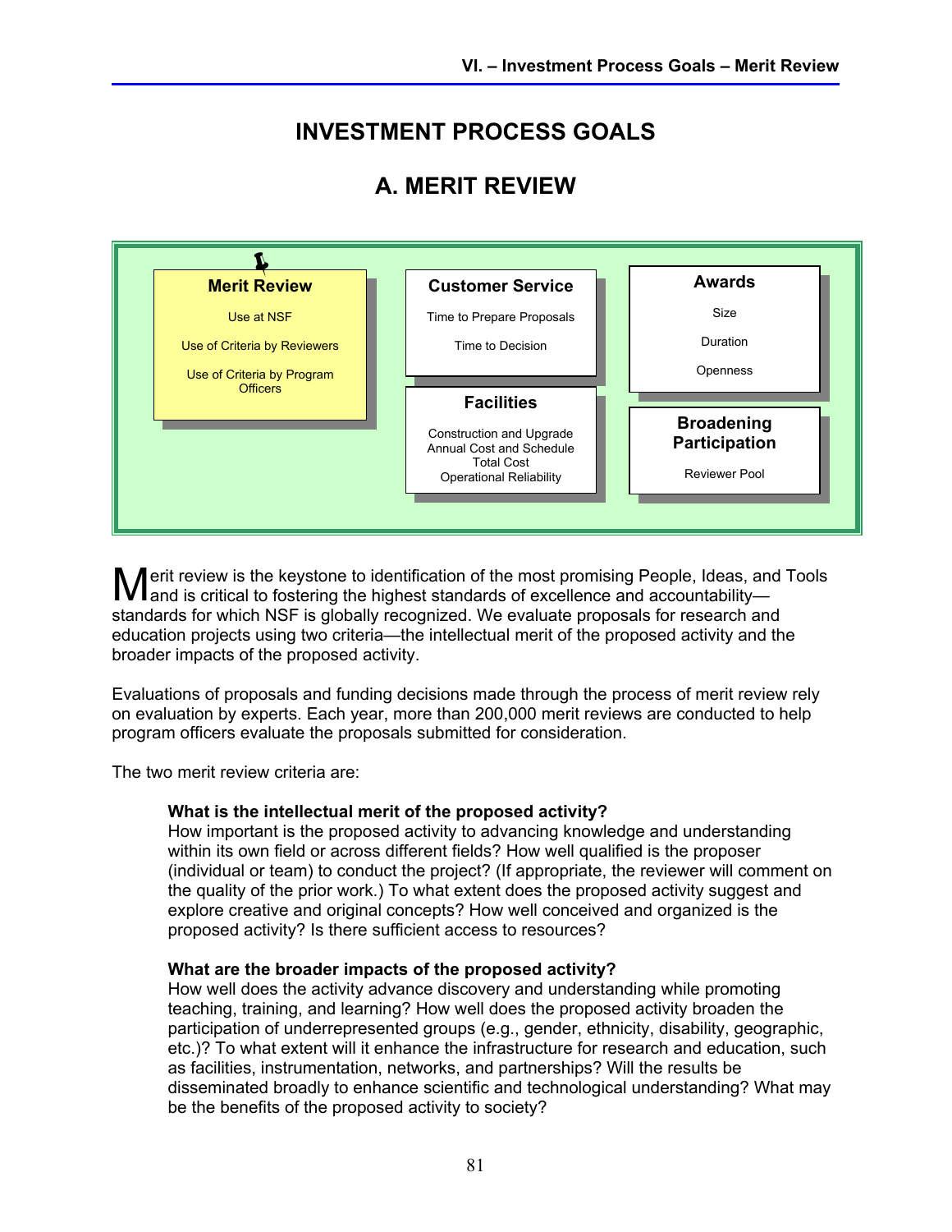# INVESTMENT PROCESS GOALS

## A. MERIT REVIEW

**Merit Review**
- Use at NSF
- Use of Criteria by Reviewers
- Use of Criteria by Program Officers

**Customer Service**
- Time to Prepare Proposals
- Time to Decision

**Facilities**
- Construction and Upgrade
- Annual Cost and Schedule
- Total Cost
- Operational Reliability

**Awards**
- Size
- Duration
- Openness

**Broadening Participation**
- Reviewer Pool

Merit review is the keystone to identification of the most promising People, Ideas, and Tools and is critical to fostering the highest standards of excellence and accountability—standards for which NSF is globally recognized. We evaluate proposals for research and education projects using two criteria—the intellectual merit of the proposed activity and the broader impacts of the proposed activity.

Evaluations of proposals and funding decisions made through the process of merit review rely on evaluation by experts. Each year, more than 200,000 merit reviews are conducted to help program officers evaluate the proposals submitted for consideration.

The two merit review criteria are:

> **What is the intellectual merit of the proposed activity?**
> How important is the proposed activity to advancing knowledge and understanding within its own field or across different fields? How well qualified is the proposer (individual or team) to conduct the project? (If appropriate, the reviewer will comment on the quality of the prior work.) To what extent does the proposed activity suggest and explore creative and original concepts? How well conceived and organized is the proposed activity? Is there sufficient access to resources?
>
> **What are the broader impacts of the proposed activity?**
> How well does the activity advance discovery and understanding while promoting teaching, training, and learning? How well does the proposed activity broaden the participation of underrepresented groups (e.g., gender, ethnicity, disability, geographic, etc.)? To what extent will it enhance the infrastructure for research and education, such as facilities, instrumentation, networks, and partnerships? Will the results be disseminated broadly to enhance scientific and technological understanding? What may be the benefits of the proposed activity to society?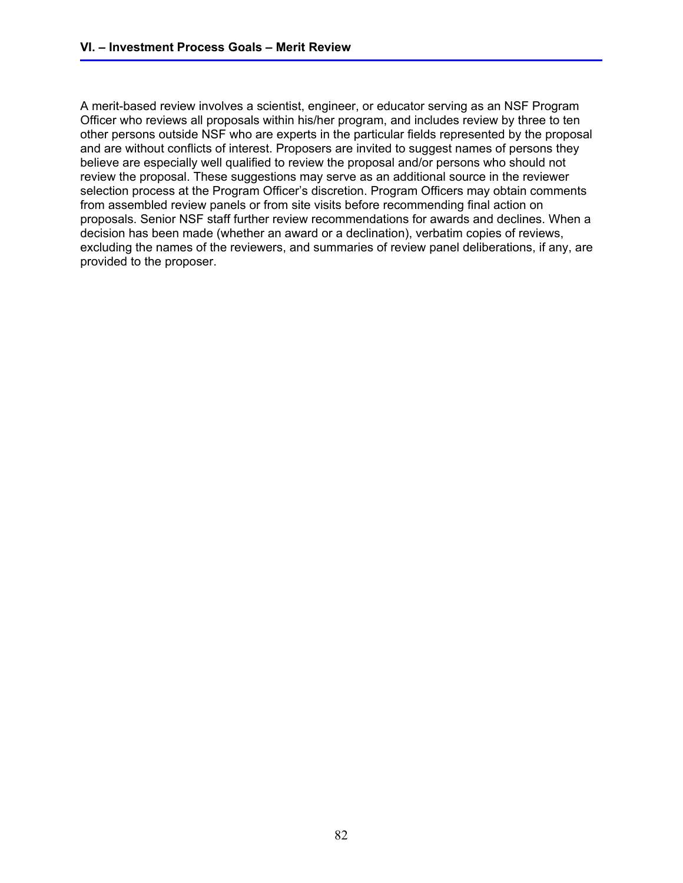A merit-based review involves a scientist, engineer, or educator serving as an NSF Program Officer who reviews all proposals within his/her program, and includes review by three to ten other persons outside NSF who are experts in the particular fields represented by the proposal and are without conflicts of interest. Proposers are invited to suggest names of persons they believe are especially well qualified to review the proposal and/or persons who should not review the proposal. These suggestions may serve as an additional source in the reviewer selection process at the Program Officer's discretion. Program Officers may obtain comments from assembled review panels or from site visits before recommending final action on proposals. Senior NSF staff further review recommendations for awards and declines. When a decision has been made (whether an award or a declination), verbatim copies of reviews, excluding the names of the reviewers, and summaries of review panel deliberations, if any, are provided to the proposer.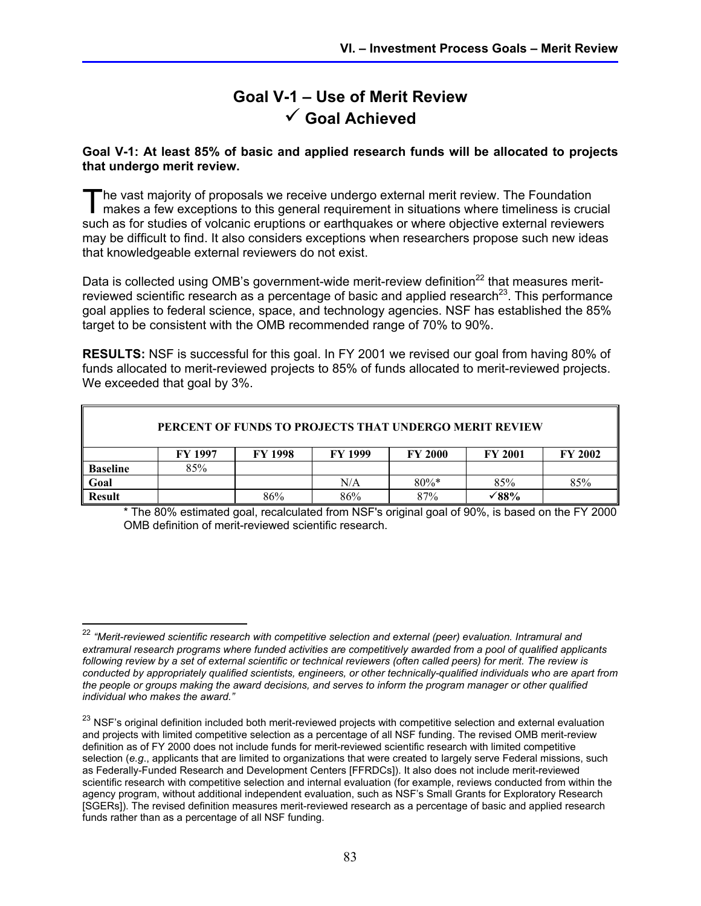# Goal V-1 – Use of Merit Review
## ✓ Goal Achieved

**Goal V-1: At least 85% of basic and applied research funds will be allocated to projects that undergo merit review.**

The vast majority of proposals we receive undergo external merit review. The Foundation makes a few exceptions to this general requirement in situations where timeliness is crucial such as for studies of volcanic eruptions or earthquakes or where objective external reviewers may be difficult to find. It also considers exceptions when researchers propose such new ideas that knowledgeable external reviewers do not exist.

Data is collected using OMB's government-wide merit-review definition[22] that measures merit-reviewed scientific research as a percentage of basic and applied research[23]. This performance goal applies to federal science, space, and technology agencies. NSF has established the 85% target to be consistent with the OMB recommended range of 70% to 90%.

**RESULTS:** NSF is successful for this goal. In FY 2001 we revised our goal from having 80% of funds allocated to merit-reviewed projects to 85% of funds allocated to merit-reviewed projects. We exceeded that goal by 3%.

**PERCENT OF FUNDS TO PROJECTS THAT UNDERGO MERIT REVIEW**

| | FY 1997 | FY 1998 | FY 1999 | FY 2000 | FY 2001 | FY 2002 |
|---|---|---|---|---|---|---|
| **Baseline** | 85% | | | | | |
| **Goal** | | | N/A | 80%* | 85% | 85% |
| **Result** | | 86% | 86% | 87% | **✓88%** | |

\* The 80% estimated goal, recalculated from NSF's original goal of 90%, is based on the FY 2000 OMB definition of merit-reviewed scientific research.

---

[22] *"Merit-reviewed scientific research with competitive selection and external (peer) evaluation. Intramural and extramural research programs where funded activities are competitively awarded from a pool of qualified applicants following review by a set of external scientific or technical reviewers (often called peers) for merit. The review is conducted by appropriately qualified scientists, engineers, or other technically-qualified individuals who are apart from the people or groups making the award decisions, and serves to inform the program manager or other qualified individual who makes the award."*

[23] NSF's original definition included both merit-reviewed projects with competitive selection and external evaluation and projects with limited competitive selection as a percentage of all NSF funding. The revised OMB merit-review definition as of FY 2000 does not include funds for merit-reviewed scientific research with limited competitive selection (*e.g*., applicants that are limited to organizations that were created to largely serve Federal missions, such as Federally-Funded Research and Development Centers [FFRDCs]). It also does not include merit-reviewed scientific research with competitive selection and internal evaluation (for example, reviews conducted from within the agency program, without additional independent evaluation, such as NSF's Small Grants for Exploratory Research [SGERs]). The revised definition measures merit-reviewed research as a percentage of basic and applied research funds rather than as a percentage of all NSF funding.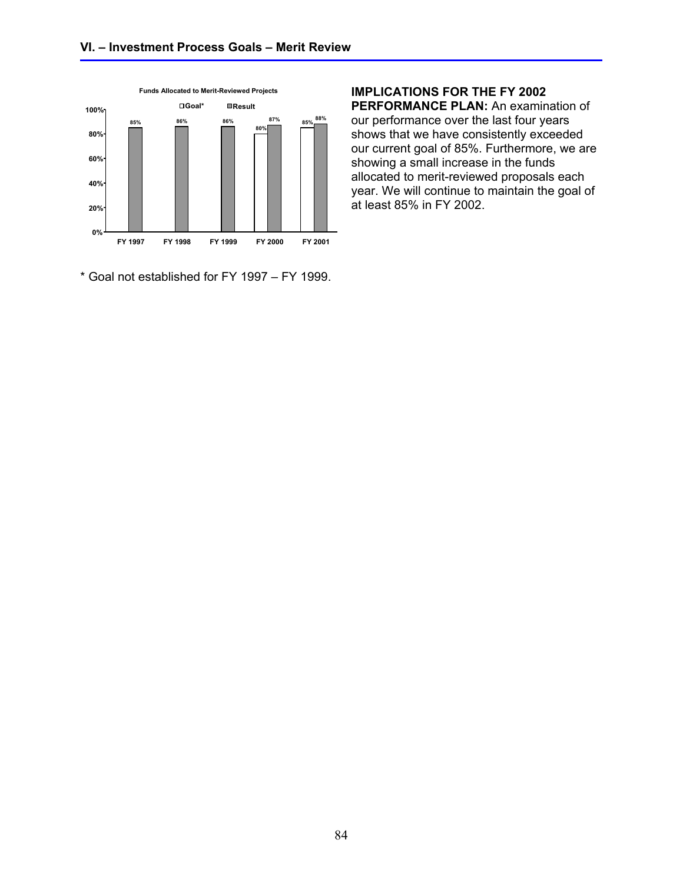## VI. – Investment Process Goals – Merit Review

**Funds Allocated to Merit-Reviewed Projects**

| | Goal* | Result |
|---|---|---|
| FY 1997 | | 85% |
| FY 1998 | | 86% |
| FY 1999 | | 86% |
| FY 2000 | 80% | 87% |
| FY 2001 | 85% | 88% |

\* Goal not established for FY 1997 – FY 1999.

**IMPLICATIONS FOR THE FY 2002 PERFORMANCE PLAN:** An examination of our performance over the last four years shows that we have consistently exceeded our current goal of 85%. Furthermore, we are showing a small increase in the funds allocated to merit-reviewed proposals each year. We will continue to maintain the goal of at least 85% in FY 2002.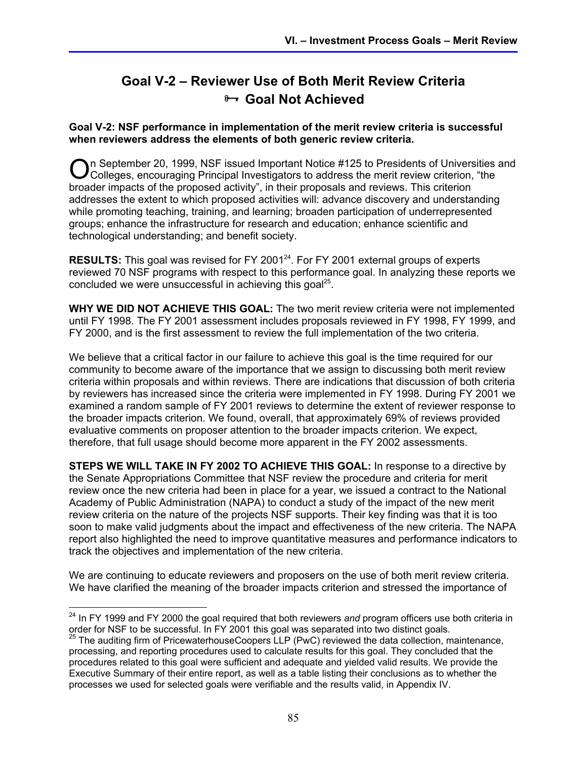## Goal V-2 – Reviewer Use of Both Merit Review Criteria

## 🗝 Goal Not Achieved

**Goal V-2: NSF performance in implementation of the merit review criteria is successful when reviewers address the elements of both generic review criteria.**

On September 20, 1999, NSF issued Important Notice #125 to Presidents of Universities and Colleges, encouraging Principal Investigators to address the merit review criterion, "the broader impacts of the proposed activity", in their proposals and reviews. This criterion addresses the extent to which proposed activities will: advance discovery and understanding while promoting teaching, training, and learning; broaden participation of underrepresented groups; enhance the infrastructure for research and education; enhance scientific and technological understanding; and benefit society.

**RESULTS:** This goal was revised for FY 2001[24]. For FY 2001 external groups of experts reviewed 70 NSF programs with respect to this performance goal. In analyzing these reports we concluded we were unsuccessful in achieving this goal[25].

**WHY WE DID NOT ACHIEVE THIS GOAL:** The two merit review criteria were not implemented until FY 1998. The FY 2001 assessment includes proposals reviewed in FY 1998, FY 1999, and FY 2000, and is the first assessment to review the full implementation of the two criteria.

We believe that a critical factor in our failure to achieve this goal is the time required for our community to become aware of the importance that we assign to discussing both merit review criteria within proposals and within reviews. There are indications that discussion of both criteria by reviewers has increased since the criteria were implemented in FY 1998. During FY 2001 we examined a random sample of FY 2001 reviews to determine the extent of reviewer response to the broader impacts criterion. We found, overall, that approximately 69% of reviews provided evaluative comments on proposer attention to the broader impacts criterion. We expect, therefore, that full usage should become more apparent in the FY 2002 assessments.

**STEPS WE WILL TAKE IN FY 2002 TO ACHIEVE THIS GOAL:** In response to a directive by the Senate Appropriations Committee that NSF review the procedure and criteria for merit review once the new criteria had been in place for a year, we issued a contract to the National Academy of Public Administration (NAPA) to conduct a study of the impact of the new merit review criteria on the nature of the projects NSF supports. Their key finding was that it is too soon to make valid judgments about the impact and effectiveness of the new criteria. The NAPA report also highlighted the need to improve quantitative measures and performance indicators to track the objectives and implementation of the new criteria.

We are continuing to educate reviewers and proposers on the use of both merit review criteria. We have clarified the meaning of the broader impacts criterion and stressed the importance of

---

[24] In FY 1999 and FY 2000 the goal required that both reviewers *and* program officers use both criteria in order for NSF to be successful. In FY 2001 this goal was separated into two distinct goals.

[25] The auditing firm of PricewaterhouseCoopers LLP (PwC) reviewed the data collection, maintenance, processing, and reporting procedures used to calculate results for this goal. They concluded that the procedures related to this goal were sufficient and adequate and yielded valid results. We provide the Executive Summary of their entire report, as well as a table listing their conclusions as to whether the processes we used for selected goals were verifiable and the results valid, in Appendix IV.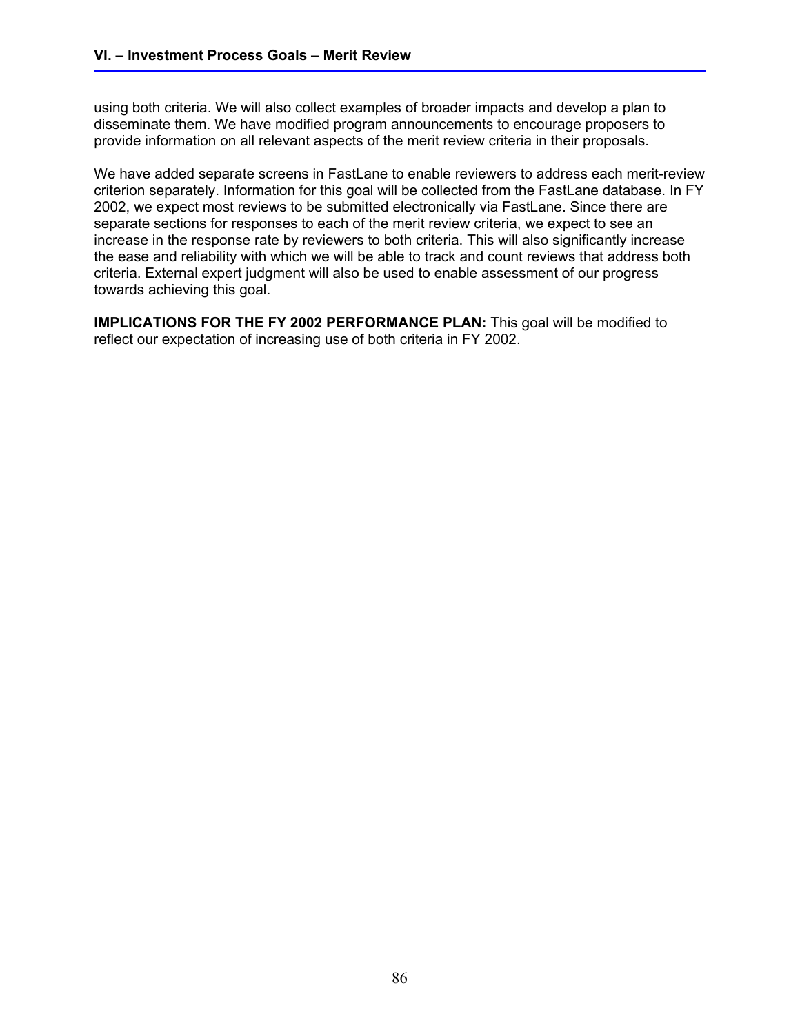using both criteria. We will also collect examples of broader impacts and develop a plan to disseminate them. We have modified program announcements to encourage proposers to provide information on all relevant aspects of the merit review criteria in their proposals.

We have added separate screens in FastLane to enable reviewers to address each merit-review criterion separately. Information for this goal will be collected from the FastLane database. In FY 2002, we expect most reviews to be submitted electronically via FastLane. Since there are separate sections for responses to each of the merit review criteria, we expect to see an increase in the response rate by reviewers to both criteria. This will also significantly increase the ease and reliability with which we will be able to track and count reviews that address both criteria. External expert judgment will also be used to enable assessment of our progress towards achieving this goal.

**IMPLICATIONS FOR THE FY 2002 PERFORMANCE PLAN:** This goal will be modified to reflect our expectation of increasing use of both criteria in FY 2002.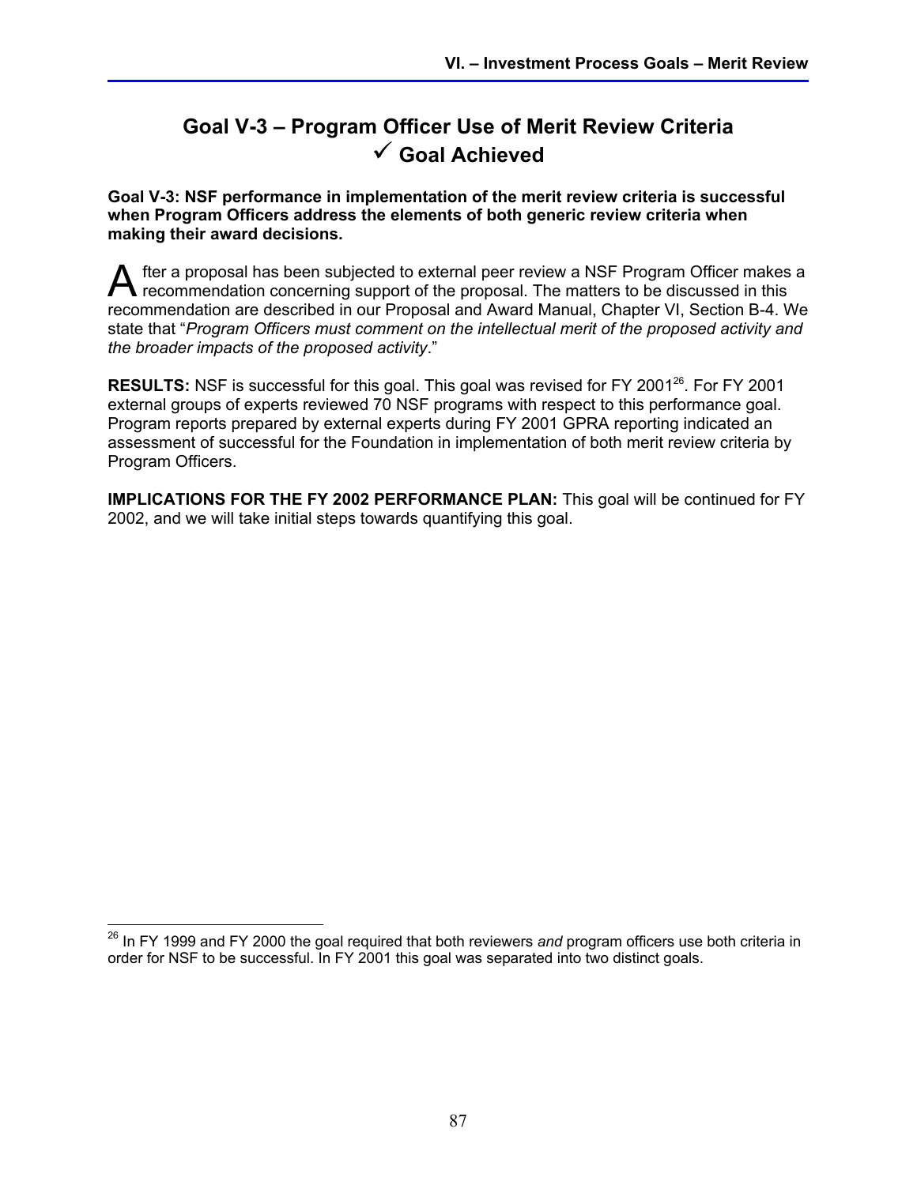## Goal V-3 – Program Officer Use of Merit Review Criteria
## ✓ Goal Achieved

**Goal V-3: NSF performance in implementation of the merit review criteria is successful when Program Officers address the elements of both generic review criteria when making their award decisions.**

After a proposal has been subjected to external peer review a NSF Program Officer makes a recommendation concerning support of the proposal. The matters to be discussed in this recommendation are described in our Proposal and Award Manual, Chapter VI, Section B-4. We state that "*Program Officers must comment on the intellectual merit of the proposed activity and the broader impacts of the proposed activity*."

**RESULTS:** NSF is successful for this goal. This goal was revised for FY 2001[26]. For FY 2001 external groups of experts reviewed 70 NSF programs with respect to this performance goal. Program reports prepared by external experts during FY 2001 GPRA reporting indicated an assessment of successful for the Foundation in implementation of both merit review criteria by Program Officers.

**IMPLICATIONS FOR THE FY 2002 PERFORMANCE PLAN:** This goal will be continued for FY 2002, and we will take initial steps towards quantifying this goal.

---

[26] In FY 1999 and FY 2000 the goal required that both reviewers *and* program officers use both criteria in order for NSF to be successful. In FY 2001 this goal was separated into two distinct goals.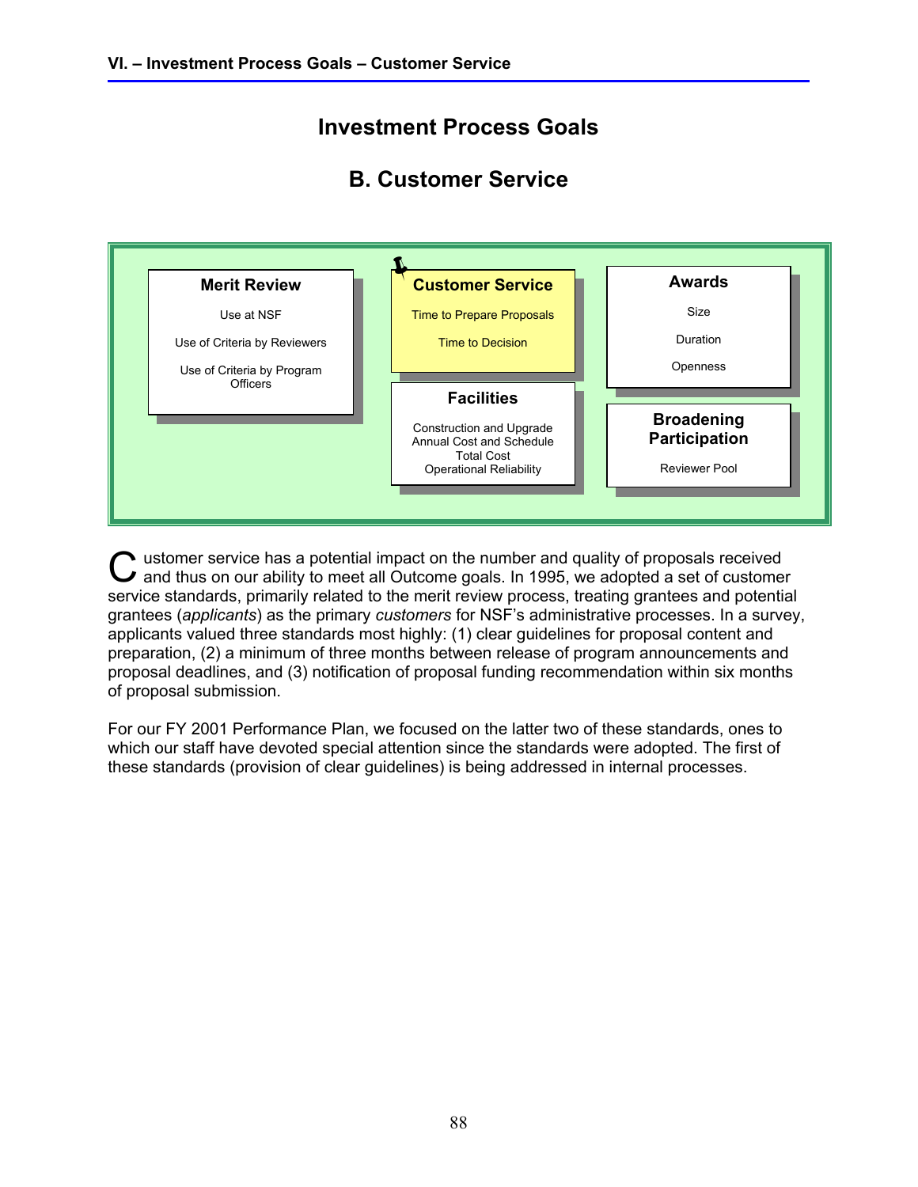# Investment Process Goals

## B. Customer Service

**Merit Review**

Use at NSF

Use of Criteria by Reviewers

Use of Criteria by Program Officers

**Customer Service**

Time to Prepare Proposals

Time to Decision

**Facilities**

Construction and Upgrade
Annual Cost and Schedule
Total Cost
Operational Reliability

**Awards**

Size

Duration

Openness

**Broadening Participation**

Reviewer Pool

Customer service has a potential impact on the number and quality of proposals received and thus on our ability to meet all Outcome goals. In 1995, we adopted a set of customer service standards, primarily related to the merit review process, treating grantees and potential grantees (*applicants*) as the primary *customers* for NSF's administrative processes. In a survey, applicants valued three standards most highly: (1) clear guidelines for proposal content and preparation, (2) a minimum of three months between release of program announcements and proposal deadlines, and (3) notification of proposal funding recommendation within six months of proposal submission.

For our FY 2001 Performance Plan, we focused on the latter two of these standards, ones to which our staff have devoted special attention since the standards were adopted. The first of these standards (provision of clear guidelines) is being addressed in internal processes.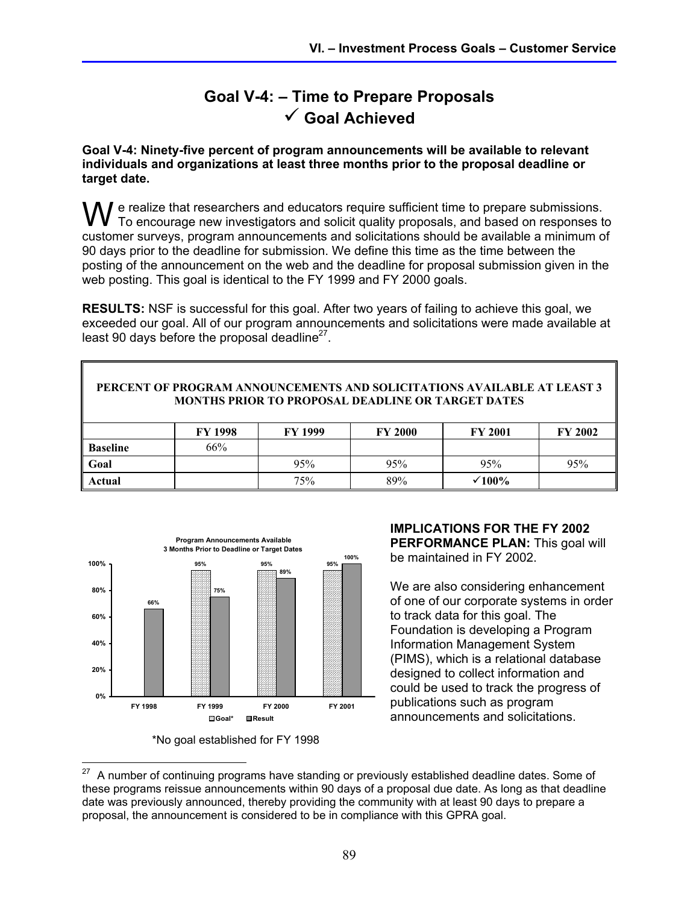# Goal V-4: – Time to Prepare Proposals
# ✓ Goal Achieved

**Goal V-4: Ninety-five percent of program announcements will be available to relevant individuals and organizations at least three months prior to the proposal deadline or target date.**

We realize that researchers and educators require sufficient time to prepare submissions. To encourage new investigators and solicit quality proposals, and based on responses to customer surveys, program announcements and solicitations should be available a minimum of 90 days prior to the deadline for submission. We define this time as the time between the posting of the announcement on the web and the deadline for proposal submission given in the web posting. This goal is identical to the FY 1999 and FY 2000 goals.

**RESULTS:** NSF is successful for this goal. After two years of failing to achieve this goal, we exceeded our goal. All of our program announcements and solicitations were made available at least 90 days before the proposal deadline[27].

**PERCENT OF PROGRAM ANNOUNCEMENTS AND SOLICITATIONS AVAILABLE AT LEAST 3 MONTHS PRIOR TO PROPOSAL DEADLINE OR TARGET DATES**

| | FY 1998 | FY 1999 | FY 2000 | FY 2001 | FY 2002 |
|---|---|---|---|---|---|
| **Baseline** | 66% | | | | |
| **Goal** | | 95% | 95% | 95% | 95% |
| **Actual** | | 75% | 89% | **✓100%** | |

**Program Announcements Available 3 Months Prior to Deadline or Target Dates**

| | FY 1998 | FY 1999 | FY 2000 | FY 2001 |
|---|---|---|---|---|
| Goal* | | 95% | 95% | 95% |
| Result | 66% | 75% | 89% | 100% |

*No goal established for FY 1998

**IMPLICATIONS FOR THE FY 2002 PERFORMANCE PLAN:** This goal will be maintained in FY 2002.

We are also considering enhancement of one of our corporate systems in order to track data for this goal. The Foundation is developing a Program Information Management System (PIMS), which is a relational database designed to collect information and could be used to track the progress of publications such as program announcements and solicitations.

[27] A number of continuing programs have standing or previously established deadline dates. Some of these programs reissue announcements within 90 days of a proposal due date. As long as that deadline date was previously announced, thereby providing the community with at least 90 days to prepare a proposal, the announcement is considered to be in compliance with this GPRA goal.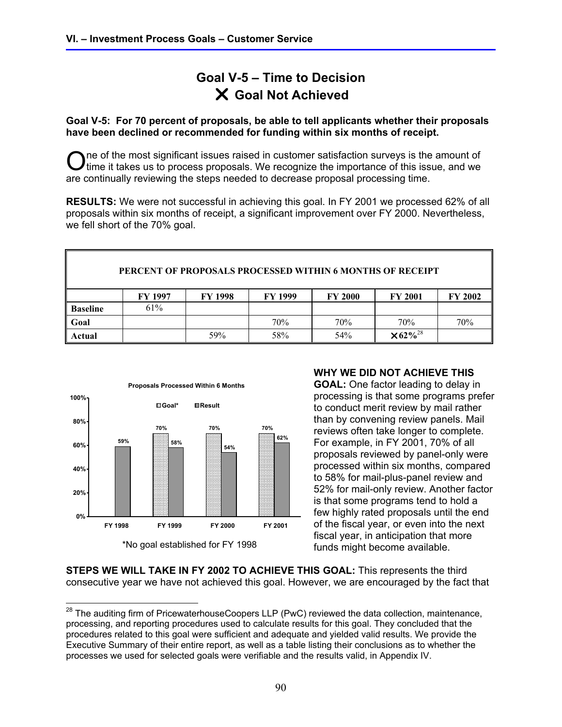# Goal V-5 – Time to Decision

## ✕ Goal Not Achieved

**Goal V-5: For 70 percent of proposals, be able to tell applicants whether their proposals have been declined or recommended for funding within six months of receipt.**

One of the most significant issues raised in customer satisfaction surveys is the amount of time it takes us to process proposals. We recognize the importance of this issue, and we are continually reviewing the steps needed to decrease proposal processing time.

**RESULTS:** We were not successful in achieving this goal. In FY 2001 we processed 62% of all proposals within six months of receipt, a significant improvement over FY 2000. Nevertheless, we fell short of the 70% goal.

**PERCENT OF PROPOSALS PROCESSED WITHIN 6 MONTHS OF RECEIPT**

| | FY 1997 | FY 1998 | FY 1999 | FY 2000 | FY 2001 | FY 2002 |
|---|---|---|---|---|---|---|
| Baseline | 61% | | | | | |
| Goal | | | 70% | 70% | 70% | 70% |
| Actual | | 59% | 58% | 54% | ✕ 62%[28] | |

**Proposals Processed Within 6 Months**

| | Goal* | Result |
|---|---|---|
| FY 1998 | | 59% |
| FY 1999 | 70% | 58% |
| FY 2000 | 70% | 54% |
| FY 2001 | 70% | 62% |

*No goal established for FY 1998

**WHY WE DID NOT ACHIEVE THIS GOAL:** One factor leading to delay in processing is that some programs prefer to conduct merit review by mail rather than by convening review panels. Mail reviews often take longer to complete. For example, in FY 2001, 70% of all proposals reviewed by panel-only were processed within six months, compared to 58% for mail-plus-panel review and 52% for mail-only review. Another factor is that some programs tend to hold a few highly rated proposals until the end of the fiscal year, or even into the next fiscal year, in anticipation that more funds might become available.

**STEPS WE WILL TAKE IN FY 2002 TO ACHIEVE THIS GOAL:** This represents the third consecutive year we have not achieved this goal. However, we are encouraged by the fact that

[28] The auditing firm of PricewaterhouseCoopers LLP (PwC) reviewed the data collection, maintenance, processing, and reporting procedures used to calculate results for this goal. They concluded that the procedures related to this goal were sufficient and adequate and yielded valid results. We provide the Executive Summary of their entire report, as well as a table listing their conclusions as to whether the processes we used for selected goals were verifiable and the results valid, in Appendix IV.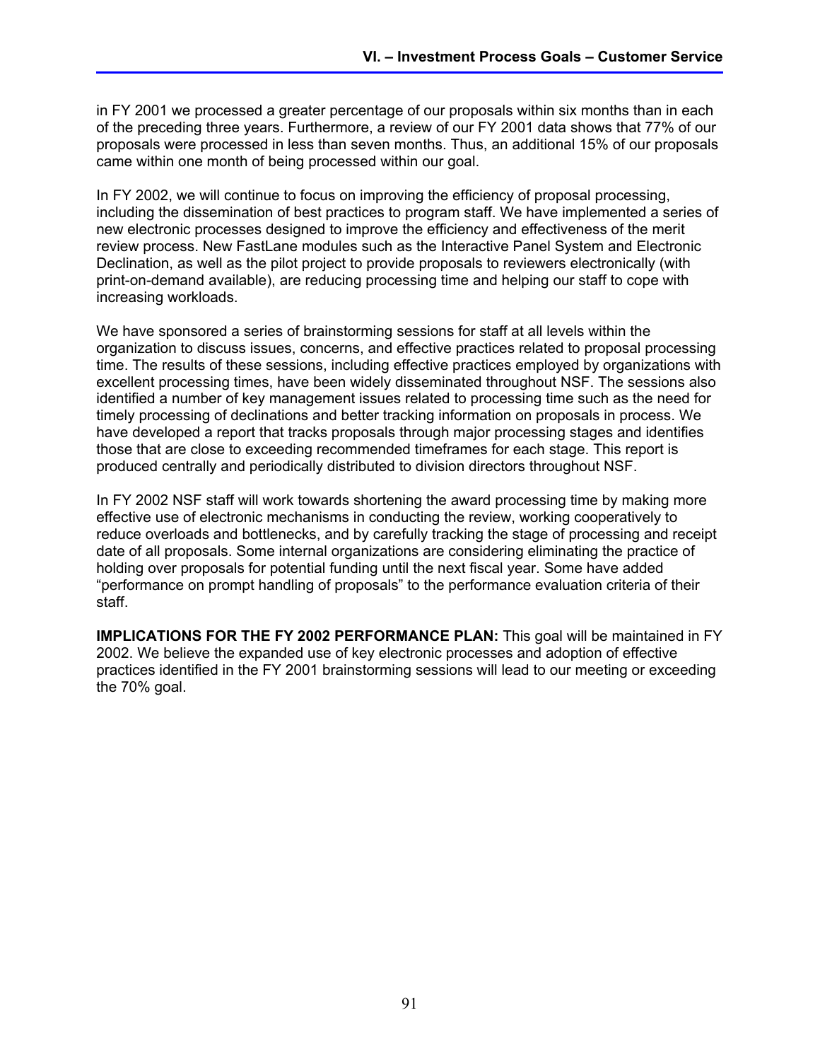in FY 2001 we processed a greater percentage of our proposals within six months than in each of the preceding three years. Furthermore, a review of our FY 2001 data shows that 77% of our proposals were processed in less than seven months. Thus, an additional 15% of our proposals came within one month of being processed within our goal.

In FY 2002, we will continue to focus on improving the efficiency of proposal processing, including the dissemination of best practices to program staff. We have implemented a series of new electronic processes designed to improve the efficiency and effectiveness of the merit review process. New FastLane modules such as the Interactive Panel System and Electronic Declination, as well as the pilot project to provide proposals to reviewers electronically (with print-on-demand available), are reducing processing time and helping our staff to cope with increasing workloads.

We have sponsored a series of brainstorming sessions for staff at all levels within the organization to discuss issues, concerns, and effective practices related to proposal processing time. The results of these sessions, including effective practices employed by organizations with excellent processing times, have been widely disseminated throughout NSF. The sessions also identified a number of key management issues related to processing time such as the need for timely processing of declinations and better tracking information on proposals in process. We have developed a report that tracks proposals through major processing stages and identifies those that are close to exceeding recommended timeframes for each stage. This report is produced centrally and periodically distributed to division directors throughout NSF.

In FY 2002 NSF staff will work towards shortening the award processing time by making more effective use of electronic mechanisms in conducting the review, working cooperatively to reduce overloads and bottlenecks, and by carefully tracking the stage of processing and receipt date of all proposals. Some internal organizations are considering eliminating the practice of holding over proposals for potential funding until the next fiscal year. Some have added "performance on prompt handling of proposals" to the performance evaluation criteria of their staff.

**IMPLICATIONS FOR THE FY 2002 PERFORMANCE PLAN:** This goal will be maintained in FY 2002. We believe the expanded use of key electronic processes and adoption of effective practices identified in the FY 2001 brainstorming sessions will lead to our meeting or exceeding the 70% goal.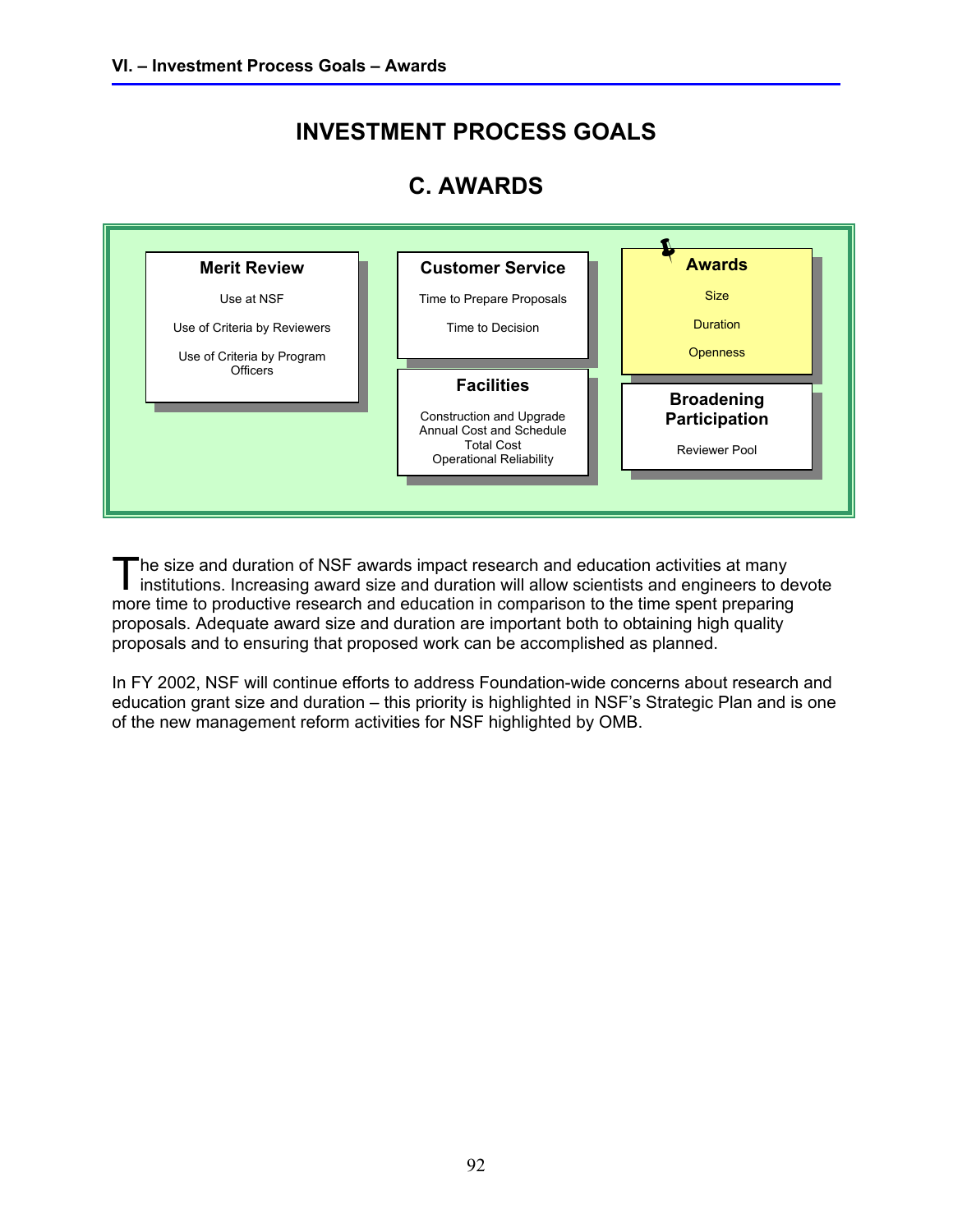# INVESTMENT PROCESS GOALS

## C. AWARDS

**Merit Review**
- Use at NSF
- Use of Criteria by Reviewers
- Use of Criteria by Program Officers

**Customer Service**
- Time to Prepare Proposals
- Time to Decision

**Facilities**
- Construction and Upgrade
- Annual Cost and Schedule
- Total Cost
- Operational Reliability

**Awards**
- Size
- Duration
- Openness

**Broadening Participation**
- Reviewer Pool

The size and duration of NSF awards impact research and education activities at many institutions. Increasing award size and duration will allow scientists and engineers to devote more time to productive research and education in comparison to the time spent preparing proposals. Adequate award size and duration are important both to obtaining high quality proposals and to ensuring that proposed work can be accomplished as planned.

In FY 2002, NSF will continue efforts to address Foundation-wide concerns about research and education grant size and duration – this priority is highlighted in NSF's Strategic Plan and is one of the new management reform activities for NSF highlighted by OMB.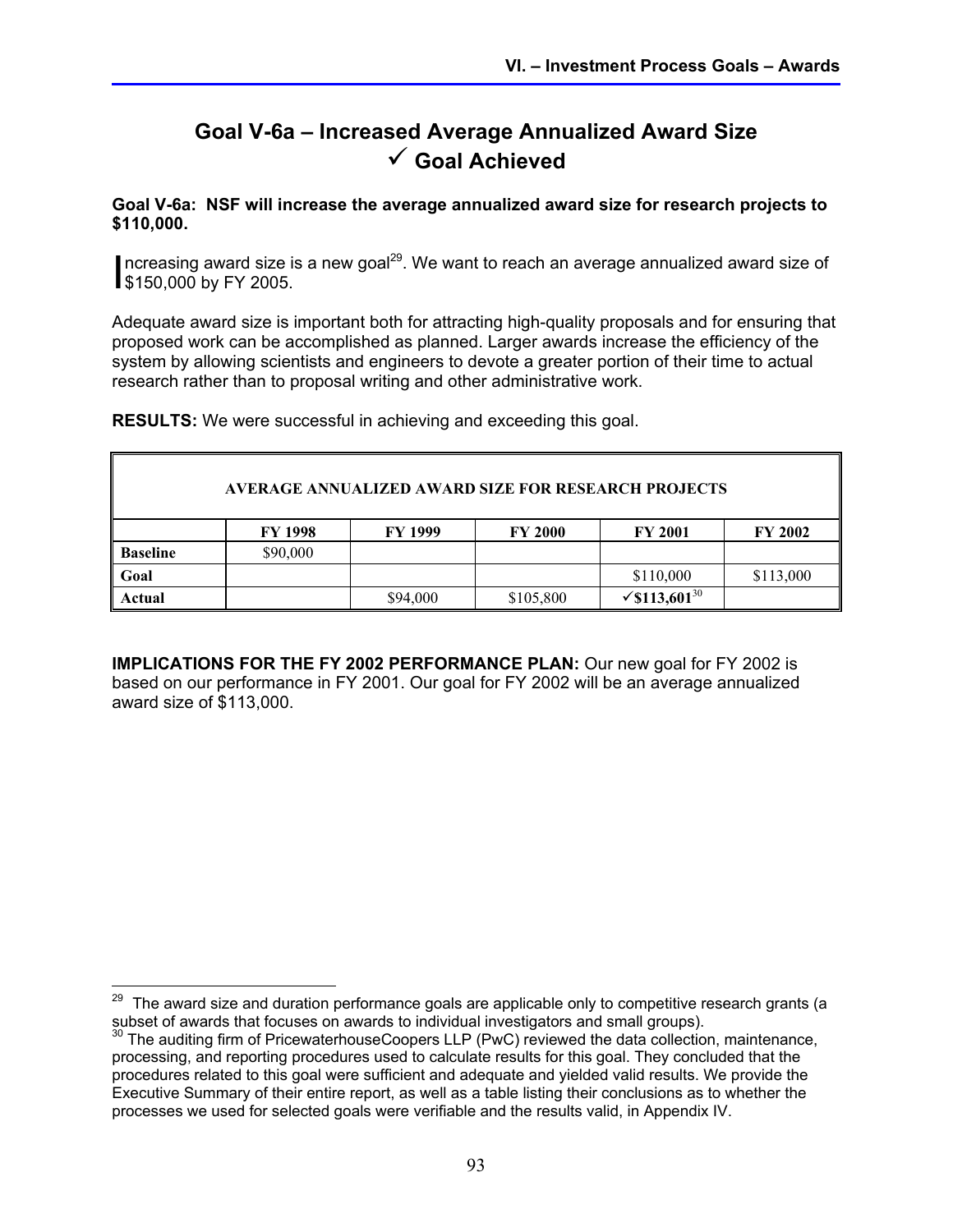## Goal V-6a – Increased Average Annualized Award Size
## ✓ Goal Achieved

**Goal V-6a: NSF will increase the average annualized award size for research projects to $110,000.**

Increasing award size is a new goal[29]. We want to reach an average annualized award size of $150,000 by FY 2005.

Adequate award size is important both for attracting high-quality proposals and for ensuring that proposed work can be accomplished as planned. Larger awards increase the efficiency of the system by allowing scientists and engineers to devote a greater portion of their time to actual research rather than to proposal writing and other administrative work.

**RESULTS:** We were successful in achieving and exceeding this goal.

| AVERAGE ANNUALIZED AWARD SIZE FOR RESEARCH PROJECTS | | | | | |
|---|---|---|---|---|---|
| | **FY 1998** | **FY 1999** | **FY 2000** | **FY 2001** | **FY 2002** |
| **Baseline** | $90,000 | | | | |
| **Goal** | | | | $110,000 | $113,000 |
| **Actual** | | $94,000 | $105,800 | **✓$113,601**[30] | |

**IMPLICATIONS FOR THE FY 2002 PERFORMANCE PLAN:** Our new goal for FY 2002 is based on our performance in FY 2001. Our goal for FY 2002 will be an average annualized award size of $113,000.

---

[29] The award size and duration performance goals are applicable only to competitive research grants (a subset of awards that focuses on awards to individual investigators and small groups).

[30] The auditing firm of PricewaterhouseCoopers LLP (PwC) reviewed the data collection, maintenance, processing, and reporting procedures used to calculate results for this goal. They concluded that the procedures related to this goal were sufficient and adequate and yielded valid results. We provide the Executive Summary of their entire report, as well as a table listing their conclusions as to whether the processes we used for selected goals were verifiable and the results valid, in Appendix IV.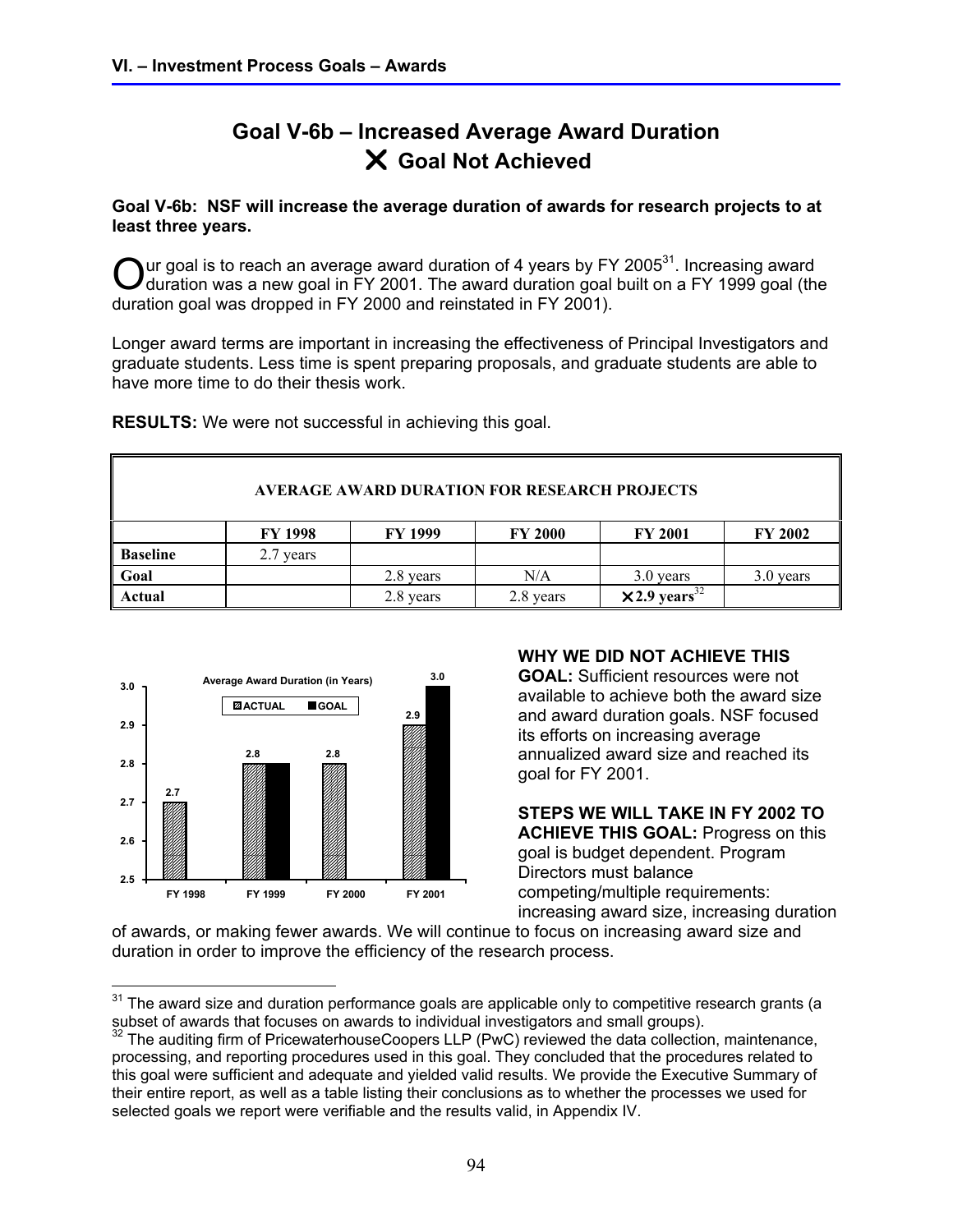# Goal V-6b – Increased Average Award Duration
## ✕ Goal Not Achieved

**Goal V-6b: NSF will increase the average duration of awards for research projects to at least three years.**

Our goal is to reach an average award duration of 4 years by FY 2005[31]. Increasing award duration was a new goal in FY 2001. The award duration goal built on a FY 1999 goal (the duration goal was dropped in FY 2000 and reinstated in FY 2001).

Longer award terms are important in increasing the effectiveness of Principal Investigators and graduate students. Less time is spent preparing proposals, and graduate students are able to have more time to do their thesis work.

**RESULTS:** We were not successful in achieving this goal.

| AVERAGE AWARD DURATION FOR RESEARCH PROJECTS | | | | | |
|---|---|---|---|---|---|
| | FY 1998 | FY 1999 | FY 2000 | FY 2001 | FY 2002 |
| **Baseline** | 2.7 years | | | | |
| **Goal** | | 2.8 years | N/A | 3.0 years | 3.0 years |
| **Actual** | | 2.8 years | 2.8 years | ✕ **2.9 years**[32] | |

Average Award Duration (in Years)

| | FY 1998 | FY 1999 | FY 2000 | FY 2001 |
|---|---|---|---|---|
| ACTUAL | 2.7 | 2.8 | 2.8 | 2.9 |
| GOAL | | 2.8 | | 3.0 |

**WHY WE DID NOT ACHIEVE THIS GOAL:** Sufficient resources were not available to achieve both the award size and award duration goals. NSF focused its efforts on increasing average annualized award size and reached its goal for FY 2001.

**STEPS WE WILL TAKE IN FY 2002 TO ACHIEVE THIS GOAL:** Progress on this goal is budget dependent. Program Directors must balance competing/multiple requirements: increasing award size, increasing duration of awards, or making fewer awards. We will continue to focus on increasing award size and duration in order to improve the efficiency of the research process.

---

[31] The award size and duration performance goals are applicable only to competitive research grants (a subset of awards that focuses on awards to individual investigators and small groups).

[32] The auditing firm of PricewaterhouseCoopers LLP (PwC) reviewed the data collection, maintenance, processing, and reporting procedures used in this goal. They concluded that the procedures related to this goal were sufficient and adequate and yielded valid results. We provide the Executive Summary of their entire report, as well as a table listing their conclusions as to whether the processes we used for selected goals we report were verifiable and the results valid, in Appendix IV.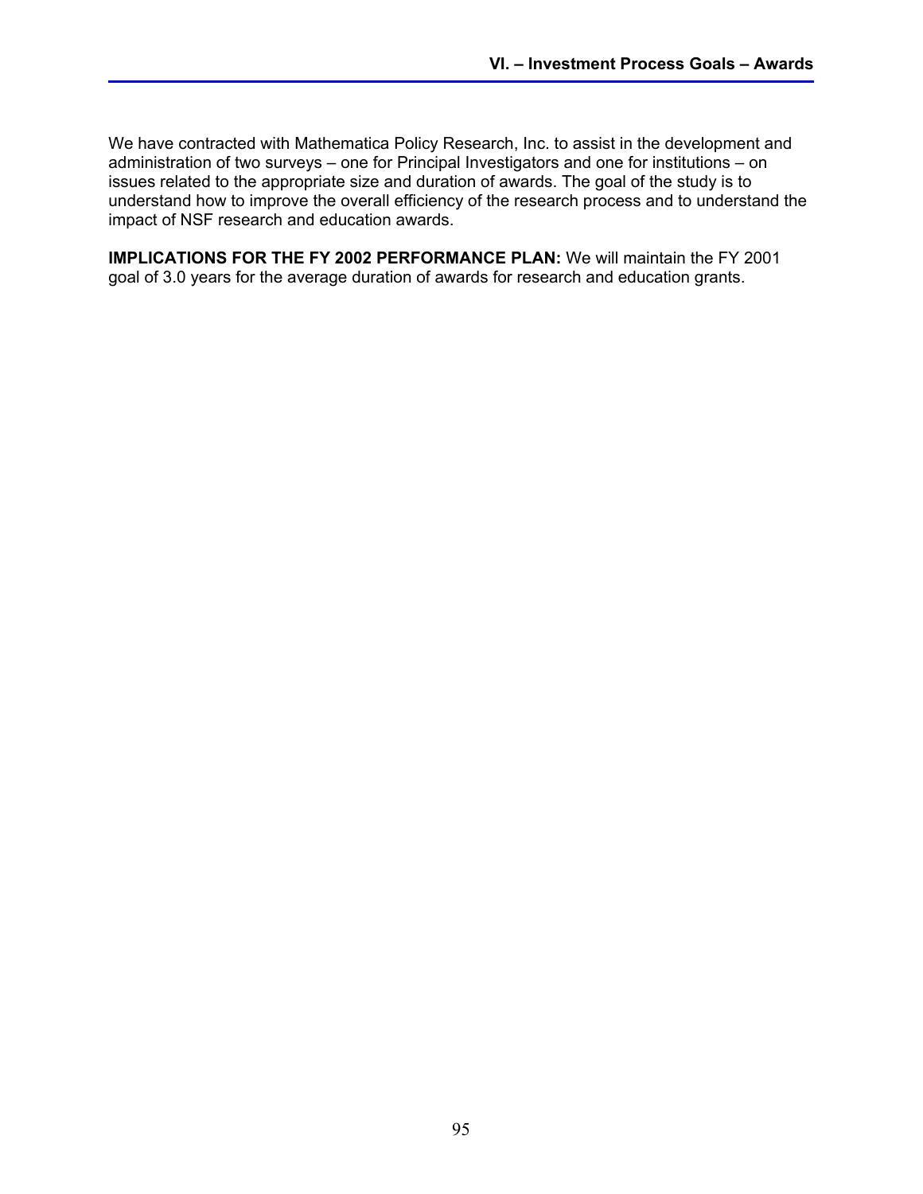We have contracted with Mathematica Policy Research, Inc. to assist in the development and administration of two surveys – one for Principal Investigators and one for institutions – on issues related to the appropriate size and duration of awards. The goal of the study is to understand how to improve the overall efficiency of the research process and to understand the impact of NSF research and education awards.

**IMPLICATIONS FOR THE FY 2002 PERFORMANCE PLAN:** We will maintain the FY 2001 goal of 3.0 years for the average duration of awards for research and education grants.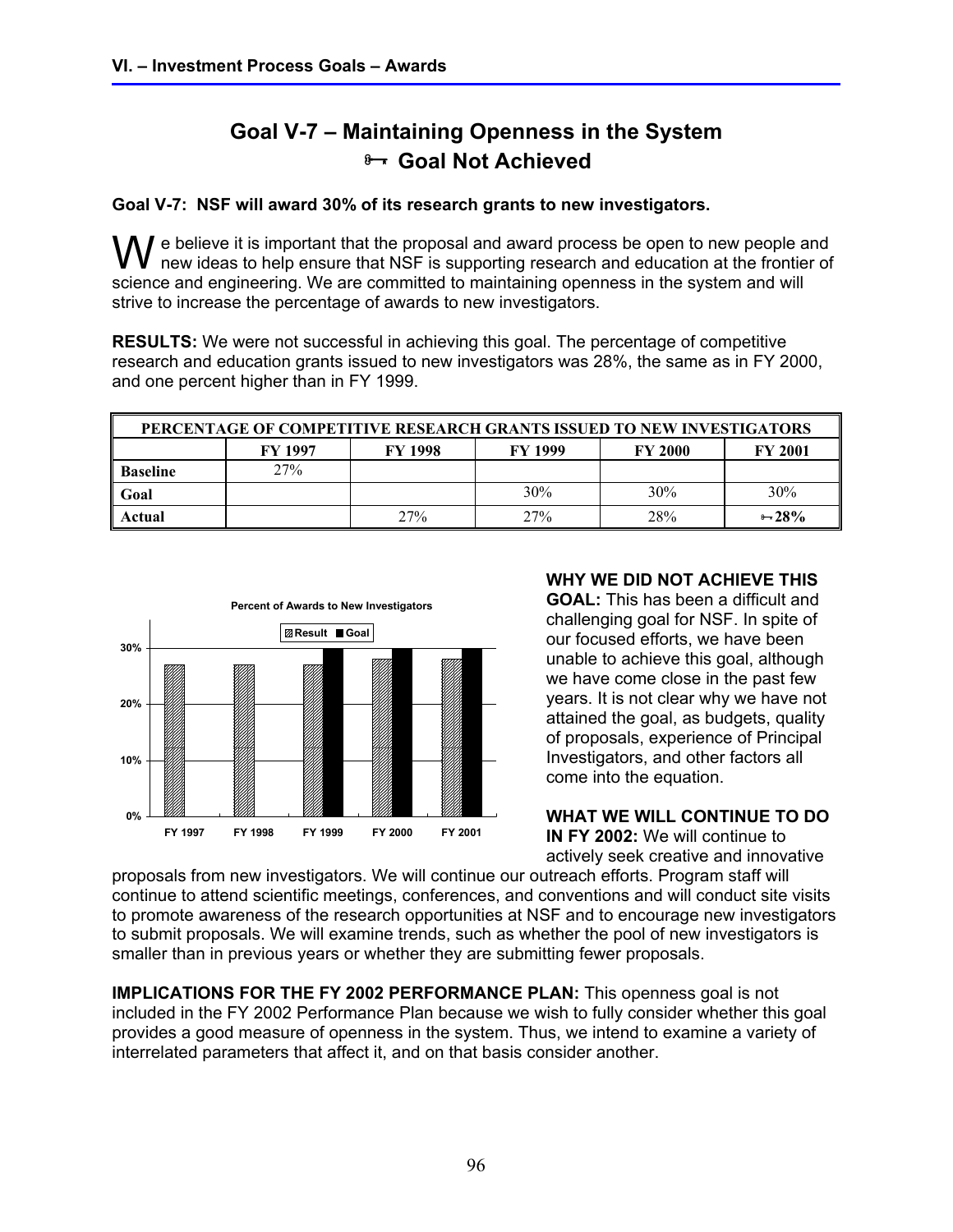# Goal V-7 – Maintaining Openness in the System
## 🗝 Goal Not Achieved

**Goal V-7: NSF will award 30% of its research grants to new investigators.**

We believe it is important that the proposal and award process be open to new people and new ideas to help ensure that NSF is supporting research and education at the frontier of science and engineering. We are committed to maintaining openness in the system and will strive to increase the percentage of awards to new investigators.

**RESULTS:** We were not successful in achieving this goal. The percentage of competitive research and education grants issued to new investigators was 28%, the same as in FY 2000, and one percent higher than in FY 1999.

| PERCENTAGE OF COMPETITIVE RESEARCH GRANTS ISSUED TO NEW INVESTIGATORS | | | | | |
|---|---|---|---|---|---|
| | FY 1997 | FY 1998 | FY 1999 | FY 2000 | FY 2001 |
| Baseline | 27% | | | | |
| Goal | | | 30% | 30% | 30% |
| Actual | | 27% | 27% | 28% | 🗝 28% |

**WHY WE DID NOT ACHIEVE THIS GOAL:** This has been a difficult and challenging goal for NSF. In spite of our focused efforts, we have been unable to achieve this goal, although we have come close in the past few years. It is not clear why we have not attained the goal, as budgets, quality of proposals, experience of Principal Investigators, and other factors all come into the equation.

**WHAT WE WILL CONTINUE TO DO IN FY 2002:** We will continue to actively seek creative and innovative proposals from new investigators. We will continue our outreach efforts. Program staff will continue to attend scientific meetings, conferences, and conventions and will conduct site visits to promote awareness of the research opportunities at NSF and to encourage new investigators to submit proposals. We will examine trends, such as whether the pool of new investigators is smaller than in previous years or whether they are submitting fewer proposals.

**IMPLICATIONS FOR THE FY 2002 PERFORMANCE PLAN:** This openness goal is not included in the FY 2002 Performance Plan because we wish to fully consider whether this goal provides a good measure of openness in the system. Thus, we intend to examine a variety of interrelated parameters that affect it, and on that basis consider another.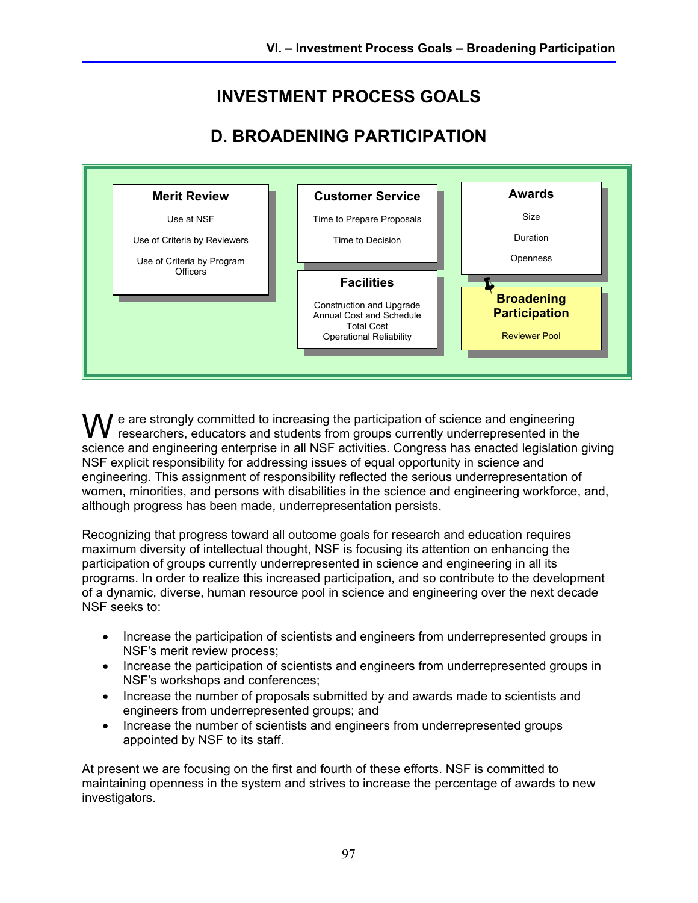# INVESTMENT PROCESS GOALS

## D. BROADENING PARTICIPATION

**Merit Review**

Use at NSF

Use of Criteria by Reviewers

Use of Criteria by Program Officers

**Customer Service**

Time to Prepare Proposals

Time to Decision

**Awards**

Size

Duration

Openness

**Facilities**

Construction and Upgrade
Annual Cost and Schedule
Total Cost
Operational Reliability

**Broadening Participation**

Reviewer Pool

We are strongly committed to increasing the participation of science and engineering researchers, educators and students from groups currently underrepresented in the science and engineering enterprise in all NSF activities. Congress has enacted legislation giving NSF explicit responsibility for addressing issues of equal opportunity in science and engineering. This assignment of responsibility reflected the serious underrepresentation of women, minorities, and persons with disabilities in the science and engineering workforce, and, although progress has been made, underrepresentation persists.

Recognizing that progress toward all outcome goals for research and education requires maximum diversity of intellectual thought, NSF is focusing its attention on enhancing the participation of groups currently underrepresented in science and engineering in all its programs. In order to realize this increased participation, and so contribute to the development of a dynamic, diverse, human resource pool in science and engineering over the next decade NSF seeks to:

- Increase the participation of scientists and engineers from underrepresented groups in NSF's merit review process;
- Increase the participation of scientists and engineers from underrepresented groups in NSF's workshops and conferences;
- Increase the number of proposals submitted by and awards made to scientists and engineers from underrepresented groups; and
- Increase the number of scientists and engineers from underrepresented groups appointed by NSF to its staff.

At present we are focusing on the first and fourth of these efforts. NSF is committed to maintaining openness in the system and strives to increase the percentage of awards to new investigators.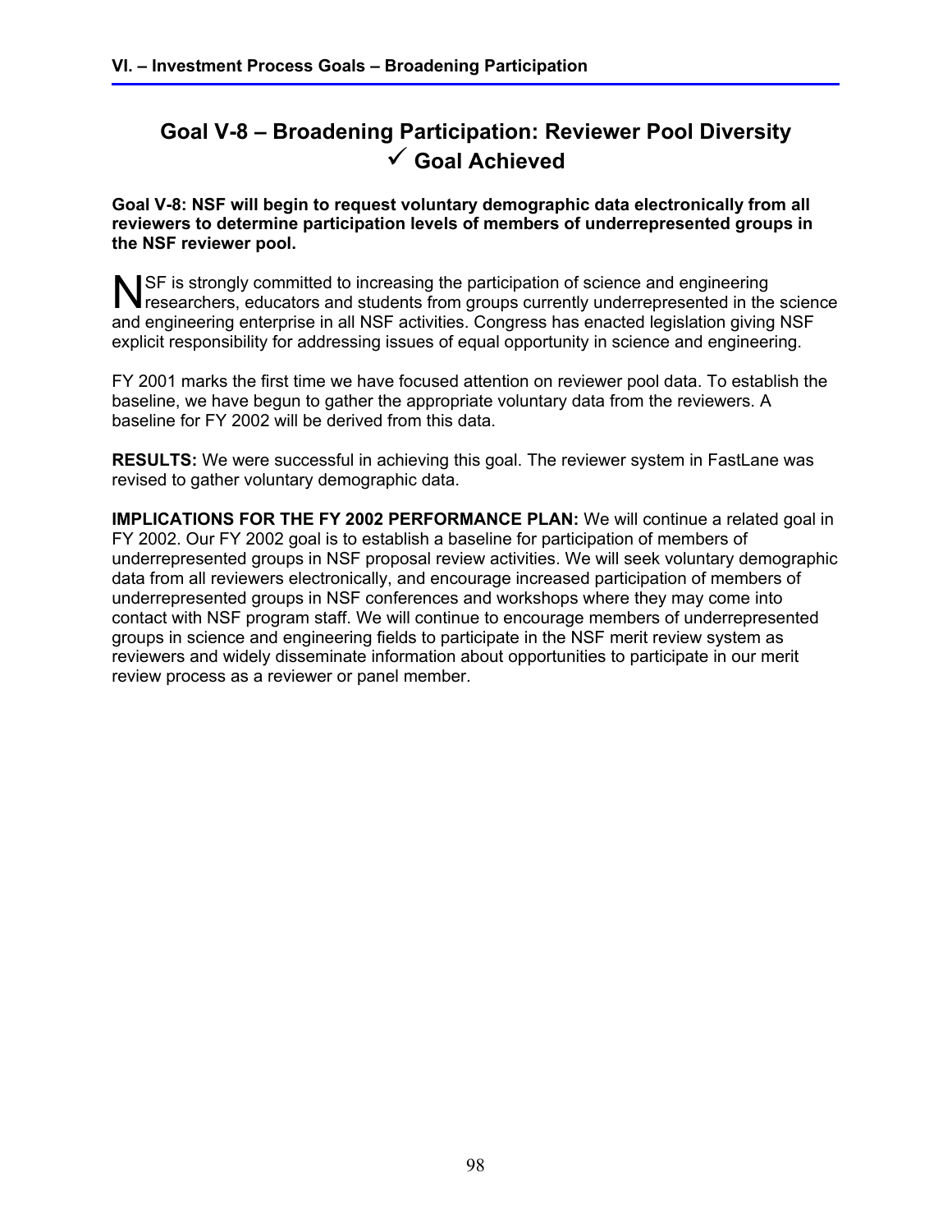## Goal V-8 – Broadening Participation: Reviewer Pool Diversity
## ✓ Goal Achieved

**Goal V-8: NSF will begin to request voluntary demographic data electronically from all reviewers to determine participation levels of members of underrepresented groups in the NSF reviewer pool.**

NSF is strongly committed to increasing the participation of science and engineering researchers, educators and students from groups currently underrepresented in the science and engineering enterprise in all NSF activities. Congress has enacted legislation giving NSF explicit responsibility for addressing issues of equal opportunity in science and engineering.

FY 2001 marks the first time we have focused attention on reviewer pool data. To establish the baseline, we have begun to gather the appropriate voluntary data from the reviewers. A baseline for FY 2002 will be derived from this data.

**RESULTS:** We were successful in achieving this goal. The reviewer system in FastLane was revised to gather voluntary demographic data.

**IMPLICATIONS FOR THE FY 2002 PERFORMANCE PLAN:** We will continue a related goal in FY 2002. Our FY 2002 goal is to establish a baseline for participation of members of underrepresented groups in NSF proposal review activities. We will seek voluntary demographic data from all reviewers electronically, and encourage increased participation of members of underrepresented groups in NSF conferences and workshops where they may come into contact with NSF program staff. We will continue to encourage members of underrepresented groups in science and engineering fields to participate in the NSF merit review system as reviewers and widely disseminate information about opportunities to participate in our merit review process as a reviewer or panel member.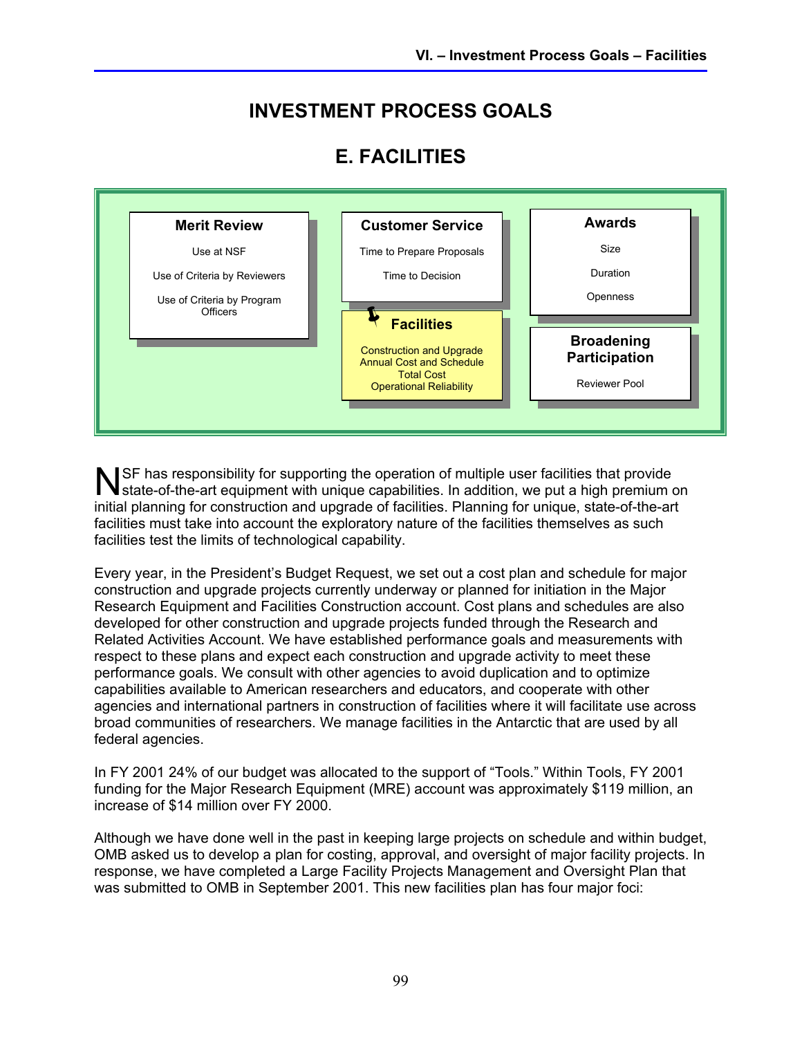# INVESTMENT PROCESS GOALS

## E. FACILITIES

**Merit Review**
- Use at NSF
- Use of Criteria by Reviewers
- Use of Criteria by Program Officers

**Customer Service**
- Time to Prepare Proposals
- Time to Decision

**Facilities**
- Construction and Upgrade
- Annual Cost and Schedule
- Total Cost
- Operational Reliability

**Awards**
- Size
- Duration
- Openness

**Broadening Participation**
- Reviewer Pool

NSF has responsibility for supporting the operation of multiple user facilities that provide state-of-the-art equipment with unique capabilities. In addition, we put a high premium on initial planning for construction and upgrade of facilities. Planning for unique, state-of-the-art facilities must take into account the exploratory nature of the facilities themselves as such facilities test the limits of technological capability.

Every year, in the President's Budget Request, we set out a cost plan and schedule for major construction and upgrade projects currently underway or planned for initiation in the Major Research Equipment and Facilities Construction account. Cost plans and schedules are also developed for other construction and upgrade projects funded through the Research and Related Activities Account. We have established performance goals and measurements with respect to these plans and expect each construction and upgrade activity to meet these performance goals. We consult with other agencies to avoid duplication and to optimize capabilities available to American researchers and educators, and cooperate with other agencies and international partners in construction of facilities where it will facilitate use across broad communities of researchers. We manage facilities in the Antarctic that are used by all federal agencies.

In FY 2001 24% of our budget was allocated to the support of "Tools." Within Tools, FY 2001 funding for the Major Research Equipment (MRE) account was approximately $119 million, an increase of $14 million over FY 2000.

Although we have done well in the past in keeping large projects on schedule and within budget, OMB asked us to develop a plan for costing, approval, and oversight of major facility projects. In response, we have completed a Large Facility Projects Management and Oversight Plan that was submitted to OMB in September 2001. This new facilities plan has four major foci: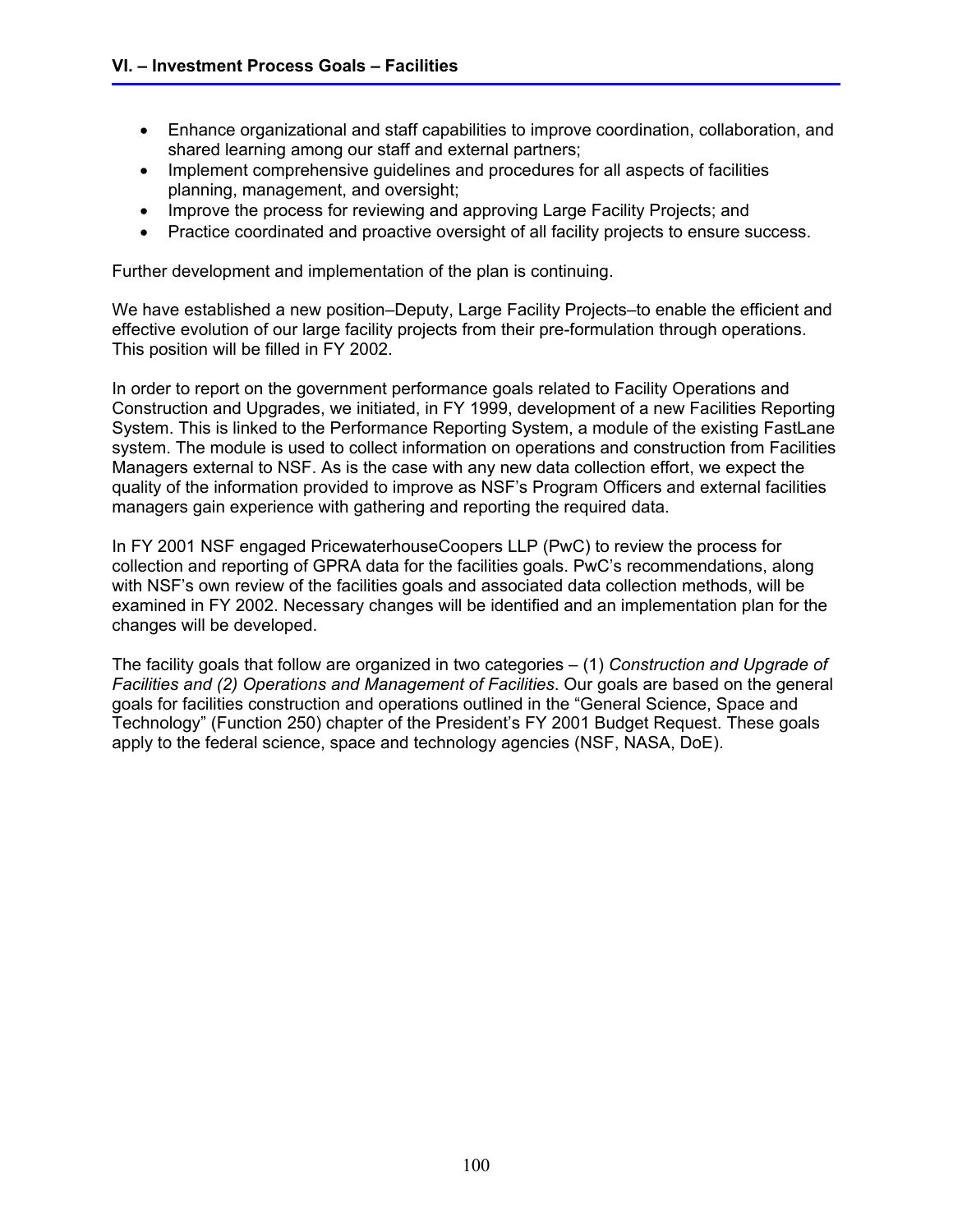- Enhance organizational and staff capabilities to improve coordination, collaboration, and shared learning among our staff and external partners;
- Implement comprehensive guidelines and procedures for all aspects of facilities planning, management, and oversight;
- Improve the process for reviewing and approving Large Facility Projects; and
- Practice coordinated and proactive oversight of all facility projects to ensure success.

Further development and implementation of the plan is continuing.

We have established a new position–Deputy, Large Facility Projects–to enable the efficient and effective evolution of our large facility projects from their pre-formulation through operations. This position will be filled in FY 2002.

In order to report on the government performance goals related to Facility Operations and Construction and Upgrades, we initiated, in FY 1999, development of a new Facilities Reporting System. This is linked to the Performance Reporting System, a module of the existing FastLane system. The module is used to collect information on operations and construction from Facilities Managers external to NSF. As is the case with any new data collection effort, we expect the quality of the information provided to improve as NSF's Program Officers and external facilities managers gain experience with gathering and reporting the required data.

In FY 2001 NSF engaged PricewaterhouseCoopers LLP (PwC) to review the process for collection and reporting of GPRA data for the facilities goals. PwC's recommendations, along with NSF's own review of the facilities goals and associated data collection methods, will be examined in FY 2002. Necessary changes will be identified and an implementation plan for the changes will be developed.

The facility goals that follow are organized in two categories – (1) *Construction and Upgrade of Facilities and (2) Operations and Management of Facilities*. Our goals are based on the general goals for facilities construction and operations outlined in the "General Science, Space and Technology" (Function 250) chapter of the President's FY 2001 Budget Request. These goals apply to the federal science, space and technology agencies (NSF, NASA, DoE).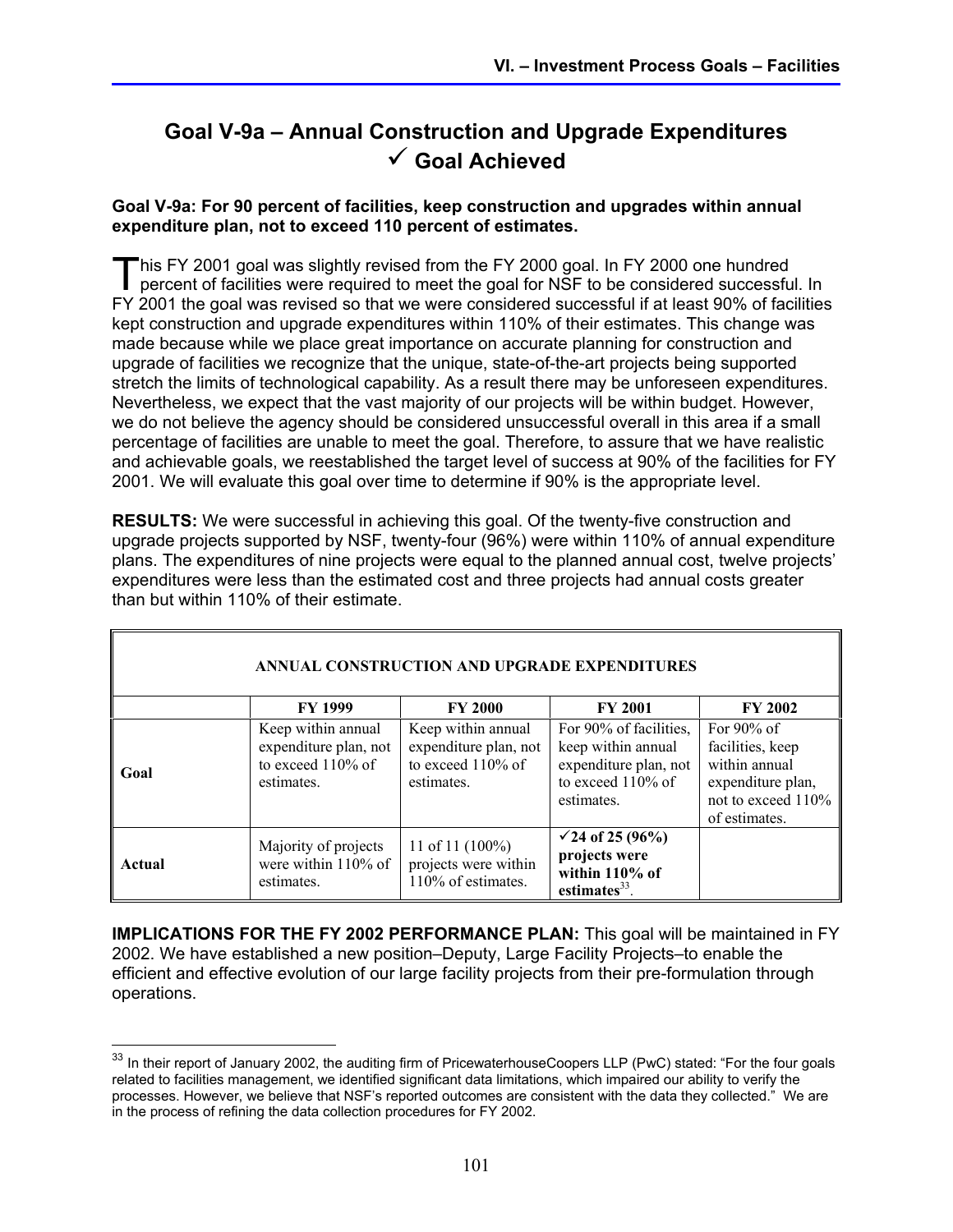## Goal V-9a – Annual Construction and Upgrade Expenditures ✓ Goal Achieved

**Goal V-9a: For 90 percent of facilities, keep construction and upgrades within annual expenditure plan, not to exceed 110 percent of estimates.**

This FY 2001 goal was slightly revised from the FY 2000 goal. In FY 2000 one hundred percent of facilities were required to meet the goal for NSF to be considered successful. In FY 2001 the goal was revised so that we were considered successful if at least 90% of facilities kept construction and upgrade expenditures within 110% of their estimates. This change was made because while we place great importance on accurate planning for construction and upgrade of facilities we recognize that the unique, state-of-the-art projects being supported stretch the limits of technological capability. As a result there may be unforeseen expenditures. Nevertheless, we expect that the vast majority of our projects will be within budget. However, we do not believe the agency should be considered unsuccessful overall in this area if a small percentage of facilities are unable to meet the goal. Therefore, to assure that we have realistic and achievable goals, we reestablished the target level of success at 90% of the facilities for FY 2001. We will evaluate this goal over time to determine if 90% is the appropriate level.

**RESULTS:** We were successful in achieving this goal. Of the twenty-five construction and upgrade projects supported by NSF, twenty-four (96%) were within 110% of annual expenditure plans. The expenditures of nine projects were equal to the planned annual cost, twelve projects' expenditures were less than the estimated cost and three projects had annual costs greater than but within 110% of their estimate.

**ANNUAL CONSTRUCTION AND UPGRADE EXPENDITURES**

| | FY 1999 | FY 2000 | FY 2001 | FY 2002 |
|---|---|---|---|---|
| **Goal** | Keep within annual expenditure plan, not to exceed 110% of estimates. | Keep within annual expenditure plan, not to exceed 110% of estimates. | For 90% of facilities, keep within annual expenditure plan, not to exceed 110% of estimates. | For 90% of facilities, keep within annual expenditure plan, not to exceed 110% of estimates. |
| **Actual** | Majority of projects were within 110% of estimates. | 11 of 11 (100%) projects were within 110% of estimates. | **✓24 of 25 (96%) projects were within 110% of estimates**[33]. | |

**IMPLICATIONS FOR THE FY 2002 PERFORMANCE PLAN:** This goal will be maintained in FY 2002. We have established a new position–Deputy, Large Facility Projects–to enable the efficient and effective evolution of our large facility projects from their pre-formulation through operations.

---

[33] In their report of January 2002, the auditing firm of PricewaterhouseCoopers LLP (PwC) stated: "For the four goals related to facilities management, we identified significant data limitations, which impaired our ability to verify the processes. However, we believe that NSF's reported outcomes are consistent with the data they collected." We are in the process of refining the data collection procedures for FY 2002.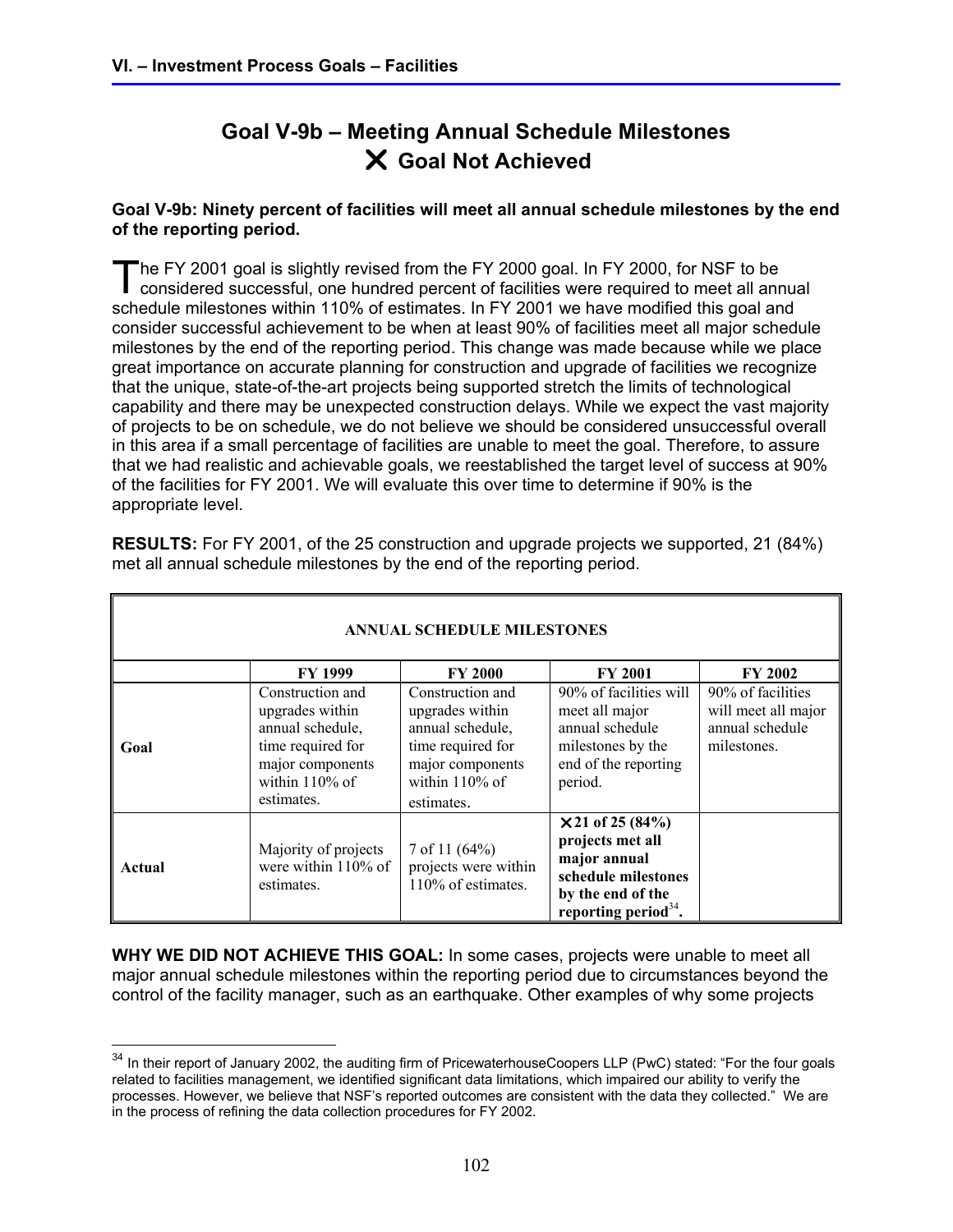# Goal V-9b – Meeting Annual Schedule Milestones

## ✕ Goal Not Achieved

**Goal V-9b: Ninety percent of facilities will meet all annual schedule milestones by the end of the reporting period.**

The FY 2001 goal is slightly revised from the FY 2000 goal. In FY 2000, for NSF to be considered successful, one hundred percent of facilities were required to meet all annual schedule milestones within 110% of estimates. In FY 2001 we have modified this goal and consider successful achievement to be when at least 90% of facilities meet all major schedule milestones by the end of the reporting period. This change was made because while we place great importance on accurate planning for construction and upgrade of facilities we recognize that the unique, state-of-the-art projects being supported stretch the limits of technological capability and there may be unexpected construction delays. While we expect the vast majority of projects to be on schedule, we do not believe we should be considered unsuccessful overall in this area if a small percentage of facilities are unable to meet the goal. Therefore, to assure that we had realistic and achievable goals, we reestablished the target level of success at 90% of the facilities for FY 2001. We will evaluate this over time to determine if 90% is the appropriate level.

**RESULTS:** For FY 2001, of the 25 construction and upgrade projects we supported, 21 (84%) met all annual schedule milestones by the end of the reporting period.

| ANNUAL SCHEDULE MILESTONES | | | | |
|---|---|---|---|---|
| | **FY 1999** | **FY 2000** | **FY 2001** | **FY 2002** |
| **Goal** | Construction and upgrades within annual schedule, time required for major components within 110% of estimates. | Construction and upgrades within annual schedule, time required for major components within 110% of estimates. | 90% of facilities will meet all major annual schedule milestones by the end of the reporting period. | 90% of facilities will meet all major annual schedule milestones. |
| **Actual** | Majority of projects were within 110% of estimates. | 7 of 11 (64%) projects were within 110% of estimates. | **✕ 21 of 25 (84%) projects met all major annual schedule milestones by the end of the reporting period[34].** | |

**WHY WE DID NOT ACHIEVE THIS GOAL:** In some cases, projects were unable to meet all major annual schedule milestones within the reporting period due to circumstances beyond the control of the facility manager, such as an earthquake. Other examples of why some projects

[34] In their report of January 2002, the auditing firm of PricewaterhouseCoopers LLP (PwC) stated: "For the four goals related to facilities management, we identified significant data limitations, which impaired our ability to verify the processes. However, we believe that NSF's reported outcomes are consistent with the data they collected." We are in the process of refining the data collection procedures for FY 2002.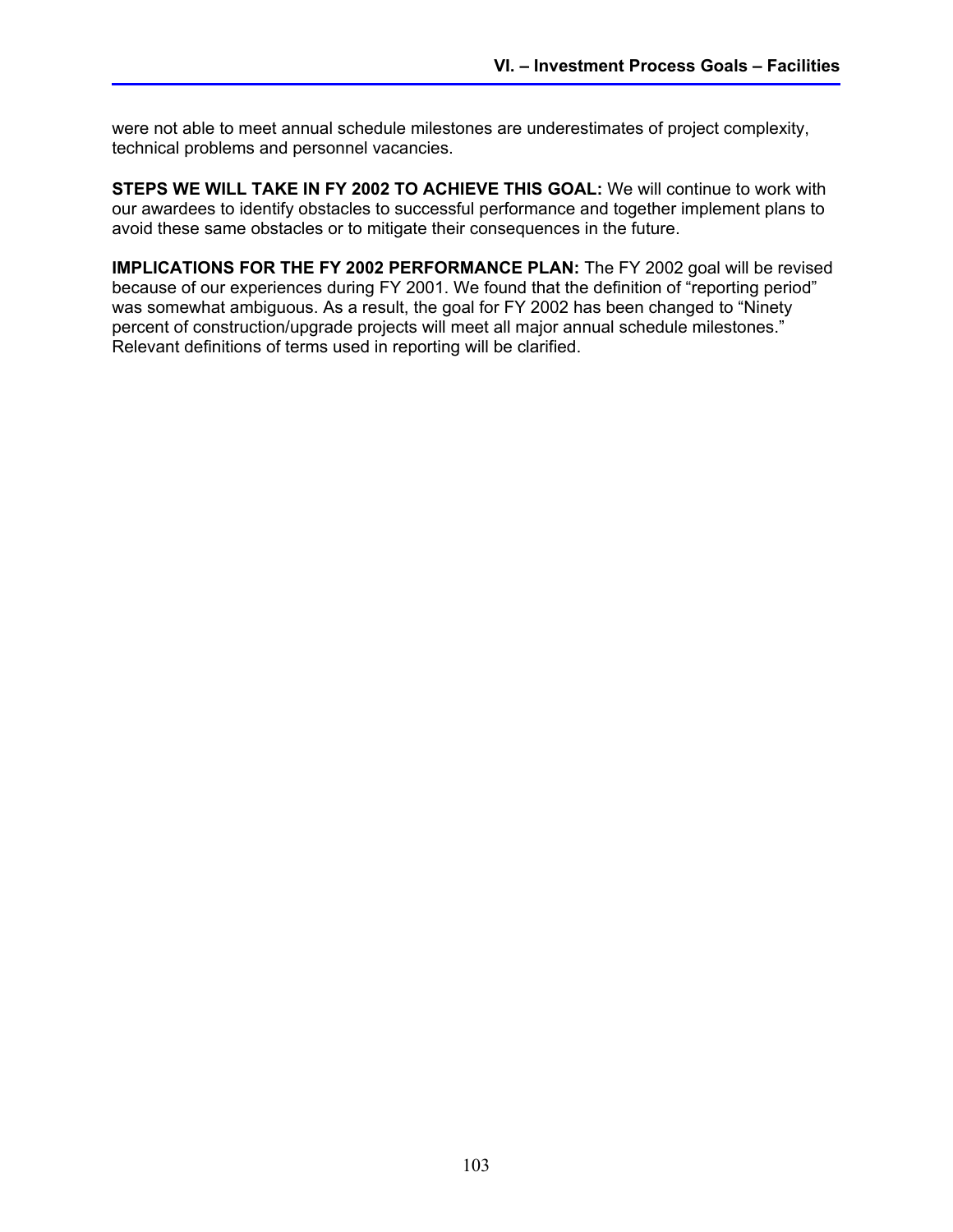were not able to meet annual schedule milestones are underestimates of project complexity, technical problems and personnel vacancies.

**STEPS WE WILL TAKE IN FY 2002 TO ACHIEVE THIS GOAL:** We will continue to work with our awardees to identify obstacles to successful performance and together implement plans to avoid these same obstacles or to mitigate their consequences in the future.

**IMPLICATIONS FOR THE FY 2002 PERFORMANCE PLAN:** The FY 2002 goal will be revised because of our experiences during FY 2001. We found that the definition of "reporting period" was somewhat ambiguous. As a result, the goal for FY 2002 has been changed to "Ninety percent of construction/upgrade projects will meet all major annual schedule milestones." Relevant definitions of terms used in reporting will be clarified.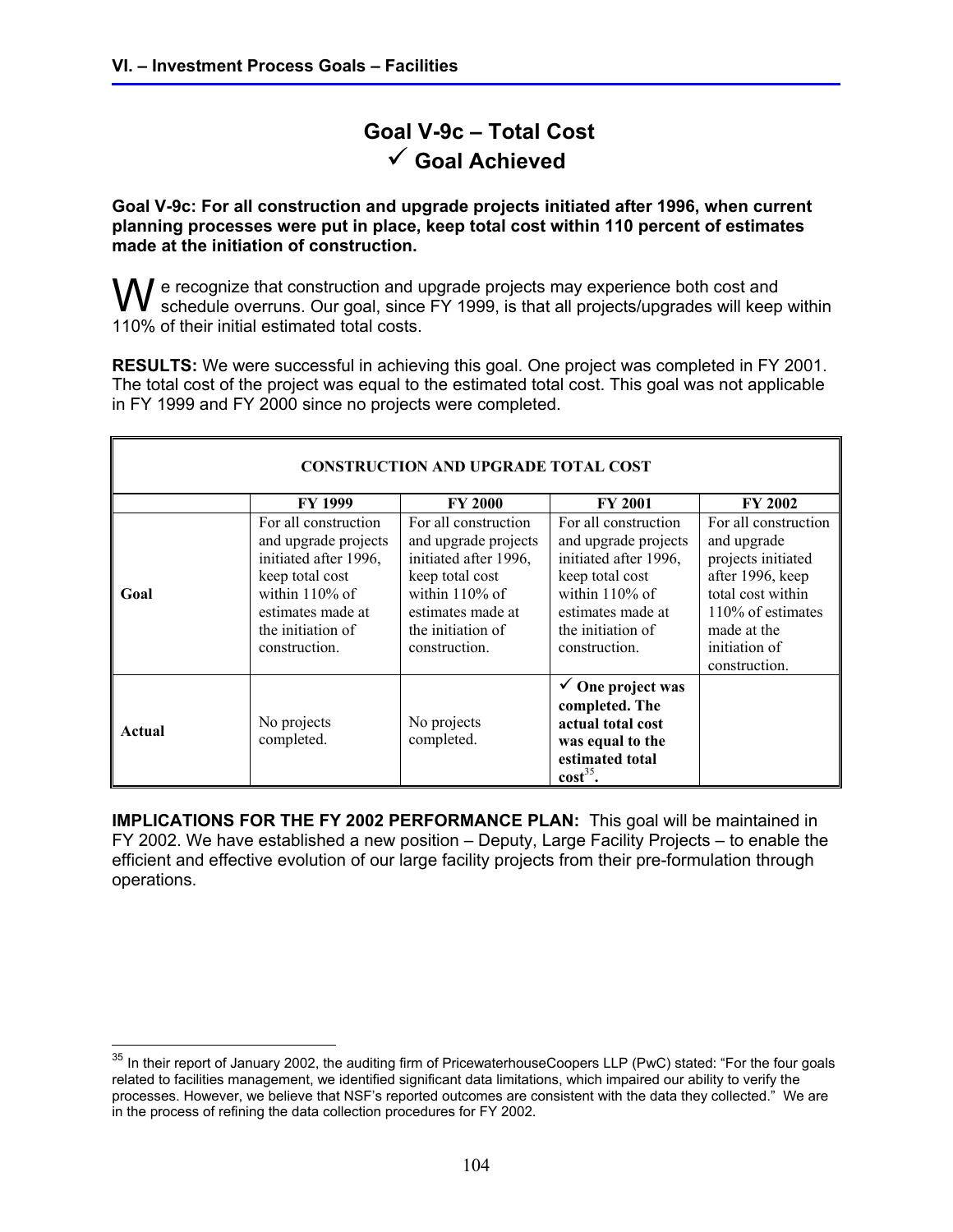# Goal V-9c – Total Cost

## ✓ Goal Achieved

**Goal V-9c: For all construction and upgrade projects initiated after 1996, when current planning processes were put in place, keep total cost within 110 percent of estimates made at the initiation of construction.**

We recognize that construction and upgrade projects may experience both cost and schedule overruns. Our goal, since FY 1999, is that all projects/upgrades will keep within 110% of their initial estimated total costs.

**RESULTS:** We were successful in achieving this goal. One project was completed in FY 2001. The total cost of the project was equal to the estimated total cost. This goal was not applicable in FY 1999 and FY 2000 since no projects were completed.

| CONSTRUCTION AND UPGRADE TOTAL COST | | | | |
|---|---|---|---|---|
| | **FY 1999** | **FY 2000** | **FY 2001** | **FY 2002** |
| **Goal** | For all construction and upgrade projects initiated after 1996, keep total cost within 110% of estimates made at the initiation of construction. | For all construction and upgrade projects initiated after 1996, keep total cost within 110% of estimates made at the initiation of construction. | For all construction and upgrade projects initiated after 1996, keep total cost within 110% of estimates made at the initiation of construction. | For all construction and upgrade projects initiated after 1996, keep total cost within 110% of estimates made at the initiation of construction. |
| **Actual** | No projects completed. | No projects completed. | ✓ **One project was completed. The actual total cost was equal to the estimated total cost[35].** | |

**IMPLICATIONS FOR THE FY 2002 PERFORMANCE PLAN:** This goal will be maintained in FY 2002. We have established a new position – Deputy, Large Facility Projects – to enable the efficient and effective evolution of our large facility projects from their pre-formulation through operations.

---

[35] In their report of January 2002, the auditing firm of PricewaterhouseCoopers LLP (PwC) stated: "For the four goals related to facilities management, we identified significant data limitations, which impaired our ability to verify the processes. However, we believe that NSF's reported outcomes are consistent with the data they collected." We are in the process of refining the data collection procedures for FY 2002.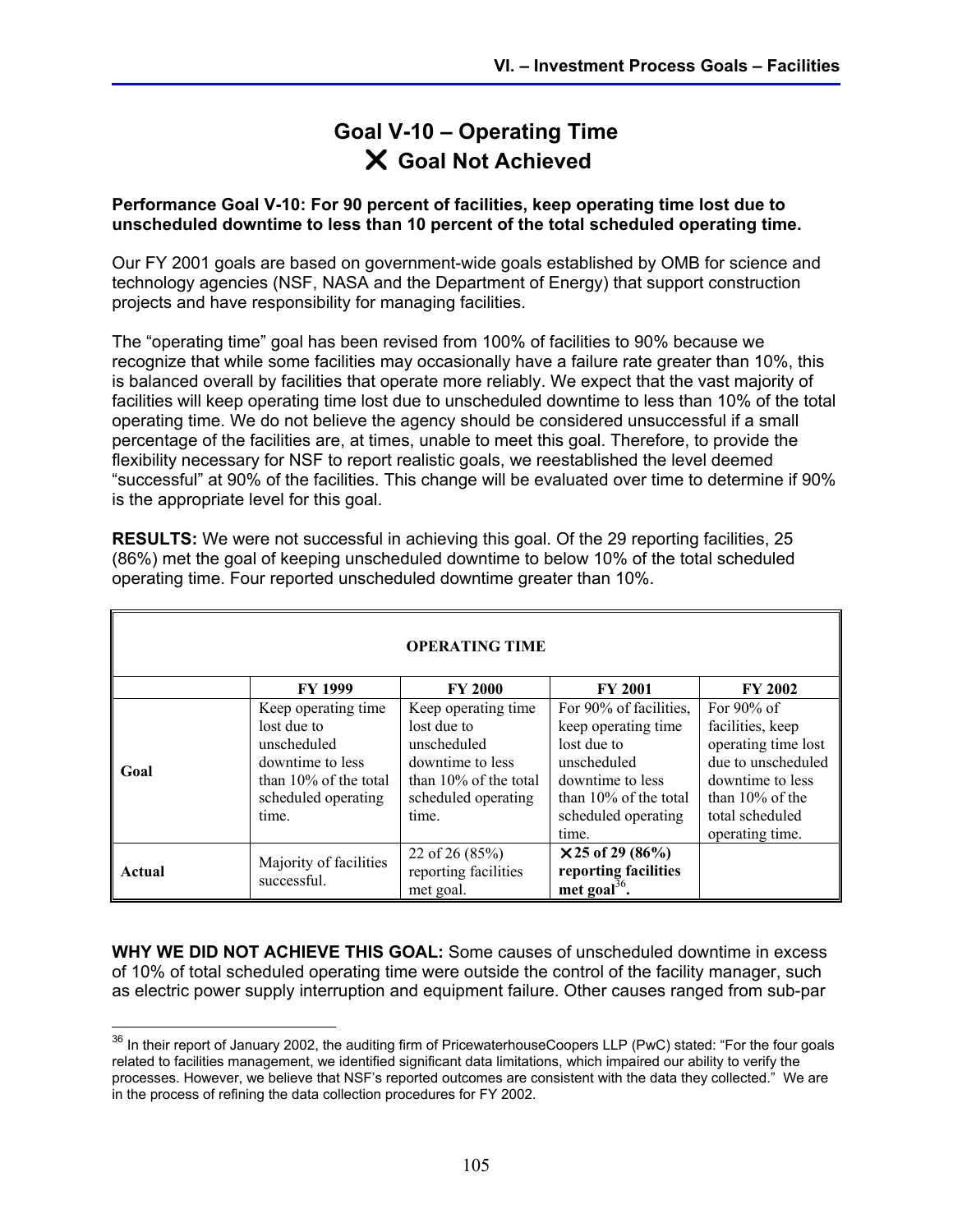# Goal V-10 – Operating Time
## ✕ Goal Not Achieved

**Performance Goal V-10: For 90 percent of facilities, keep operating time lost due to unscheduled downtime to less than 10 percent of the total scheduled operating time.**

Our FY 2001 goals are based on government-wide goals established by OMB for science and technology agencies (NSF, NASA and the Department of Energy) that support construction projects and have responsibility for managing facilities.

The "operating time" goal has been revised from 100% of facilities to 90% because we recognize that while some facilities may occasionally have a failure rate greater than 10%, this is balanced overall by facilities that operate more reliably. We expect that the vast majority of facilities will keep operating time lost due to unscheduled downtime to less than 10% of the total operating time. We do not believe the agency should be considered unsuccessful if a small percentage of the facilities are, at times, unable to meet this goal. Therefore, to provide the flexibility necessary for NSF to report realistic goals, we reestablished the level deemed "successful" at 90% of the facilities. This change will be evaluated over time to determine if 90% is the appropriate level for this goal.

**RESULTS:** We were not successful in achieving this goal. Of the 29 reporting facilities, 25 (86%) met the goal of keeping unscheduled downtime to below 10% of the total scheduled operating time. Four reported unscheduled downtime greater than 10%.

| OPERATING TIME | | | | |
|---|---|---|---|---|
| | **FY 1999** | **FY 2000** | **FY 2001** | **FY 2002** |
| **Goal** | Keep operating time lost due to unscheduled downtime to less than 10% of the total scheduled operating time. | Keep operating time lost due to unscheduled downtime to less than 10% of the total scheduled operating time. | For 90% of facilities, keep operating time lost due to unscheduled downtime to less than 10% of the total scheduled operating time. | For 90% of facilities, keep operating time lost due to unscheduled downtime to less than 10% of the total scheduled operating time. |
| **Actual** | Majority of facilities successful. | 22 of 26 (85%) reporting facilities met goal. | **✕ 25 of 29 (86%) reporting facilities met goal[36].** | |

**WHY WE DID NOT ACHIEVE THIS GOAL:** Some causes of unscheduled downtime in excess of 10% of total scheduled operating time were outside the control of the facility manager, such as electric power supply interruption and equipment failure. Other causes ranged from sub-par

---

[36] In their report of January 2002, the auditing firm of PricewaterhouseCoopers LLP (PwC) stated: "For the four goals related to facilities management, we identified significant data limitations, which impaired our ability to verify the processes. However, we believe that NSF's reported outcomes are consistent with the data they collected." We are in the process of refining the data collection procedures for FY 2002.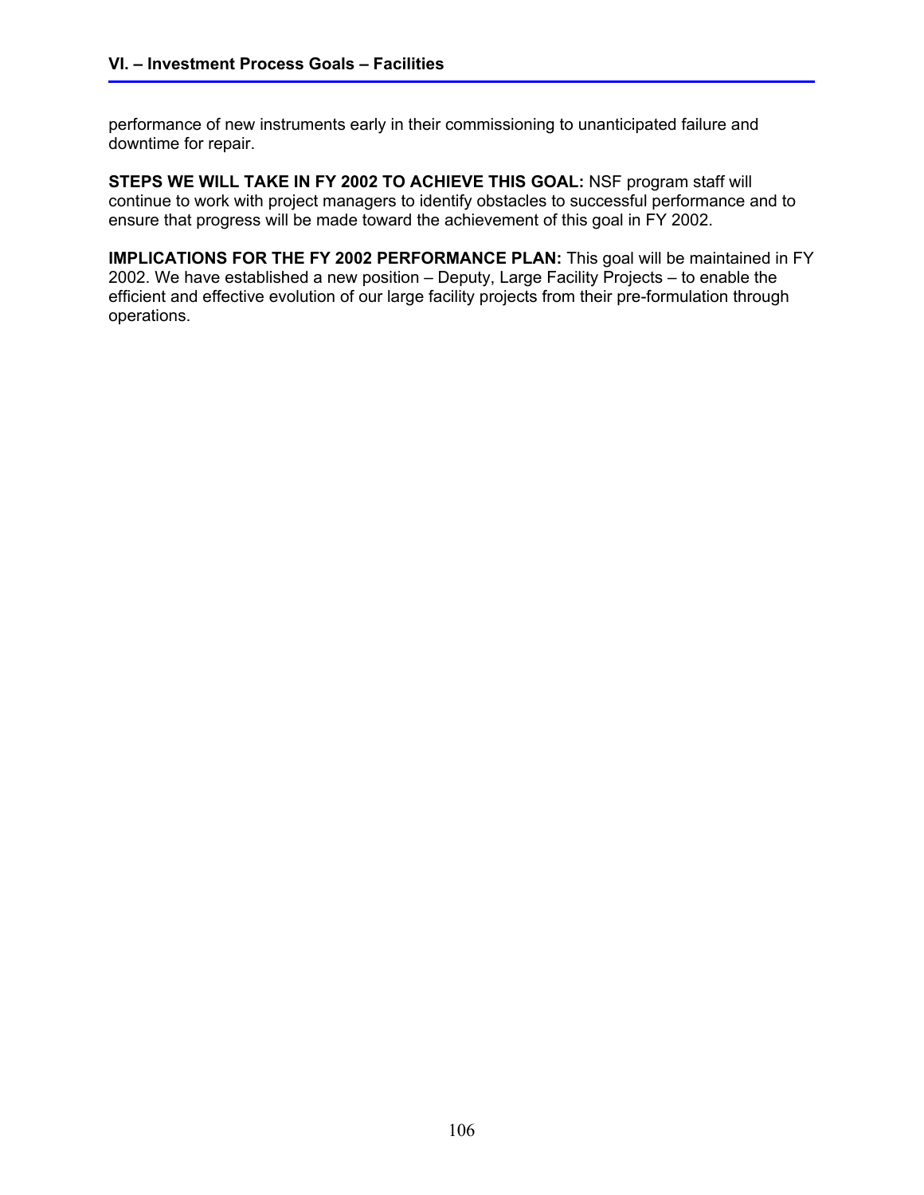performance of new instruments early in their commissioning to unanticipated failure and downtime for repair.

**STEPS WE WILL TAKE IN FY 2002 TO ACHIEVE THIS GOAL:** NSF program staff will continue to work with project managers to identify obstacles to successful performance and to ensure that progress will be made toward the achievement of this goal in FY 2002.

**IMPLICATIONS FOR THE FY 2002 PERFORMANCE PLAN:** This goal will be maintained in FY 2002. We have established a new position – Deputy, Large Facility Projects – to enable the efficient and effective evolution of our large facility projects from their pre-formulation through operations.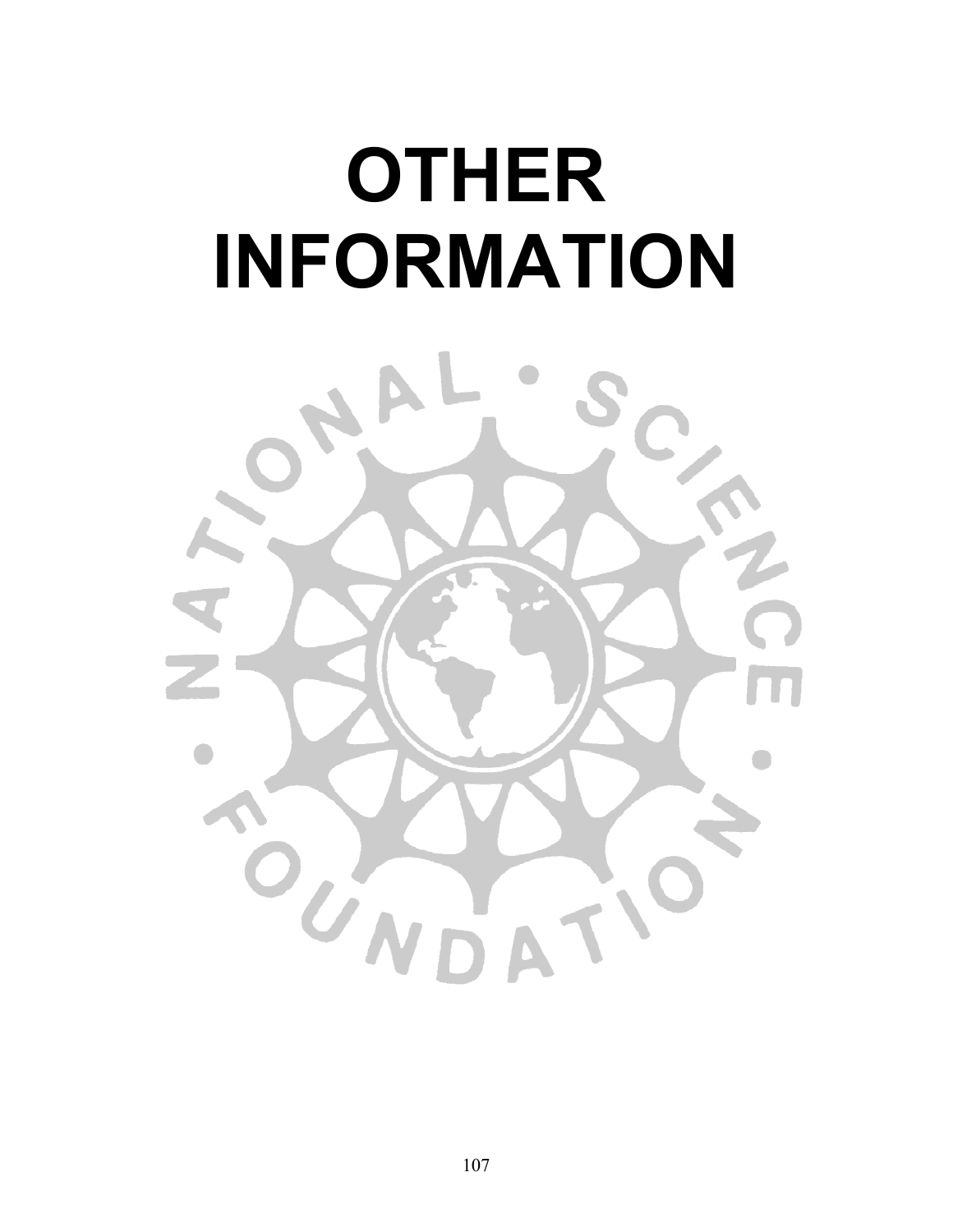# OTHER INFORMATION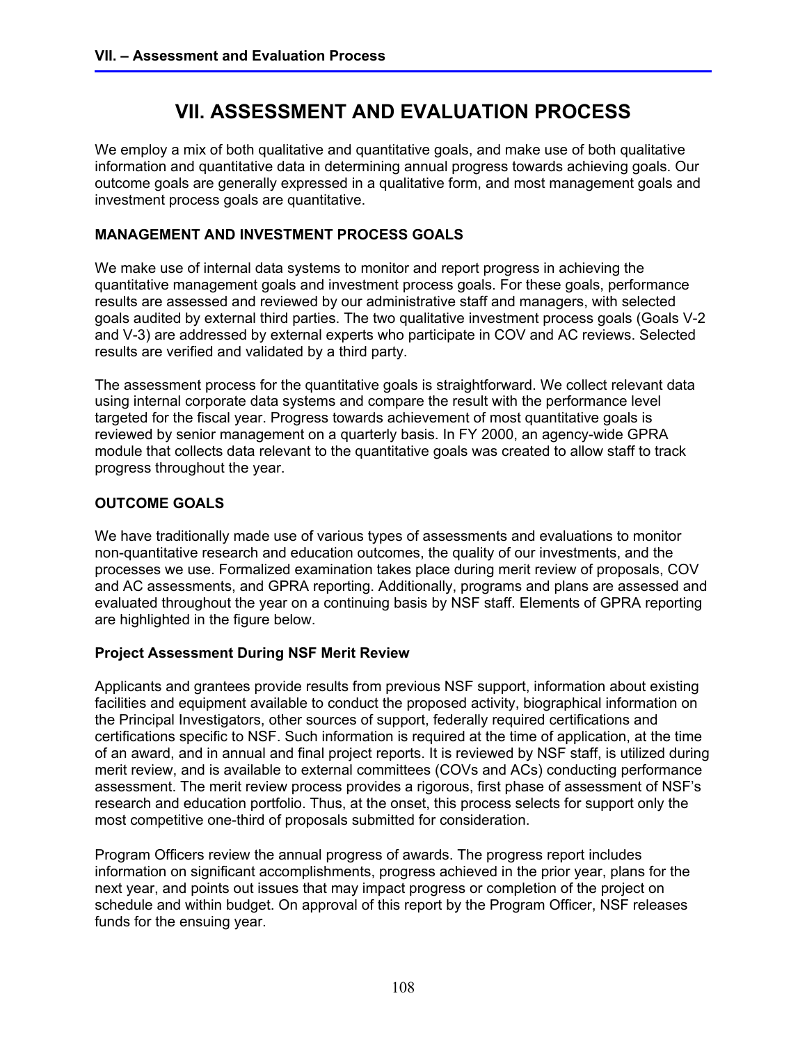# VII. ASSESSMENT AND EVALUATION PROCESS

We employ a mix of both qualitative and quantitative goals, and make use of both qualitative information and quantitative data in determining annual progress towards achieving goals. Our outcome goals are generally expressed in a qualitative form, and most management goals and investment process goals are quantitative.

## MANAGEMENT AND INVESTMENT PROCESS GOALS

We make use of internal data systems to monitor and report progress in achieving the quantitative management goals and investment process goals. For these goals, performance results are assessed and reviewed by our administrative staff and managers, with selected goals audited by external third parties. The two qualitative investment process goals (Goals V-2 and V-3) are addressed by external experts who participate in COV and AC reviews. Selected results are verified and validated by a third party.

The assessment process for the quantitative goals is straightforward. We collect relevant data using internal corporate data systems and compare the result with the performance level targeted for the fiscal year. Progress towards achievement of most quantitative goals is reviewed by senior management on a quarterly basis. In FY 2000, an agency-wide GPRA module that collects data relevant to the quantitative goals was created to allow staff to track progress throughout the year.

## OUTCOME GOALS

We have traditionally made use of various types of assessments and evaluations to monitor non-quantitative research and education outcomes, the quality of our investments, and the processes we use. Formalized examination takes place during merit review of proposals, COV and AC assessments, and GPRA reporting. Additionally, programs and plans are assessed and evaluated throughout the year on a continuing basis by NSF staff. Elements of GPRA reporting are highlighted in the figure below.

### Project Assessment During NSF Merit Review

Applicants and grantees provide results from previous NSF support, information about existing facilities and equipment available to conduct the proposed activity, biographical information on the Principal Investigators, other sources of support, federally required certifications and certifications specific to NSF. Such information is required at the time of application, at the time of an award, and in annual and final project reports. It is reviewed by NSF staff, is utilized during merit review, and is available to external committees (COVs and ACs) conducting performance assessment. The merit review process provides a rigorous, first phase of assessment of NSF's research and education portfolio. Thus, at the onset, this process selects for support only the most competitive one-third of proposals submitted for consideration.

Program Officers review the annual progress of awards. The progress report includes information on significant accomplishments, progress achieved in the prior year, plans for the next year, and points out issues that may impact progress or completion of the project on schedule and within budget. On approval of this report by the Program Officer, NSF releases funds for the ensuing year.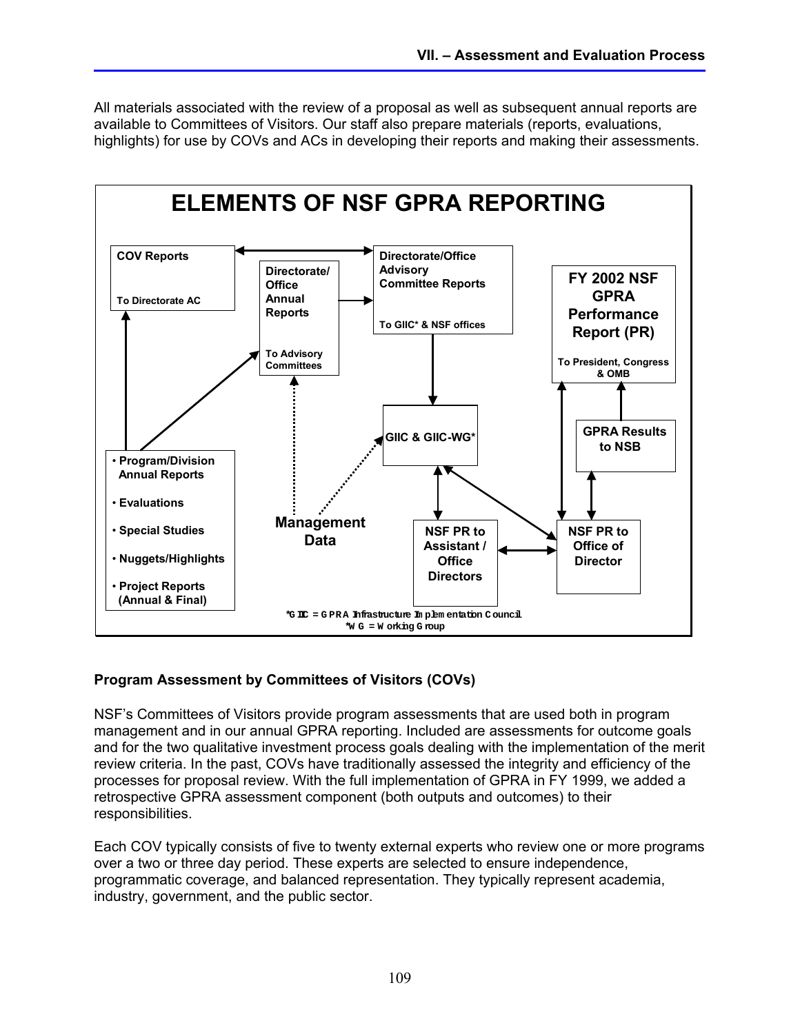All materials associated with the review of a proposal as well as subsequent annual reports are available to Committees of Visitors. Our staff also prepare materials (reports, evaluations, highlights) for use by COVs and ACs in developing their reports and making their assessments.

**ELEMENTS OF NSF GPRA REPORTING**

- **COV Reports** — To Directorate AC
- **Directorate/Office Annual Reports** — To Advisory Committees
- **Directorate/Office Advisory Committee Reports** — To GIIC* & NSF offices
- **FY 2002 NSF GPRA Performance Report (PR)** — To President, Congress & OMB
- **GIIC & GIIC-WG***
- **GPRA Results to NSB**
- **Program/Division Annual Reports**
- **Evaluations**
- **Special Studies**
- **Nuggets/Highlights**
- **Project Reports (Annual & Final)**
- **Management Data**
- **NSF PR to Assistant / Office Directors**
- **NSF PR to Office of Director**

*GIIC = GPRA Infrastructure Implementation Council
*WG = Working Group

## Program Assessment by Committees of Visitors (COVs)

NSF's Committees of Visitors provide program assessments that are used both in program management and in our annual GPRA reporting. Included are assessments for outcome goals and for the two qualitative investment process goals dealing with the implementation of the merit review criteria. In the past, COVs have traditionally assessed the integrity and efficiency of the processes for proposal review. With the full implementation of GPRA in FY 1999, we added a retrospective GPRA assessment component (both outputs and outcomes) to their responsibilities.

Each COV typically consists of five to twenty external experts who review one or more programs over a two or three day period. These experts are selected to ensure independence, programmatic coverage, and balanced representation. They typically represent academia, industry, government, and the public sector.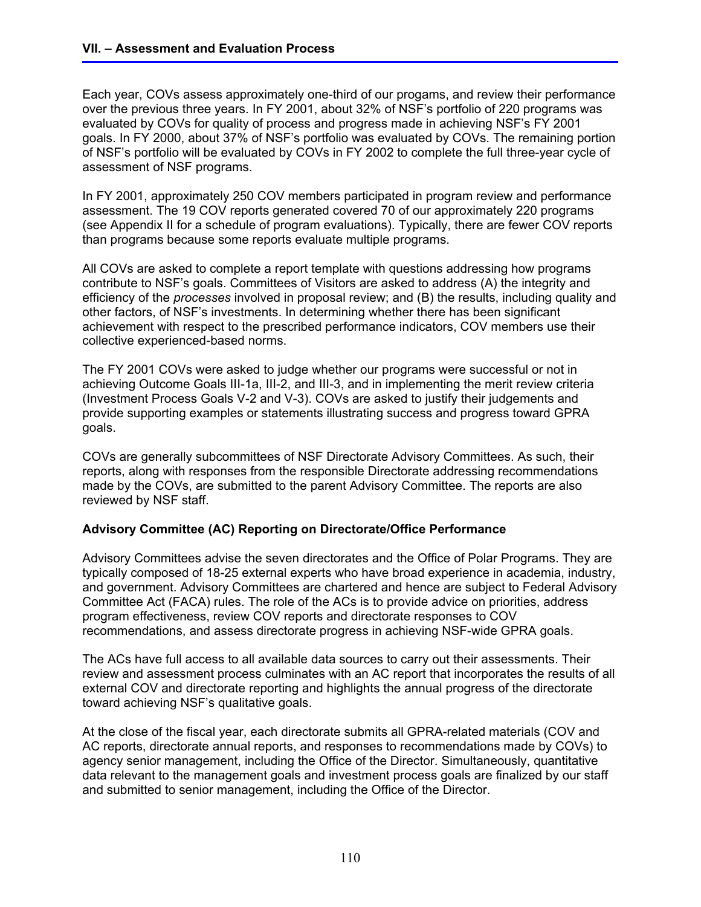Each year, COVs assess approximately one-third of our progams, and review their performance over the previous three years. In FY 2001, about 32% of NSF's portfolio of 220 programs was evaluated by COVs for quality of process and progress made in achieving NSF's FY 2001 goals. In FY 2000, about 37% of NSF's portfolio was evaluated by COVs. The remaining portion of NSF's portfolio will be evaluated by COVs in FY 2002 to complete the full three-year cycle of assessment of NSF programs.

In FY 2001, approximately 250 COV members participated in program review and performance assessment. The 19 COV reports generated covered 70 of our approximately 220 programs (see Appendix II for a schedule of program evaluations). Typically, there are fewer COV reports than programs because some reports evaluate multiple programs.

All COVs are asked to complete a report template with questions addressing how programs contribute to NSF's goals. Committees of Visitors are asked to address (A) the integrity and efficiency of the *processes* involved in proposal review; and (B) the results, including quality and other factors, of NSF's investments. In determining whether there has been significant achievement with respect to the prescribed performance indicators, COV members use their collective experienced-based norms.

The FY 2001 COVs were asked to judge whether our programs were successful or not in achieving Outcome Goals III-1a, III-2, and III-3, and in implementing the merit review criteria (Investment Process Goals V-2 and V-3). COVs are asked to justify their judgements and provide supporting examples or statements illustrating success and progress toward GPRA goals.

COVs are generally subcommittees of NSF Directorate Advisory Committees. As such, their reports, along with responses from the responsible Directorate addressing recommendations made by the COVs, are submitted to the parent Advisory Committee. The reports are also reviewed by NSF staff.

**Advisory Committee (AC) Reporting on Directorate/Office Performance**

Advisory Committees advise the seven directorates and the Office of Polar Programs. They are typically composed of 18-25 external experts who have broad experience in academia, industry, and government. Advisory Committees are chartered and hence are subject to Federal Advisory Committee Act (FACA) rules. The role of the ACs is to provide advice on priorities, address program effectiveness, review COV reports and directorate responses to COV recommendations, and assess directorate progress in achieving NSF-wide GPRA goals.

The ACs have full access to all available data sources to carry out their assessments. Their review and assessment process culminates with an AC report that incorporates the results of all external COV and directorate reporting and highlights the annual progress of the directorate toward achieving NSF's qualitative goals.

At the close of the fiscal year, each directorate submits all GPRA-related materials (COV and AC reports, directorate annual reports, and responses to recommendations made by COVs) to agency senior management, including the Office of the Director. Simultaneously, quantitative data relevant to the management goals and investment process goals are finalized by our staff and submitted to senior management, including the Office of the Director.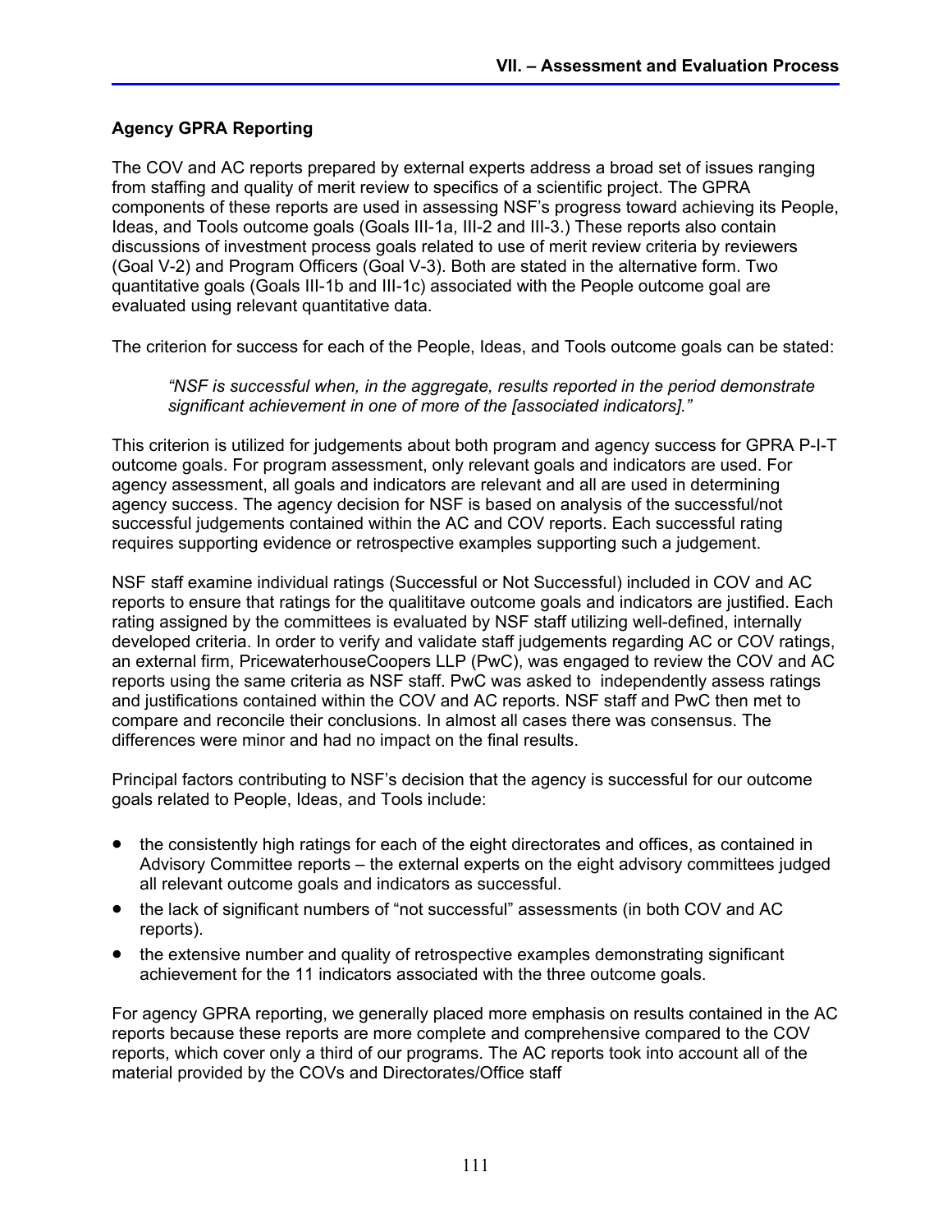## Agency GPRA Reporting

The COV and AC reports prepared by external experts address a broad set of issues ranging from staffing and quality of merit review to specifics of a scientific project. The GPRA components of these reports are used in assessing NSF's progress toward achieving its People, Ideas, and Tools outcome goals (Goals III-1a, III-2 and III-3.) These reports also contain discussions of investment process goals related to use of merit review criteria by reviewers (Goal V-2) and Program Officers (Goal V-3). Both are stated in the alternative form. Two quantitative goals (Goals III-1b and III-1c) associated with the People outcome goal are evaluated using relevant quantitative data.

The criterion for success for each of the People, Ideas, and Tools outcome goals can be stated:

> *"NSF is successful when, in the aggregate, results reported in the period demonstrate significant achievement in one of more of the [associated indicators]."*

This criterion is utilized for judgements about both program and agency success for GPRA P-I-T outcome goals. For program assessment, only relevant goals and indicators are used. For agency assessment, all goals and indicators are relevant and all are used in determining agency success. The agency decision for NSF is based on analysis of the successful/not successful judgements contained within the AC and COV reports. Each successful rating requires supporting evidence or retrospective examples supporting such a judgement.

NSF staff examine individual ratings (Successful or Not Successful) included in COV and AC reports to ensure that ratings for the qualititave outcome goals and indicators are justified. Each rating assigned by the committees is evaluated by NSF staff utilizing well-defined, internally developed criteria. In order to verify and validate staff judgements regarding AC or COV ratings, an external firm, PricewaterhouseCoopers LLP (PwC), was engaged to review the COV and AC reports using the same criteria as NSF staff. PwC was asked to independently assess ratings and justifications contained within the COV and AC reports. NSF staff and PwC then met to compare and reconcile their conclusions. In almost all cases there was consensus. The differences were minor and had no impact on the final results.

Principal factors contributing to NSF's decision that the agency is successful for our outcome goals related to People, Ideas, and Tools include:

- the consistently high ratings for each of the eight directorates and offices, as contained in Advisory Committee reports – the external experts on the eight advisory committees judged all relevant outcome goals and indicators as successful.
- the lack of significant numbers of "not successful" assessments (in both COV and AC reports).
- the extensive number and quality of retrospective examples demonstrating significant achievement for the 11 indicators associated with the three outcome goals.

For agency GPRA reporting, we generally placed more emphasis on results contained in the AC reports because these reports are more complete and comprehensive compared to the COV reports, which cover only a third of our programs. The AC reports took into account all of the material provided by the COVs and Directorates/Office staff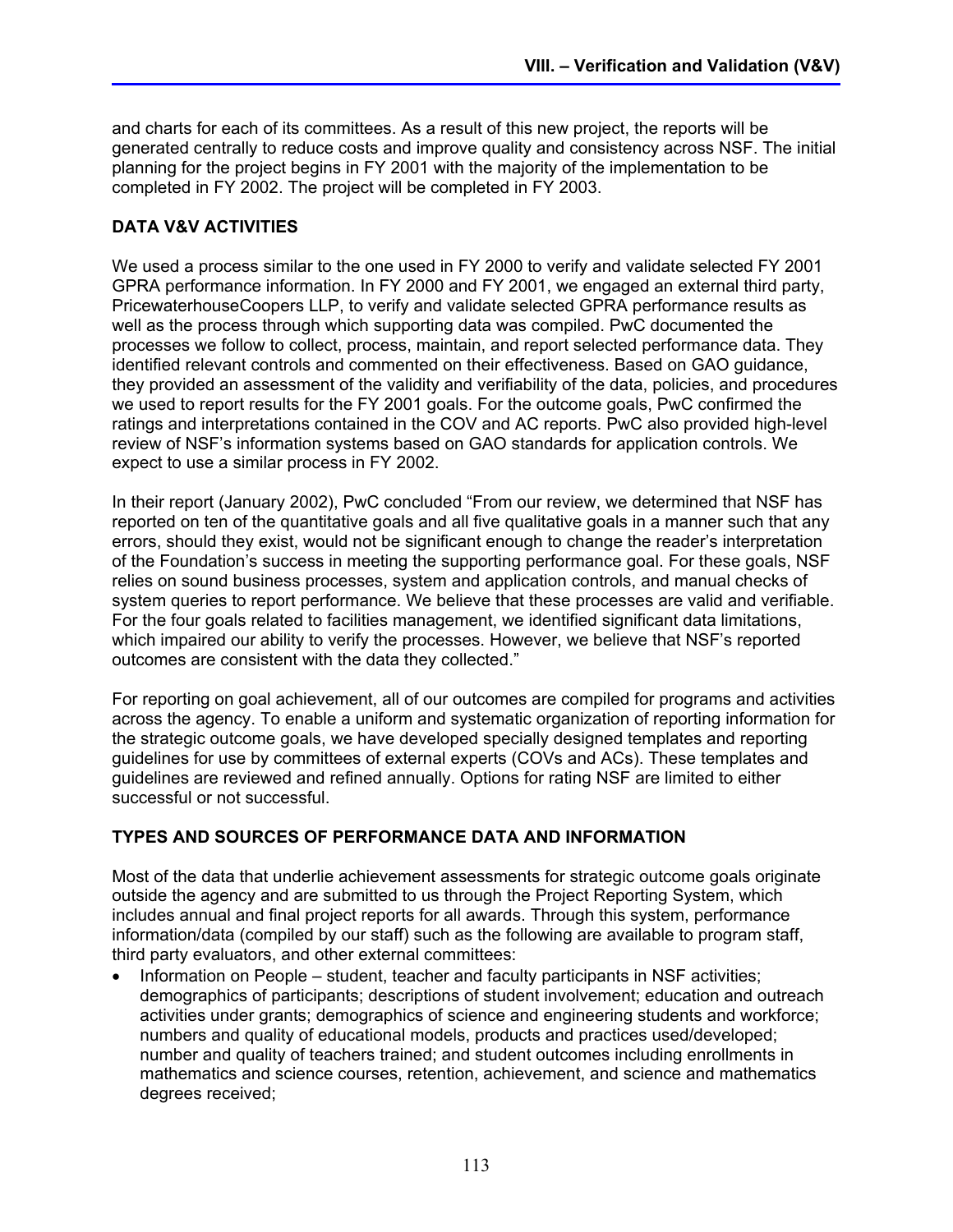and charts for each of its committees. As a result of this new project, the reports will be generated centrally to reduce costs and improve quality and consistency across NSF. The initial planning for the project begins in FY 2001 with the majority of the implementation to be completed in FY 2002. The project will be completed in FY 2003.

## DATA V&V ACTIVITIES

We used a process similar to the one used in FY 2000 to verify and validate selected FY 2001 GPRA performance information. In FY 2000 and FY 2001, we engaged an external third party, PricewaterhouseCoopers LLP, to verify and validate selected GPRA performance results as well as the process through which supporting data was compiled. PwC documented the processes we follow to collect, process, maintain, and report selected performance data. They identified relevant controls and commented on their effectiveness. Based on GAO guidance, they provided an assessment of the validity and verifiability of the data, policies, and procedures we used to report results for the FY 2001 goals. For the outcome goals, PwC confirmed the ratings and interpretations contained in the COV and AC reports. PwC also provided high-level review of NSF's information systems based on GAO standards for application controls. We expect to use a similar process in FY 2002.

In their report (January 2002), PwC concluded "From our review, we determined that NSF has reported on ten of the quantitative goals and all five qualitative goals in a manner such that any errors, should they exist, would not be significant enough to change the reader's interpretation of the Foundation's success in meeting the supporting performance goal. For these goals, NSF relies on sound business processes, system and application controls, and manual checks of system queries to report performance. We believe that these processes are valid and verifiable. For the four goals related to facilities management, we identified significant data limitations, which impaired our ability to verify the processes. However, we believe that NSF's reported outcomes are consistent with the data they collected."

For reporting on goal achievement, all of our outcomes are compiled for programs and activities across the agency. To enable a uniform and systematic organization of reporting information for the strategic outcome goals, we have developed specially designed templates and reporting guidelines for use by committees of external experts (COVs and ACs). These templates and guidelines are reviewed and refined annually. Options for rating NSF are limited to either successful or not successful.

## TYPES AND SOURCES OF PERFORMANCE DATA AND INFORMATION

Most of the data that underlie achievement assessments for strategic outcome goals originate outside the agency and are submitted to us through the Project Reporting System, which includes annual and final project reports for all awards. Through this system, performance information/data (compiled by our staff) such as the following are available to program staff, third party evaluators, and other external committees:

- Information on People – student, teacher and faculty participants in NSF activities; demographics of participants; descriptions of student involvement; education and outreach activities under grants; demographics of science and engineering students and workforce; numbers and quality of educational models, products and practices used/developed; number and quality of teachers trained; and student outcomes including enrollments in mathematics and science courses, retention, achievement, and science and mathematics degrees received;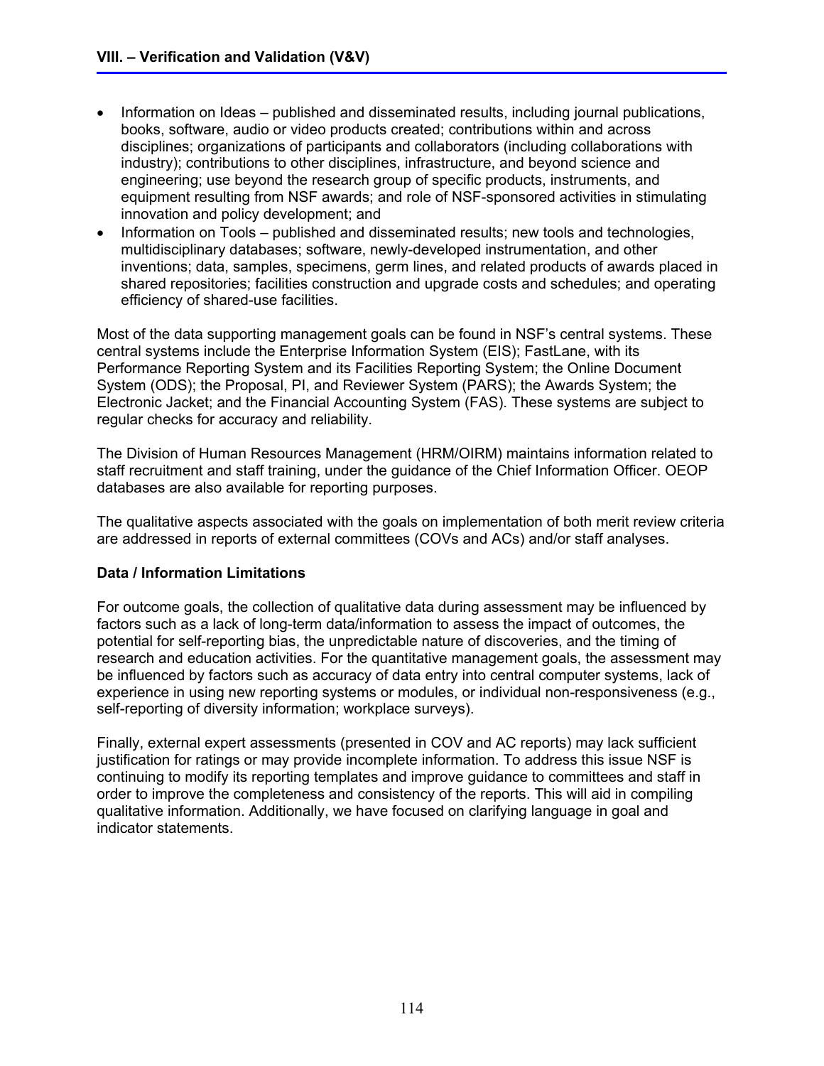- Information on Ideas – published and disseminated results, including journal publications, books, software, audio or video products created; contributions within and across disciplines; organizations of participants and collaborators (including collaborations with industry); contributions to other disciplines, infrastructure, and beyond science and engineering; use beyond the research group of specific products, instruments, and equipment resulting from NSF awards; and role of NSF-sponsored activities in stimulating innovation and policy development; and
- Information on Tools – published and disseminated results; new tools and technologies, multidisciplinary databases; software, newly-developed instrumentation, and other inventions; data, samples, specimens, germ lines, and related products of awards placed in shared repositories; facilities construction and upgrade costs and schedules; and operating efficiency of shared-use facilities.

Most of the data supporting management goals can be found in NSF's central systems. These central systems include the Enterprise Information System (EIS); FastLane, with its Performance Reporting System and its Facilities Reporting System; the Online Document System (ODS); the Proposal, PI, and Reviewer System (PARS); the Awards System; the Electronic Jacket; and the Financial Accounting System (FAS). These systems are subject to regular checks for accuracy and reliability.

The Division of Human Resources Management (HRM/OIRM) maintains information related to staff recruitment and staff training, under the guidance of the Chief Information Officer. OEOP databases are also available for reporting purposes.

The qualitative aspects associated with the goals on implementation of both merit review criteria are addressed in reports of external committees (COVs and ACs) and/or staff analyses.

**Data / Information Limitations**

For outcome goals, the collection of qualitative data during assessment may be influenced by factors such as a lack of long-term data/information to assess the impact of outcomes, the potential for self-reporting bias, the unpredictable nature of discoveries, and the timing of research and education activities. For the quantitative management goals, the assessment may be influenced by factors such as accuracy of data entry into central computer systems, lack of experience in using new reporting systems or modules, or individual non-responsiveness (e.g., self-reporting of diversity information; workplace surveys).

Finally, external expert assessments (presented in COV and AC reports) may lack sufficient justification for ratings or may provide incomplete information. To address this issue NSF is continuing to modify its reporting templates and improve guidance to committees and staff in order to improve the completeness and consistency of the reports. This will aid in compiling qualitative information. Additionally, we have focused on clarifying language in goal and indicator statements.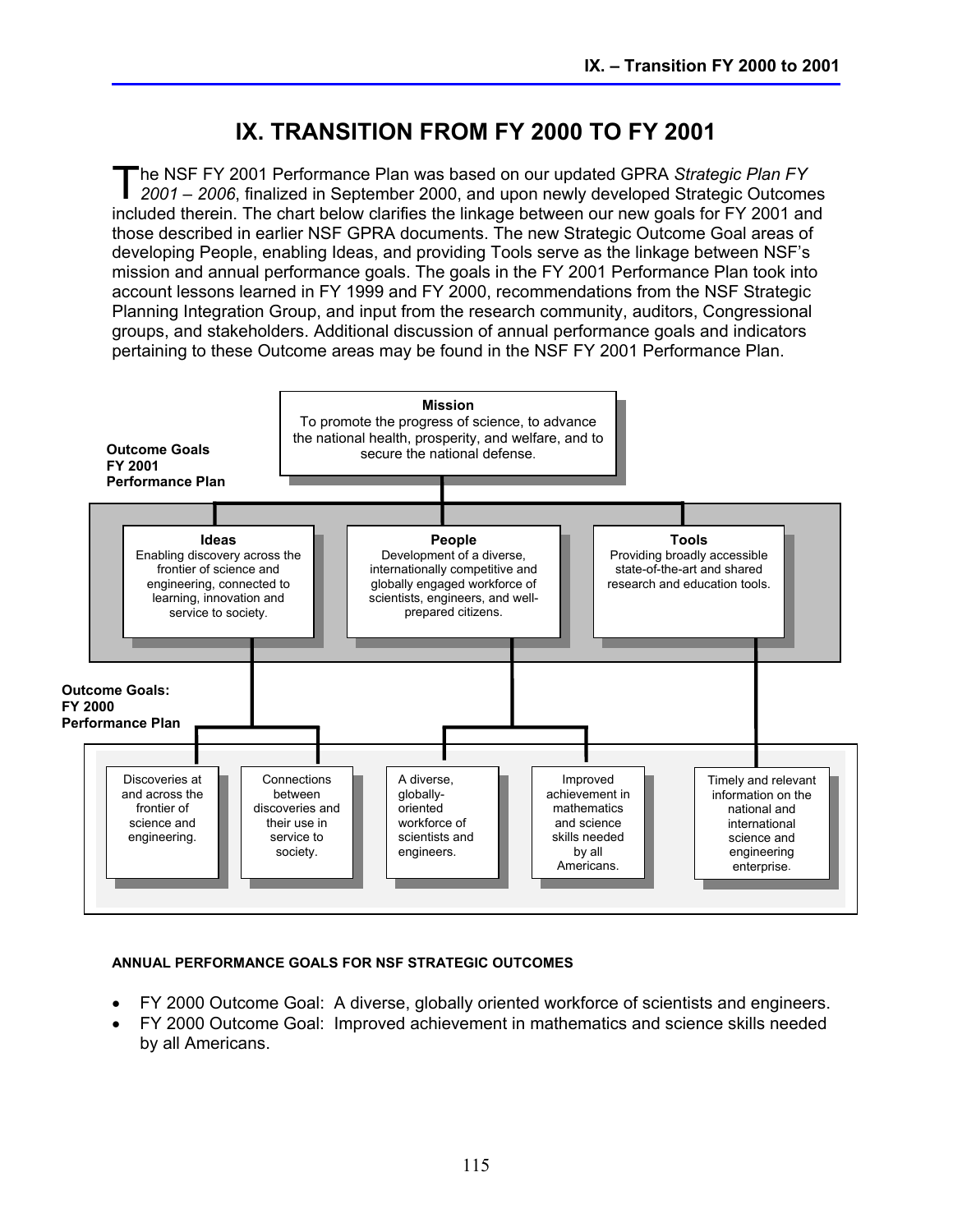# IX. TRANSITION FROM FY 2000 TO FY 2001

The NSF FY 2001 Performance Plan was based on our updated GPRA *Strategic Plan FY 2001 – 2006*, finalized in September 2000, and upon newly developed Strategic Outcomes included therein. The chart below clarifies the linkage between our new goals for FY 2001 and those described in earlier NSF GPRA documents. The new Strategic Outcome Goal areas of developing People, enabling Ideas, and providing Tools serve as the linkage between NSF's mission and annual performance goals. The goals in the FY 2001 Performance Plan took into account lessons learned in FY 1999 and FY 2000, recommendations from the NSF Strategic Planning Integration Group, and input from the research community, auditors, Congressional groups, and stakeholders. Additional discussion of annual performance goals and indicators pertaining to these Outcome areas may be found in the NSF FY 2001 Performance Plan.

**Mission**
To promote the progress of science, to advance the national health, prosperity, and welfare, and to secure the national defense.

**Outcome Goals FY 2001 Performance Plan**

- **Ideas** — Enabling discovery across the frontier of science and engineering, connected to learning, innovation and service to society.
- **People** — Development of a diverse, internationally competitive and globally engaged workforce of scientists, engineers, and well-prepared citizens.
- **Tools** — Providing broadly accessible state-of-the-art and shared research and education tools.

**Outcome Goals: FY 2000 Performance Plan**

- Ideas:
  - Discoveries at and across the frontier of science and engineering.
  - Connections between discoveries and their use in service to society.
- People:
  - A diverse, globally-oriented workforce of scientists and engineers.
  - Improved achievement in mathematics and science skills needed by all Americans.
- Tools:
  - Timely and relevant information on the national and international science and engineering enterprise.

**ANNUAL PERFORMANCE GOALS FOR NSF STRATEGIC OUTCOMES**

- FY 2000 Outcome Goal: A diverse, globally oriented workforce of scientists and engineers.
- FY 2000 Outcome Goal: Improved achievement in mathematics and science skills needed by all Americans.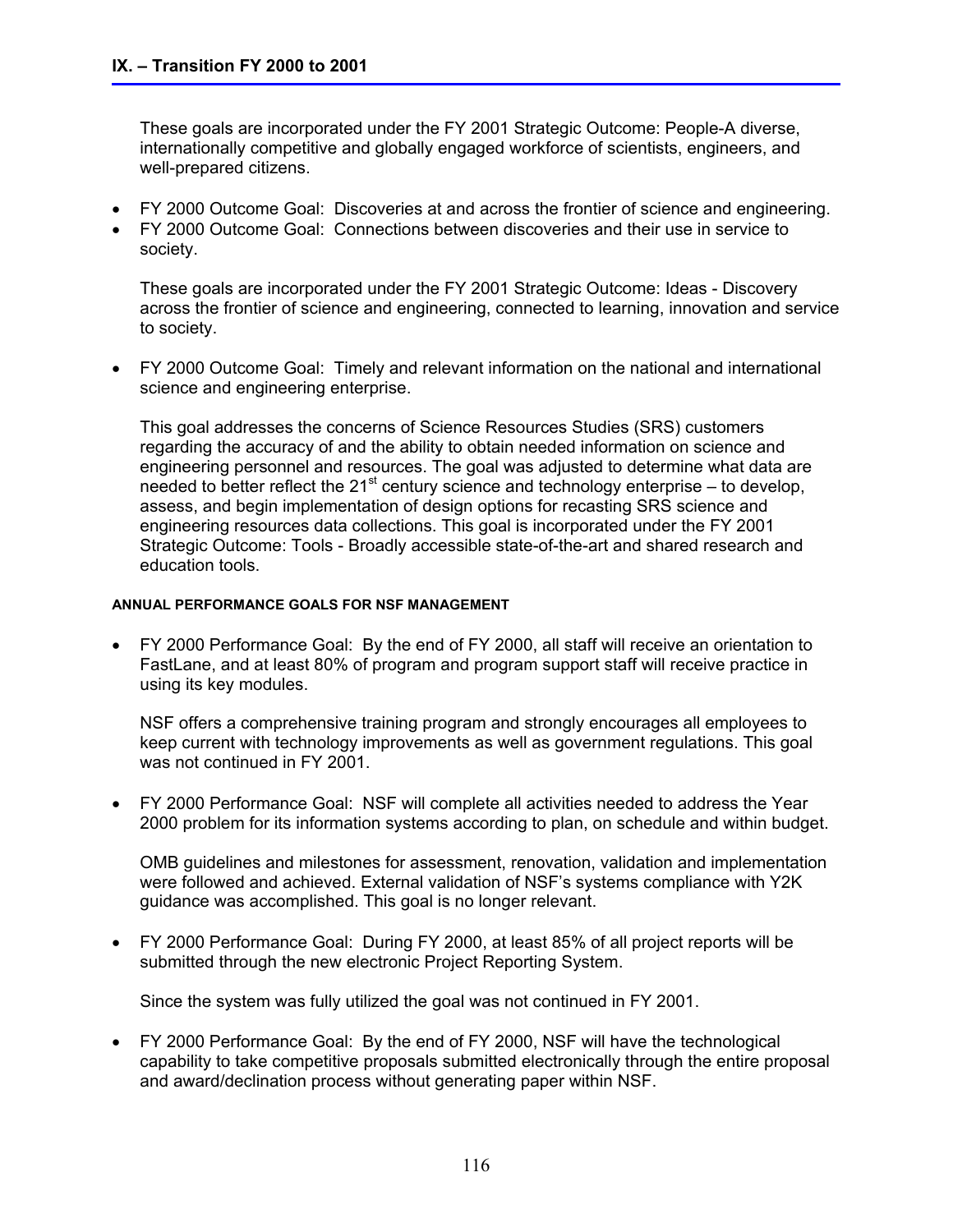These goals are incorporated under the FY 2001 Strategic Outcome: People-A diverse, internationally competitive and globally engaged workforce of scientists, engineers, and well-prepared citizens.

- FY 2000 Outcome Goal: Discoveries at and across the frontier of science and engineering.
- FY 2000 Outcome Goal: Connections between discoveries and their use in service to society.

These goals are incorporated under the FY 2001 Strategic Outcome: Ideas - Discovery across the frontier of science and engineering, connected to learning, innovation and service to society.

- FY 2000 Outcome Goal: Timely and relevant information on the national and international science and engineering enterprise.

This goal addresses the concerns of Science Resources Studies (SRS) customers regarding the accuracy of and the ability to obtain needed information on science and engineering personnel and resources. The goal was adjusted to determine what data are needed to better reflect the 21st century science and technology enterprise – to develop, assess, and begin implementation of design options for recasting SRS science and engineering resources data collections. This goal is incorporated under the FY 2001 Strategic Outcome: Tools - Broadly accessible state-of-the-art and shared research and education tools.

#### ANNUAL PERFORMANCE GOALS FOR NSF MANAGEMENT

- FY 2000 Performance Goal: By the end of FY 2000, all staff will receive an orientation to FastLane, and at least 80% of program and program support staff will receive practice in using its key modules.

NSF offers a comprehensive training program and strongly encourages all employees to keep current with technology improvements as well as government regulations. This goal was not continued in FY 2001.

- FY 2000 Performance Goal: NSF will complete all activities needed to address the Year 2000 problem for its information systems according to plan, on schedule and within budget.

OMB guidelines and milestones for assessment, renovation, validation and implementation were followed and achieved. External validation of NSF's systems compliance with Y2K guidance was accomplished. This goal is no longer relevant.

- FY 2000 Performance Goal: During FY 2000, at least 85% of all project reports will be submitted through the new electronic Project Reporting System.

Since the system was fully utilized the goal was not continued in FY 2001.

- FY 2000 Performance Goal: By the end of FY 2000, NSF will have the technological capability to take competitive proposals submitted electronically through the entire proposal and award/declination process without generating paper within NSF.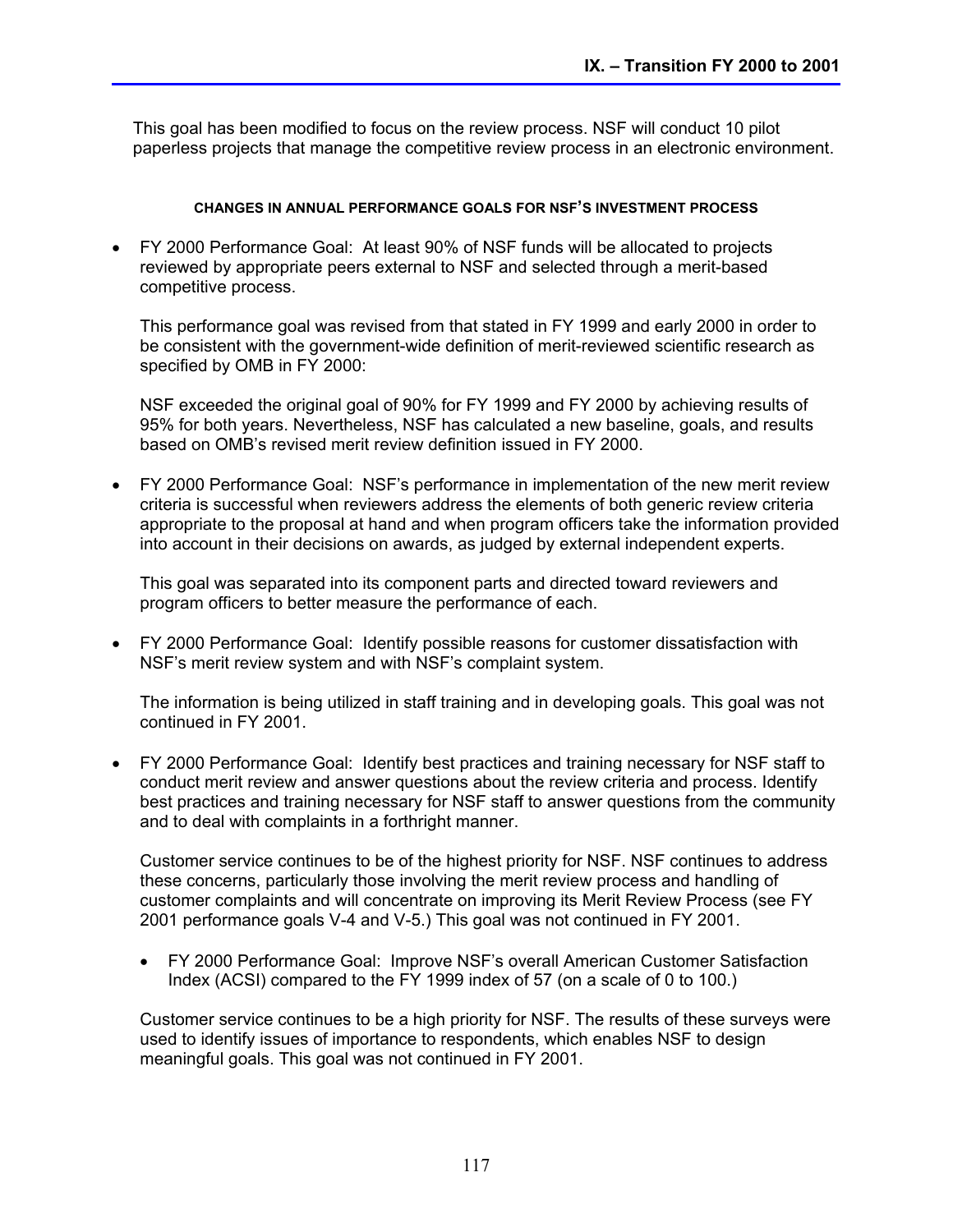This goal has been modified to focus on the review process. NSF will conduct 10 pilot paperless projects that manage the competitive review process in an electronic environment.

#### CHANGES IN ANNUAL PERFORMANCE GOALS FOR NSF'S INVESTMENT PROCESS

- FY 2000 Performance Goal: At least 90% of NSF funds will be allocated to projects reviewed by appropriate peers external to NSF and selected through a merit-based competitive process.

  This performance goal was revised from that stated in FY 1999 and early 2000 in order to be consistent with the government-wide definition of merit-reviewed scientific research as specified by OMB in FY 2000:

  NSF exceeded the original goal of 90% for FY 1999 and FY 2000 by achieving results of 95% for both years. Nevertheless, NSF has calculated a new baseline, goals, and results based on OMB's revised merit review definition issued in FY 2000.

- FY 2000 Performance Goal: NSF's performance in implementation of the new merit review criteria is successful when reviewers address the elements of both generic review criteria appropriate to the proposal at hand and when program officers take the information provided into account in their decisions on awards, as judged by external independent experts.

  This goal was separated into its component parts and directed toward reviewers and program officers to better measure the performance of each.

- FY 2000 Performance Goal: Identify possible reasons for customer dissatisfaction with NSF's merit review system and with NSF's complaint system.

  The information is being utilized in staff training and in developing goals. This goal was not continued in FY 2001.

- FY 2000 Performance Goal: Identify best practices and training necessary for NSF staff to conduct merit review and answer questions about the review criteria and process. Identify best practices and training necessary for NSF staff to answer questions from the community and to deal with complaints in a forthright manner.

  Customer service continues to be of the highest priority for NSF. NSF continues to address these concerns, particularly those involving the merit review process and handling of customer complaints and will concentrate on improving its Merit Review Process (see FY 2001 performance goals V-4 and V-5.) This goal was not continued in FY 2001.

  - FY 2000 Performance Goal: Improve NSF's overall American Customer Satisfaction Index (ACSI) compared to the FY 1999 index of 57 (on a scale of 0 to 100.)

  Customer service continues to be a high priority for NSF. The results of these surveys were used to identify issues of importance to respondents, which enables NSF to design meaningful goals. This goal was not continued in FY 2001.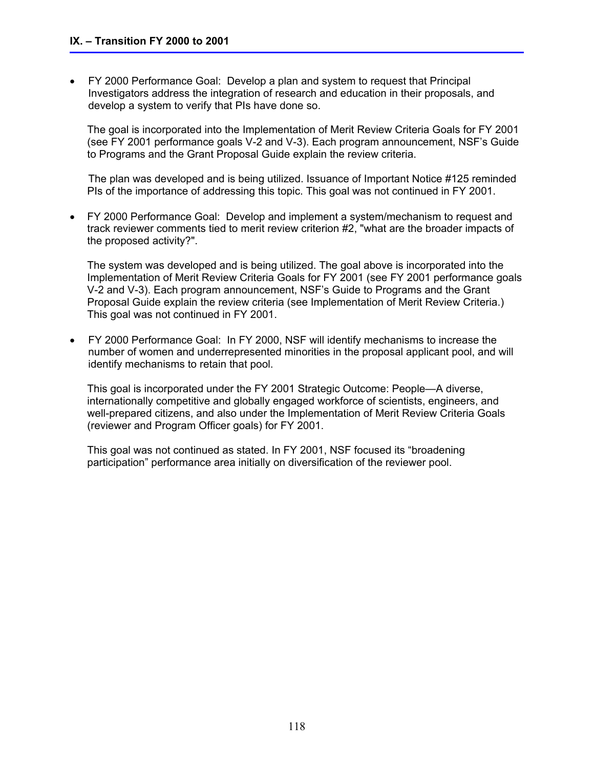## IX. – Transition FY 2000 to 2001

- FY 2000 Performance Goal: Develop a plan and system to request that Principal Investigators address the integration of research and education in their proposals, and develop a system to verify that PIs have done so.

  The goal is incorporated into the Implementation of Merit Review Criteria Goals for FY 2001 (see FY 2001 performance goals V-2 and V-3). Each program announcement, NSF's Guide to Programs and the Grant Proposal Guide explain the review criteria.

  The plan was developed and is being utilized. Issuance of Important Notice #125 reminded PIs of the importance of addressing this topic. This goal was not continued in FY 2001.

- FY 2000 Performance Goal: Develop and implement a system/mechanism to request and track reviewer comments tied to merit review criterion #2, "what are the broader impacts of the proposed activity?".

  The system was developed and is being utilized. The goal above is incorporated into the Implementation of Merit Review Criteria Goals for FY 2001 (see FY 2001 performance goals V-2 and V-3). Each program announcement, NSF's Guide to Programs and the Grant Proposal Guide explain the review criteria (see Implementation of Merit Review Criteria.) This goal was not continued in FY 2001.

- FY 2000 Performance Goal: In FY 2000, NSF will identify mechanisms to increase the number of women and underrepresented minorities in the proposal applicant pool, and will identify mechanisms to retain that pool.

  This goal is incorporated under the FY 2001 Strategic Outcome: People—A diverse, internationally competitive and globally engaged workforce of scientists, engineers, and well-prepared citizens, and also under the Implementation of Merit Review Criteria Goals (reviewer and Program Officer goals) for FY 2001.

  This goal was not continued as stated. In FY 2001, NSF focused its "broadening participation" performance area initially on diversification of the reviewer pool.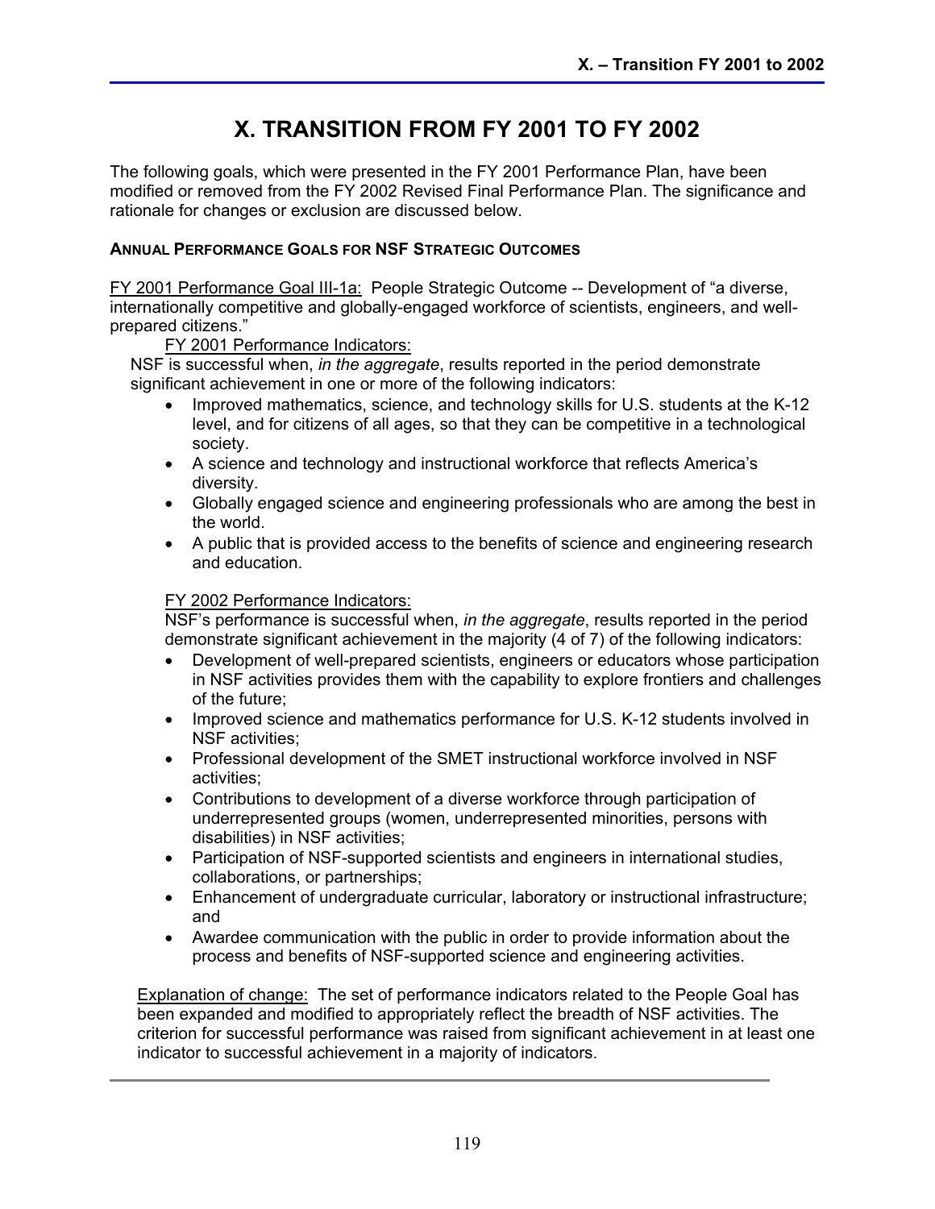# X. TRANSITION FROM FY 2001 TO FY 2002

The following goals, which were presented in the FY 2001 Performance Plan, have been modified or removed from the FY 2002 Revised Final Performance Plan. The significance and rationale for changes or exclusion are discussed below.

**ANNUAL PERFORMANCE GOALS FOR NSF STRATEGIC OUTCOMES**

FY 2001 Performance Goal III-1a: People Strategic Outcome -- Development of "a diverse, internationally competitive and globally-engaged workforce of scientists, engineers, and well-prepared citizens."

FY 2001 Performance Indicators:

NSF is successful when, *in the aggregate*, results reported in the period demonstrate significant achievement in one or more of the following indicators:

- Improved mathematics, science, and technology skills for U.S. students at the K-12 level, and for citizens of all ages, so that they can be competitive in a technological society.
- A science and technology and instructional workforce that reflects America's diversity.
- Globally engaged science and engineering professionals who are among the best in the world.
- A public that is provided access to the benefits of science and engineering research and education.

FY 2002 Performance Indicators:

NSF's performance is successful when, *in the aggregate*, results reported in the period demonstrate significant achievement in the majority (4 of 7) of the following indicators:

- Development of well-prepared scientists, engineers or educators whose participation in NSF activities provides them with the capability to explore frontiers and challenges of the future;
- Improved science and mathematics performance for U.S. K-12 students involved in NSF activities;
- Professional development of the SMET instructional workforce involved in NSF activities;
- Contributions to development of a diverse workforce through participation of underrepresented groups (women, underrepresented minorities, persons with disabilities) in NSF activities;
- Participation of NSF-supported scientists and engineers in international studies, collaborations, or partnerships;
- Enhancement of undergraduate curricular, laboratory or instructional infrastructure; and
- Awardee communication with the public in order to provide information about the process and benefits of NSF-supported science and engineering activities.

Explanation of change: The set of performance indicators related to the People Goal has been expanded and modified to appropriately reflect the breadth of NSF activities. The criterion for successful performance was raised from significant achievement in at least one indicator to successful achievement in a majority of indicators.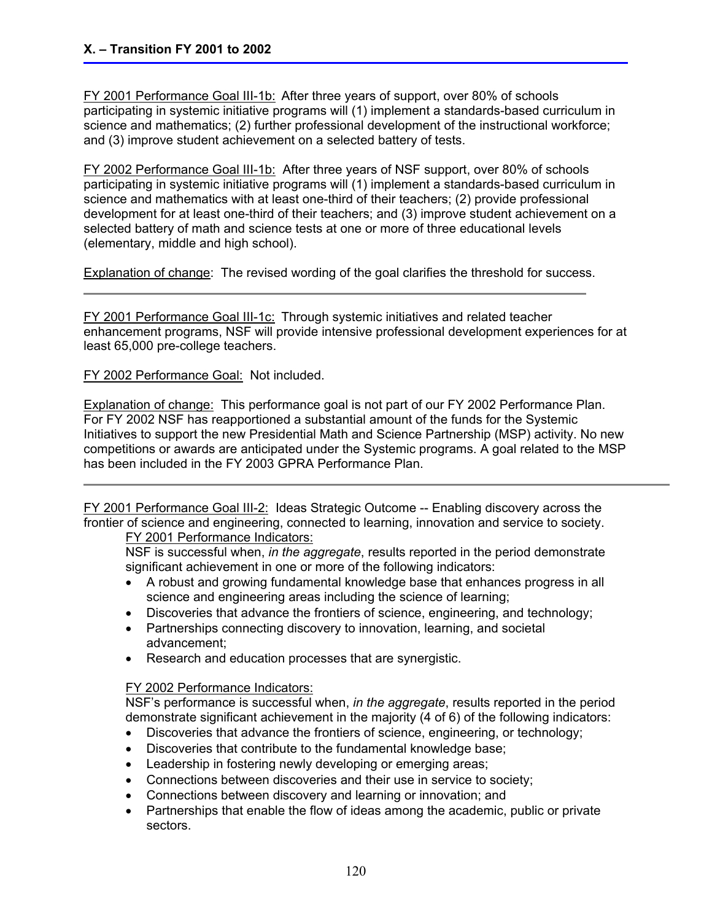**X. – Transition FY 2001 to 2002**

FY 2001 Performance Goal III-1b: After three years of support, over 80% of schools participating in systemic initiative programs will (1) implement a standards-based curriculum in science and mathematics; (2) further professional development of the instructional workforce; and (3) improve student achievement on a selected battery of tests.

FY 2002 Performance Goal III-1b: After three years of NSF support, over 80% of schools participating in systemic initiative programs will (1) implement a standards-based curriculum in science and mathematics with at least one-third of their teachers; (2) provide professional development for at least one-third of their teachers; and (3) improve student achievement on a selected battery of math and science tests at one or more of three educational levels (elementary, middle and high school).

Explanation of change: The revised wording of the goal clarifies the threshold for success.

---

FY 2001 Performance Goal III-1c: Through systemic initiatives and related teacher enhancement programs, NSF will provide intensive professional development experiences for at least 65,000 pre-college teachers.

FY 2002 Performance Goal: Not included.

Explanation of change: This performance goal is not part of our FY 2002 Performance Plan. For FY 2002 NSF has reapportioned a substantial amount of the funds for the Systemic Initiatives to support the new Presidential Math and Science Partnership (MSP) activity. No new competitions or awards are anticipated under the Systemic programs. A goal related to the MSP has been included in the FY 2003 GPRA Performance Plan.

---

FY 2001 Performance Goal III-2: Ideas Strategic Outcome -- Enabling discovery across the frontier of science and engineering, connected to learning, innovation and service to society.

FY 2001 Performance Indicators:

NSF is successful when, *in the aggregate*, results reported in the period demonstrate significant achievement in one or more of the following indicators:

- A robust and growing fundamental knowledge base that enhances progress in all science and engineering areas including the science of learning;
- Discoveries that advance the frontiers of science, engineering, and technology;
- Partnerships connecting discovery to innovation, learning, and societal advancement;
- Research and education processes that are synergistic.

FY 2002 Performance Indicators:

NSF's performance is successful when, *in the aggregate*, results reported in the period demonstrate significant achievement in the majority (4 of 6) of the following indicators:

- Discoveries that advance the frontiers of science, engineering, or technology;
- Discoveries that contribute to the fundamental knowledge base;
- Leadership in fostering newly developing or emerging areas;
- Connections between discoveries and their use in service to society;
- Connections between discovery and learning or innovation; and
- Partnerships that enable the flow of ideas among the academic, public or private sectors.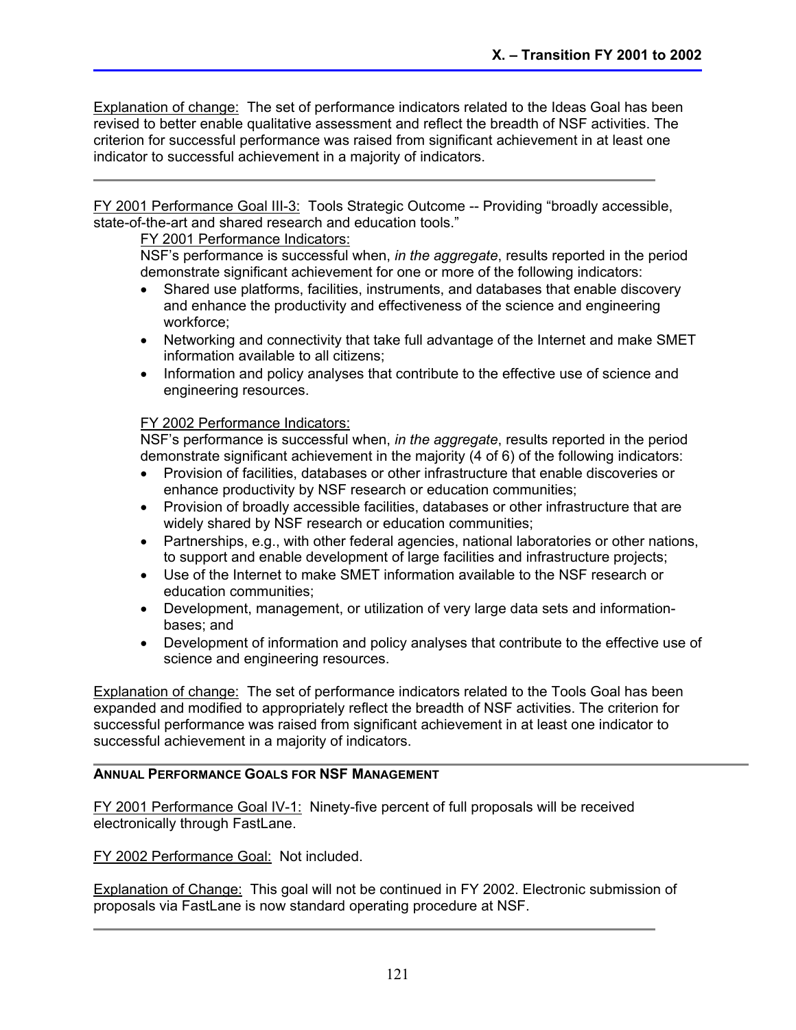Explanation of change: The set of performance indicators related to the Ideas Goal has been revised to better enable qualitative assessment and reflect the breadth of NSF activities. The criterion for successful performance was raised from significant achievement in at least one indicator to successful achievement in a majority of indicators.

---

FY 2001 Performance Goal III-3: Tools Strategic Outcome -- Providing "broadly accessible, state-of-the-art and shared research and education tools."

FY 2001 Performance Indicators:

NSF's performance is successful when, *in the aggregate*, results reported in the period demonstrate significant achievement for one or more of the following indicators:

- Shared use platforms, facilities, instruments, and databases that enable discovery and enhance the productivity and effectiveness of the science and engineering workforce;
- Networking and connectivity that take full advantage of the Internet and make SMET information available to all citizens;
- Information and policy analyses that contribute to the effective use of science and engineering resources.

FY 2002 Performance Indicators:

NSF's performance is successful when, *in the aggregate*, results reported in the period demonstrate significant achievement in the majority (4 of 6) of the following indicators:

- Provision of facilities, databases or other infrastructure that enable discoveries or enhance productivity by NSF research or education communities;
- Provision of broadly accessible facilities, databases or other infrastructure that are widely shared by NSF research or education communities;
- Partnerships, e.g., with other federal agencies, national laboratories or other nations, to support and enable development of large facilities and infrastructure projects;
- Use of the Internet to make SMET information available to the NSF research or education communities;
- Development, management, or utilization of very large data sets and information-bases; and
- Development of information and policy analyses that contribute to the effective use of science and engineering resources.

Explanation of change: The set of performance indicators related to the Tools Goal has been expanded and modified to appropriately reflect the breadth of NSF activities. The criterion for successful performance was raised from significant achievement in at least one indicator to successful achievement in a majority of indicators.

---

**ANNUAL PERFORMANCE GOALS FOR NSF MANAGEMENT**

FY 2001 Performance Goal IV-1: Ninety-five percent of full proposals will be received electronically through FastLane.

FY 2002 Performance Goal: Not included.

Explanation of Change: This goal will not be continued in FY 2002. Electronic submission of proposals via FastLane is now standard operating procedure at NSF.

---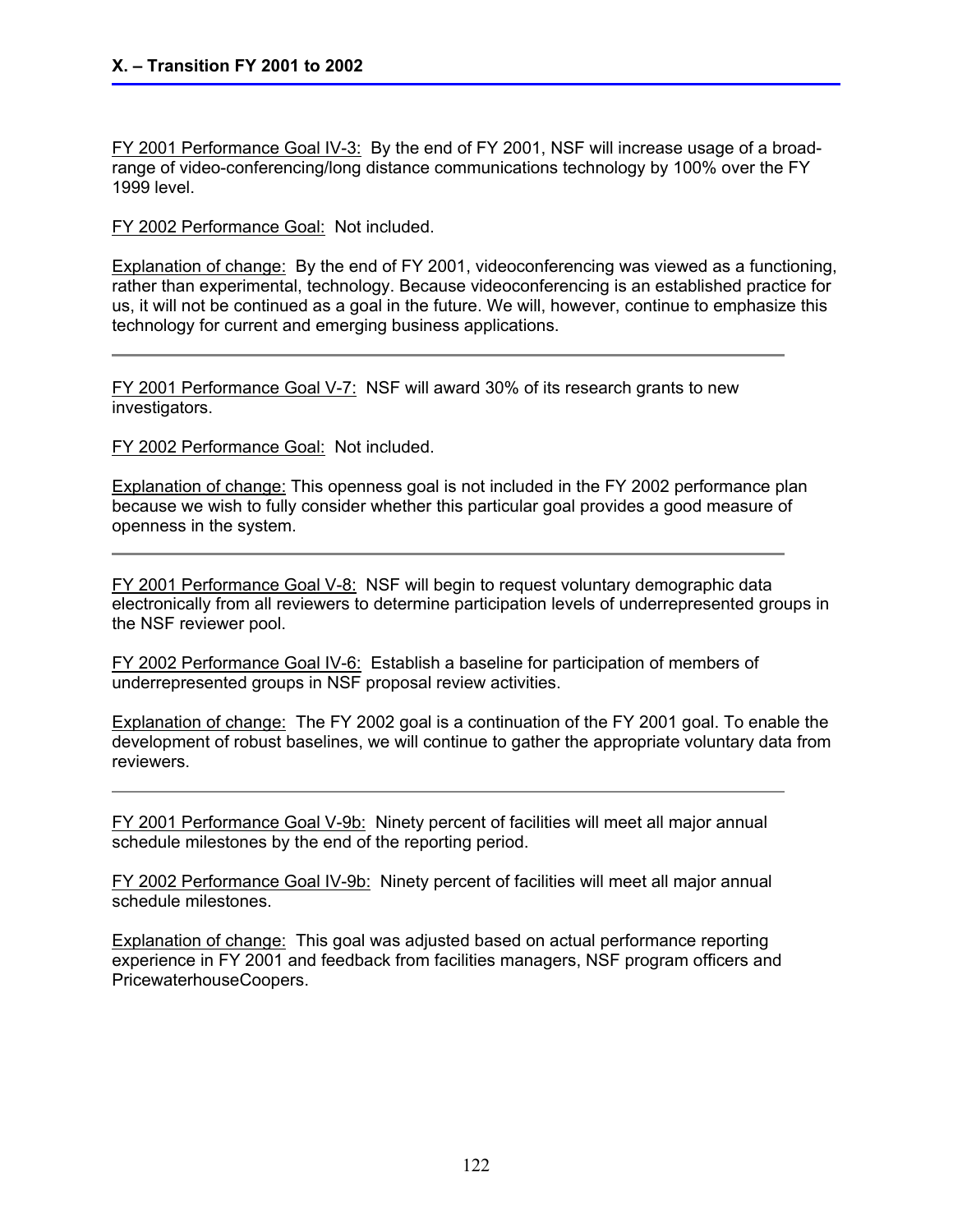FY 2001 Performance Goal IV-3: By the end of FY 2001, NSF will increase usage of a broad-range of video-conferencing/long distance communications technology by 100% over the FY 1999 level.

FY 2002 Performance Goal: Not included.

Explanation of change: By the end of FY 2001, videoconferencing was viewed as a functioning, rather than experimental, technology. Because videoconferencing is an established practice for us, it will not be continued as a goal in the future. We will, however, continue to emphasize this technology for current and emerging business applications.

---

FY 2001 Performance Goal V-7: NSF will award 30% of its research grants to new investigators.

FY 2002 Performance Goal: Not included.

Explanation of change: This openness goal is not included in the FY 2002 performance plan because we wish to fully consider whether this particular goal provides a good measure of openness in the system.

---

FY 2001 Performance Goal V-8: NSF will begin to request voluntary demographic data electronically from all reviewers to determine participation levels of underrepresented groups in the NSF reviewer pool.

FY 2002 Performance Goal IV-6: Establish a baseline for participation of members of underrepresented groups in NSF proposal review activities.

Explanation of change: The FY 2002 goal is a continuation of the FY 2001 goal. To enable the development of robust baselines, we will continue to gather the appropriate voluntary data from reviewers.

---

FY 2001 Performance Goal V-9b: Ninety percent of facilities will meet all major annual schedule milestones by the end of the reporting period.

FY 2002 Performance Goal IV-9b: Ninety percent of facilities will meet all major annual schedule milestones.

Explanation of change: This goal was adjusted based on actual performance reporting experience in FY 2001 and feedback from facilities managers, NSF program officers and PricewaterhouseCoopers.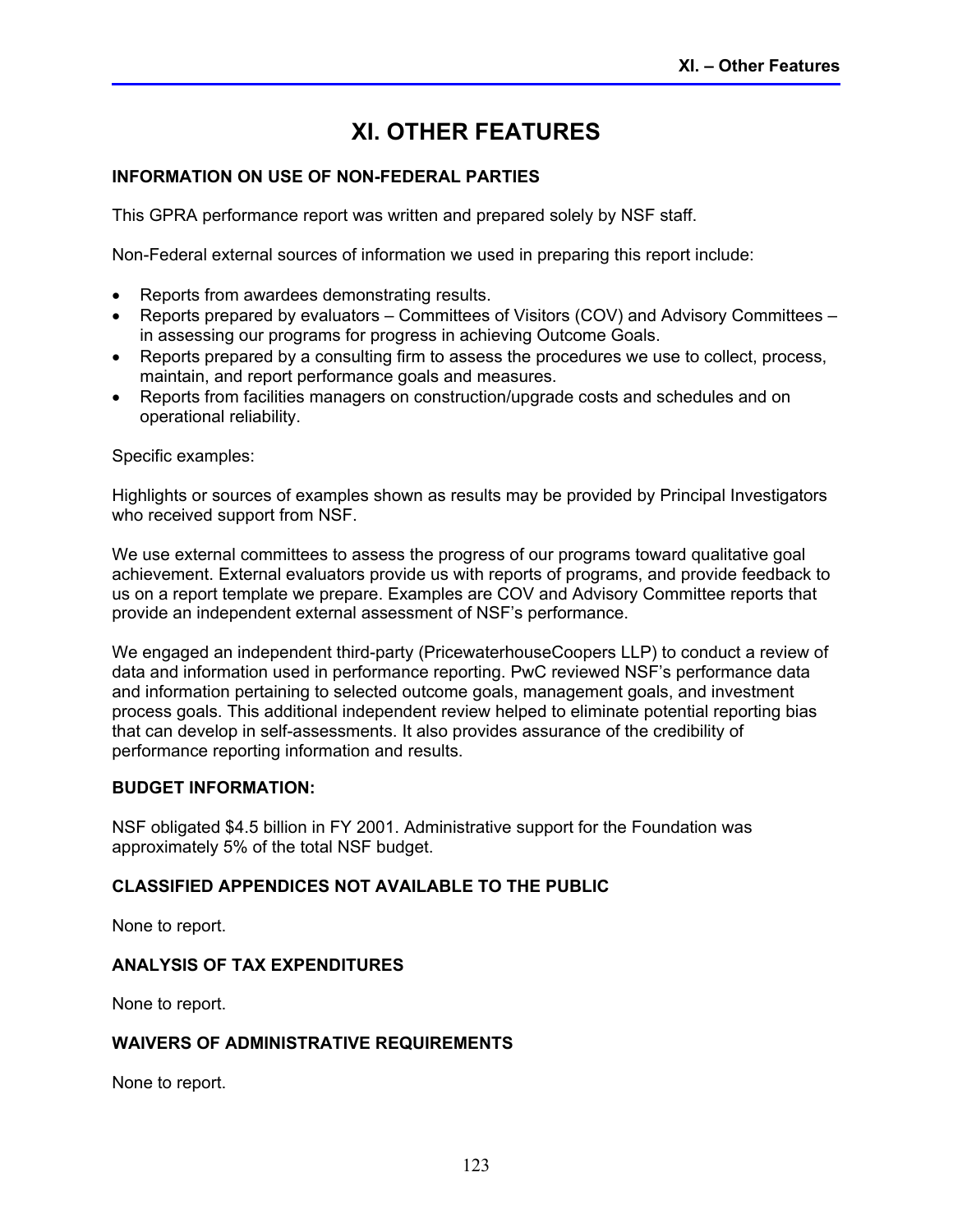# XI. OTHER FEATURES

### INFORMATION ON USE OF NON-FEDERAL PARTIES

This GPRA performance report was written and prepared solely by NSF staff.

Non-Federal external sources of information we used in preparing this report include:

- Reports from awardees demonstrating results.
- Reports prepared by evaluators – Committees of Visitors (COV) and Advisory Committees – in assessing our programs for progress in achieving Outcome Goals.
- Reports prepared by a consulting firm to assess the procedures we use to collect, process, maintain, and report performance goals and measures.
- Reports from facilities managers on construction/upgrade costs and schedules and on operational reliability.

Specific examples:

Highlights or sources of examples shown as results may be provided by Principal Investigators who received support from NSF.

We use external committees to assess the progress of our programs toward qualitative goal achievement. External evaluators provide us with reports of programs, and provide feedback to us on a report template we prepare. Examples are COV and Advisory Committee reports that provide an independent external assessment of NSF's performance.

We engaged an independent third-party (PricewaterhouseCoopers LLP) to conduct a review of data and information used in performance reporting. PwC reviewed NSF's performance data and information pertaining to selected outcome goals, management goals, and investment process goals. This additional independent review helped to eliminate potential reporting bias that can develop in self-assessments. It also provides assurance of the credibility of performance reporting information and results.

### BUDGET INFORMATION:

NSF obligated $4.5 billion in FY 2001. Administrative support for the Foundation was approximately 5% of the total NSF budget.

### CLASSIFIED APPENDICES NOT AVAILABLE TO THE PUBLIC

None to report.

### ANALYSIS OF TAX EXPENDITURES

None to report.

### WAIVERS OF ADMINISTRATIVE REQUIREMENTS

None to report.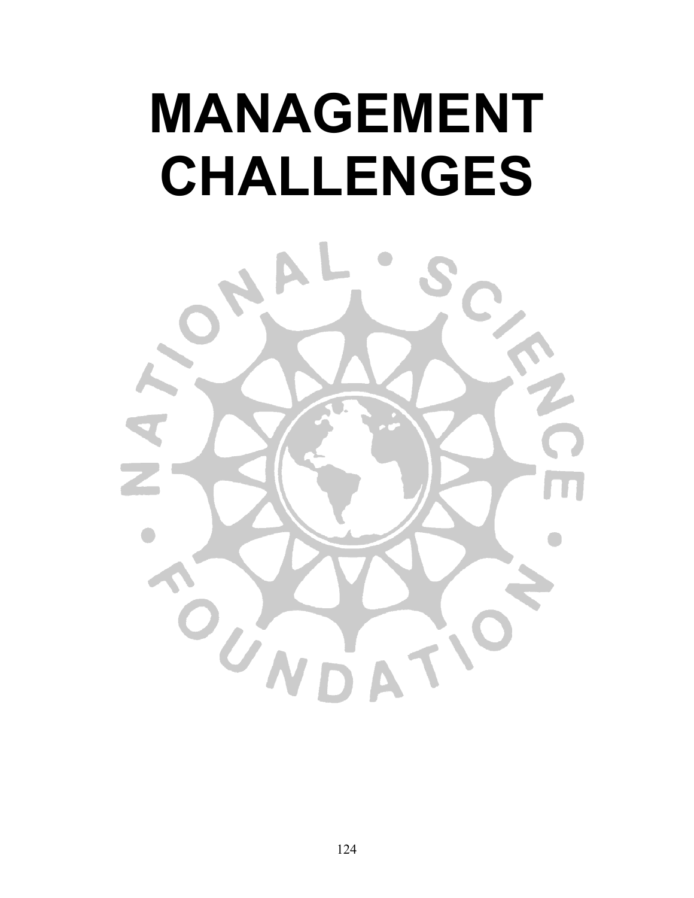# MANAGEMENT CHALLENGES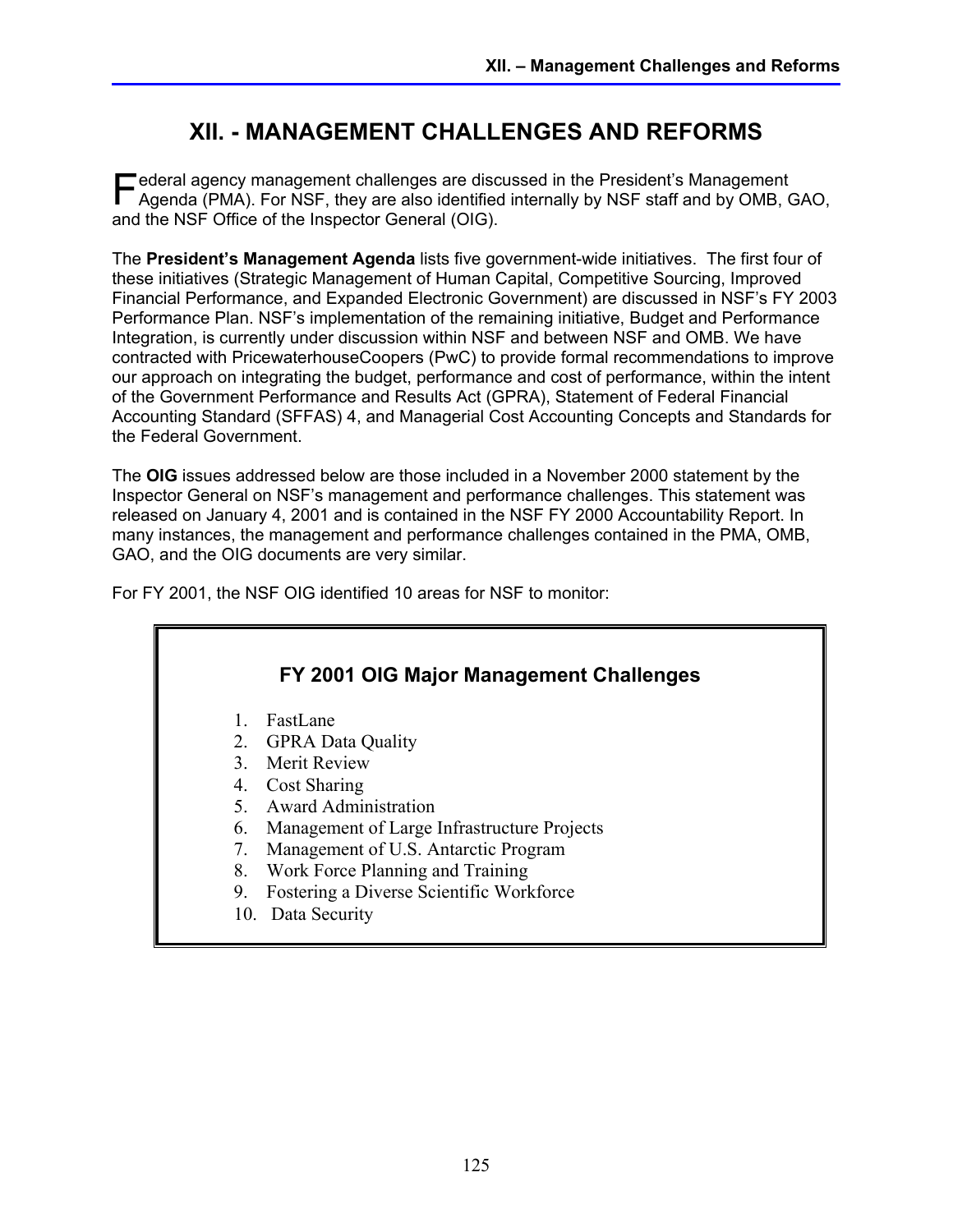# XII. - MANAGEMENT CHALLENGES AND REFORMS

Federal agency management challenges are discussed in the President's Management Agenda (PMA). For NSF, they are also identified internally by NSF staff and by OMB, GAO, and the NSF Office of the Inspector General (OIG).

The **President's Management Agenda** lists five government-wide initiatives. The first four of these initiatives (Strategic Management of Human Capital, Competitive Sourcing, Improved Financial Performance, and Expanded Electronic Government) are discussed in NSF's FY 2003 Performance Plan. NSF's implementation of the remaining initiative, Budget and Performance Integration, is currently under discussion within NSF and between NSF and OMB. We have contracted with PricewaterhouseCoopers (PwC) to provide formal recommendations to improve our approach on integrating the budget, performance and cost of performance, within the intent of the Government Performance and Results Act (GPRA), Statement of Federal Financial Accounting Standard (SFFAS) 4, and Managerial Cost Accounting Concepts and Standards for the Federal Government.

The **OIG** issues addressed below are those included in a November 2000 statement by the Inspector General on NSF's management and performance challenges. This statement was released on January 4, 2001 and is contained in the NSF FY 2000 Accountability Report. In many instances, the management and performance challenges contained in the PMA, OMB, GAO, and the OIG documents are very similar.

For FY 2001, the NSF OIG identified 10 areas for NSF to monitor:

### FY 2001 OIG Major Management Challenges

1. FastLane
2. GPRA Data Quality
3. Merit Review
4. Cost Sharing
5. Award Administration
6. Management of Large Infrastructure Projects
7. Management of U.S. Antarctic Program
8. Work Force Planning and Training
9. Fostering a Diverse Scientific Workforce
10. Data Security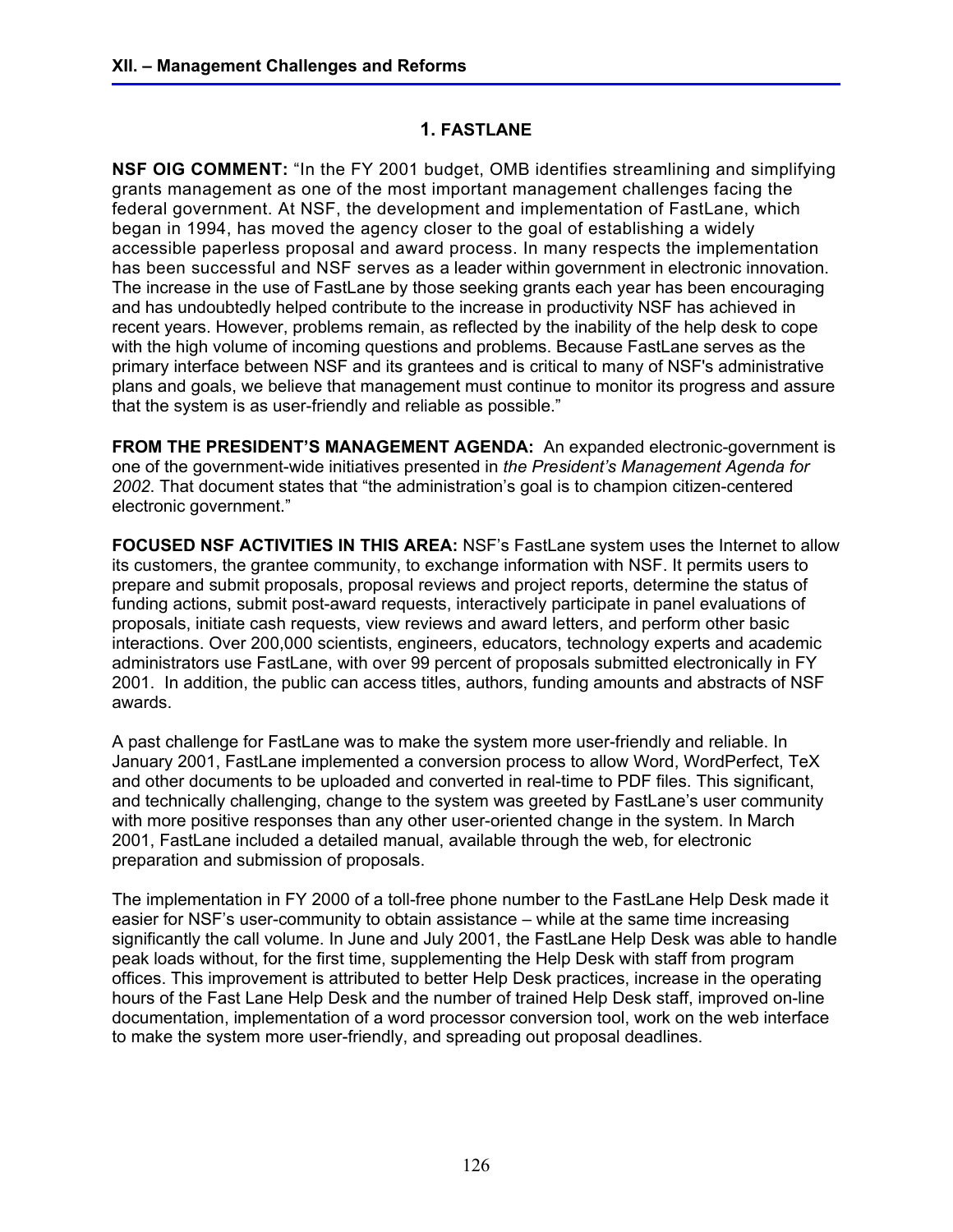## 1. FASTLANE

**NSF OIG COMMENT:** "In the FY 2001 budget, OMB identifies streamlining and simplifying grants management as one of the most important management challenges facing the federal government. At NSF, the development and implementation of FastLane, which began in 1994, has moved the agency closer to the goal of establishing a widely accessible paperless proposal and award process. In many respects the implementation has been successful and NSF serves as a leader within government in electronic innovation. The increase in the use of FastLane by those seeking grants each year has been encouraging and has undoubtedly helped contribute to the increase in productivity NSF has achieved in recent years. However, problems remain, as reflected by the inability of the help desk to cope with the high volume of incoming questions and problems. Because FastLane serves as the primary interface between NSF and its grantees and is critical to many of NSF's administrative plans and goals, we believe that management must continue to monitor its progress and assure that the system is as user-friendly and reliable as possible."

**FROM THE PRESIDENT'S MANAGEMENT AGENDA:** An expanded electronic-government is one of the government-wide initiatives presented in *the President's Management Agenda for 2002*. That document states that "the administration's goal is to champion citizen-centered electronic government."

**FOCUSED NSF ACTIVITIES IN THIS AREA:** NSF's FastLane system uses the Internet to allow its customers, the grantee community, to exchange information with NSF. It permits users to prepare and submit proposals, proposal reviews and project reports, determine the status of funding actions, submit post-award requests, interactively participate in panel evaluations of proposals, initiate cash requests, view reviews and award letters, and perform other basic interactions. Over 200,000 scientists, engineers, educators, technology experts and academic administrators use FastLane, with over 99 percent of proposals submitted electronically in FY 2001. In addition, the public can access titles, authors, funding amounts and abstracts of NSF awards.

A past challenge for FastLane was to make the system more user-friendly and reliable. In January 2001, FastLane implemented a conversion process to allow Word, WordPerfect, TeX and other documents to be uploaded and converted in real-time to PDF files. This significant, and technically challenging, change to the system was greeted by FastLane's user community with more positive responses than any other user-oriented change in the system. In March 2001, FastLane included a detailed manual, available through the web, for electronic preparation and submission of proposals.

The implementation in FY 2000 of a toll-free phone number to the FastLane Help Desk made it easier for NSF's user-community to obtain assistance – while at the same time increasing significantly the call volume. In June and July 2001, the FastLane Help Desk was able to handle peak loads without, for the first time, supplementing the Help Desk with staff from program offices. This improvement is attributed to better Help Desk practices, increase in the operating hours of the Fast Lane Help Desk and the number of trained Help Desk staff, improved on-line documentation, implementation of a word processor conversion tool, work on the web interface to make the system more user-friendly, and spreading out proposal deadlines.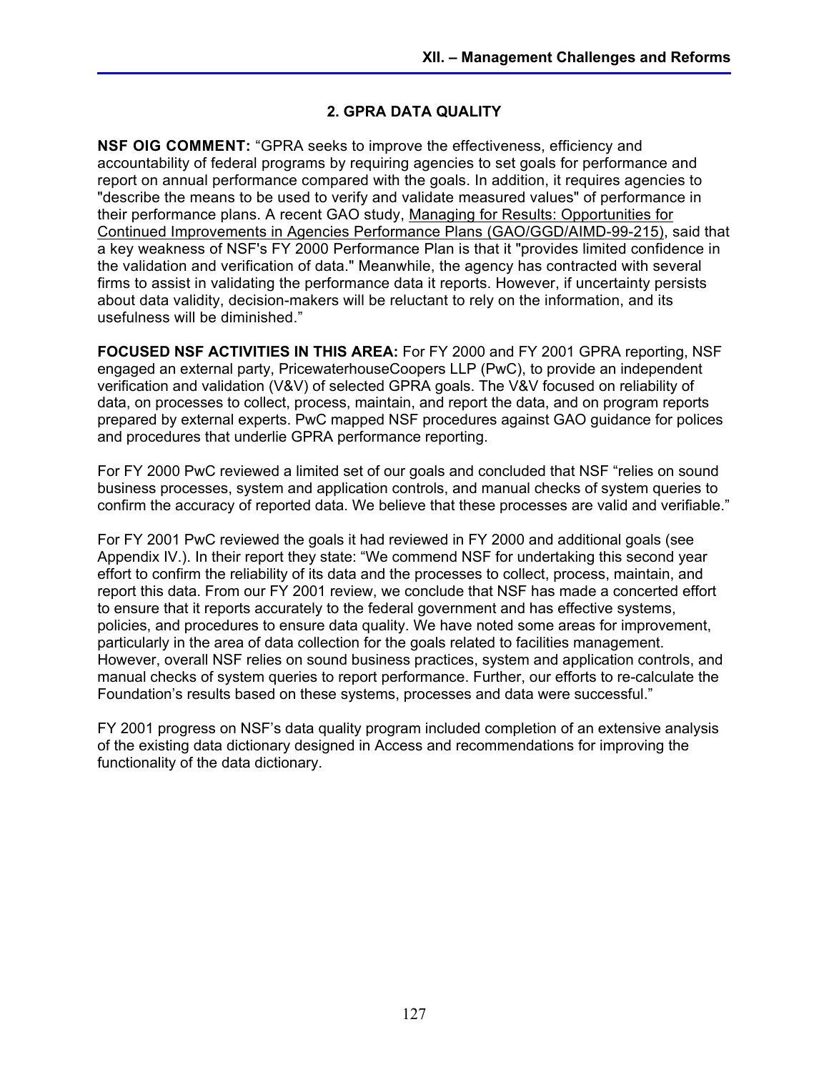## 2. GPRA DATA QUALITY

**NSF OIG COMMENT:** "GPRA seeks to improve the effectiveness, efficiency and accountability of federal programs by requiring agencies to set goals for performance and report on annual performance compared with the goals. In addition, it requires agencies to "describe the means to be used to verify and validate measured values" of performance in their performance plans. A recent GAO study, Managing for Results: Opportunities for Continued Improvements in Agencies Performance Plans (GAO/GGD/AIMD-99-215), said that a key weakness of NSF's FY 2000 Performance Plan is that it "provides limited confidence in the validation and verification of data." Meanwhile, the agency has contracted with several firms to assist in validating the performance data it reports. However, if uncertainty persists about data validity, decision-makers will be reluctant to rely on the information, and its usefulness will be diminished."

**FOCUSED NSF ACTIVITIES IN THIS AREA:** For FY 2000 and FY 2001 GPRA reporting, NSF engaged an external party, PricewaterhouseCoopers LLP (PwC), to provide an independent verification and validation (V&V) of selected GPRA goals. The V&V focused on reliability of data, on processes to collect, process, maintain, and report the data, and on program reports prepared by external experts. PwC mapped NSF procedures against GAO guidance for polices and procedures that underlie GPRA performance reporting.

For FY 2000 PwC reviewed a limited set of our goals and concluded that NSF "relies on sound business processes, system and application controls, and manual checks of system queries to confirm the accuracy of reported data. We believe that these processes are valid and verifiable."

For FY 2001 PwC reviewed the goals it had reviewed in FY 2000 and additional goals (see Appendix IV.). In their report they state: "We commend NSF for undertaking this second year effort to confirm the reliability of its data and the processes to collect, process, maintain, and report this data. From our FY 2001 review, we conclude that NSF has made a concerted effort to ensure that it reports accurately to the federal government and has effective systems, policies, and procedures to ensure data quality. We have noted some areas for improvement, particularly in the area of data collection for the goals related to facilities management. However, overall NSF relies on sound business practices, system and application controls, and manual checks of system queries to report performance. Further, our efforts to re-calculate the Foundation's results based on these systems, processes and data were successful."

FY 2001 progress on NSF's data quality program included completion of an extensive analysis of the existing data dictionary designed in Access and recommendations for improving the functionality of the data dictionary.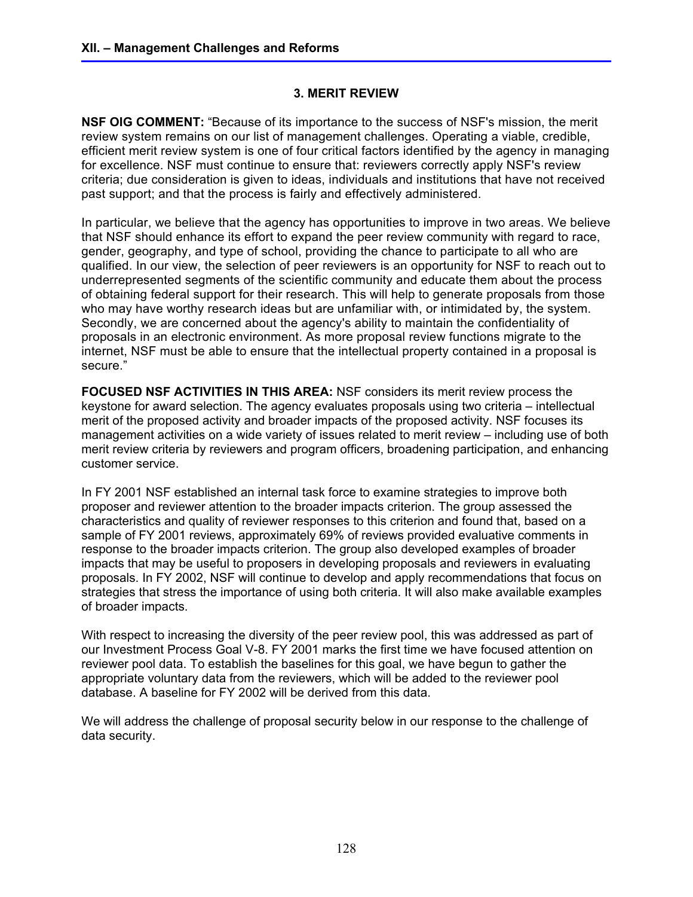### 3. MERIT REVIEW

**NSF OIG COMMENT:** "Because of its importance to the success of NSF's mission, the merit review system remains on our list of management challenges. Operating a viable, credible, efficient merit review system is one of four critical factors identified by the agency in managing for excellence. NSF must continue to ensure that: reviewers correctly apply NSF's review criteria; due consideration is given to ideas, individuals and institutions that have not received past support; and that the process is fairly and effectively administered.

In particular, we believe that the agency has opportunities to improve in two areas. We believe that NSF should enhance its effort to expand the peer review community with regard to race, gender, geography, and type of school, providing the chance to participate to all who are qualified. In our view, the selection of peer reviewers is an opportunity for NSF to reach out to underrepresented segments of the scientific community and educate them about the process of obtaining federal support for their research. This will help to generate proposals from those who may have worthy research ideas but are unfamiliar with, or intimidated by, the system. Secondly, we are concerned about the agency's ability to maintain the confidentiality of proposals in an electronic environment. As more proposal review functions migrate to the internet, NSF must be able to ensure that the intellectual property contained in a proposal is secure."

**FOCUSED NSF ACTIVITIES IN THIS AREA:** NSF considers its merit review process the keystone for award selection. The agency evaluates proposals using two criteria – intellectual merit of the proposed activity and broader impacts of the proposed activity. NSF focuses its management activities on a wide variety of issues related to merit review – including use of both merit review criteria by reviewers and program officers, broadening participation, and enhancing customer service.

In FY 2001 NSF established an internal task force to examine strategies to improve both proposer and reviewer attention to the broader impacts criterion. The group assessed the characteristics and quality of reviewer responses to this criterion and found that, based on a sample of FY 2001 reviews, approximately 69% of reviews provided evaluative comments in response to the broader impacts criterion. The group also developed examples of broader impacts that may be useful to proposers in developing proposals and reviewers in evaluating proposals. In FY 2002, NSF will continue to develop and apply recommendations that focus on strategies that stress the importance of using both criteria. It will also make available examples of broader impacts.

With respect to increasing the diversity of the peer review pool, this was addressed as part of our Investment Process Goal V-8. FY 2001 marks the first time we have focused attention on reviewer pool data. To establish the baselines for this goal, we have begun to gather the appropriate voluntary data from the reviewers, which will be added to the reviewer pool database. A baseline for FY 2002 will be derived from this data.

We will address the challenge of proposal security below in our response to the challenge of data security.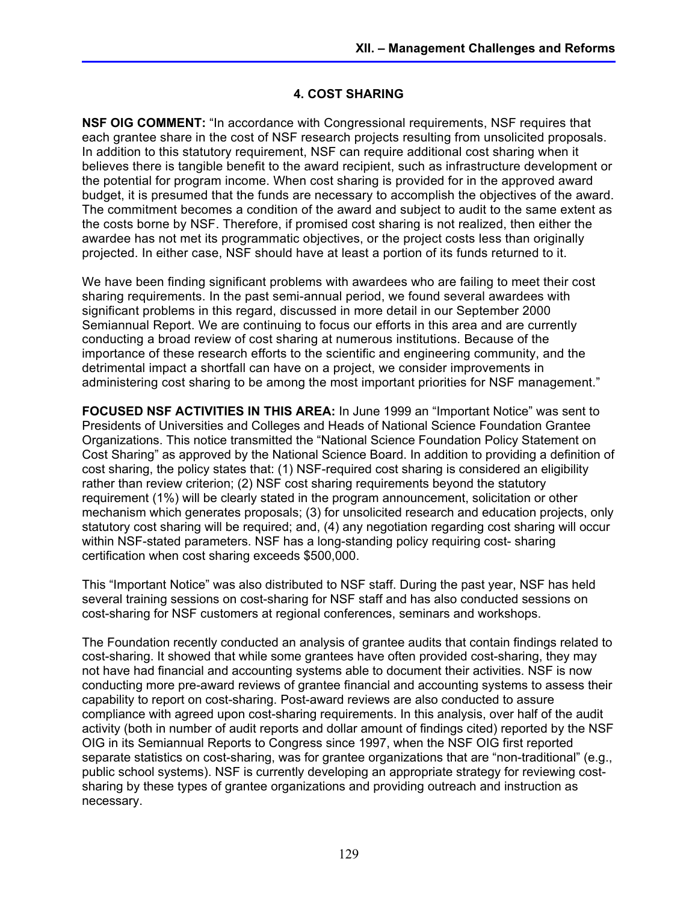### 4. COST SHARING

**NSF OIG COMMENT:** "In accordance with Congressional requirements, NSF requires that each grantee share in the cost of NSF research projects resulting from unsolicited proposals. In addition to this statutory requirement, NSF can require additional cost sharing when it believes there is tangible benefit to the award recipient, such as infrastructure development or the potential for program income. When cost sharing is provided for in the approved award budget, it is presumed that the funds are necessary to accomplish the objectives of the award. The commitment becomes a condition of the award and subject to audit to the same extent as the costs borne by NSF. Therefore, if promised cost sharing is not realized, then either the awardee has not met its programmatic objectives, or the project costs less than originally projected. In either case, NSF should have at least a portion of its funds returned to it.

We have been finding significant problems with awardees who are failing to meet their cost sharing requirements. In the past semi-annual period, we found several awardees with significant problems in this regard, discussed in more detail in our September 2000 Semiannual Report. We are continuing to focus our efforts in this area and are currently conducting a broad review of cost sharing at numerous institutions. Because of the importance of these research efforts to the scientific and engineering community, and the detrimental impact a shortfall can have on a project, we consider improvements in administering cost sharing to be among the most important priorities for NSF management."

**FOCUSED NSF ACTIVITIES IN THIS AREA:** In June 1999 an "Important Notice" was sent to Presidents of Universities and Colleges and Heads of National Science Foundation Grantee Organizations. This notice transmitted the "National Science Foundation Policy Statement on Cost Sharing" as approved by the National Science Board. In addition to providing a definition of cost sharing, the policy states that: (1) NSF-required cost sharing is considered an eligibility rather than review criterion; (2) NSF cost sharing requirements beyond the statutory requirement (1%) will be clearly stated in the program announcement, solicitation or other mechanism which generates proposals; (3) for unsolicited research and education projects, only statutory cost sharing will be required; and, (4) any negotiation regarding cost sharing will occur within NSF-stated parameters. NSF has a long-standing policy requiring cost- sharing certification when cost sharing exceeds $500,000.

This "Important Notice" was also distributed to NSF staff. During the past year, NSF has held several training sessions on cost-sharing for NSF staff and has also conducted sessions on cost-sharing for NSF customers at regional conferences, seminars and workshops.

The Foundation recently conducted an analysis of grantee audits that contain findings related to cost-sharing. It showed that while some grantees have often provided cost-sharing, they may not have had financial and accounting systems able to document their activities. NSF is now conducting more pre-award reviews of grantee financial and accounting systems to assess their capability to report on cost-sharing. Post-award reviews are also conducted to assure compliance with agreed upon cost-sharing requirements. In this analysis, over half of the audit activity (both in number of audit reports and dollar amount of findings cited) reported by the NSF OIG in its Semiannual Reports to Congress since 1997, when the NSF OIG first reported separate statistics on cost-sharing, was for grantee organizations that are "non-traditional" (e.g., public school systems). NSF is currently developing an appropriate strategy for reviewing cost-sharing by these types of grantee organizations and providing outreach and instruction as necessary.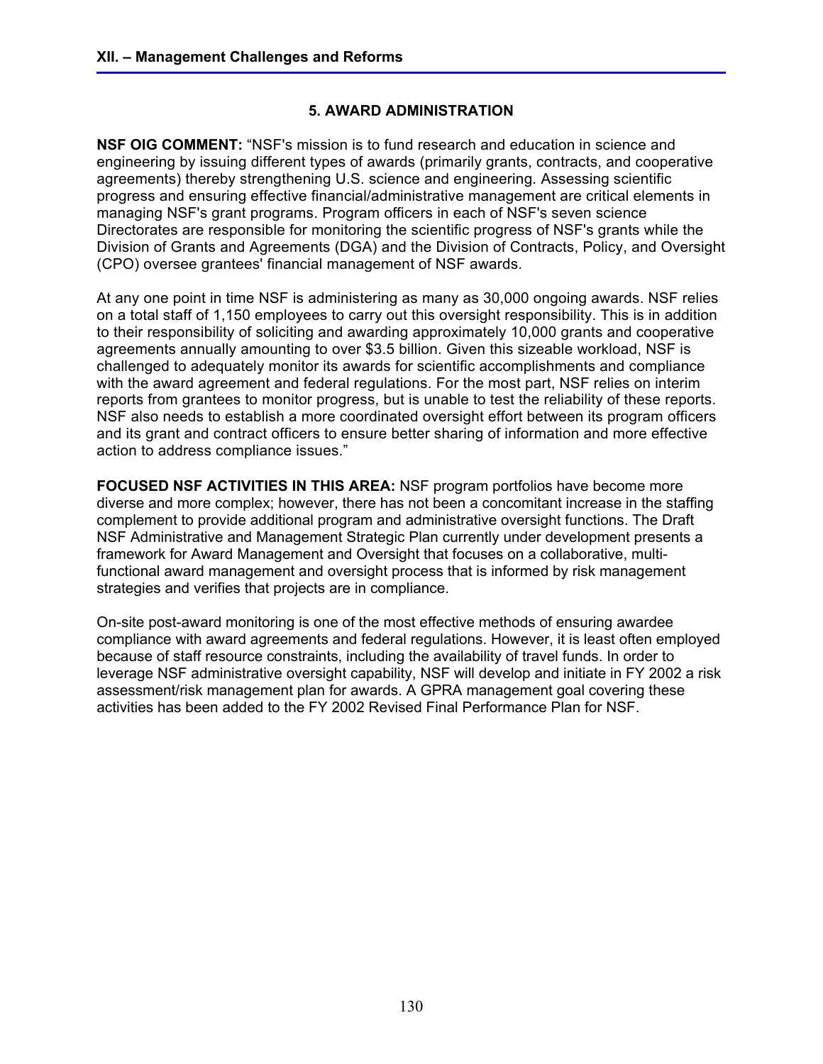## 5. AWARD ADMINISTRATION

**NSF OIG COMMENT:** "NSF's mission is to fund research and education in science and engineering by issuing different types of awards (primarily grants, contracts, and cooperative agreements) thereby strengthening U.S. science and engineering. Assessing scientific progress and ensuring effective financial/administrative management are critical elements in managing NSF's grant programs. Program officers in each of NSF's seven science Directorates are responsible for monitoring the scientific progress of NSF's grants while the Division of Grants and Agreements (DGA) and the Division of Contracts, Policy, and Oversight (CPO) oversee grantees' financial management of NSF awards.

At any one point in time NSF is administering as many as 30,000 ongoing awards. NSF relies on a total staff of 1,150 employees to carry out this oversight responsibility. This is in addition to their responsibility of soliciting and awarding approximately 10,000 grants and cooperative agreements annually amounting to over $3.5 billion. Given this sizeable workload, NSF is challenged to adequately monitor its awards for scientific accomplishments and compliance with the award agreement and federal regulations. For the most part, NSF relies on interim reports from grantees to monitor progress, but is unable to test the reliability of these reports. NSF also needs to establish a more coordinated oversight effort between its program officers and its grant and contract officers to ensure better sharing of information and more effective action to address compliance issues."

**FOCUSED NSF ACTIVITIES IN THIS AREA:** NSF program portfolios have become more diverse and more complex; however, there has not been a concomitant increase in the staffing complement to provide additional program and administrative oversight functions. The Draft NSF Administrative and Management Strategic Plan currently under development presents a framework for Award Management and Oversight that focuses on a collaborative, multi-functional award management and oversight process that is informed by risk management strategies and verifies that projects are in compliance.

On-site post-award monitoring is one of the most effective methods of ensuring awardee compliance with award agreements and federal regulations. However, it is least often employed because of staff resource constraints, including the availability of travel funds. In order to leverage NSF administrative oversight capability, NSF will develop and initiate in FY 2002 a risk assessment/risk management plan for awards. A GPRA management goal covering these activities has been added to the FY 2002 Revised Final Performance Plan for NSF.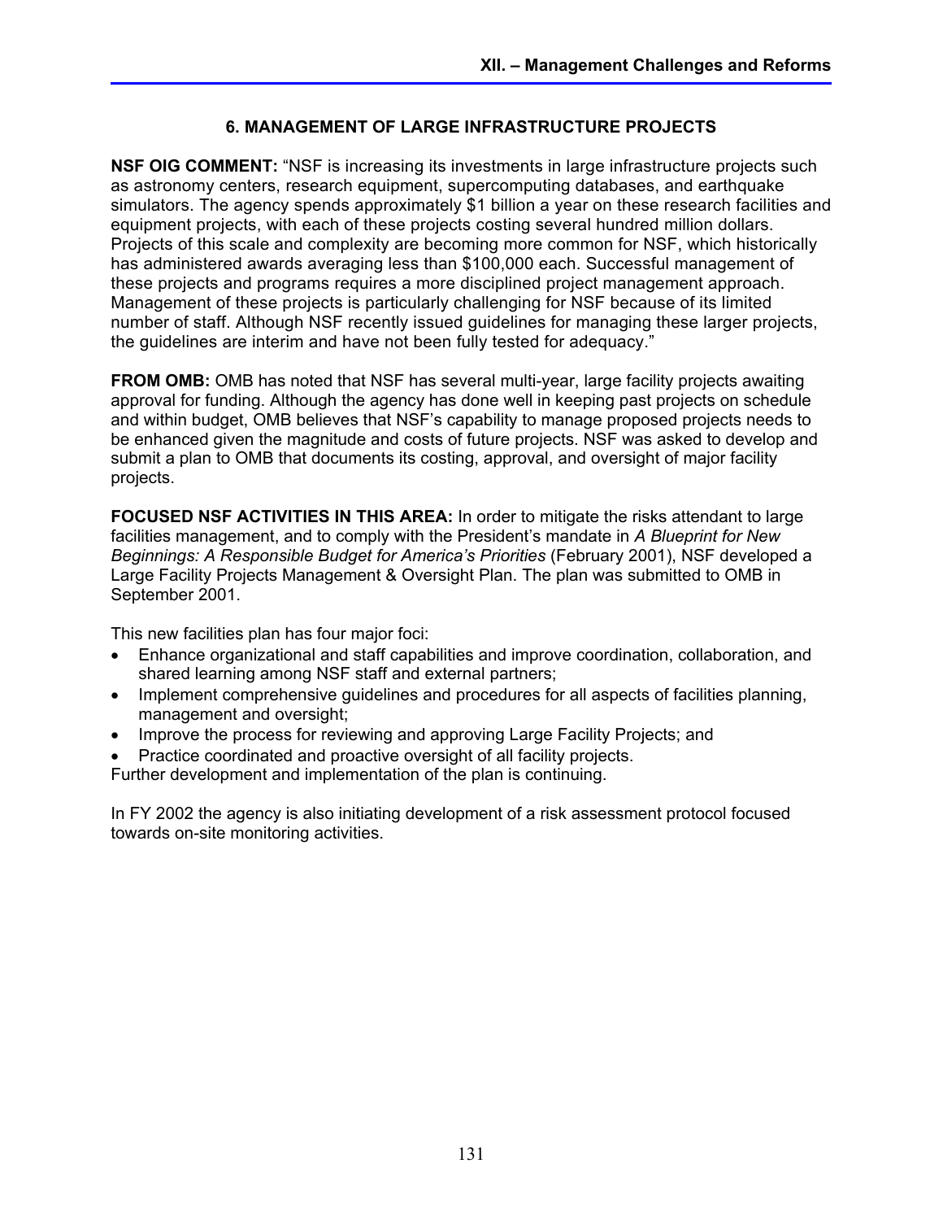## 6. MANAGEMENT OF LARGE INFRASTRUCTURE PROJECTS

**NSF OIG COMMENT:** "NSF is increasing its investments in large infrastructure projects such as astronomy centers, research equipment, supercomputing databases, and earthquake simulators. The agency spends approximately $1 billion a year on these research facilities and equipment projects, with each of these projects costing several hundred million dollars. Projects of this scale and complexity are becoming more common for NSF, which historically has administered awards averaging less than $100,000 each. Successful management of these projects and programs requires a more disciplined project management approach. Management of these projects is particularly challenging for NSF because of its limited number of staff. Although NSF recently issued guidelines for managing these larger projects, the guidelines are interim and have not been fully tested for adequacy."

**FROM OMB:** OMB has noted that NSF has several multi-year, large facility projects awaiting approval for funding. Although the agency has done well in keeping past projects on schedule and within budget, OMB believes that NSF's capability to manage proposed projects needs to be enhanced given the magnitude and costs of future projects. NSF was asked to develop and submit a plan to OMB that documents its costing, approval, and oversight of major facility projects.

**FOCUSED NSF ACTIVITIES IN THIS AREA:** In order to mitigate the risks attendant to large facilities management, and to comply with the President's mandate in *A Blueprint for New Beginnings: A Responsible Budget for America's Priorities* (February 2001), NSF developed a Large Facility Projects Management & Oversight Plan. The plan was submitted to OMB in September 2001.

This new facilities plan has four major foci:

- Enhance organizational and staff capabilities and improve coordination, collaboration, and shared learning among NSF staff and external partners;
- Implement comprehensive guidelines and procedures for all aspects of facilities planning, management and oversight;
- Improve the process for reviewing and approving Large Facility Projects; and
- Practice coordinated and proactive oversight of all facility projects.

Further development and implementation of the plan is continuing.

In FY 2002 the agency is also initiating development of a risk assessment protocol focused towards on-site monitoring activities.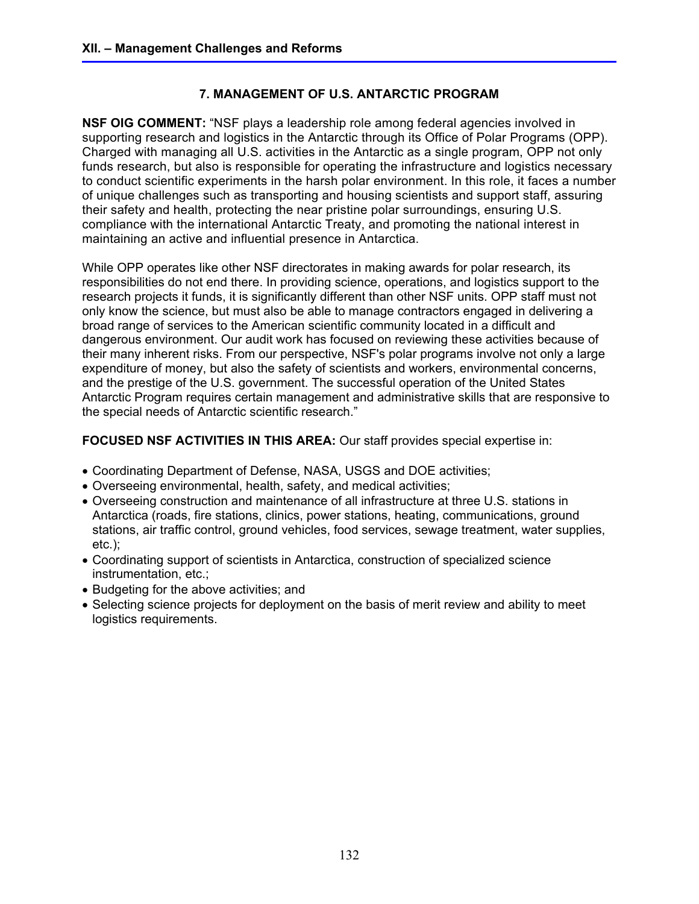## 7. MANAGEMENT OF U.S. ANTARCTIC PROGRAM

**NSF OIG COMMENT:** "NSF plays a leadership role among federal agencies involved in supporting research and logistics in the Antarctic through its Office of Polar Programs (OPP). Charged with managing all U.S. activities in the Antarctic as a single program, OPP not only funds research, but also is responsible for operating the infrastructure and logistics necessary to conduct scientific experiments in the harsh polar environment. In this role, it faces a number of unique challenges such as transporting and housing scientists and support staff, assuring their safety and health, protecting the near pristine polar surroundings, ensuring U.S. compliance with the international Antarctic Treaty, and promoting the national interest in maintaining an active and influential presence in Antarctica.

While OPP operates like other NSF directorates in making awards for polar research, its responsibilities do not end there. In providing science, operations, and logistics support to the research projects it funds, it is significantly different than other NSF units. OPP staff must not only know the science, but must also be able to manage contractors engaged in delivering a broad range of services to the American scientific community located in a difficult and dangerous environment. Our audit work has focused on reviewing these activities because of their many inherent risks. From our perspective, NSF's polar programs involve not only a large expenditure of money, but also the safety of scientists and workers, environmental concerns, and the prestige of the U.S. government. The successful operation of the United States Antarctic Program requires certain management and administrative skills that are responsive to the special needs of Antarctic scientific research."

**FOCUSED NSF ACTIVITIES IN THIS AREA:** Our staff provides special expertise in:

- Coordinating Department of Defense, NASA, USGS and DOE activities;
- Overseeing environmental, health, safety, and medical activities;
- Overseeing construction and maintenance of all infrastructure at three U.S. stations in Antarctica (roads, fire stations, clinics, power stations, heating, communications, ground stations, air traffic control, ground vehicles, food services, sewage treatment, water supplies, etc.);
- Coordinating support of scientists in Antarctica, construction of specialized science instrumentation, etc.;
- Budgeting for the above activities; and
- Selecting science projects for deployment on the basis of merit review and ability to meet logistics requirements.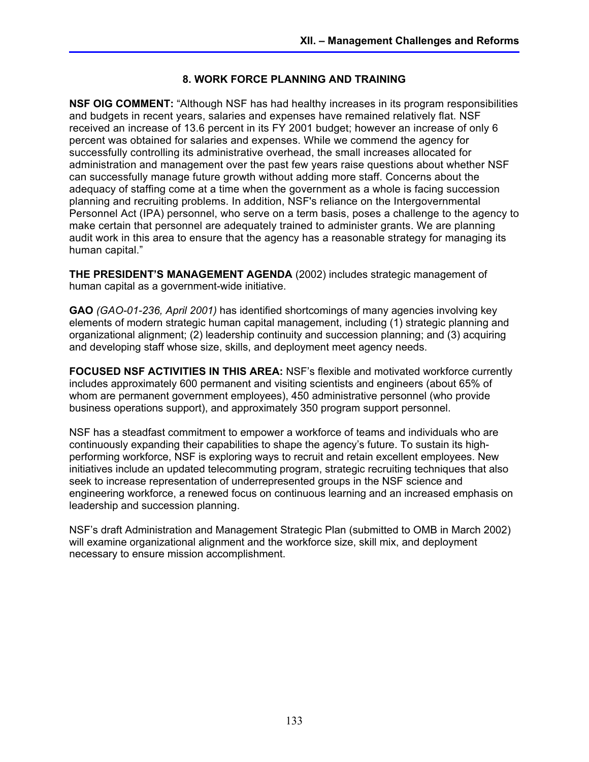## 8. WORK FORCE PLANNING AND TRAINING

**NSF OIG COMMENT:** "Although NSF has had healthy increases in its program responsibilities and budgets in recent years, salaries and expenses have remained relatively flat. NSF received an increase of 13.6 percent in its FY 2001 budget; however an increase of only 6 percent was obtained for salaries and expenses. While we commend the agency for successfully controlling its administrative overhead, the small increases allocated for administration and management over the past few years raise questions about whether NSF can successfully manage future growth without adding more staff. Concerns about the adequacy of staffing come at a time when the government as a whole is facing succession planning and recruiting problems. In addition, NSF's reliance on the Intergovernmental Personnel Act (IPA) personnel, who serve on a term basis, poses a challenge to the agency to make certain that personnel are adequately trained to administer grants. We are planning audit work in this area to ensure that the agency has a reasonable strategy for managing its human capital."

**THE PRESIDENT'S MANAGEMENT AGENDA** (2002) includes strategic management of human capital as a government-wide initiative.

**GAO** *(GAO-01-236, April 2001)* has identified shortcomings of many agencies involving key elements of modern strategic human capital management, including (1) strategic planning and organizational alignment; (2) leadership continuity and succession planning; and (3) acquiring and developing staff whose size, skills, and deployment meet agency needs.

**FOCUSED NSF ACTIVITIES IN THIS AREA:** NSF's flexible and motivated workforce currently includes approximately 600 permanent and visiting scientists and engineers (about 65% of whom are permanent government employees), 450 administrative personnel (who provide business operations support), and approximately 350 program support personnel.

NSF has a steadfast commitment to empower a workforce of teams and individuals who are continuously expanding their capabilities to shape the agency's future. To sustain its high-performing workforce, NSF is exploring ways to recruit and retain excellent employees. New initiatives include an updated telecommuting program, strategic recruiting techniques that also seek to increase representation of underrepresented groups in the NSF science and engineering workforce, a renewed focus on continuous learning and an increased emphasis on leadership and succession planning.

NSF's draft Administration and Management Strategic Plan (submitted to OMB in March 2002) will examine organizational alignment and the workforce size, skill mix, and deployment necessary to ensure mission accomplishment.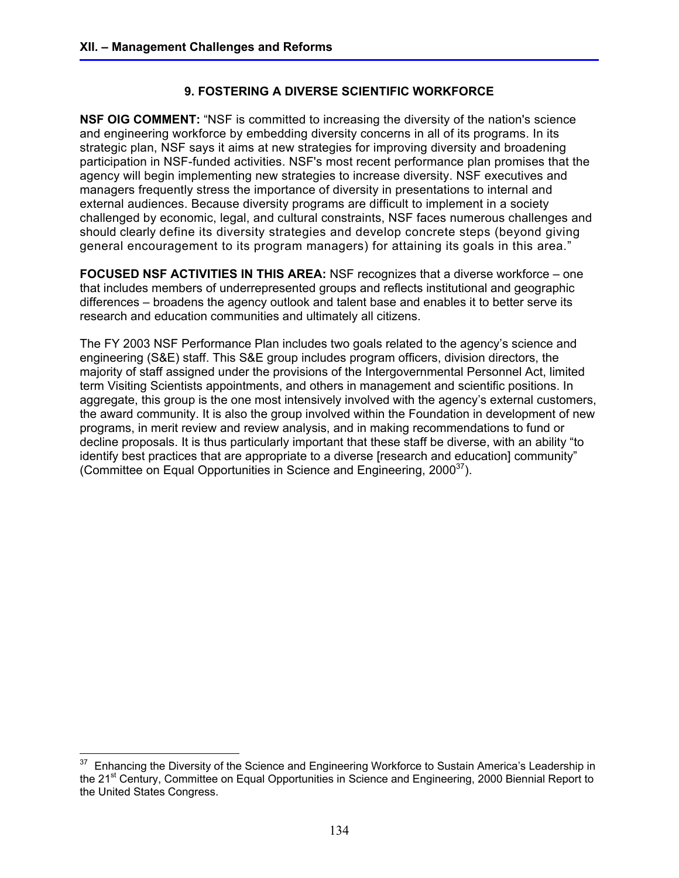## 9. FOSTERING A DIVERSE SCIENTIFIC WORKFORCE

**NSF OIG COMMENT:** "NSF is committed to increasing the diversity of the nation's science and engineering workforce by embedding diversity concerns in all of its programs. In its strategic plan, NSF says it aims at new strategies for improving diversity and broadening participation in NSF-funded activities. NSF's most recent performance plan promises that the agency will begin implementing new strategies to increase diversity. NSF executives and managers frequently stress the importance of diversity in presentations to internal and external audiences. Because diversity programs are difficult to implement in a society challenged by economic, legal, and cultural constraints, NSF faces numerous challenges and should clearly define its diversity strategies and develop concrete steps (beyond giving general encouragement to its program managers) for attaining its goals in this area."

**FOCUSED NSF ACTIVITIES IN THIS AREA:** NSF recognizes that a diverse workforce – one that includes members of underrepresented groups and reflects institutional and geographic differences – broadens the agency outlook and talent base and enables it to better serve its research and education communities and ultimately all citizens.

The FY 2003 NSF Performance Plan includes two goals related to the agency's science and engineering (S&E) staff. This S&E group includes program officers, division directors, the majority of staff assigned under the provisions of the Intergovernmental Personnel Act, limited term Visiting Scientists appointments, and others in management and scientific positions. In aggregate, this group is the one most intensively involved with the agency's external customers, the award community. It is also the group involved within the Foundation in development of new programs, in merit review and review analysis, and in making recommendations to fund or decline proposals. It is thus particularly important that these staff be diverse, with an ability "to identify best practices that are appropriate to a diverse [research and education] community" (Committee on Equal Opportunities in Science and Engineering, 2000[37]).

---

[37] Enhancing the Diversity of the Science and Engineering Workforce to Sustain America's Leadership in the 21st Century, Committee on Equal Opportunities in Science and Engineering, 2000 Biennial Report to the United States Congress.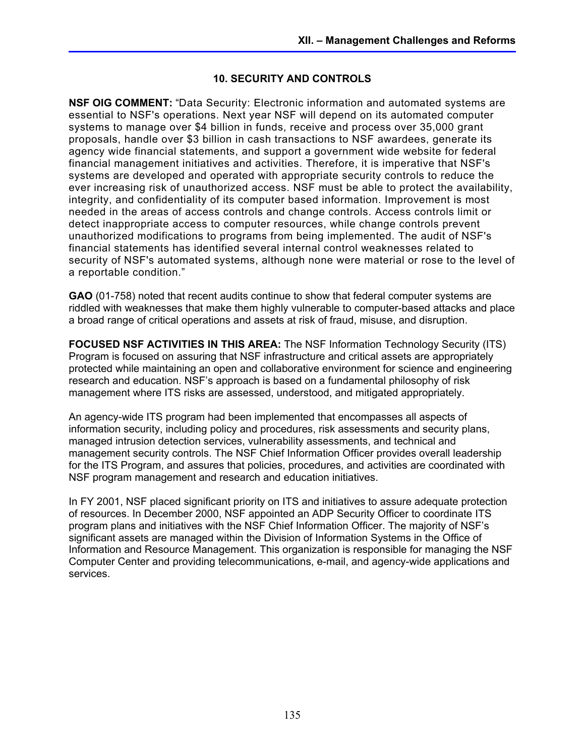## 10. SECURITY AND CONTROLS

**NSF OIG COMMENT:** "Data Security: Electronic information and automated systems are essential to NSF's operations. Next year NSF will depend on its automated computer systems to manage over $4 billion in funds, receive and process over 35,000 grant proposals, handle over $3 billion in cash transactions to NSF awardees, generate its agency wide financial statements, and support a government wide website for federal financial management initiatives and activities. Therefore, it is imperative that NSF's systems are developed and operated with appropriate security controls to reduce the ever increasing risk of unauthorized access. NSF must be able to protect the availability, integrity, and confidentiality of its computer based information. Improvement is most needed in the areas of access controls and change controls. Access controls limit or detect inappropriate access to computer resources, while change controls prevent unauthorized modifications to programs from being implemented. The audit of NSF's financial statements has identified several internal control weaknesses related to security of NSF's automated systems, although none were material or rose to the level of a reportable condition."

**GAO** (01-758) noted that recent audits continue to show that federal computer systems are riddled with weaknesses that make them highly vulnerable to computer-based attacks and place a broad range of critical operations and assets at risk of fraud, misuse, and disruption.

**FOCUSED NSF ACTIVITIES IN THIS AREA:** The NSF Information Technology Security (ITS) Program is focused on assuring that NSF infrastructure and critical assets are appropriately protected while maintaining an open and collaborative environment for science and engineering research and education. NSF's approach is based on a fundamental philosophy of risk management where ITS risks are assessed, understood, and mitigated appropriately.

An agency-wide ITS program had been implemented that encompasses all aspects of information security, including policy and procedures, risk assessments and security plans, managed intrusion detection services, vulnerability assessments, and technical and management security controls. The NSF Chief Information Officer provides overall leadership for the ITS Program, and assures that policies, procedures, and activities are coordinated with NSF program management and research and education initiatives.

In FY 2001, NSF placed significant priority on ITS and initiatives to assure adequate protection of resources. In December 2000, NSF appointed an ADP Security Officer to coordinate ITS program plans and initiatives with the NSF Chief Information Officer. The majority of NSF's significant assets are managed within the Division of Information Systems in the Office of Information and Resource Management. This organization is responsible for managing the NSF Computer Center and providing telecommunications, e-mail, and agency-wide applications and services.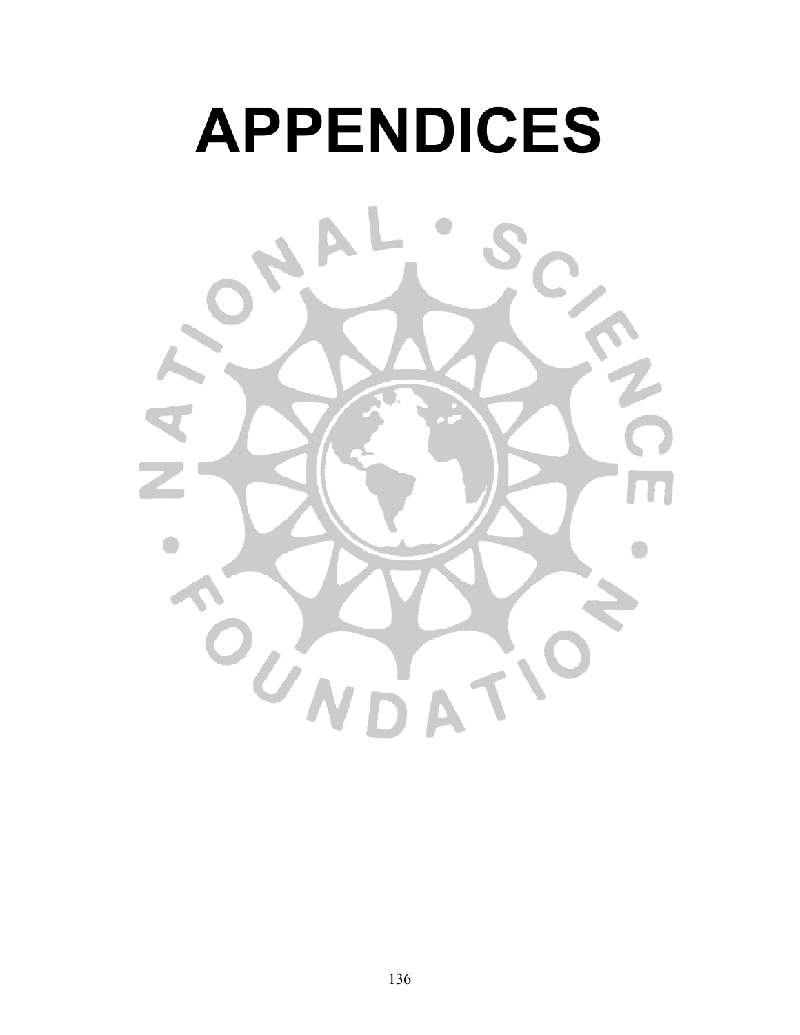# APPENDICES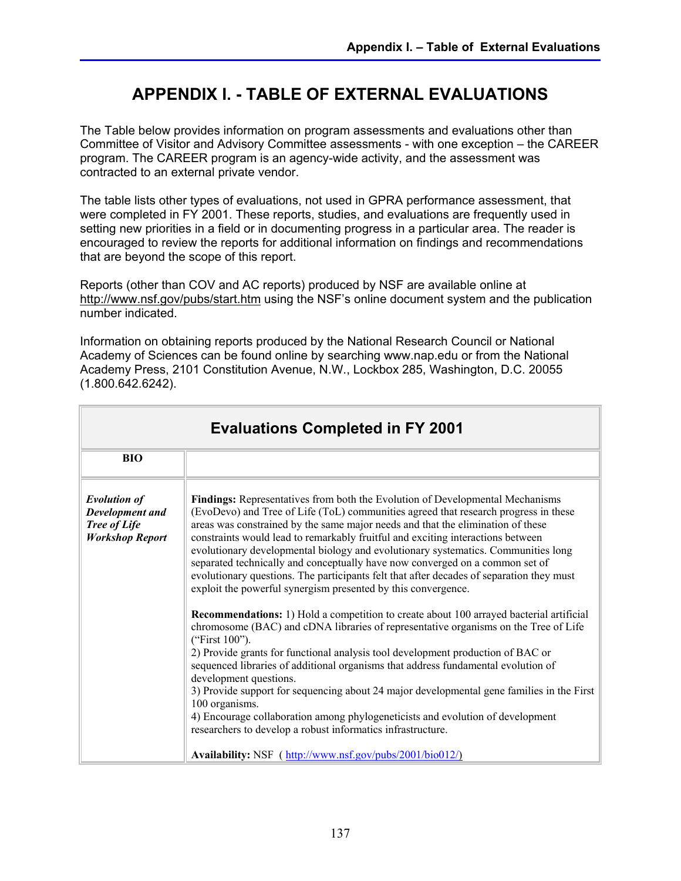# APPENDIX I. - TABLE OF EXTERNAL EVALUATIONS

The Table below provides information on program assessments and evaluations other than Committee of Visitor and Advisory Committee assessments - with one exception – the CAREER program. The CAREER program is an agency-wide activity, and the assessment was contracted to an external private vendor.

The table lists other types of evaluations, not used in GPRA performance assessment, that were completed in FY 2001. These reports, studies, and evaluations are frequently used in setting new priorities in a field or in documenting progress in a particular area. The reader is encouraged to review the reports for additional information on findings and recommendations that are beyond the scope of this report.

Reports (other than COV and AC reports) produced by NSF are available online at http://www.nsf.gov/pubs/start.htm using the NSF's online document system and the publication number indicated.

Information on obtaining reports produced by the National Research Council or National Academy of Sciences can be found online by searching www.nap.edu or from the National Academy Press, 2101 Constitution Avenue, N.W., Lockbox 285, Washington, D.C. 20055 (1.800.642.6242).

| **Evaluations Completed in FY 2001** | |
|---|---|
| **BIO** | |
| ***Evolution of Development and Tree of Life Workshop Report*** | **Findings:** Representatives from both the Evolution of Developmental Mechanisms (EvoDevo) and Tree of Life (ToL) communities agreed that research progress in these areas was constrained by the same major needs and that the elimination of these constraints would lead to remarkably fruitful and exciting interactions between evolutionary developmental biology and evolutionary systematics. Communities long separated technically and conceptually have now converged on a common set of evolutionary questions. The participants felt that after decades of separation they must exploit the powerful synergism presented by this convergence.<br><br>**Recommendations:** 1) Hold a competition to create about 100 arrayed bacterial artificial chromosome (BAC) and cDNA libraries of representative organisms on the Tree of Life ("First 100").<br>2) Provide grants for functional analysis tool development production of BAC or sequenced libraries of additional organisms that address fundamental evolution of development questions.<br>3) Provide support for sequencing about 24 major developmental gene families in the First 100 organisms.<br>4) Encourage collaboration among phylogeneticists and evolution of development researchers to develop a robust informatics infrastructure.<br><br>**Availability:** NSF ( http://www.nsf.gov/pubs/2001/bio012/) |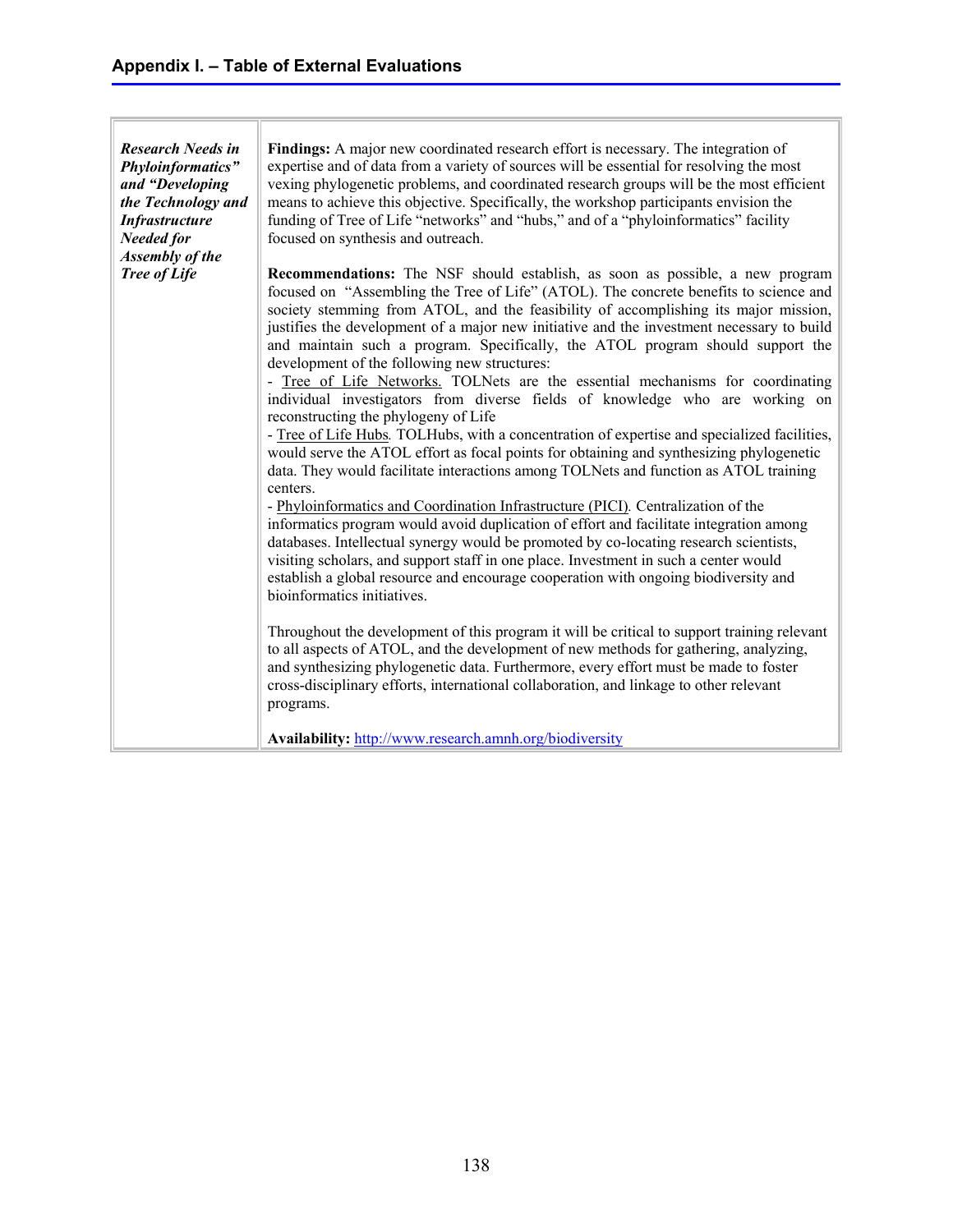## Appendix I. – Table of External Evaluations

| | |
|---|---|
| ***Research Needs in Phyloinformatics" and "Developing the Technology and Infrastructure Needed for Assembly of the Tree of Life*** | **Findings:** A major new coordinated research effort is necessary. The integration of expertise and of data from a variety of sources will be essential for resolving the most vexing phylogenetic problems, and coordinated research groups will be the most efficient means to achieve this objective. Specifically, the workshop participants envision the funding of Tree of Life "networks" and "hubs," and of a "phyloinformatics" facility focused on synthesis and outreach.<br><br>**Recommendations:** The NSF should establish, as soon as possible, a new program focused on "Assembling the Tree of Life" (ATOL). The concrete benefits to science and society stemming from ATOL, and the feasibility of accomplishing its major mission, justifies the development of a major new initiative and the investment necessary to build and maintain such a program. Specifically, the ATOL program should support the development of the following new structures:<br>- Tree of Life Networks. TOLNets are the essential mechanisms for coordinating individual investigators from diverse fields of knowledge who are working on reconstructing the phylogeny of Life<br>- Tree of Life Hubs. TOLHubs, with a concentration of expertise and specialized facilities, would serve the ATOL effort as focal points for obtaining and synthesizing phylogenetic data. They would facilitate interactions among TOLNets and function as ATOL training centers.<br>- Phyloinformatics and Coordination Infrastructure (PICI). Centralization of the informatics program would avoid duplication of effort and facilitate integration among databases. Intellectual synergy would be promoted by co-locating research scientists, visiting scholars, and support staff in one place. Investment in such a center would establish a global resource and encourage cooperation with ongoing biodiversity and bioinformatics initiatives.<br><br>Throughout the development of this program it will be critical to support training relevant to all aspects of ATOL, and the development of new methods for gathering, analyzing, and synthesizing phylogenetic data. Furthermore, every effort must be made to foster cross-disciplinary efforts, international collaboration, and linkage to other relevant programs.<br><br>**Availability:** http://www.research.amnh.org/biodiversity |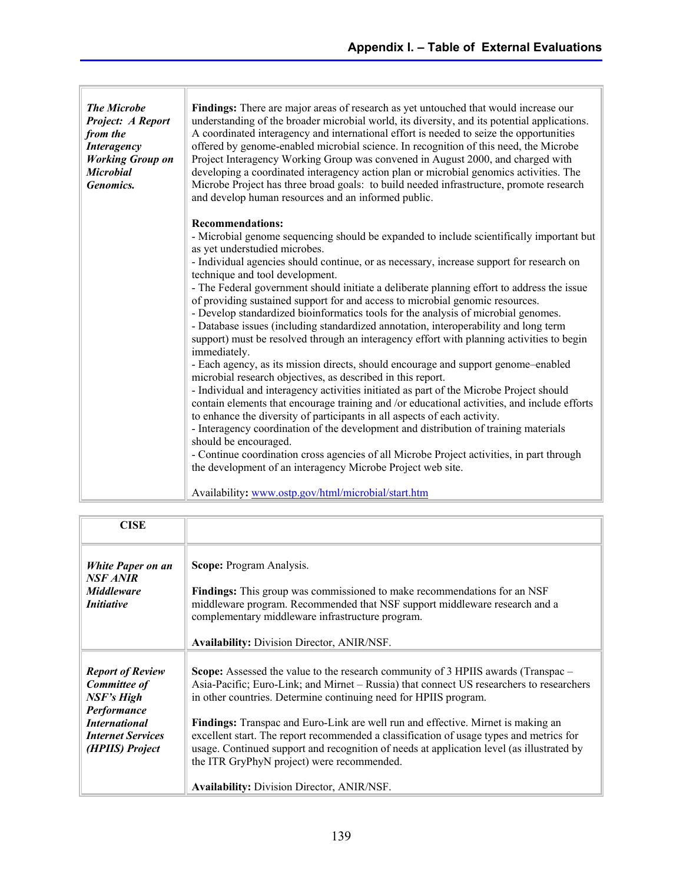| | |
|---|---|
| ***The Microbe Project: A Report from the Interagency Working Group on Microbial Genomics.*** | **Findings:** There are major areas of research as yet untouched that would increase our understanding of the broader microbial world, its diversity, and its potential applications. A coordinated interagency and international effort is needed to seize the opportunities offered by genome-enabled microbial science. In recognition of this need, the Microbe Project Interagency Working Group was convened in August 2000, and charged with developing a coordinated interagency action plan or microbial genomics activities. The Microbe Project has three broad goals: to build needed infrastructure, promote research and develop human resources and an informed public.<br><br>**Recommendations:**<br>- Microbial genome sequencing should be expanded to include scientifically important but as yet understudied microbes.<br>- Individual agencies should continue, or as necessary, increase support for research on technique and tool development.<br>- The Federal government should initiate a deliberate planning effort to address the issue of providing sustained support for and access to microbial genomic resources.<br>- Develop standardized bioinformatics tools for the analysis of microbial genomes.<br>- Database issues (including standardized annotation, interoperability and long term support) must be resolved through an interagency effort with planning activities to begin immediately.<br>- Each agency, as its mission directs, should encourage and support genome–enabled microbial research objectives, as described in this report.<br>- Individual and interagency activities initiated as part of the Microbe Project should contain elements that encourage training and /or educational activities, and include efforts to enhance the diversity of participants in all aspects of each activity.<br>- Interagency coordination of the development and distribution of training materials should be encouraged.<br>- Continue coordination cross agencies of all Microbe Project activities, in part through the development of an interagency Microbe Project web site.<br><br>Availability**:** www.ostp.gov/html/microbial/start.htm |

| **CISE** | |
|---|---|
| ***White Paper on an NSF ANIR Middleware Initiative*** | **Scope:** Program Analysis.<br><br>**Findings:** This group was commissioned to make recommendations for an NSF middleware program. Recommended that NSF support middleware research and a complementary middleware infrastructure program.<br><br>**Availability:** Division Director, ANIR/NSF. |
| ***Report of Review Committee of NSF's High Performance International Internet Services (HPIIS) Project*** | **Scope:** Assessed the value to the research community of 3 HPIIS awards (Transpac – Asia-Pacific; Euro-Link; and Mirnet – Russia) that connect US researchers to researchers in other countries. Determine continuing need for HPIIS program.<br><br>**Findings:** Transpac and Euro-Link are well run and effective. Mirnet is making an excellent start. The report recommended a classification of usage types and metrics for usage. Continued support and recognition of needs at application level (as illustrated by the ITR GryPhyN project) were recommended.<br><br>**Availability:** Division Director, ANIR/NSF. |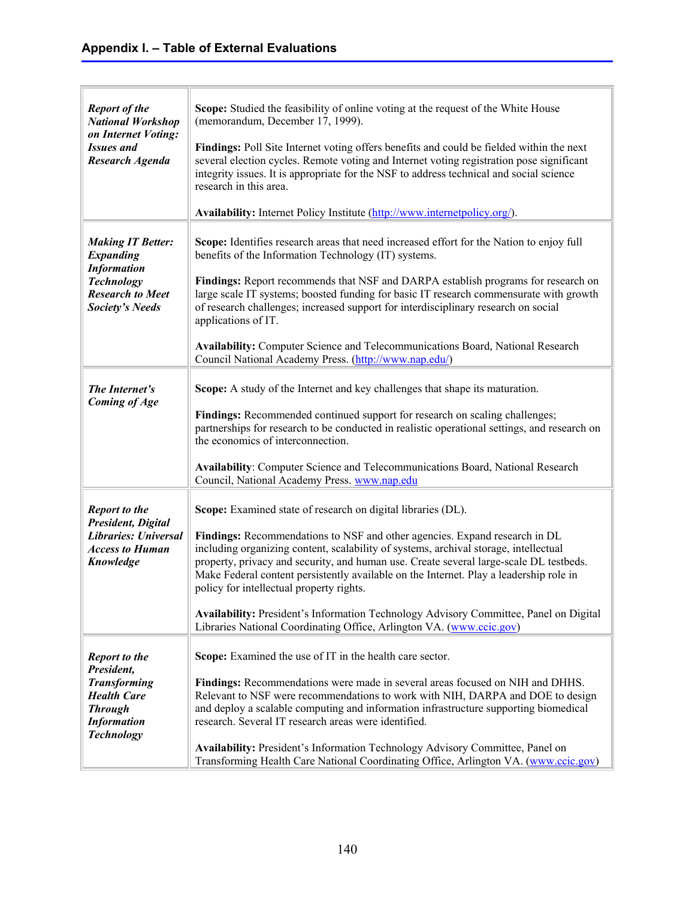## Appendix I. – Table of External Evaluations

| | |
|---|---|
| ***Report of the National Workshop on Internet Voting: Issues and Research Agenda*** | **Scope:** Studied the feasibility of online voting at the request of the White House (memorandum, December 17, 1999).<br><br>**Findings:** Poll Site Internet voting offers benefits and could be fielded within the next several election cycles. Remote voting and Internet voting registration pose significant integrity issues. It is appropriate for the NSF to address technical and social science research in this area.<br><br>**Availability:** Internet Policy Institute (http://www.internetpolicy.org/). |
| ***Making IT Better: Expanding Information Technology Research to Meet Society's Needs*** | **Scope:** Identifies research areas that need increased effort for the Nation to enjoy full benefits of the Information Technology (IT) systems.<br><br>**Findings:** Report recommends that NSF and DARPA establish programs for research on large scale IT systems; boosted funding for basic IT research commensurate with growth of research challenges; increased support for interdisciplinary research on social applications of IT.<br><br>**Availability:** Computer Science and Telecommunications Board, National Research Council National Academy Press. (http://www.nap.edu/) |
| ***The Internet's Coming of Age*** | **Scope:** A study of the Internet and key challenges that shape its maturation.<br><br>**Findings:** Recommended continued support for research on scaling challenges; partnerships for research to be conducted in realistic operational settings, and research on the economics of interconnection.<br><br>**Availability**: Computer Science and Telecommunications Board, National Research Council, National Academy Press. www.nap.edu |
| ***Report to the President, Digital Libraries: Universal Access to Human Knowledge*** | **Scope:** Examined state of research on digital libraries (DL).<br><br>**Findings:** Recommendations to NSF and other agencies. Expand research in DL including organizing content, scalability of systems, archival storage, intellectual property, privacy and security, and human use. Create several large-scale DL testbeds. Make Federal content persistently available on the Internet. Play a leadership role in policy for intellectual property rights.<br><br>**Availability:** President's Information Technology Advisory Committee, Panel on Digital Libraries National Coordinating Office, Arlington VA. (www.ccic.gov) |
| ***Report to the President, Transforming Health Care Through Information Technology*** | **Scope:** Examined the use of IT in the health care sector.<br><br>**Findings:** Recommendations were made in several areas focused on NIH and DHHS. Relevant to NSF were recommendations to work with NIH, DARPA and DOE to design and deploy a scalable computing and information infrastructure supporting biomedical research. Several IT research areas were identified.<br><br>**Availability:** President's Information Technology Advisory Committee, Panel on Transforming Health Care National Coordinating Office, Arlington VA. (www.ccic.gov) |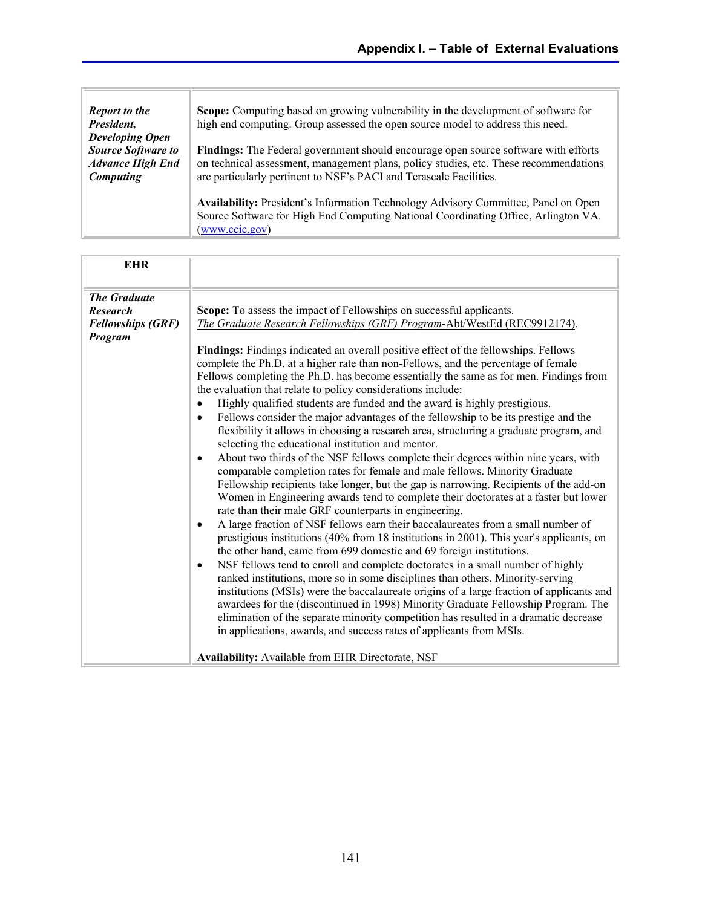| | |
|---|---|
| ***Report to the President, Developing Open Source Software to Advance High End Computing*** | **Scope:** Computing based on growing vulnerability in the development of software for high end computing. Group assessed the open source model to address this need.<br><br>**Findings:** The Federal government should encourage open source software with efforts on technical assessment, management plans, policy studies, etc. These recommendations are particularly pertinent to NSF's PACI and Terascale Facilities.<br><br>**Availability:** President's Information Technology Advisory Committee, Panel on Open Source Software for High End Computing National Coordinating Office, Arlington VA. (www.ccic.gov) |

| **EHR** | |
|---|---|
| ***The Graduate Research Fellowships (GRF) Program*** | **Scope:** To assess the impact of Fellowships on successful applicants. *The Graduate Research Fellowships (GRF) Program*-Abt/WestEd (REC9912174).<br><br>**Findings:** Findings indicated an overall positive effect of the fellowships. Fellows complete the Ph.D. at a higher rate than non-Fellows, and the percentage of female Fellows completing the Ph.D. has become essentially the same as for men. Findings from the evaluation that relate to policy considerations include:<br>• Highly qualified students are funded and the award is highly prestigious.<br>• Fellows consider the major advantages of the fellowship to be its prestige and the flexibility it allows in choosing a research area, structuring a graduate program, and selecting the educational institution and mentor.<br>• About two thirds of the NSF fellows complete their degrees within nine years, with comparable completion rates for female and male fellows. Minority Graduate Fellowship recipients take longer, but the gap is narrowing. Recipients of the add-on Women in Engineering awards tend to complete their doctorates at a faster but lower rate than their male GRF counterparts in engineering.<br>• A large fraction of NSF fellows earn their baccalaureates from a small number of prestigious institutions (40% from 18 institutions in 2001). This year's applicants, on the other hand, came from 699 domestic and 69 foreign institutions.<br>• NSF fellows tend to enroll and complete doctorates in a small number of highly ranked institutions, more so in some disciplines than others. Minority-serving institutions (MSIs) were the baccalaureate origins of a large fraction of applicants and awardees for the (discontinued in 1998) Minority Graduate Fellowship Program. The elimination of the separate minority competition has resulted in a dramatic decrease in applications, awards, and success rates of applicants from MSIs.<br><br>**Availability:** Available from EHR Directorate, NSF |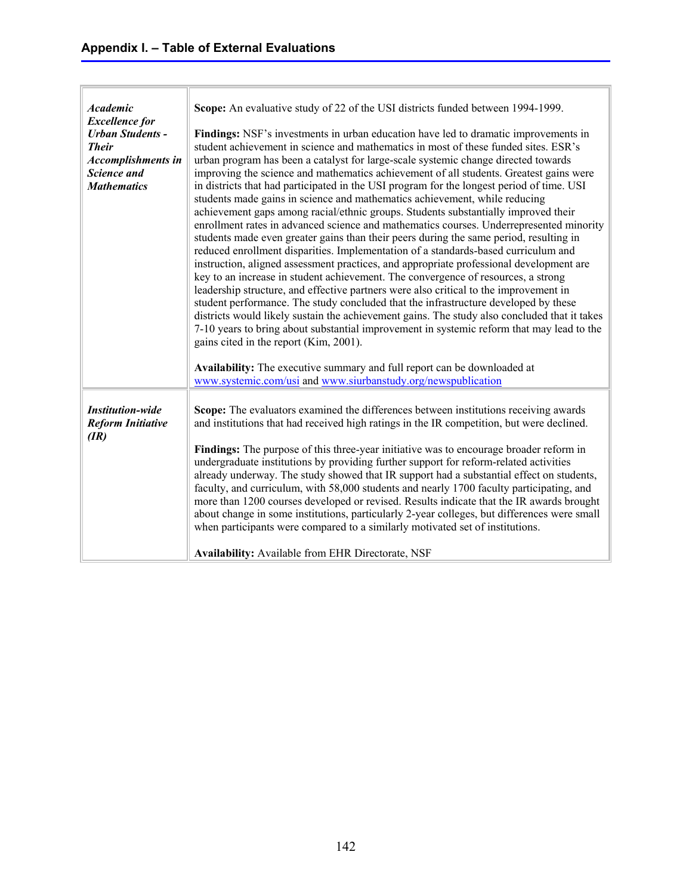## Appendix I. – Table of External Evaluations

| | |
|---|---|
| ***Academic Excellence for Urban Students - Their Accomplishments in Science and Mathematics*** | **Scope:** An evaluative study of 22 of the USI districts funded between 1994-1999.<br><br>**Findings:** NSF's investments in urban education have led to dramatic improvements in student achievement in science and mathematics in most of these funded sites. ESR's urban program has been a catalyst for large-scale systemic change directed towards improving the science and mathematics achievement of all students. Greatest gains were in districts that had participated in the USI program for the longest period of time. USI students made gains in science and mathematics achievement, while reducing achievement gaps among racial/ethnic groups. Students substantially improved their enrollment rates in advanced science and mathematics courses. Underrepresented minority students made even greater gains than their peers during the same period, resulting in reduced enrollment disparities. Implementation of a standards-based curriculum and instruction, aligned assessment practices, and appropriate professional development are key to an increase in student achievement. The convergence of resources, a strong leadership structure, and effective partners were also critical to the improvement in student performance. The study concluded that the infrastructure developed by these districts would likely sustain the achievement gains. The study also concluded that it takes 7-10 years to bring about substantial improvement in systemic reform that may lead to the gains cited in the report (Kim, 2001).<br><br>**Availability:** The executive summary and full report can be downloaded at www.systemic.com/usi and www.siurbanstudy.org/newspublication |
| ***Institution-wide Reform Initiative (IR)*** | **Scope:** The evaluators examined the differences between institutions receiving awards and institutions that had received high ratings in the IR competition, but were declined.<br><br>**Findings:** The purpose of this three-year initiative was to encourage broader reform in undergraduate institutions by providing further support for reform-related activities already underway. The study showed that IR support had a substantial effect on students, faculty, and curriculum, with 58,000 students and nearly 1700 faculty participating, and more than 1200 courses developed or revised. Results indicate that the IR awards brought about change in some institutions, particularly 2-year colleges, but differences were small when participants were compared to a similarly motivated set of institutions.<br><br>**Availability:** Available from EHR Directorate, NSF |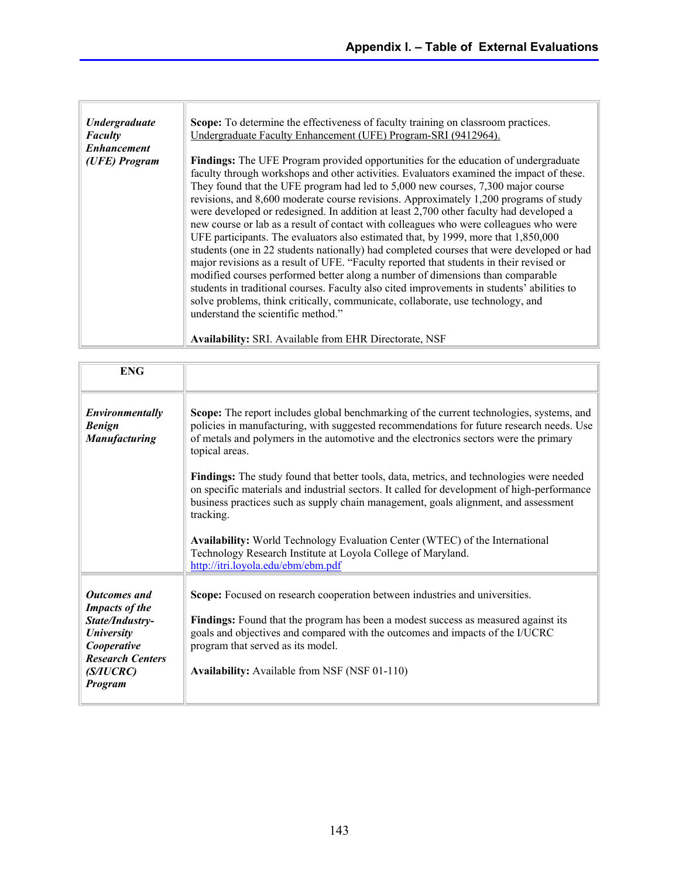| | |
|---|---|
| ***Undergraduate Faculty Enhancement (UFE) Program*** | **Scope:** To determine the effectiveness of faculty training on classroom practices. Undergraduate Faculty Enhancement (UFE) Program-SRI (9412964).<br><br>**Findings:** The UFE Program provided opportunities for the education of undergraduate faculty through workshops and other activities. Evaluators examined the impact of these. They found that the UFE program had led to 5,000 new courses, 7,300 major course revisions, and 8,600 moderate course revisions. Approximately 1,200 programs of study were developed or redesigned. In addition at least 2,700 other faculty had developed a new course or lab as a result of contact with colleagues who were colleagues who were UFE participants. The evaluators also estimated that, by 1999, more that 1,850,000 students (one in 22 students nationally) had completed courses that were developed or had major revisions as a result of UFE. "Faculty reported that students in their revised or modified courses performed better along a number of dimensions than comparable students in traditional courses. Faculty also cited improvements in students' abilities to solve problems, think critically, communicate, collaborate, use technology, and understand the scientific method."<br><br>**Availability:** SRI. Available from EHR Directorate, NSF |

| **ENG** | |
|---|---|
| ***Environmentally Benign Manufacturing*** | **Scope:** The report includes global benchmarking of the current technologies, systems, and policies in manufacturing, with suggested recommendations for future research needs. Use of metals and polymers in the automotive and the electronics sectors were the primary topical areas.<br><br>**Findings:** The study found that better tools, data, metrics, and technologies were needed on specific materials and industrial sectors. It called for development of high-performance business practices such as supply chain management, goals alignment, and assessment tracking.<br><br>**Availability:** World Technology Evaluation Center (WTEC) of the International Technology Research Institute at Loyola College of Maryland. http://itri.loyola.edu/ebm/ebm.pdf |
| ***Outcomes and Impacts of the State/Industry-University Cooperative Research Centers (S/IUCRC) Program*** | **Scope:** Focused on research cooperation between industries and universities.<br><br>**Findings:** Found that the program has been a modest success as measured against its goals and objectives and compared with the outcomes and impacts of the I/UCRC program that served as its model.<br><br>**Availability:** Available from NSF (NSF 01-110) |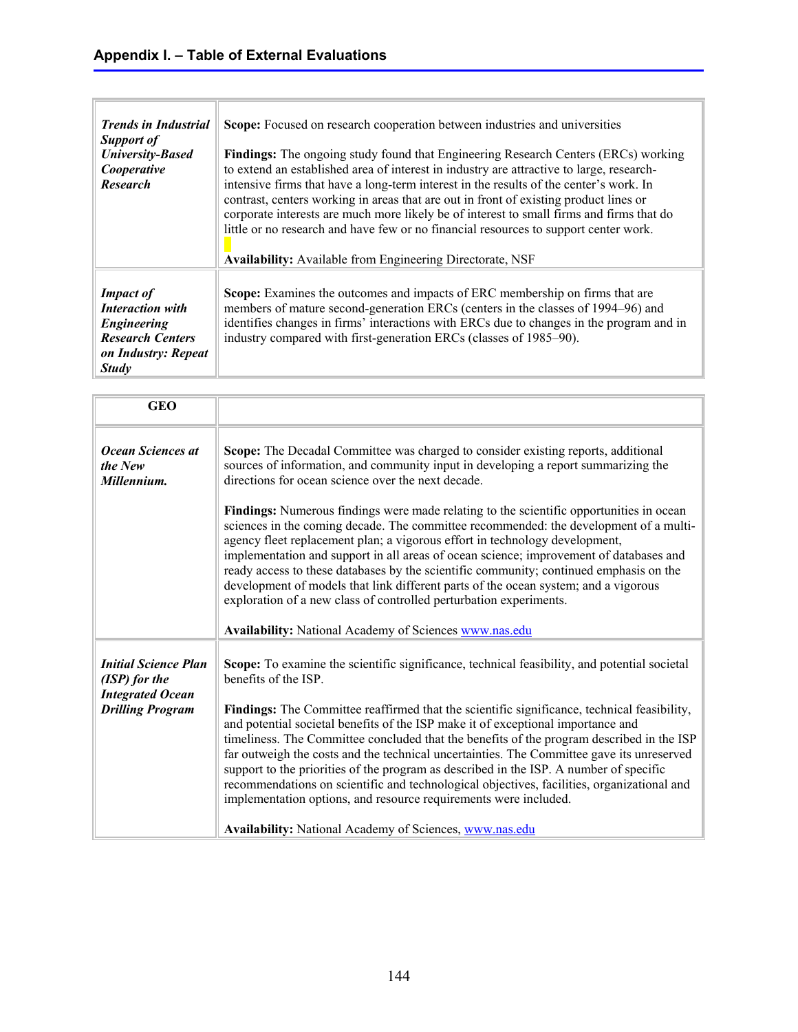## Appendix I. – Table of External Evaluations

| | |
|---|---|
| ***Trends in Industrial Support of University-Based Cooperative Research*** | **Scope:** Focused on research cooperation between industries and universities<br><br>**Findings:** The ongoing study found that Engineering Research Centers (ERCs) working to extend an established area of interest in industry are attractive to large, research-intensive firms that have a long-term interest in the results of the center's work. In contrast, centers working in areas that are out in front of existing product lines or corporate interests are much more likely be of interest to small firms and firms that do little or no research and have few or no financial resources to support center work.<br><br>**Availability:** Available from Engineering Directorate, NSF |
| ***Impact of Interaction with Engineering Research Centers on Industry: Repeat Study*** | **Scope:** Examines the outcomes and impacts of ERC membership on firms that are members of mature second-generation ERCs (centers in the classes of 1994–96) and identifies changes in firms' interactions with ERCs due to changes in the program and in industry compared with first-generation ERCs (classes of 1985–90). |

| **GEO** | |
|---|---|
| ***Ocean Sciences at the New Millennium.*** | **Scope:** The Decadal Committee was charged to consider existing reports, additional sources of information, and community input in developing a report summarizing the directions for ocean science over the next decade.<br><br>**Findings:** Numerous findings were made relating to the scientific opportunities in ocean sciences in the coming decade. The committee recommended: the development of a multi-agency fleet replacement plan; a vigorous effort in technology development, implementation and support in all areas of ocean science; improvement of databases and ready access to these databases by the scientific community; continued emphasis on the development of models that link different parts of the ocean system; and a vigorous exploration of a new class of controlled perturbation experiments.<br><br>**Availability:** National Academy of Sciences www.nas.edu |
| ***Initial Science Plan (ISP) for the Integrated Ocean Drilling Program*** | **Scope:** To examine the scientific significance, technical feasibility, and potential societal benefits of the ISP.<br><br>**Findings:** The Committee reaffirmed that the scientific significance, technical feasibility, and potential societal benefits of the ISP make it of exceptional importance and timeliness. The Committee concluded that the benefits of the program described in the ISP far outweigh the costs and the technical uncertainties. The Committee gave its unreserved support to the priorities of the program as described in the ISP. A number of specific recommendations on scientific and technological objectives, facilities, organizational and implementation options, and resource requirements were included.<br><br>**Availability:** National Academy of Sciences, www.nas.edu |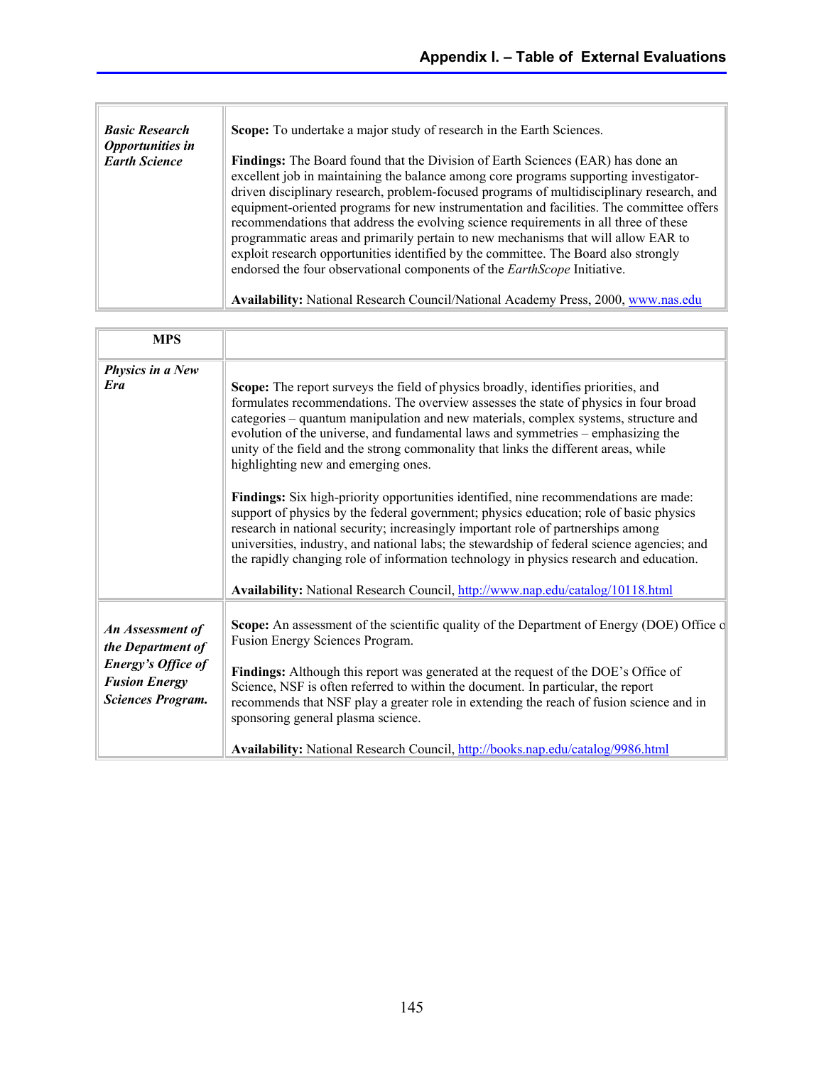| | |
|---|---|
| ***Basic Research Opportunities in Earth Science*** | **Scope:** To undertake a major study of research in the Earth Sciences.<br><br>**Findings:** The Board found that the Division of Earth Sciences (EAR) has done an excellent job in maintaining the balance among core programs supporting investigator-driven disciplinary research, problem-focused programs of multidisciplinary research, and equipment-oriented programs for new instrumentation and facilities. The committee offers recommendations that address the evolving science requirements in all three of these programmatic areas and primarily pertain to new mechanisms that will allow EAR to exploit research opportunities identified by the committee. The Board also strongly endorsed the four observational components of the *EarthScope* Initiative.<br><br>**Availability:** National Research Council/National Academy Press, 2000, www.nas.edu |

| **MPS** | |
|---|---|
| ***Physics in a New Era*** | **Scope:** The report surveys the field of physics broadly, identifies priorities, and formulates recommendations. The overview assesses the state of physics in four broad categories – quantum manipulation and new materials, complex systems, structure and evolution of the universe, and fundamental laws and symmetries – emphasizing the unity of the field and the strong commonality that links the different areas, while highlighting new and emerging ones.<br><br>**Findings:** Six high-priority opportunities identified, nine recommendations are made: support of physics by the federal government; physics education; role of basic physics research in national security; increasingly important role of partnerships among universities, industry, and national labs; the stewardship of federal science agencies; and the rapidly changing role of information technology in physics research and education.<br><br>**Availability:** National Research Council, http://www.nap.edu/catalog/10118.html |
| ***An Assessment of the Department of Energy's Office of Fusion Energy Sciences Program.*** | **Scope:** An assessment of the scientific quality of the Department of Energy (DOE) Office o Fusion Energy Sciences Program.<br><br>**Findings:** Although this report was generated at the request of the DOE's Office of Science, NSF is often referred to within the document. In particular, the report recommends that NSF play a greater role in extending the reach of fusion science and in sponsoring general plasma science.<br><br>**Availability:** National Research Council, http://books.nap.edu/catalog/9986.html |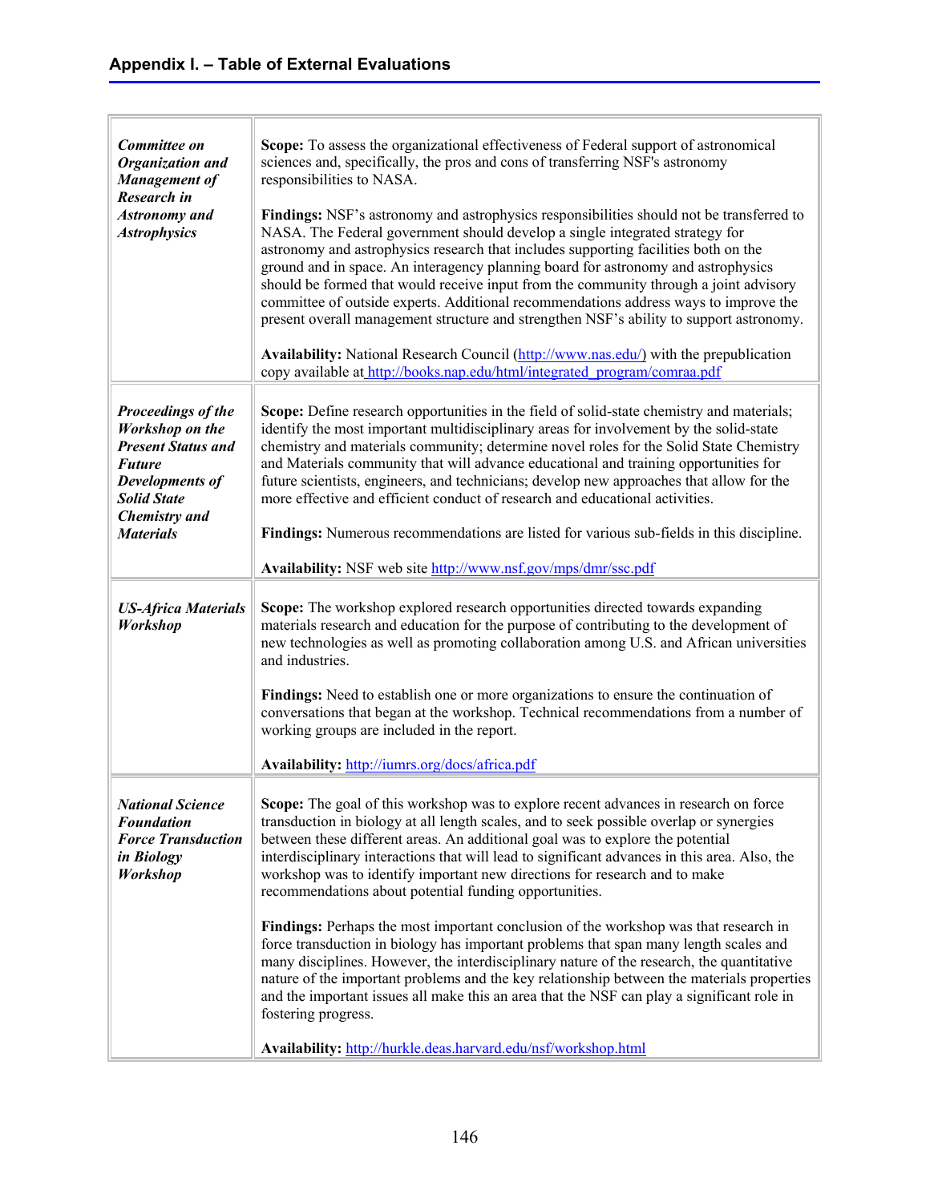## Appendix I. – Table of External Evaluations

| | |
|---|---|
| ***Committee on Organization and Management of Research in Astronomy and Astrophysics*** | **Scope:** To assess the organizational effectiveness of Federal support of astronomical sciences and, specifically, the pros and cons of transferring NSF's astronomy responsibilities to NASA.<br><br>**Findings:** NSF's astronomy and astrophysics responsibilities should not be transferred to NASA. The Federal government should develop a single integrated strategy for astronomy and astrophysics research that includes supporting facilities both on the ground and in space. An interagency planning board for astronomy and astrophysics should be formed that would receive input from the community through a joint advisory committee of outside experts. Additional recommendations address ways to improve the present overall management structure and strengthen NSF's ability to support astronomy.<br><br>**Availability:** National Research Council (http://www.nas.edu/) with the prepublication copy available at http://books.nap.edu/html/integrated_program/comraa.pdf |
| ***Proceedings of the Workshop on the Present Status and Future Developments of Solid State Chemistry and Materials*** | **Scope:** Define research opportunities in the field of solid-state chemistry and materials; identify the most important multidisciplinary areas for involvement by the solid-state chemistry and materials community; determine novel roles for the Solid State Chemistry and Materials community that will advance educational and training opportunities for future scientists, engineers, and technicians; develop new approaches that allow for the more effective and efficient conduct of research and educational activities.<br><br>**Findings:** Numerous recommendations are listed for various sub-fields in this discipline.<br><br>**Availability:** NSF web site http://www.nsf.gov/mps/dmr/ssc.pdf |
| ***US-Africa Materials Workshop*** | **Scope:** The workshop explored research opportunities directed towards expanding materials research and education for the purpose of contributing to the development of new technologies as well as promoting collaboration among U.S. and African universities and industries.<br><br>**Findings:** Need to establish one or more organizations to ensure the continuation of conversations that began at the workshop. Technical recommendations from a number of working groups are included in the report.<br><br>**Availability:** http://iumrs.org/docs/africa.pdf |
| ***National Science Foundation Force Transduction in Biology Workshop*** | **Scope:** The goal of this workshop was to explore recent advances in research on force transduction in biology at all length scales, and to seek possible overlap or synergies between these different areas. An additional goal was to explore the potential interdisciplinary interactions that will lead to significant advances in this area. Also, the workshop was to identify important new directions for research and to make recommendations about potential funding opportunities.<br><br>**Findings:** Perhaps the most important conclusion of the workshop was that research in force transduction in biology has important problems that span many length scales and many disciplines. However, the interdisciplinary nature of the research, the quantitative nature of the important problems and the key relationship between the materials properties and the important issues all make this an area that the NSF can play a significant role in fostering progress.<br><br>**Availability:** http://hurkle.deas.harvard.edu/nsf/workshop.html |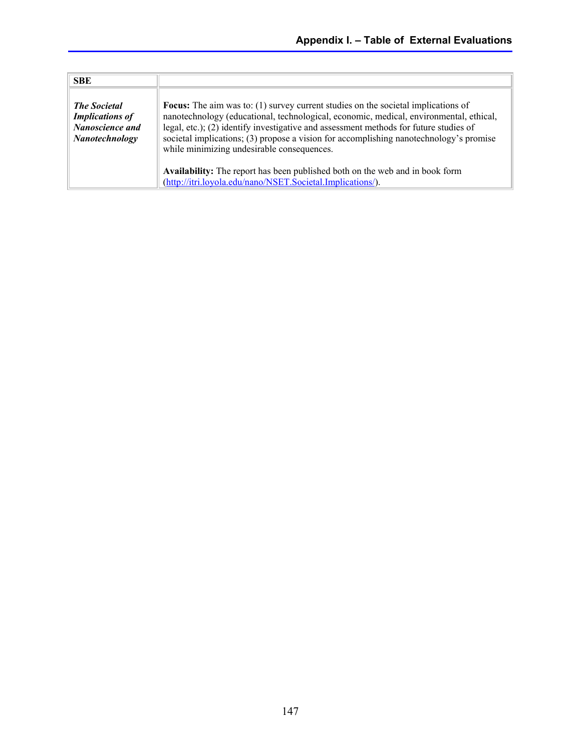| SBE | |
|---|---|
| ***The Societal Implications of Nanoscience and Nanotechnology*** | **Focus:** The aim was to: (1) survey current studies on the societal implications of nanotechnology (educational, technological, economic, medical, environmental, ethical, legal, etc.); (2) identify investigative and assessment methods for future studies of societal implications; (3) propose a vision for accomplishing nanotechnology's promise while minimizing undesirable consequences.<br><br>**Availability:** The report has been published both on the web and in book form (http://itri.loyola.edu/nano/NSET.Societal.Implications/). |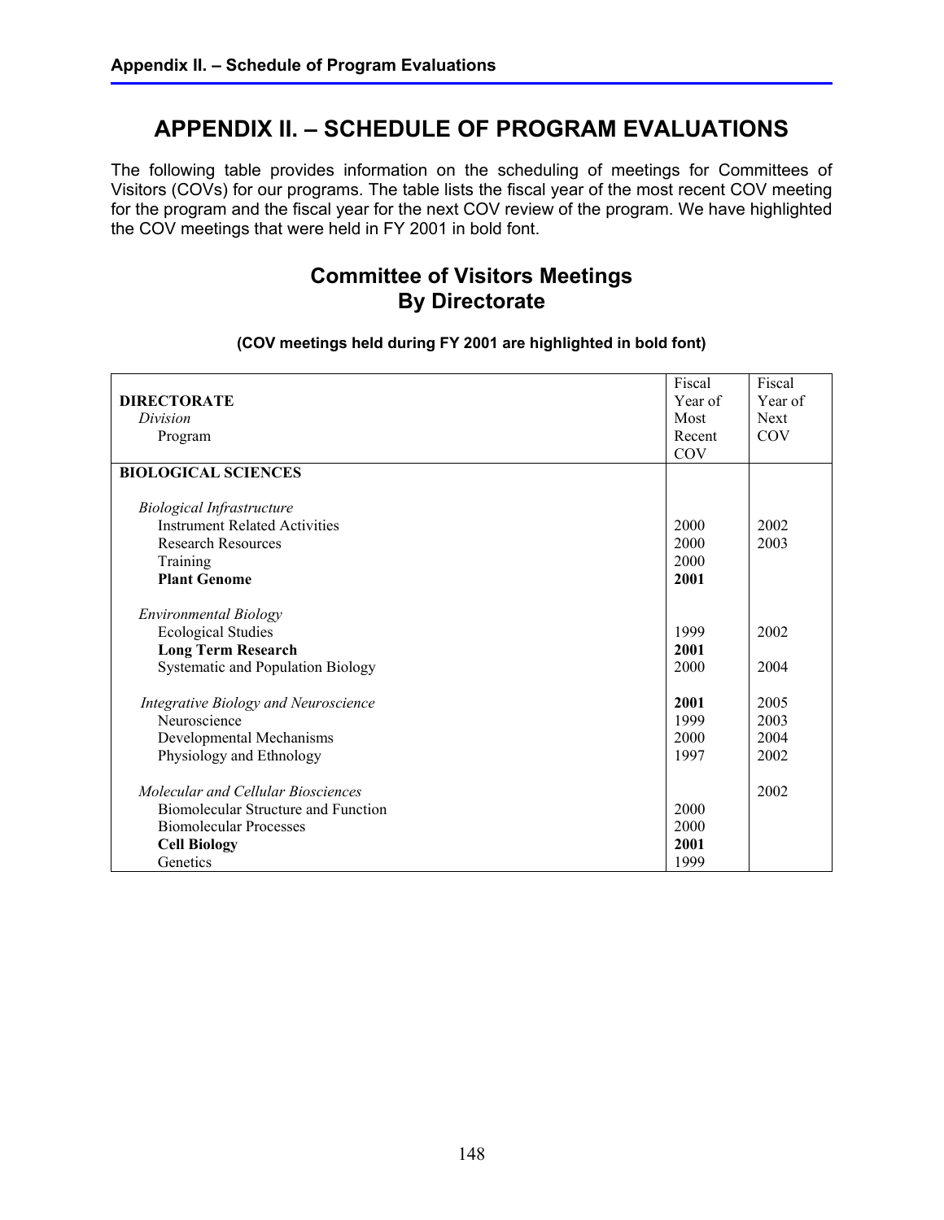# APPENDIX II. – SCHEDULE OF PROGRAM EVALUATIONS

The following table provides information on the scheduling of meetings for Committees of Visitors (COVs) for our programs. The table lists the fiscal year of the most recent COV meeting for the program and the fiscal year for the next COV review of the program. We have highlighted the COV meetings that were held in FY 2001 in bold font.

## Committee of Visitors Meetings By Directorate

**(COV meetings held during FY 2001 are highlighted in bold font)**

| **DIRECTORATE**<br>*Division*<br>Program | Fiscal Year of Most Recent COV | Fiscal Year of Next COV |
|---|---|---|
| **BIOLOGICAL SCIENCES** | | |
| *Biological Infrastructure* | | |
| Instrument Related Activities | 2000 | 2002 |
| Research Resources | 2000 | 2003 |
| Training | 2000 | |
| **Plant Genome** | **2001** | |
| *Environmental Biology* | | |
| Ecological Studies | 1999 | 2002 |
| **Long Term Research** | **2001** | |
| Systematic and Population Biology | 2000 | 2004 |
| *Integrative Biology and Neuroscience* | **2001** | 2005 |
| Neuroscience | 1999 | 2003 |
| Developmental Mechanisms | 2000 | 2004 |
| Physiology and Ethnology | 1997 | 2002 |
| *Molecular and Cellular Biosciences* | | 2002 |
| Biomolecular Structure and Function | 2000 | |
| Biomolecular Processes | 2000 | |
| **Cell Biology** | **2001** | |
| Genetics | 1999 | |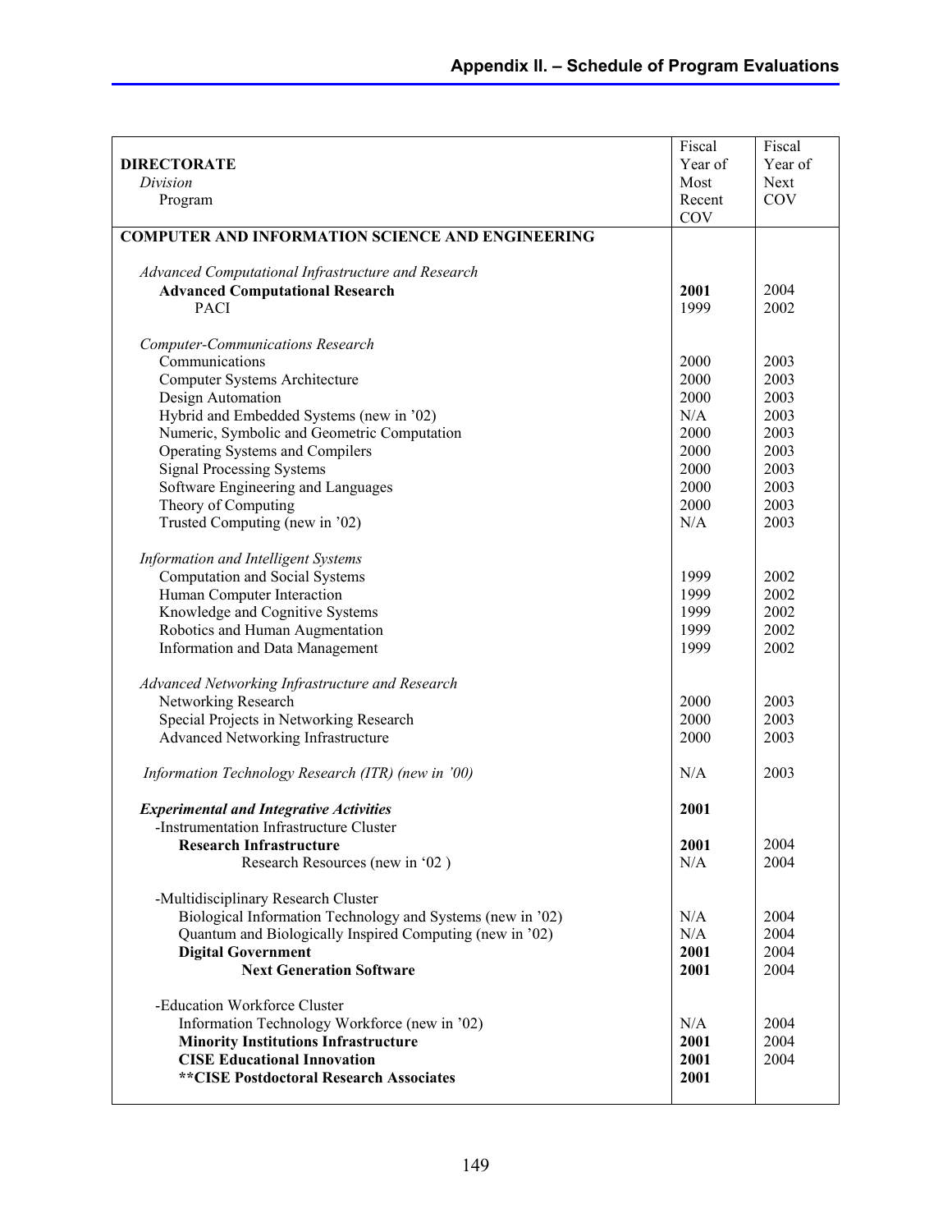## Appendix II. – Schedule of Program Evaluations

| **DIRECTORATE** *Division* Program | Fiscal Year of Most Recent COV | Fiscal Year of Next COV |
|---|---|---|
| **COMPUTER AND INFORMATION SCIENCE AND ENGINEERING** | | |
| *Advanced Computational Infrastructure and Research* | | |
| **Advanced Computational Research** | **2001** | 2004 |
| PACI | 1999 | 2002 |
| *Computer-Communications Research* | | |
| Communications | 2000 | 2003 |
| Computer Systems Architecture | 2000 | 2003 |
| Design Automation | 2000 | 2003 |
| Hybrid and Embedded Systems (new in '02) | N/A | 2003 |
| Numeric, Symbolic and Geometric Computation | 2000 | 2003 |
| Operating Systems and Compilers | 2000 | 2003 |
| Signal Processing Systems | 2000 | 2003 |
| Software Engineering and Languages | 2000 | 2003 |
| Theory of Computing | 2000 | 2003 |
| Trusted Computing (new in '02) | N/A | 2003 |
| *Information and Intelligent Systems* | | |
| Computation and Social Systems | 1999 | 2002 |
| Human Computer Interaction | 1999 | 2002 |
| Knowledge and Cognitive Systems | 1999 | 2002 |
| Robotics and Human Augmentation | 1999 | 2002 |
| Information and Data Management | 1999 | 2002 |
| *Advanced Networking Infrastructure and Research* | | |
| Networking Research | 2000 | 2003 |
| Special Projects in Networking Research | 2000 | 2003 |
| Advanced Networking Infrastructure | 2000 | 2003 |
| *Information Technology Research (ITR) (new in '00)* | N/A | 2003 |
| ***Experimental and Integrative Activities*** | **2001** | |
| -Instrumentation Infrastructure Cluster | | |
| **Research Infrastructure** | **2001** | 2004 |
| Research Resources (new in '02 ) | N/A | 2004 |
| -Multidisciplinary Research Cluster | | |
| Biological Information Technology and Systems (new in '02) | N/A | 2004 |
| Quantum and Biologically Inspired Computing (new in '02) | N/A | 2004 |
| **Digital Government** | **2001** | 2004 |
| **Next Generation Software** | **2001** | 2004 |
| -Education Workforce Cluster | | |
| Information Technology Workforce (new in '02) | N/A | 2004 |
| **Minority Institutions Infrastructure** | **2001** | 2004 |
| **CISE Educational Innovation** | **2001** | 2004 |
| **\*\*CISE Postdoctoral Research Associates** | **2001** | |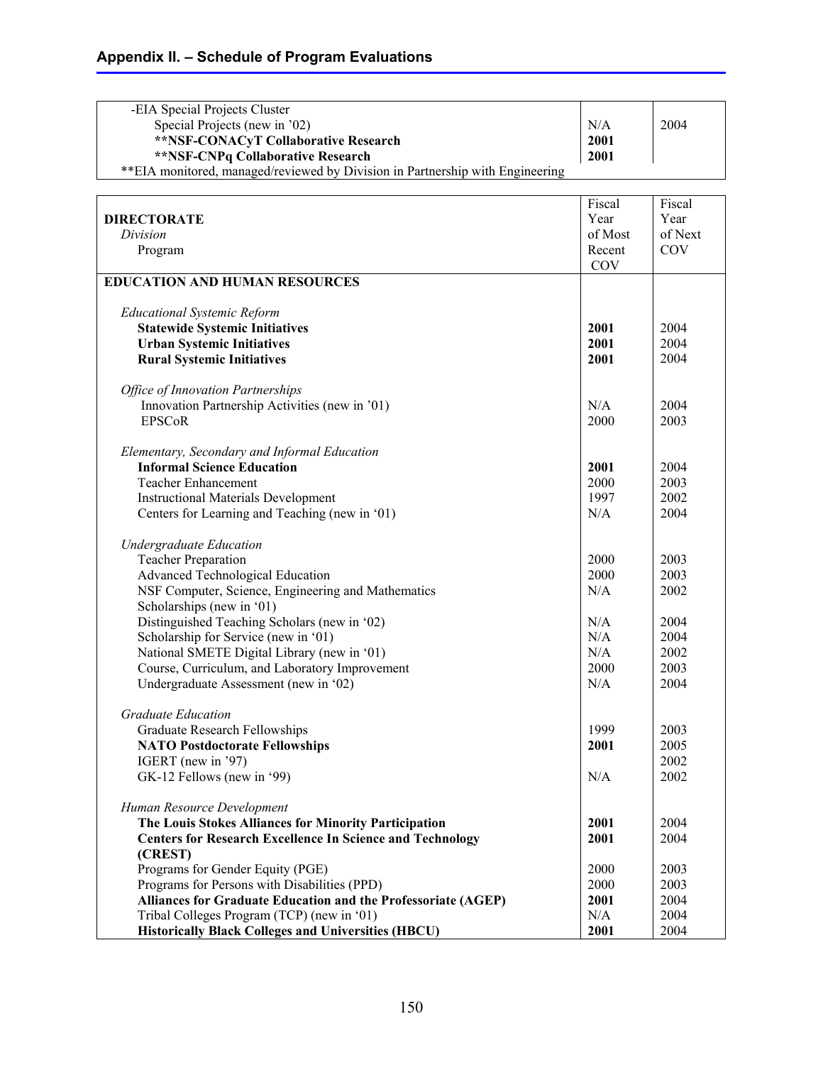## Appendix II. – Schedule of Program Evaluations

| | | |
|---|---|---|
| -EIA Special Projects Cluster | | |
| Special Projects (new in '02) | N/A | 2004 |
| **\*\*NSF-CONACyT Collaborative Research** | **2001** | |
| **\*\*NSF-CNPq Collaborative Research** | **2001** | |
| \*\*EIA monitored, managed/reviewed by Division in Partnership with Engineering | | |

| **DIRECTORATE** *Division* Program | Fiscal Year of Most Recent COV | Fiscal Year of Next COV |
|---|---|---|
| **EDUCATION AND HUMAN RESOURCES** | | |
| *Educational Systemic Reform* | | |
| **Statewide Systemic Initiatives** | **2001** | 2004 |
| **Urban Systemic Initiatives** | **2001** | 2004 |
| **Rural Systemic Initiatives** | **2001** | 2004 |
| *Office of Innovation Partnerships* | | |
| Innovation Partnership Activities (new in '01) | N/A | 2004 |
| EPSCoR | 2000 | 2003 |
| *Elementary, Secondary and Informal Education* | | |
| **Informal Science Education** | **2001** | 2004 |
| Teacher Enhancement | 2000 | 2003 |
| Instructional Materials Development | 1997 | 2002 |
| Centers for Learning and Teaching (new in '01) | N/A | 2004 |
| *Undergraduate Education* | | |
| Teacher Preparation | 2000 | 2003 |
| Advanced Technological Education | 2000 | 2003 |
| NSF Computer, Science, Engineering and Mathematics Scholarships (new in '01) | N/A | 2002 |
| Distinguished Teaching Scholars (new in '02) | N/A | 2004 |
| Scholarship for Service (new in '01) | N/A | 2004 |
| National SMETE Digital Library (new in '01) | N/A | 2002 |
| Course, Curriculum, and Laboratory Improvement | 2000 | 2003 |
| Undergraduate Assessment (new in '02) | N/A | 2004 |
| *Graduate Education* | | |
| Graduate Research Fellowships | 1999 | 2003 |
| **NATO Postdoctorate Fellowships** | **2001** | 2005 |
| IGERT (new in '97) | | 2002 |
| GK-12 Fellows (new in '99) | N/A | 2002 |
| *Human Resource Development* | | |
| **The Louis Stokes Alliances for Minority Participation** | **2001** | 2004 |
| **Centers for Research Excellence In Science and Technology (CREST)** | **2001** | 2004 |
| Programs for Gender Equity (PGE) | 2000 | 2003 |
| Programs for Persons with Disabilities (PPD) | 2000 | 2003 |
| **Alliances for Graduate Education and the Professoriate (AGEP)** | **2001** | 2004 |
| Tribal Colleges Program (TCP) (new in '01) | N/A | 2004 |
| **Historically Black Colleges and Universities (HBCU)** | **2001** | 2004 |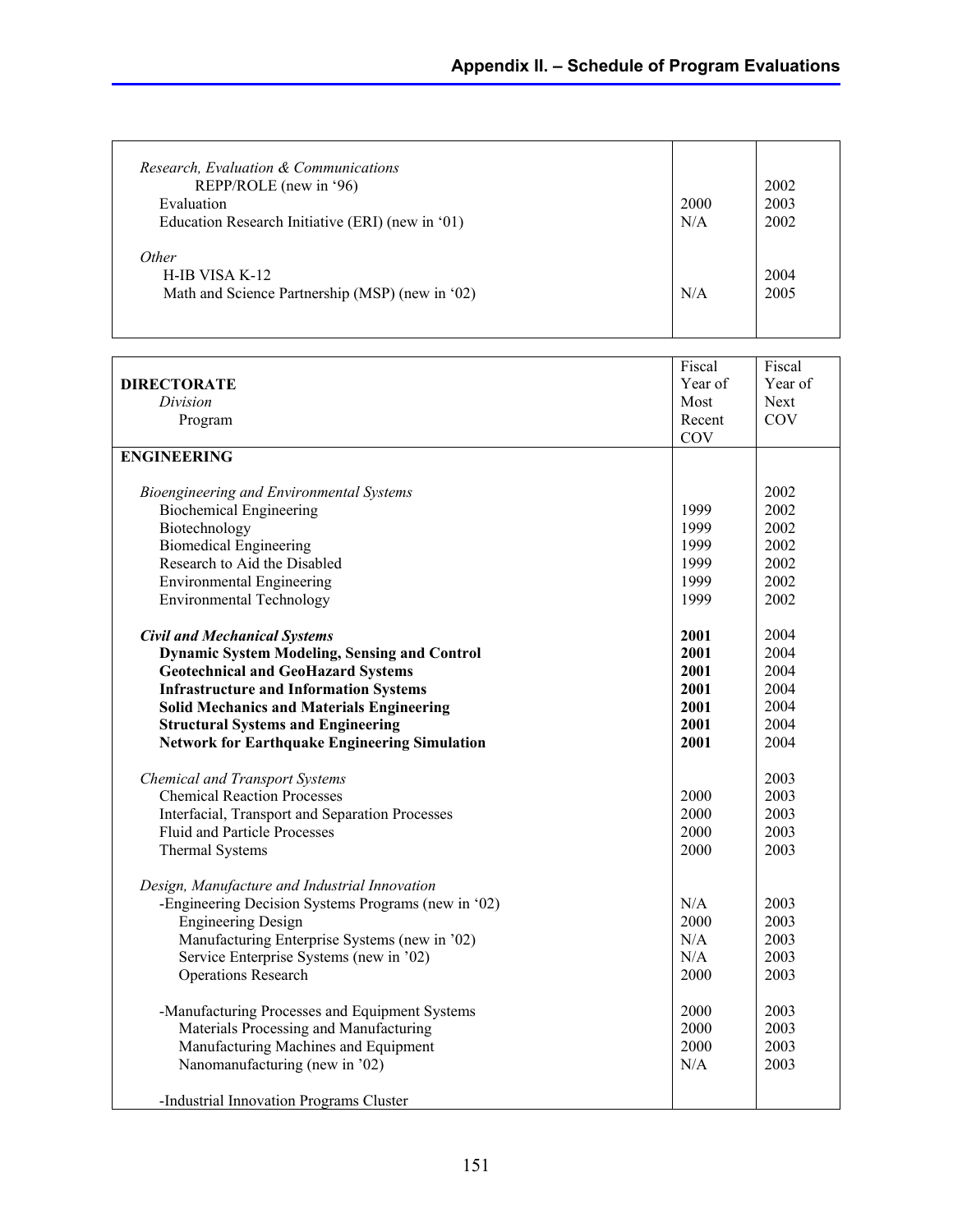| | | |
|---|---|---|
| *Research, Evaluation & Communications* | | |
| REPP/ROLE (new in '96) | | 2002 |
| Evaluation | 2000 | 2003 |
| Education Research Initiative (ERI) (new in '01) | N/A | 2002 |
| *Other* | | |
| H-IB VISA K-12 | | 2004 |
| Math and Science Partnership (MSP) (new in '02) | N/A | 2005 |

| **DIRECTORATE** <br> *Division* <br> Program | Fiscal Year of Most Recent COV | Fiscal Year of Next COV |
|---|---|---|
| **ENGINEERING** | | |
| *Bioengineering and Environmental Systems* | | 2002 |
| Biochemical Engineering | 1999 | 2002 |
| Biotechnology | 1999 | 2002 |
| Biomedical Engineering | 1999 | 2002 |
| Research to Aid the Disabled | 1999 | 2002 |
| Environmental Engineering | 1999 | 2002 |
| Environmental Technology | 1999 | 2002 |
| ***Civil and Mechanical Systems*** | **2001** | 2004 |
| **Dynamic System Modeling, Sensing and Control** | **2001** | 2004 |
| **Geotechnical and GeoHazard Systems** | **2001** | 2004 |
| **Infrastructure and Information Systems** | **2001** | 2004 |
| **Solid Mechanics and Materials Engineering** | **2001** | 2004 |
| **Structural Systems and Engineering** | **2001** | 2004 |
| **Network for Earthquake Engineering Simulation** | **2001** | 2004 |
| *Chemical and Transport Systems* | | 2003 |
| Chemical Reaction Processes | 2000 | 2003 |
| Interfacial, Transport and Separation Processes | 2000 | 2003 |
| Fluid and Particle Processes | 2000 | 2003 |
| Thermal Systems | 2000 | 2003 |
| *Design, Manufacture and Industrial Innovation* | | |
| -Engineering Decision Systems Programs (new in '02) | N/A | 2003 |
| Engineering Design | 2000 | 2003 |
| Manufacturing Enterprise Systems (new in '02) | N/A | 2003 |
| Service Enterprise Systems (new in '02) | N/A | 2003 |
| Operations Research | 2000 | 2003 |
| -Manufacturing Processes and Equipment Systems | 2000 | 2003 |
| Materials Processing and Manufacturing | 2000 | 2003 |
| Manufacturing Machines and Equipment | 2000 | 2003 |
| Nanomanufacturing (new in '02) | N/A | 2003 |
| -Industrial Innovation Programs Cluster | | |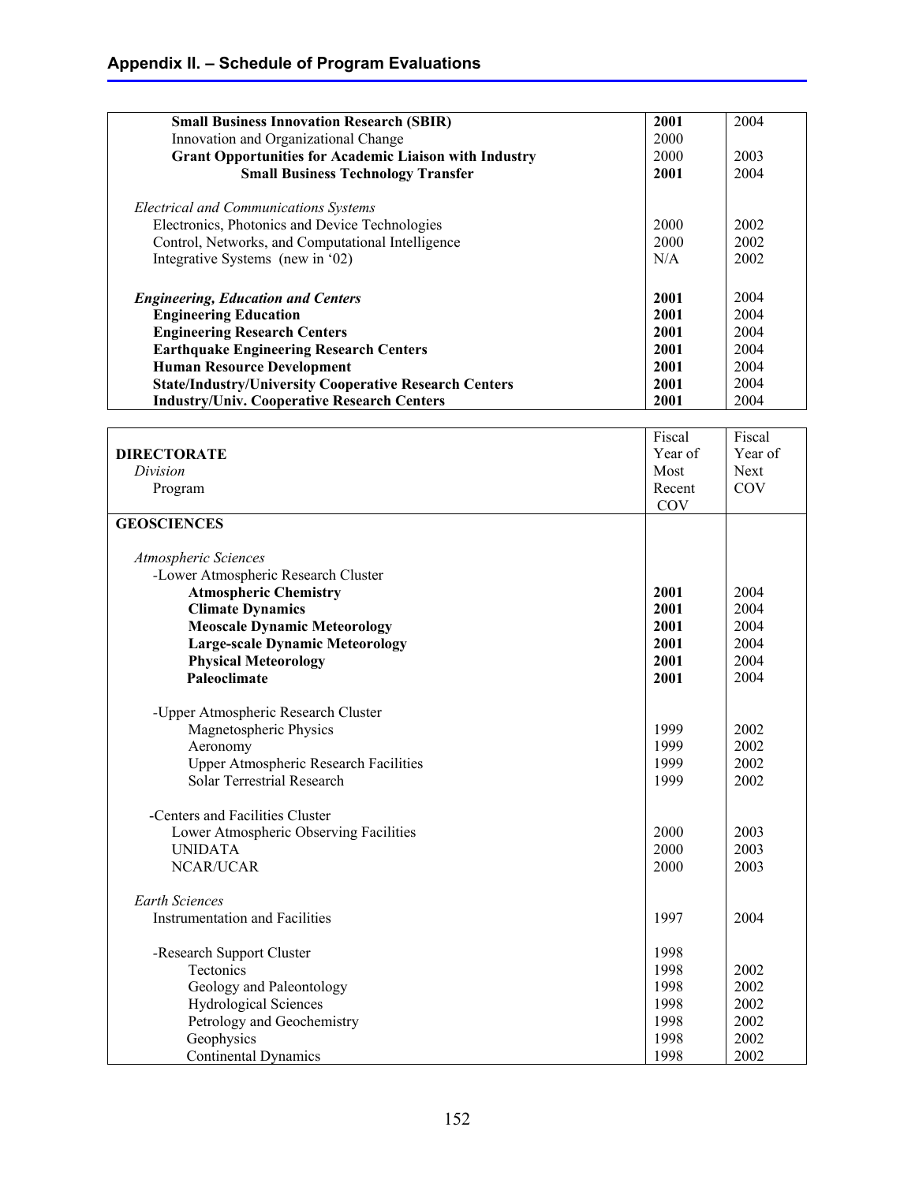## Appendix II. – Schedule of Program Evaluations

| | | |
|---|---|---|
| **Small Business Innovation Research (SBIR)** | **2001** | 2004 |
| Innovation and Organizational Change | 2000 | |
| **Grant Opportunities for Academic Liaison with Industry** | 2000 | 2003 |
| **Small Business Technology Transfer** | **2001** | 2004 |
| | | |
| *Electrical and Communications Systems* | | |
| Electronics, Photonics and Device Technologies | 2000 | 2002 |
| Control, Networks, and Computational Intelligence | 2000 | 2002 |
| Integrative Systems (new in '02) | N/A | 2002 |
| | | |
| ***Engineering, Education and Centers*** | **2001** | 2004 |
| **Engineering Education** | **2001** | 2004 |
| **Engineering Research Centers** | **2001** | 2004 |
| **Earthquake Engineering Research Centers** | **2001** | 2004 |
| **Human Resource Development** | **2001** | 2004 |
| **State/Industry/University Cooperative Research Centers** | **2001** | 2004 |
| **Industry/Univ. Cooperative Research Centers** | **2001** | 2004 |

| **DIRECTORATE** *Division* Program | Fiscal Year of Most Recent COV | Fiscal Year of Next COV |
|---|---|---|
| **GEOSCIENCES** | | |
| | | |
| *Atmospheric Sciences* | | |
| -Lower Atmospheric Research Cluster | | |
| **Atmospheric Chemistry** | **2001** | 2004 |
| **Climate Dynamics** | **2001** | 2004 |
| **Meoscale Dynamic Meteorology** | **2001** | 2004 |
| **Large-scale Dynamic Meteorology** | **2001** | 2004 |
| **Physical Meteorology** | **2001** | 2004 |
| **Paleoclimate** | **2001** | 2004 |
| | | |
| -Upper Atmospheric Research Cluster | | |
| Magnetospheric Physics | 1999 | 2002 |
| Aeronomy | 1999 | 2002 |
| Upper Atmospheric Research Facilities | 1999 | 2002 |
| Solar Terrestrial Research | 1999 | 2002 |
| | | |
| -Centers and Facilities Cluster | | |
| Lower Atmospheric Observing Facilities | 2000 | 2003 |
| UNIDATA | 2000 | 2003 |
| NCAR/UCAR | 2000 | 2003 |
| | | |
| *Earth Sciences* | | |
| Instrumentation and Facilities | 1997 | 2004 |
| | | |
| -Research Support Cluster | 1998 | |
| Tectonics | 1998 | 2002 |
| Geology and Paleontology | 1998 | 2002 |
| Hydrological Sciences | 1998 | 2002 |
| Petrology and Geochemistry | 1998 | 2002 |
| Geophysics | 1998 | 2002 |
| Continental Dynamics | 1998 | 2002 |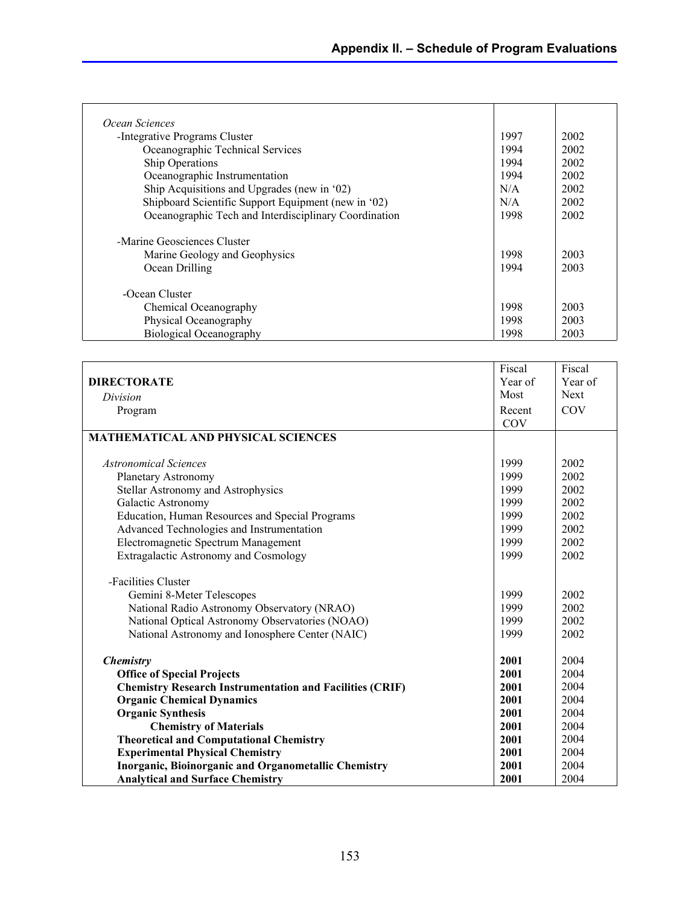| | | |
|---|---|---|
| *Ocean Sciences* | | |
| -Integrative Programs Cluster | 1997 | 2002 |
| Oceanographic Technical Services | 1994 | 2002 |
| Ship Operations | 1994 | 2002 |
| Oceanographic Instrumentation | 1994 | 2002 |
| Ship Acquisitions and Upgrades (new in '02) | N/A | 2002 |
| Shipboard Scientific Support Equipment (new in '02) | N/A | 2002 |
| Oceanographic Tech and Interdisciplinary Coordination | 1998 | 2002 |
| -Marine Geosciences Cluster | | |
| Marine Geology and Geophysics | 1998 | 2003 |
| Ocean Drilling | 1994 | 2003 |
| -Ocean Cluster | | |
| Chemical Oceanography | 1998 | 2003 |
| Physical Oceanography | 1998 | 2003 |
| Biological Oceanography | 1998 | 2003 |

| **DIRECTORATE**<br>*Division*<br>Program | Fiscal Year of Most Recent COV | Fiscal Year of Next COV |
|---|---|---|
| **MATHEMATICAL AND PHYSICAL SCIENCES** | | |
| *Astronomical Sciences* | 1999 | 2002 |
| Planetary Astronomy | 1999 | 2002 |
| Stellar Astronomy and Astrophysics | 1999 | 2002 |
| Galactic Astronomy | 1999 | 2002 |
| Education, Human Resources and Special Programs | 1999 | 2002 |
| Advanced Technologies and Instrumentation | 1999 | 2002 |
| Electromagnetic Spectrum Management | 1999 | 2002 |
| Extragalactic Astronomy and Cosmology | 1999 | 2002 |
| -Facilities Cluster | | |
| Gemini 8-Meter Telescopes | 1999 | 2002 |
| National Radio Astronomy Observatory (NRAO) | 1999 | 2002 |
| National Optical Astronomy Observatories (NOAO) | 1999 | 2002 |
| National Astronomy and Ionosphere Center (NAIC) | 1999 | 2002 |
| ***Chemistry*** | **2001** | 2004 |
| **Office of Special Projects** | **2001** | 2004 |
| **Chemistry Research Instrumentation and Facilities (CRIF)** | **2001** | 2004 |
| **Organic Chemical Dynamics** | **2001** | 2004 |
| **Organic Synthesis** | **2001** | 2004 |
| **Chemistry of Materials** | **2001** | 2004 |
| **Theoretical and Computational Chemistry** | **2001** | 2004 |
| **Experimental Physical Chemistry** | **2001** | 2004 |
| **Inorganic, Bioinorganic and Organometallic Chemistry** | **2001** | 2004 |
| **Analytical and Surface Chemistry** | **2001** | 2004 |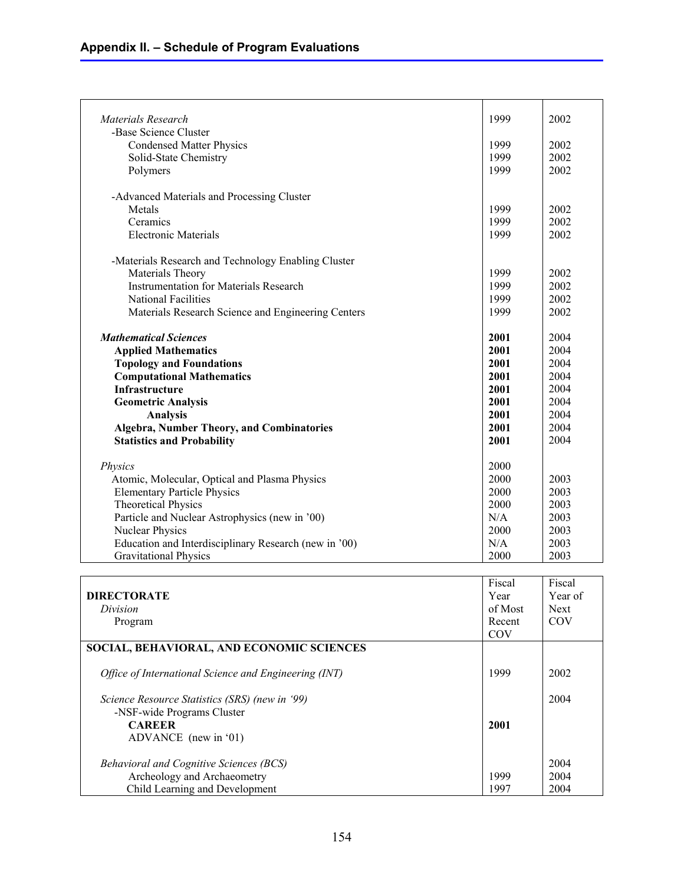## Appendix II. – Schedule of Program Evaluations

| | | |
|---|---|---|
| *Materials Research* | 1999 | 2002 |
| -Base Science Cluster | | |
| Condensed Matter Physics | 1999 | 2002 |
| Solid-State Chemistry | 1999 | 2002 |
| Polymers | 1999 | 2002 |
| -Advanced Materials and Processing Cluster | | |
| Metals | 1999 | 2002 |
| Ceramics | 1999 | 2002 |
| Electronic Materials | 1999 | 2002 |
| -Materials Research and Technology Enabling Cluster | | |
| Materials Theory | 1999 | 2002 |
| Instrumentation for Materials Research | 1999 | 2002 |
| National Facilities | 1999 | 2002 |
| Materials Research Science and Engineering Centers | 1999 | 2002 |
| ***Mathematical Sciences*** | **2001** | 2004 |
| **Applied Mathematics** | **2001** | 2004 |
| **Topology and Foundations** | **2001** | 2004 |
| **Computational Mathematics** | **2001** | 2004 |
| **Infrastructure** | **2001** | 2004 |
| **Geometric Analysis** | **2001** | 2004 |
| **Analysis** | **2001** | 2004 |
| **Algebra, Number Theory, and Combinatories** | **2001** | 2004 |
| **Statistics and Probability** | **2001** | 2004 |
| *Physics* | 2000 | |
| Atomic, Molecular, Optical and Plasma Physics | 2000 | 2003 |
| Elementary Particle Physics | 2000 | 2003 |
| Theoretical Physics | 2000 | 2003 |
| Particle and Nuclear Astrophysics (new in '00) | N/A | 2003 |
| Nuclear Physics | 2000 | 2003 |
| Education and Interdisciplinary Research (new in '00) | N/A | 2003 |
| Gravitational Physics | 2000 | 2003 |

| **DIRECTORATE**<br>*Division*<br>Program | Fiscal Year of Most Recent COV | Fiscal Year of Next COV |
|---|---|---|
| **SOCIAL, BEHAVIORAL, AND ECONOMIC SCIENCES** | | |
| *Office of International Science and Engineering (INT)* | 1999 | 2002 |
| *Science Resource Statistics (SRS) (new in '99)* | | 2004 |
| -NSF-wide Programs Cluster | | |
| **CAREER** | **2001** | |
| ADVANCE (new in '01) | | |
| *Behavioral and Cognitive Sciences (BCS)* | | 2004 |
| Archeology and Archaeometry | 1999 | 2004 |
| Child Learning and Development | 1997 | 2004 |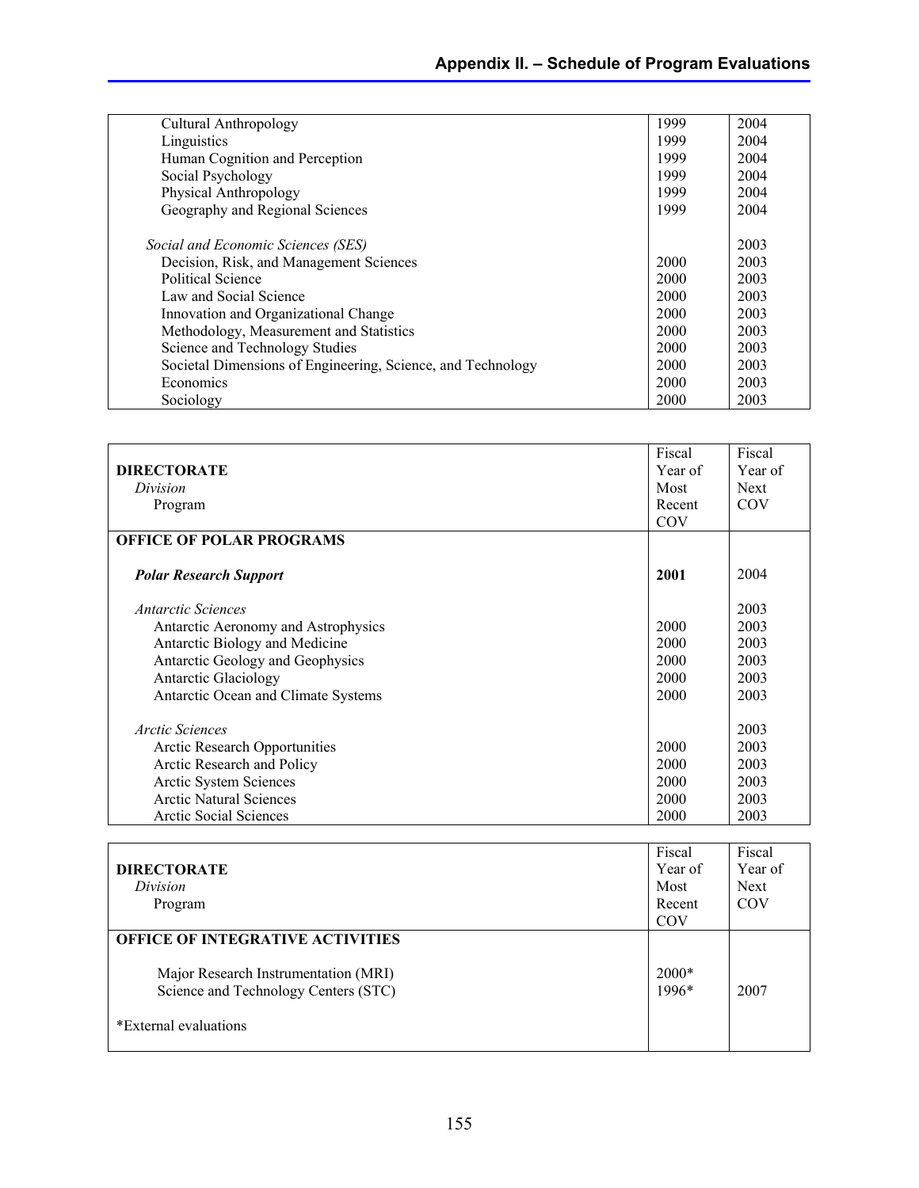| | | |
|---|---|---|
| Cultural Anthropology | 1999 | 2004 |
| Linguistics | 1999 | 2004 |
| Human Cognition and Perception | 1999 | 2004 |
| Social Psychology | 1999 | 2004 |
| Physical Anthropology | 1999 | 2004 |
| Geography and Regional Sciences | 1999 | 2004 |
| *Social and Economic Sciences (SES)* | | 2003 |
| Decision, Risk, and Management Sciences | 2000 | 2003 |
| Political Science | 2000 | 2003 |
| Law and Social Science | 2000 | 2003 |
| Innovation and Organizational Change | 2000 | 2003 |
| Methodology, Measurement and Statistics | 2000 | 2003 |
| Science and Technology Studies | 2000 | 2003 |
| Societal Dimensions of Engineering, Science, and Technology | 2000 | 2003 |
| Economics | 2000 | 2003 |
| Sociology | 2000 | 2003 |

| **DIRECTORATE**<br>*Division*<br>Program | Fiscal Year of Most Recent COV | Fiscal Year of Next COV |
|---|---|---|
| **OFFICE OF POLAR PROGRAMS** | | |
| ***Polar Research Support*** | **2001** | 2004 |
| *Antarctic Sciences* | | 2003 |
| Antarctic Aeronomy and Astrophysics | 2000 | 2003 |
| Antarctic Biology and Medicine | 2000 | 2003 |
| Antarctic Geology and Geophysics | 2000 | 2003 |
| Antarctic Glaciology | 2000 | 2003 |
| Antarctic Ocean and Climate Systems | 2000 | 2003 |
| *Arctic Sciences* | | 2003 |
| Arctic Research Opportunities | 2000 | 2003 |
| Arctic Research and Policy | 2000 | 2003 |
| Arctic System Sciences | 2000 | 2003 |
| Arctic Natural Sciences | 2000 | 2003 |
| Arctic Social Sciences | 2000 | 2003 |

| **DIRECTORATE**<br>*Division*<br>Program | Fiscal Year of Most Recent COV | Fiscal Year of Next COV |
|---|---|---|
| **OFFICE OF INTEGRATIVE ACTIVITIES** | | |
| Major Research Instrumentation (MRI) | 2000* | |
| Science and Technology Centers (STC) | 1996* | 2007 |
| *External evaluations | | |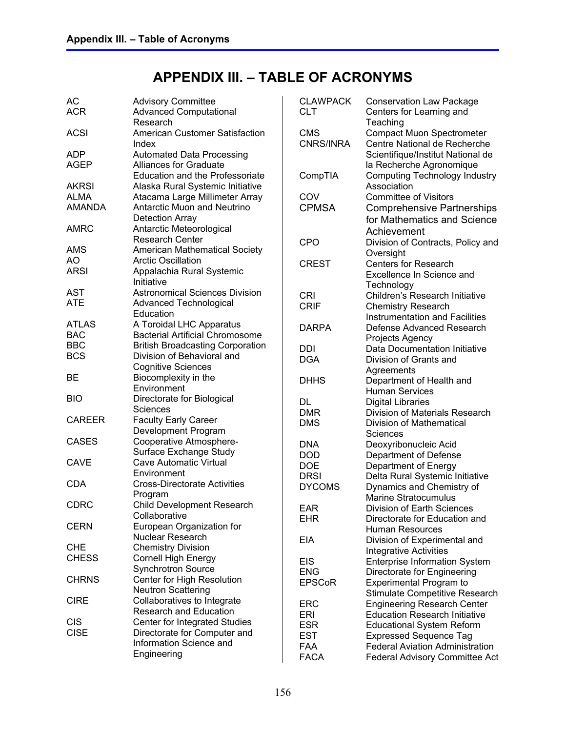# APPENDIX III. – TABLE OF ACRONYMS

| Acronym | Definition |
|---|---|
| AC | Advisory Committee |
| ACR | Advanced Computational Research |
| ACSI | American Customer Satisfaction Index |
| ADP | Automated Data Processing |
| AGEP | Alliances for Graduate Education and the Professoriate |
| AKRSI | Alaska Rural Systemic Initiative |
| ALMA | Atacama Large Millimeter Array |
| AMANDA | Antarctic Muon and Neutrino Detection Array |
| AMRC | Antarctic Meteorological Research Center |
| AMS | American Mathematical Society |
| AO | Arctic Oscillation |
| ARSI | Appalachia Rural Systemic Initiative |
| AST | Astronomical Sciences Division |
| ATE | Advanced Technological Education |
| ATLAS | A Toroidal LHC Apparatus |
| BAC | Bacterial Artificial Chromosome |
| BBC | British Broadcasting Corporation |
| BCS | Division of Behavioral and Cognitive Sciences |
| BE | Biocomplexity in the Environment |
| BIO | Directorate for Biological Sciences |
| CAREER | Faculty Early Career Development Program |
| CASES | Cooperative Atmosphere-Surface Exchange Study |
| CAVE | Cave Automatic Virtual Environment |
| CDA | Cross-Directorate Activities Program |
| CDRC | Child Development Research Collaborative |
| CERN | European Organization for Nuclear Research |
| CHE | Chemistry Division |
| CHESS | Cornell High Energy Synchrotron Source |
| CHRNS | Center for High Resolution Neutron Scattering |
| CIRE | Collaboratives to Integrate Research and Education |
| CIS | Center for Integrated Studies |
| CISE | Directorate for Computer and Information Science and Engineering |
| CLAWPACK | Conservation Law Package |
| CLT | Centers for Learning and Teaching |
| CMS | Compact Muon Spectrometer |
| CNRS/INRA | Centre National de Recherche Scientifique/Institut National de la Recherche Agronomique |
| CompTIA | Computing Technology Industry Association |
| COV | Committee of Visitors |
| CPMSA | Comprehensive Partnerships for Mathematics and Science Achievement |
| CPO | Division of Contracts, Policy and Oversight |
| CREST | Centers for Research Excellence In Science and Technology |
| CRI | Children's Research Initiative |
| CRIF | Chemistry Research Instrumentation and Facilities |
| DARPA | Defense Advanced Research Projects Agency |
| DDI | Data Documentation Initiative |
| DGA | Division of Grants and Agreements |
| DHHS | Department of Health and Human Services |
| DL | Digital Libraries |
| DMR | Division of Materials Research |
| DMS | Division of Mathematical Sciences |
| DNA | Deoxyribonucleic Acid |
| DOD | Department of Defense |
| DOE | Department of Energy |
| DRSI | Delta Rural Systemic Initiative |
| DYCOMS | Dynamics and Chemistry of Marine Stratocumulus |
| EAR | Division of Earth Sciences |
| EHR | Directorate for Education and Human Resources |
| EIA | Division of Experimental and Integrative Activities |
| EIS | Enterprise Information System |
| ENG | Directorate for Engineering |
| EPSCoR | Experimental Program to Stimulate Competitive Research |
| ERC | Engineering Research Center |
| ERI | Education Research Initiative |
| ESR | Educational System Reform |
| EST | Expressed Sequence Tag |
| FAA | Federal Aviation Administration |
| FACA | Federal Advisory Committee Act |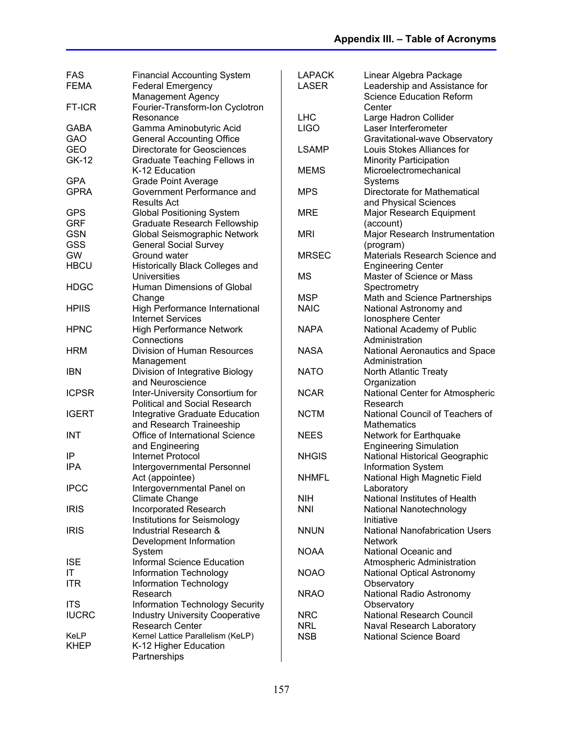## Appendix III. – Table of Acronyms

| Acronym | Definition |
|---|---|
| FAS | Financial Accounting System |
| FEMA | Federal Emergency Management Agency |
| FT-ICR | Fourier-Transform-Ion Cyclotron Resonance |
| GABA | Gamma Aminobutyric Acid |
| GAO | General Accounting Office |
| GEO | Directorate for Geosciences |
| GK-12 | Graduate Teaching Fellows in K-12 Education |
| GPA | Grade Point Average |
| GPRA | Government Performance and Results Act |
| GPS | Global Positioning System |
| GRF | Graduate Research Fellowship |
| GSN | Global Seismographic Network |
| GSS | General Social Survey |
| GW | Ground water |
| HBCU | Historically Black Colleges and Universities |
| HDGC | Human Dimensions of Global Change |
| HPIIS | High Performance International Internet Services |
| HPNC | High Performance Network Connections |
| HRM | Division of Human Resources Management |
| IBN | Division of Integrative Biology and Neuroscience |
| ICPSR | Inter-University Consortium for Political and Social Research |
| IGERT | Integrative Graduate Education and Research Traineeship |
| INT | Office of International Science and Engineering |
| IP | Internet Protocol |
| IPA | Intergovernmental Personnel Act (appointee) |
| IPCC | Intergovernmental Panel on Climate Change |
| IRIS | Incorporated Research Institutions for Seismology |
| IRIS | Industrial Research & Development Information System |
| ISE | Informal Science Education |
| IT | Information Technology |
| ITR | Information Technology Research |
| ITS | Information Technology Security |
| IUCRC | Industry University Cooperative Research Center |
| KeLP | Kernel Lattice Parallelism (KeLP) |
| KHEP | K-12 Higher Education Partnerships |
| LAPACK | Linear Algebra Package |
| LASER | Leadership and Assistance for Science Education Reform Center |
| LHC | Large Hadron Collider |
| LIGO | Laser Interferometer Gravitational-wave Observatory |
| LSAMP | Louis Stokes Alliances for Minority Participation |
| MEMS | Microelectromechanical Systems |
| MPS | Directorate for Mathematical and Physical Sciences |
| MRE | Major Research Equipment (account) |
| MRI | Major Research Instrumentation (program) |
| MRSEC | Materials Research Science and Engineering Center |
| MS | Master of Science or Mass Spectrometry |
| MSP | Math and Science Partnerships |
| NAIC | National Astronomy and Ionosphere Center |
| NAPA | National Academy of Public Administration |
| NASA | National Aeronautics and Space Administration |
| NATO | North Atlantic Treaty Organization |
| NCAR | National Center for Atmospheric Research |
| NCTM | National Council of Teachers of Mathematics |
| NEES | Network for Earthquake Engineering Simulation |
| NHGIS | National Historical Geographic Information System |
| NHMFL | National High Magnetic Field Laboratory |
| NIH | National Institutes of Health |
| NNI | National Nanotechnology Initiative |
| NNUN | National Nanofabrication Users Network |
| NOAA | National Oceanic and Atmospheric Administration |
| NOAO | National Optical Astronomy Observatory |
| NRAO | National Radio Astronomy Observatory |
| NRC | National Research Council |
| NRL | Naval Research Laboratory |
| NSB | National Science Board |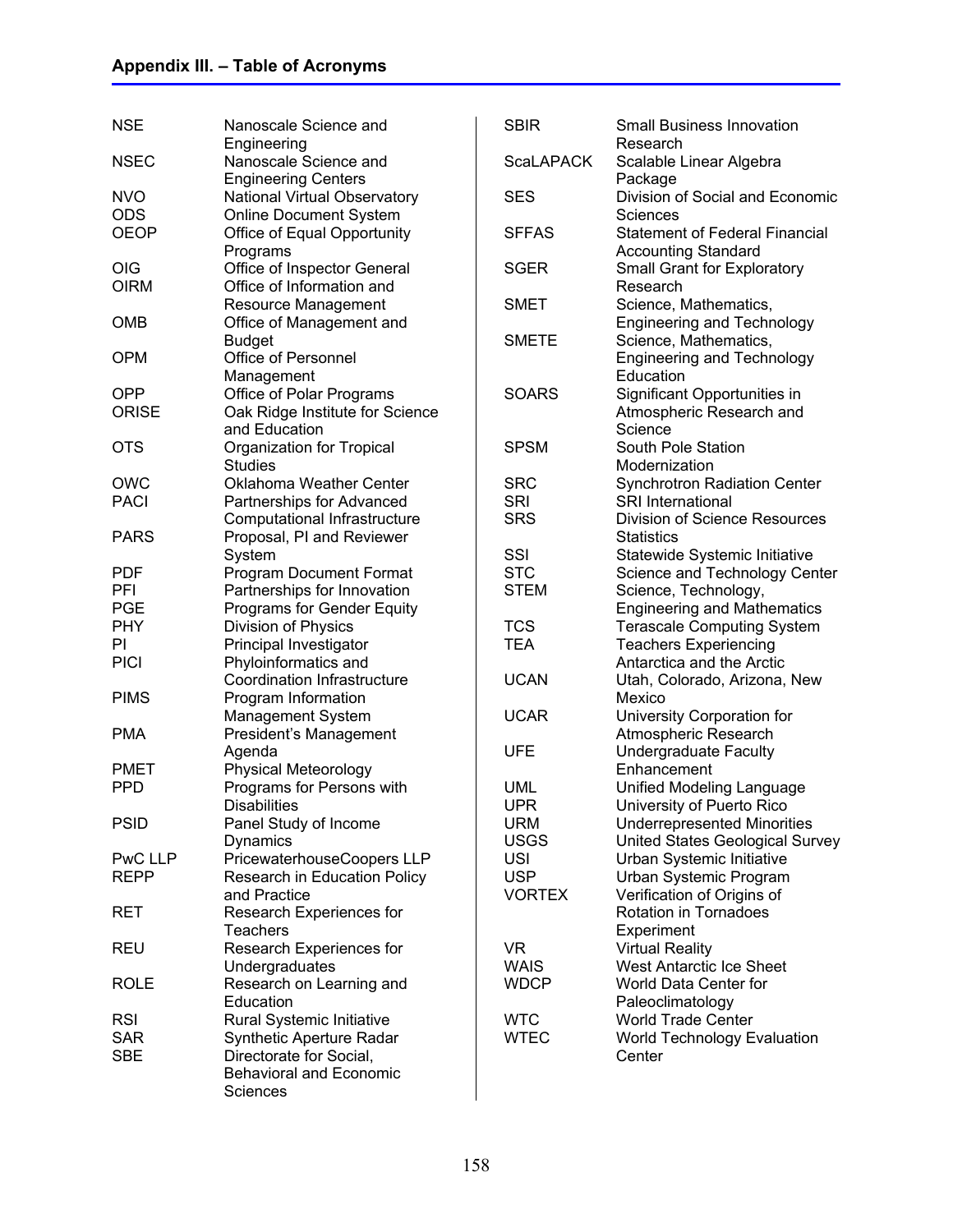## Appendix III. – Table of Acronyms

| Acronym | Definition |
|---|---|
| NSE | Nanoscale Science and Engineering |
| NSEC | Nanoscale Science and Engineering Centers |
| NVO | National Virtual Observatory |
| ODS | Online Document System |
| OEOP | Office of Equal Opportunity Programs |
| OIG | Office of Inspector General |
| OIRM | Office of Information and Resource Management |
| OMB | Office of Management and Budget |
| OPM | Office of Personnel Management |
| OPP | Office of Polar Programs |
| ORISE | Oak Ridge Institute for Science and Education |
| OTS | Organization for Tropical Studies |
| OWC | Oklahoma Weather Center |
| PACI | Partnerships for Advanced Computational Infrastructure |
| PARS | Proposal, PI and Reviewer System |
| PDF | Program Document Format |
| PFI | Partnerships for Innovation |
| PGE | Programs for Gender Equity |
| PHY | Division of Physics |
| PI | Principal Investigator |
| PICI | Phyloinformatics and Coordination Infrastructure |
| PIMS | Program Information Management System |
| PMA | President's Management Agenda |
| PMET | Physical Meteorology |
| PPD | Programs for Persons with Disabilities |
| PSID | Panel Study of Income Dynamics |
| PwC LLP | PricewaterhouseCoopers LLP |
| REPP | Research in Education Policy and Practice |
| RET | Research Experiences for Teachers |
| REU | Research Experiences for Undergraduates |
| ROLE | Research on Learning and Education |
| RSI | Rural Systemic Initiative |
| SAR | Synthetic Aperture Radar |
| SBE | Directorate for Social, Behavioral and Economic Sciences |
| SBIR | Small Business Innovation Research |
| ScaLAPACK | Scalable Linear Algebra Package |
| SES | Division of Social and Economic Sciences |
| SFFAS | Statement of Federal Financial Accounting Standard |
| SGER | Small Grant for Exploratory Research |
| SMET | Science, Mathematics, Engineering and Technology |
| SMETE | Science, Mathematics, Engineering and Technology Education |
| SOARS | Significant Opportunities in Atmospheric Research and Science |
| SPSM | South Pole Station Modernization |
| SRC | Synchrotron Radiation Center |
| SRI | SRI International |
| SRS | Division of Science Resources Statistics |
| SSI | Statewide Systemic Initiative |
| STC | Science and Technology Center |
| STEM | Science, Technology, Engineering and Mathematics |
| TCS | Terascale Computing System |
| TEA | Teachers Experiencing Antarctica and the Arctic |
| UCAN | Utah, Colorado, Arizona, New Mexico |
| UCAR | University Corporation for Atmospheric Research |
| UFE | Undergraduate Faculty Enhancement |
| UML | Unified Modeling Language |
| UPR | University of Puerto Rico |
| URM | Underrepresented Minorities |
| USGS | United States Geological Survey |
| USI | Urban Systemic Initiative |
| USP | Urban Systemic Program |
| VORTEX | Verification of Origins of Rotation in Tornadoes Experiment |
| VR | Virtual Reality |
| WAIS | West Antarctic Ice Sheet |
| WDCP | World Data Center for Paleoclimatology |
| WTC | World Trade Center |
| WTEC | World Technology Evaluation Center |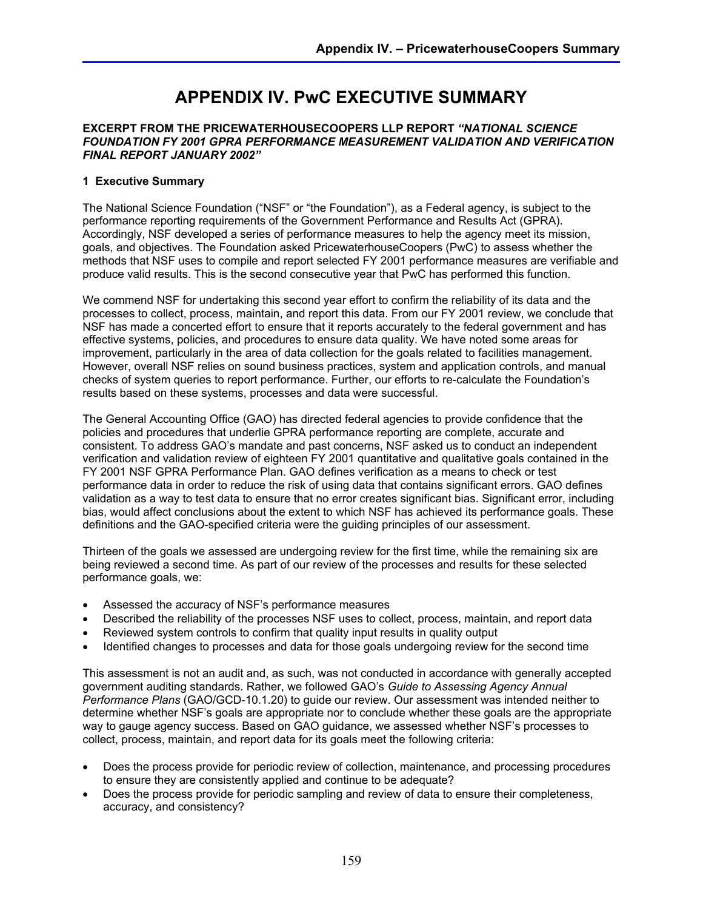# APPENDIX IV. PwC EXECUTIVE SUMMARY

**EXCERPT FROM THE PRICEWATERHOUSECOOPERS LLP REPORT *"NATIONAL SCIENCE FOUNDATION FY 2001 GPRA PERFORMANCE MEASUREMENT VALIDATION AND VERIFICATION FINAL REPORT JANUARY 2002"***

### 1 Executive Summary

The National Science Foundation ("NSF" or "the Foundation"), as a Federal agency, is subject to the performance reporting requirements of the Government Performance and Results Act (GPRA). Accordingly, NSF developed a series of performance measures to help the agency meet its mission, goals, and objectives. The Foundation asked PricewaterhouseCoopers (PwC) to assess whether the methods that NSF uses to compile and report selected FY 2001 performance measures are verifiable and produce valid results. This is the second consecutive year that PwC has performed this function.

We commend NSF for undertaking this second year effort to confirm the reliability of its data and the processes to collect, process, maintain, and report this data. From our FY 2001 review, we conclude that NSF has made a concerted effort to ensure that it reports accurately to the federal government and has effective systems, policies, and procedures to ensure data quality. We have noted some areas for improvement, particularly in the area of data collection for the goals related to facilities management. However, overall NSF relies on sound business practices, system and application controls, and manual checks of system queries to report performance. Further, our efforts to re-calculate the Foundation's results based on these systems, processes and data were successful.

The General Accounting Office (GAO) has directed federal agencies to provide confidence that the policies and procedures that underlie GPRA performance reporting are complete, accurate and consistent. To address GAO's mandate and past concerns, NSF asked us to conduct an independent verification and validation review of eighteen FY 2001 quantitative and qualitative goals contained in the FY 2001 NSF GPRA Performance Plan. GAO defines verification as a means to check or test performance data in order to reduce the risk of using data that contains significant errors. GAO defines validation as a way to test data to ensure that no error creates significant bias. Significant error, including bias, would affect conclusions about the extent to which NSF has achieved its performance goals. These definitions and the GAO-specified criteria were the guiding principles of our assessment.

Thirteen of the goals we assessed are undergoing review for the first time, while the remaining six are being reviewed a second time. As part of our review of the processes and results for these selected performance goals, we:

- Assessed the accuracy of NSF's performance measures
- Described the reliability of the processes NSF uses to collect, process, maintain, and report data
- Reviewed system controls to confirm that quality input results in quality output
- Identified changes to processes and data for those goals undergoing review for the second time

This assessment is not an audit and, as such, was not conducted in accordance with generally accepted government auditing standards. Rather, we followed GAO's *Guide to Assessing Agency Annual Performance Plans* (GAO/GCD-10.1.20) to guide our review. Our assessment was intended neither to determine whether NSF's goals are appropriate nor to conclude whether these goals are the appropriate way to gauge agency success. Based on GAO guidance, we assessed whether NSF's processes to collect, process, maintain, and report data for its goals meet the following criteria:

- Does the process provide for periodic review of collection, maintenance, and processing procedures to ensure they are consistently applied and continue to be adequate?
- Does the process provide for periodic sampling and review of data to ensure their completeness, accuracy, and consistency?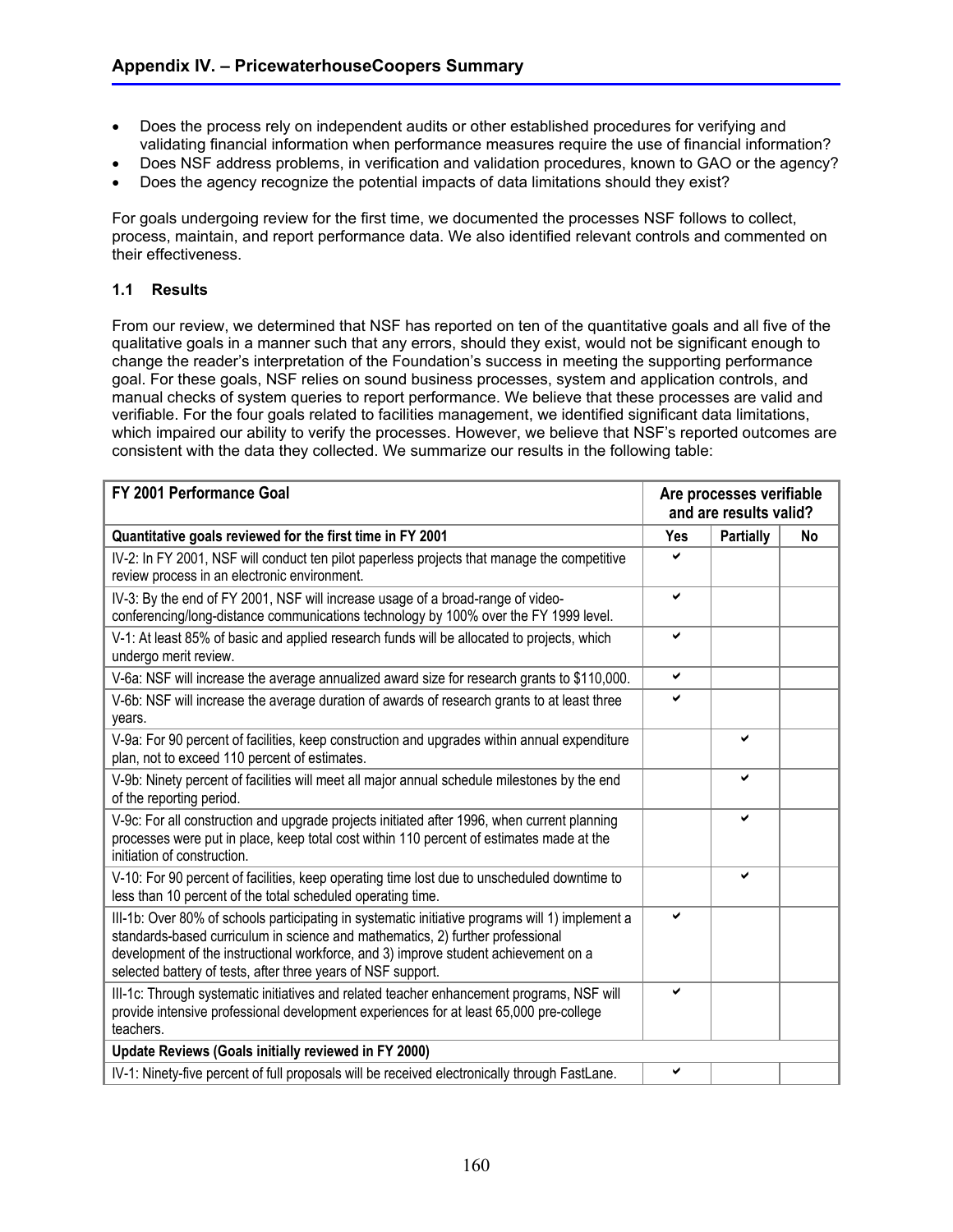## Appendix IV. – PricewaterhouseCoopers Summary

- Does the process rely on independent audits or other established procedures for verifying and validating financial information when performance measures require the use of financial information?
- Does NSF address problems, in verification and validation procedures, known to GAO or the agency?
- Does the agency recognize the potential impacts of data limitations should they exist?

For goals undergoing review for the first time, we documented the processes NSF follows to collect, process, maintain, and report performance data. We also identified relevant controls and commented on their effectiveness.

### 1.1 Results

From our review, we determined that NSF has reported on ten of the quantitative goals and all five of the qualitative goals in a manner such that any errors, should they exist, would not be significant enough to change the reader's interpretation of the Foundation's success in meeting the supporting performance goal. For these goals, NSF relies on sound business processes, system and application controls, and manual checks of system queries to report performance. We believe that these processes are valid and verifiable. For the four goals related to facilities management, we identified significant data limitations, which impaired our ability to verify the processes. However, we believe that NSF's reported outcomes are consistent with the data they collected. We summarize our results in the following table:

| FY 2001 Performance Goal | Are processes verifiable and are results valid? | | |
|---|---|---|---|
| **Quantitative goals reviewed for the first time in FY 2001** | **Yes** | **Partially** | **No** |
| IV-2: In FY 2001, NSF will conduct ten pilot paperless projects that manage the competitive review process in an electronic environment. | ✔ | | |
| IV-3: By the end of FY 2001, NSF will increase usage of a broad-range of video-conferencing/long-distance communications technology by 100% over the FY 1999 level. | ✔ | | |
| V-1: At least 85% of basic and applied research funds will be allocated to projects, which undergo merit review. | ✔ | | |
| V-6a: NSF will increase the average annualized award size for research grants to $110,000. | ✔ | | |
| V-6b: NSF will increase the average duration of awards of research grants to at least three years. | ✔ | | |
| V-9a: For 90 percent of facilities, keep construction and upgrades within annual expenditure plan, not to exceed 110 percent of estimates. | | ✔ | |
| V-9b: Ninety percent of facilities will meet all major annual schedule milestones by the end of the reporting period. | | ✔ | |
| V-9c: For all construction and upgrade projects initiated after 1996, when current planning processes were put in place, keep total cost within 110 percent of estimates made at the initiation of construction. | | ✔ | |
| V-10: For 90 percent of facilities, keep operating time lost due to unscheduled downtime to less than 10 percent of the total scheduled operating time. | | ✔ | |
| III-1b: Over 80% of schools participating in systematic initiative programs will 1) implement a standards-based curriculum in science and mathematics, 2) further professional development of the instructional workforce, and 3) improve student achievement on a selected battery of tests, after three years of NSF support. | ✔ | | |
| III-1c: Through systematic initiatives and related teacher enhancement programs, NSF will provide intensive professional development experiences for at least 65,000 pre-college teachers. | ✔ | | |
| **Update Reviews (Goals initially reviewed in FY 2000)** | | | |
| IV-1: Ninety-five percent of full proposals will be received electronically through FastLane. | ✔ | | |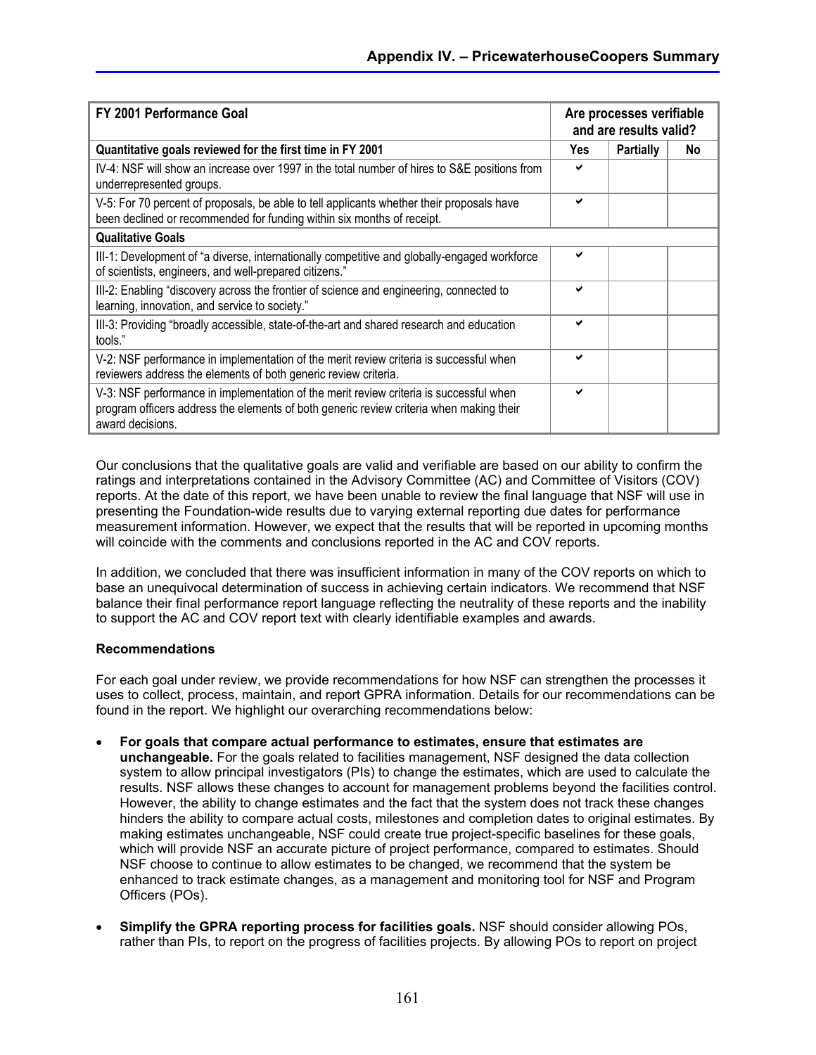| FY 2001 Performance Goal | Are processes verifiable and are results valid? | | |
|---|---|---|---|
| **Quantitative goals reviewed for the first time in FY 2001** | **Yes** | **Partially** | **No** |
| IV-4: NSF will show an increase over 1997 in the total number of hires to S&E positions from underrepresented groups. | ✔ | | |
| V-5: For 70 percent of proposals, be able to tell applicants whether their proposals have been declined or recommended for funding within six months of receipt. | ✔ | | |
| **Qualitative Goals** | | | |
| III-1: Development of "a diverse, internationally competitive and globally-engaged workforce of scientists, engineers, and well-prepared citizens." | ✔ | | |
| III-2: Enabling "discovery across the frontier of science and engineering, connected to learning, innovation, and service to society." | ✔ | | |
| III-3: Providing "broadly accessible, state-of-the-art and shared research and education tools." | ✔ | | |
| V-2: NSF performance in implementation of the merit review criteria is successful when reviewers address the elements of both generic review criteria. | ✔ | | |
| V-3: NSF performance in implementation of the merit review criteria is successful when program officers address the elements of both generic review criteria when making their award decisions. | ✔ | | |

Our conclusions that the qualitative goals are valid and verifiable are based on our ability to confirm the ratings and interpretations contained in the Advisory Committee (AC) and Committee of Visitors (COV) reports. At the date of this report, we have been unable to review the final language that NSF will use in presenting the Foundation-wide results due to varying external reporting due dates for performance measurement information. However, we expect that the results that will be reported in upcoming months will coincide with the comments and conclusions reported in the AC and COV reports.

In addition, we concluded that there was insufficient information in many of the COV reports on which to base an unequivocal determination of success in achieving certain indicators. We recommend that NSF balance their final performance report language reflecting the neutrality of these reports and the inability to support the AC and COV report text with clearly identifiable examples and awards.

**Recommendations**

For each goal under review, we provide recommendations for how NSF can strengthen the processes it uses to collect, process, maintain, and report GPRA information. Details for our recommendations can be found in the report. We highlight our overarching recommendations below:

- **For goals that compare actual performance to estimates, ensure that estimates are unchangeable.** For the goals related to facilities management, NSF designed the data collection system to allow principal investigators (PIs) to change the estimates, which are used to calculate the results. NSF allows these changes to account for management problems beyond the facilities control. However, the ability to change estimates and the fact that the system does not track these changes hinders the ability to compare actual costs, milestones and completion dates to original estimates. By making estimates unchangeable, NSF could create true project-specific baselines for these goals, which will provide NSF an accurate picture of project performance, compared to estimates. Should NSF choose to continue to allow estimates to be changed, we recommend that the system be enhanced to track estimate changes, as a management and monitoring tool for NSF and Program Officers (POs).
- **Simplify the GPRA reporting process for facilities goals.** NSF should consider allowing POs, rather than PIs, to report on the progress of facilities projects. By allowing POs to report on project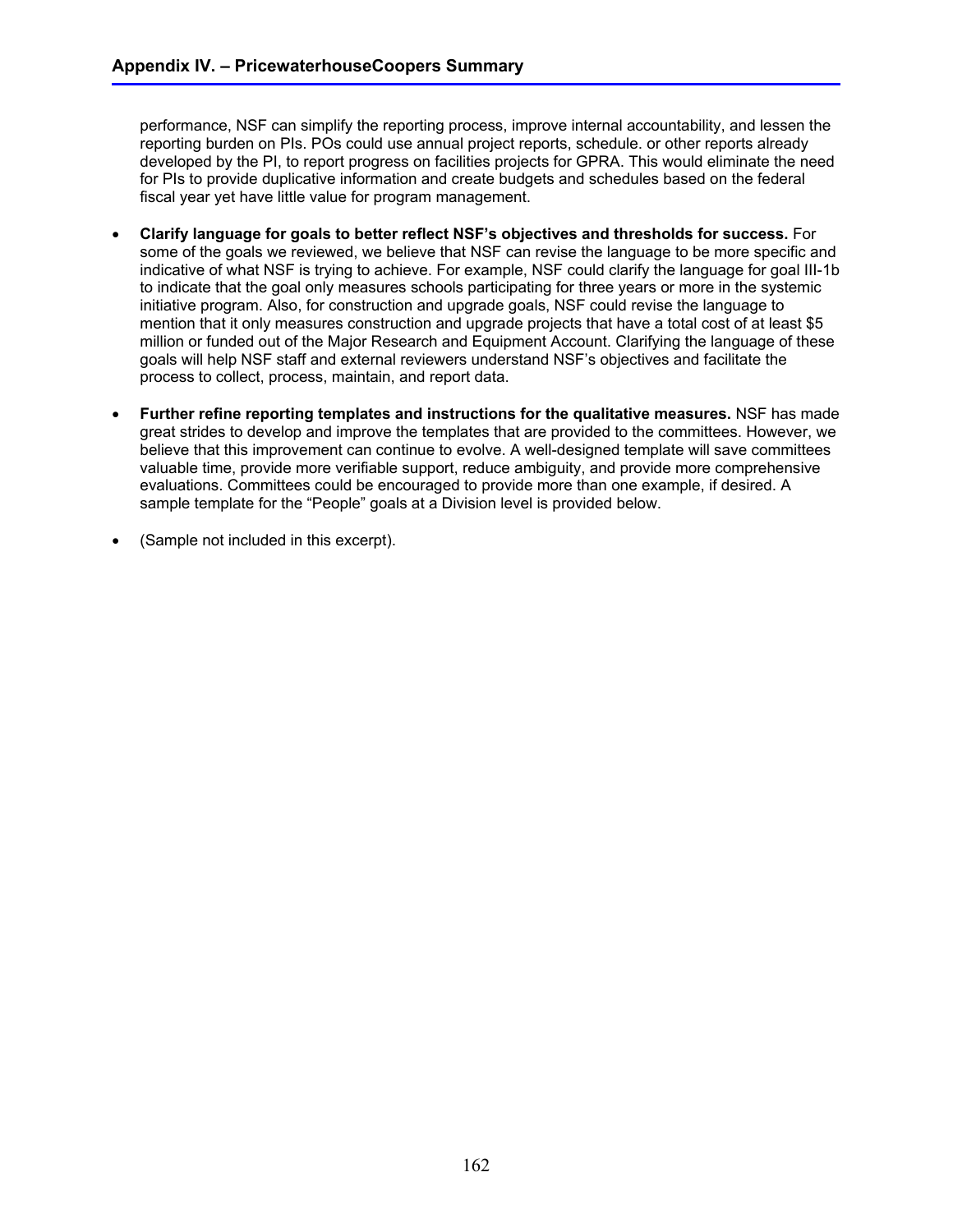performance, NSF can simplify the reporting process, improve internal accountability, and lessen the reporting burden on PIs. POs could use annual project reports, schedule. or other reports already developed by the PI, to report progress on facilities projects for GPRA. This would eliminate the need for PIs to provide duplicative information and create budgets and schedules based on the federal fiscal year yet have little value for program management.

- **Clarify language for goals to better reflect NSF's objectives and thresholds for success.** For some of the goals we reviewed, we believe that NSF can revise the language to be more specific and indicative of what NSF is trying to achieve. For example, NSF could clarify the language for goal III-1b to indicate that the goal only measures schools participating for three years or more in the systemic initiative program. Also, for construction and upgrade goals, NSF could revise the language to mention that it only measures construction and upgrade projects that have a total cost of at least $5 million or funded out of the Major Research and Equipment Account. Clarifying the language of these goals will help NSF staff and external reviewers understand NSF's objectives and facilitate the process to collect, process, maintain, and report data.

- **Further refine reporting templates and instructions for the qualitative measures.** NSF has made great strides to develop and improve the templates that are provided to the committees. However, we believe that this improvement can continue to evolve. A well-designed template will save committees valuable time, provide more verifiable support, reduce ambiguity, and provide more comprehensive evaluations. Committees could be encouraged to provide more than one example, if desired. A sample template for the "People" goals at a Division level is provided below.

- (Sample not included in this excerpt).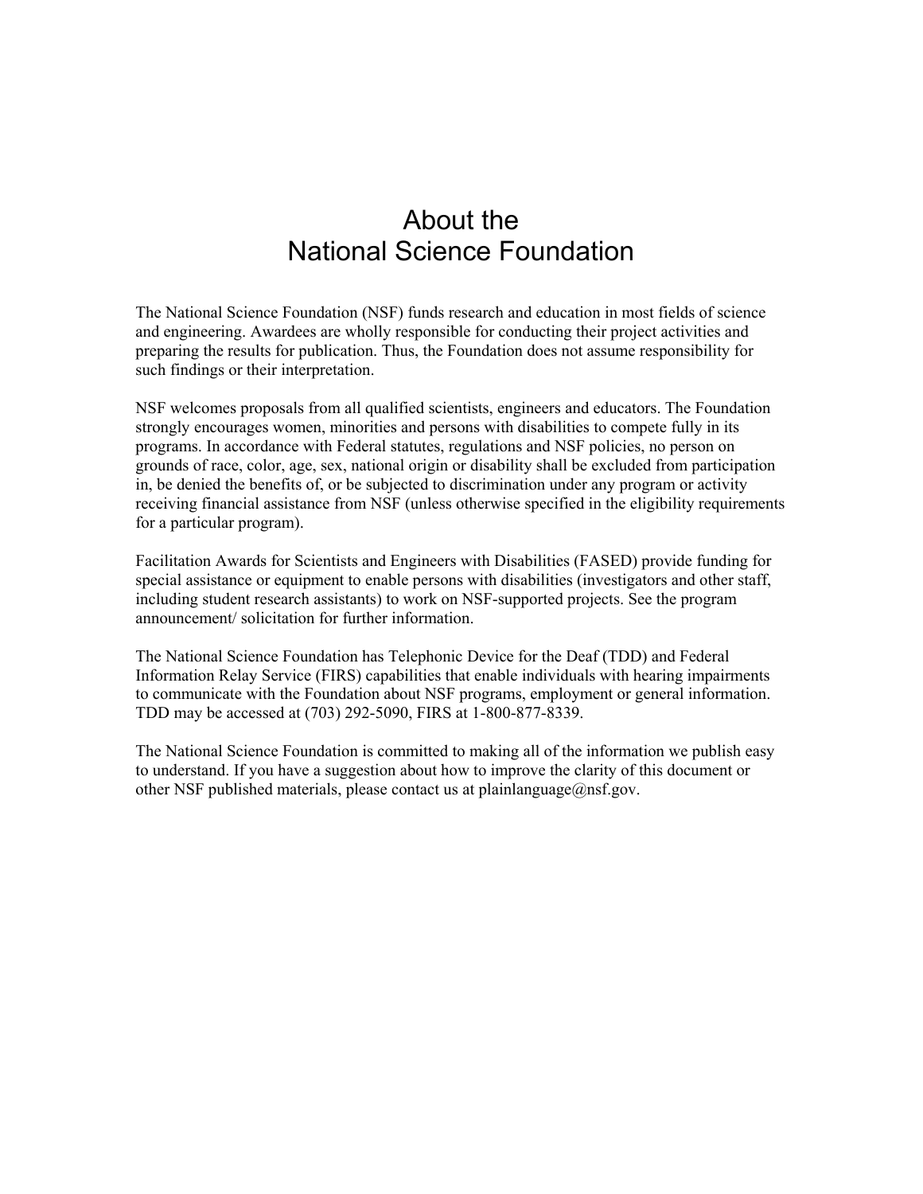# About the National Science Foundation

The National Science Foundation (NSF) funds research and education in most fields of science and engineering. Awardees are wholly responsible for conducting their project activities and preparing the results for publication. Thus, the Foundation does not assume responsibility for such findings or their interpretation.

NSF welcomes proposals from all qualified scientists, engineers and educators. The Foundation strongly encourages women, minorities and persons with disabilities to compete fully in its programs. In accordance with Federal statutes, regulations and NSF policies, no person on grounds of race, color, age, sex, national origin or disability shall be excluded from participation in, be denied the benefits of, or be subjected to discrimination under any program or activity receiving financial assistance from NSF (unless otherwise specified in the eligibility requirements for a particular program).

Facilitation Awards for Scientists and Engineers with Disabilities (FASED) provide funding for special assistance or equipment to enable persons with disabilities (investigators and other staff, including student research assistants) to work on NSF-supported projects. See the program announcement/ solicitation for further information.

The National Science Foundation has Telephonic Device for the Deaf (TDD) and Federal Information Relay Service (FIRS) capabilities that enable individuals with hearing impairments to communicate with the Foundation about NSF programs, employment or general information. TDD may be accessed at (703) 292-5090, FIRS at 1-800-877-8339.

The National Science Foundation is committed to making all of the information we publish easy to understand. If you have a suggestion about how to improve the clarity of this document or other NSF published materials, please contact us at plainlanguage@nsf.gov.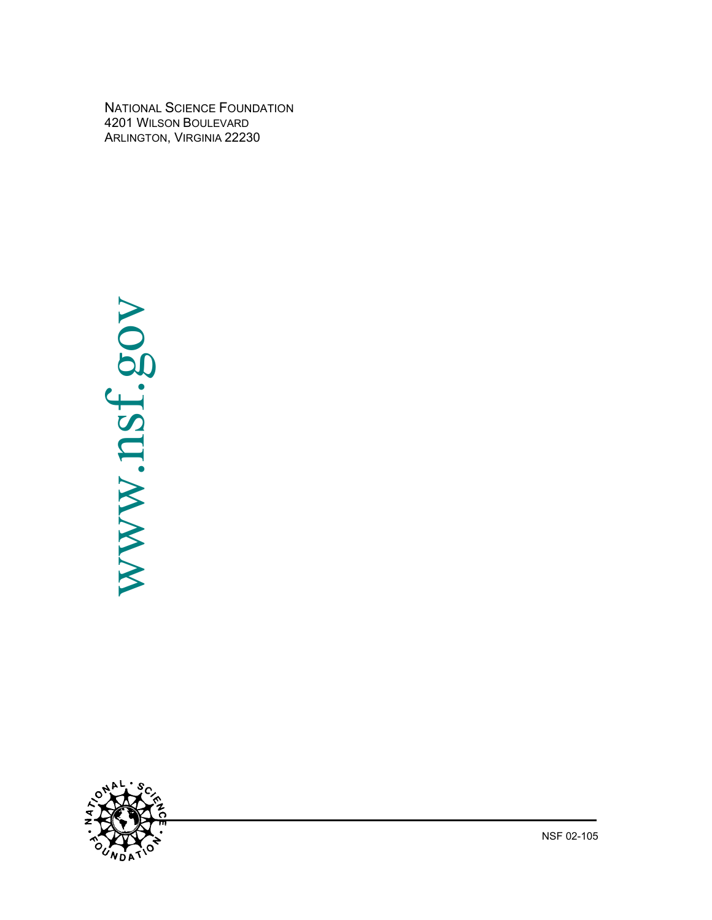NATIONAL SCIENCE FOUNDATION
4201 WILSON BOULEVARD
ARLINGTON, VIRGINIA 22230

www.nsf.gov

NSF 02-105